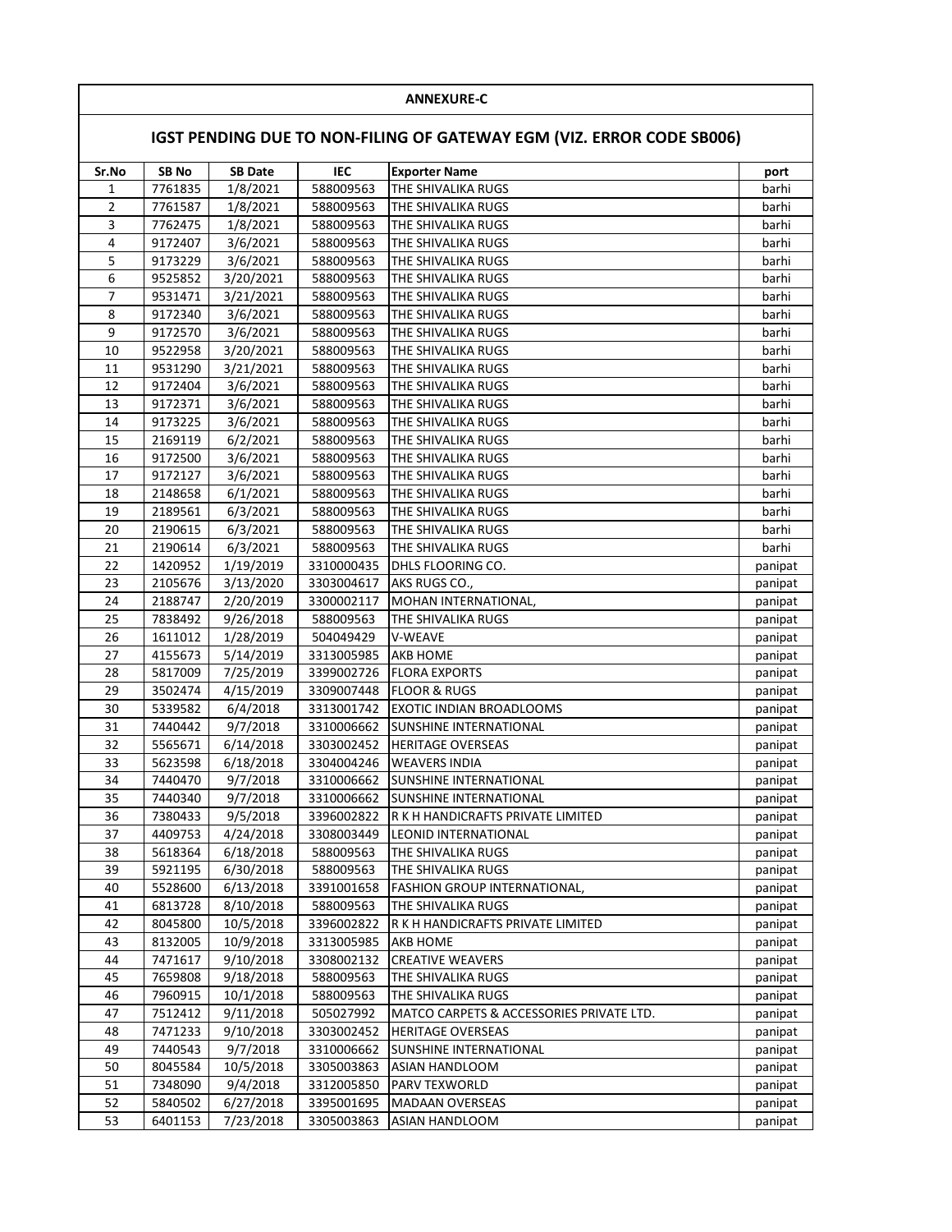# ANNEXURE-C

## IGST PENDING DUE TO NON-FILING OF GATEWAY EGM (VIZ. ERROR CODE SB006)

| Sr.No | SB No | SB Date | IEC | Exporter Name | port |
|---|---|---|---|---|---|
| 1 | 7761835 | 1/8/2021 | 588009563 | THE SHIVALIKA RUGS | barhi |
| 2 | 7761587 | 1/8/2021 | 588009563 | THE SHIVALIKA RUGS | barhi |
| 3 | 7762475 | 1/8/2021 | 588009563 | THE SHIVALIKA RUGS | barhi |
| 4 | 9172407 | 3/6/2021 | 588009563 | THE SHIVALIKA RUGS | barhi |
| 5 | 9173229 | 3/6/2021 | 588009563 | THE SHIVALIKA RUGS | barhi |
| 6 | 9525852 | 3/20/2021 | 588009563 | THE SHIVALIKA RUGS | barhi |
| 7 | 9531471 | 3/21/2021 | 588009563 | THE SHIVALIKA RUGS | barhi |
| 8 | 9172340 | 3/6/2021 | 588009563 | THE SHIVALIKA RUGS | barhi |
| 9 | 9172570 | 3/6/2021 | 588009563 | THE SHIVALIKA RUGS | barhi |
| 10 | 9522958 | 3/20/2021 | 588009563 | THE SHIVALIKA RUGS | barhi |
| 11 | 9531290 | 3/21/2021 | 588009563 | THE SHIVALIKA RUGS | barhi |
| 12 | 9172404 | 3/6/2021 | 588009563 | THE SHIVALIKA RUGS | barhi |
| 13 | 9172371 | 3/6/2021 | 588009563 | THE SHIVALIKA RUGS | barhi |
| 14 | 9173225 | 3/6/2021 | 588009563 | THE SHIVALIKA RUGS | barhi |
| 15 | 2169119 | 6/2/2021 | 588009563 | THE SHIVALIKA RUGS | barhi |
| 16 | 9172500 | 3/6/2021 | 588009563 | THE SHIVALIKA RUGS | barhi |
| 17 | 9172127 | 3/6/2021 | 588009563 | THE SHIVALIKA RUGS | barhi |
| 18 | 2148658 | 6/1/2021 | 588009563 | THE SHIVALIKA RUGS | barhi |
| 19 | 2189561 | 6/3/2021 | 588009563 | THE SHIVALIKA RUGS | barhi |
| 20 | 2190615 | 6/3/2021 | 588009563 | THE SHIVALIKA RUGS | barhi |
| 21 | 2190614 | 6/3/2021 | 588009563 | THE SHIVALIKA RUGS | barhi |
| 22 | 1420952 | 1/19/2019 | 3310000435 | DHLS FLOORING CO. | panipat |
| 23 | 2105676 | 3/13/2020 | 3303004617 | AKS RUGS CO., | panipat |
| 24 | 2188747 | 2/20/2019 | 3300002117 | MOHAN INTERNATIONAL, | panipat |
| 25 | 7838492 | 9/26/2018 | 588009563 | THE SHIVALIKA RUGS | panipat |
| 26 | 1611012 | 1/28/2019 | 504049429 | V-WEAVE | panipat |
| 27 | 4155673 | 5/14/2019 | 3313005985 | AKB HOME | panipat |
| 28 | 5817009 | 7/25/2019 | 3399002726 | FLORA EXPORTS | panipat |
| 29 | 3502474 | 4/15/2019 | 3309007448 | FLOOR & RUGS | panipat |
| 30 | 5339582 | 6/4/2018 | 3313001742 | EXOTIC INDIAN BROADLOOMS | panipat |
| 31 | 7440442 | 9/7/2018 | 3310006662 | SUNSHINE INTERNATIONAL | panipat |
| 32 | 5565671 | 6/14/2018 | 3303002452 | HERITAGE OVERSEAS | panipat |
| 33 | 5623598 | 6/18/2018 | 3304004246 | WEAVERS INDIA | panipat |
| 34 | 7440470 | 9/7/2018 | 3310006662 | SUNSHINE INTERNATIONAL | panipat |
| 35 | 7440340 | 9/7/2018 | 3310006662 | SUNSHINE INTERNATIONAL | panipat |
| 36 | 7380433 | 9/5/2018 | 3396002822 | R K H HANDICRAFTS PRIVATE LIMITED | panipat |
| 37 | 4409753 | 4/24/2018 | 3308003449 | LEONID INTERNATIONAL | panipat |
| 38 | 5618364 | 6/18/2018 | 588009563 | THE SHIVALIKA RUGS | panipat |
| 39 | 5921195 | 6/30/2018 | 588009563 | THE SHIVALIKA RUGS | panipat |
| 40 | 5528600 | 6/13/2018 | 3391001658 | FASHION GROUP INTERNATIONAL, | panipat |
| 41 | 6813728 | 8/10/2018 | 588009563 | THE SHIVALIKA RUGS | panipat |
| 42 | 8045800 | 10/5/2018 | 3396002822 | R K H HANDICRAFTS PRIVATE LIMITED | panipat |
| 43 | 8132005 | 10/9/2018 | 3313005985 | AKB HOME | panipat |
| 44 | 7471617 | 9/10/2018 | 3308002132 | CREATIVE WEAVERS | panipat |
| 45 | 7659808 | 9/18/2018 | 588009563 | THE SHIVALIKA RUGS | panipat |
| 46 | 7960915 | 10/1/2018 | 588009563 | THE SHIVALIKA RUGS | panipat |
| 47 | 7512412 | 9/11/2018 | 505027992 | MATCO CARPETS & ACCESSORIES PRIVATE LTD. | panipat |
| 48 | 7471233 | 9/10/2018 | 3303002452 | HERITAGE OVERSEAS | panipat |
| 49 | 7440543 | 9/7/2018 | 3310006662 | SUNSHINE INTERNATIONAL | panipat |
| 50 | 8045584 | 10/5/2018 | 3305003863 | ASIAN HANDLOOM | panipat |
| 51 | 7348090 | 9/4/2018 | 3312005850 | PARV TEXWORLD | panipat |
| 52 | 5840502 | 6/27/2018 | 3395001695 | MADAAN OVERSEAS | panipat |
| 53 | 6401153 | 7/23/2018 | 3305003863 | ASIAN HANDLOOM | panipat |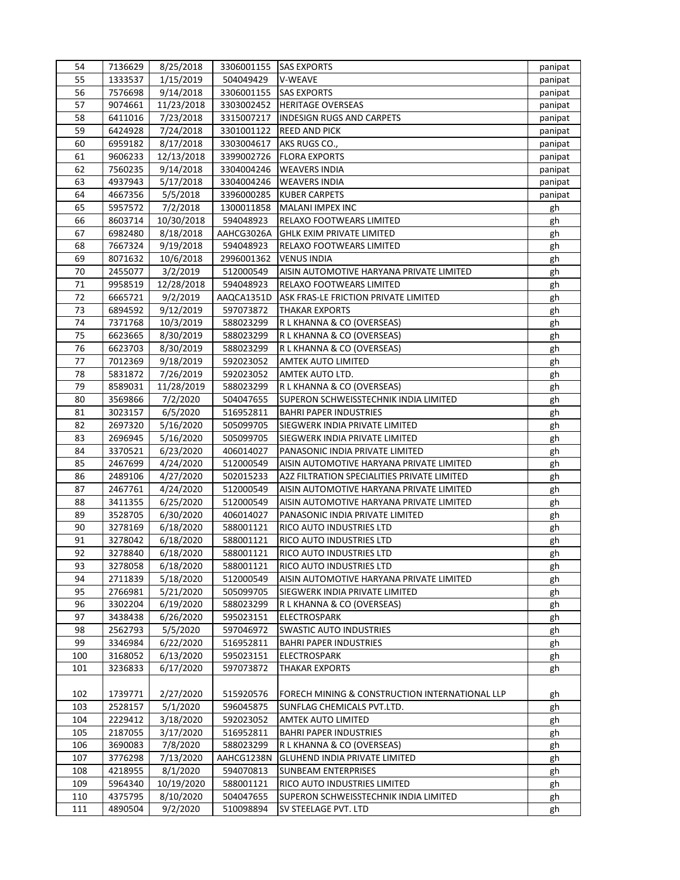| 54 | 7136629 | 8/25/2018 | 3306001155 | SAS EXPORTS | panipat |
|---|---|---|---|---|---|
| 55 | 1333537 | 1/15/2019 | 504049429 | V-WEAVE | panipat |
| 56 | 7576698 | 9/14/2018 | 3306001155 | SAS EXPORTS | panipat |
| 57 | 9074661 | 11/23/2018 | 3303002452 | HERITAGE OVERSEAS | panipat |
| 58 | 6411016 | 7/23/2018 | 3315007217 | INDESIGN RUGS AND CARPETS | panipat |
| 59 | 6424928 | 7/24/2018 | 3301001122 | REED AND PICK | panipat |
| 60 | 6959182 | 8/17/2018 | 3303004617 | AKS RUGS CO., | panipat |
| 61 | 9606233 | 12/13/2018 | 3399002726 | FLORA EXPORTS | panipat |
| 62 | 7560235 | 9/14/2018 | 3304004246 | WEAVERS INDIA | panipat |
| 63 | 4937943 | 5/17/2018 | 3304004246 | WEAVERS INDIA | panipat |
| 64 | 4667356 | 5/5/2018 | 3396000285 | KUBER CARPETS | panipat |
| 65 | 5957572 | 7/2/2018 | 1300011858 | MALANI IMPEX INC | gh |
| 66 | 8603714 | 10/30/2018 | 594048923 | RELAXO FOOTWEARS LIMITED | gh |
| 67 | 6982480 | 8/18/2018 | AAHCG3026A | GHLK EXIM PRIVATE LIMITED | gh |
| 68 | 7667324 | 9/19/2018 | 594048923 | RELAXO FOOTWEARS LIMITED | gh |
| 69 | 8071632 | 10/6/2018 | 2996001362 | VENUS INDIA | gh |
| 70 | 2455077 | 3/2/2019 | 512000549 | AISIN AUTOMOTIVE HARYANA PRIVATE LIMITED | gh |
| 71 | 9958519 | 12/28/2018 | 594048923 | RELAXO FOOTWEARS LIMITED | gh |
| 72 | 6665721 | 9/2/2019 | AAQCA1351D | ASK FRAS-LE FRICTION PRIVATE LIMITED | gh |
| 73 | 6894592 | 9/12/2019 | 597073872 | THAKAR EXPORTS | gh |
| 74 | 7371768 | 10/3/2019 | 588023299 | R L KHANNA & CO (OVERSEAS) | gh |
| 75 | 6623665 | 8/30/2019 | 588023299 | R L KHANNA & CO (OVERSEAS) | gh |
| 76 | 6623703 | 8/30/2019 | 588023299 | R L KHANNA & CO (OVERSEAS) | gh |
| 77 | 7012369 | 9/18/2019 | 592023052 | AMTEK AUTO LIMITED | gh |
| 78 | 5831872 | 7/26/2019 | 592023052 | AMTEK AUTO LTD. | gh |
| 79 | 8589031 | 11/28/2019 | 588023299 | R L KHANNA & CO (OVERSEAS) | gh |
| 80 | 3569866 | 7/2/2020 | 504047655 | SUPERON SCHWEISSTECHNIK INDIA LIMITED | gh |
| 81 | 3023157 | 6/5/2020 | 516952811 | BAHRI PAPER INDUSTRIES | gh |
| 82 | 2697320 | 5/16/2020 | 505099705 | SIEGWERK INDIA PRIVATE LIMITED | gh |
| 83 | 2696945 | 5/16/2020 | 505099705 | SIEGWERK INDIA PRIVATE LIMITED | gh |
| 84 | 3370521 | 6/23/2020 | 406014027 | PANASONIC INDIA PRIVATE LIMITED | gh |
| 85 | 2467699 | 4/24/2020 | 512000549 | AISIN AUTOMOTIVE HARYANA PRIVATE LIMITED | gh |
| 86 | 2489106 | 4/27/2020 | 502015233 | A2Z FILTRATION SPECIALITIES PRIVATE LIMITED | gh |
| 87 | 2467761 | 4/24/2020 | 512000549 | AISIN AUTOMOTIVE HARYANA PRIVATE LIMITED | gh |
| 88 | 3411355 | 6/25/2020 | 512000549 | AISIN AUTOMOTIVE HARYANA PRIVATE LIMITED | gh |
| 89 | 3528705 | 6/30/2020 | 406014027 | PANASONIC INDIA PRIVATE LIMITED | gh |
| 90 | 3278169 | 6/18/2020 | 588001121 | RICO AUTO INDUSTRIES LTD | gh |
| 91 | 3278042 | 6/18/2020 | 588001121 | RICO AUTO INDUSTRIES LTD | gh |
| 92 | 3278840 | 6/18/2020 | 588001121 | RICO AUTO INDUSTRIES LTD | gh |
| 93 | 3278058 | 6/18/2020 | 588001121 | RICO AUTO INDUSTRIES LTD | gh |
| 94 | 2711839 | 5/18/2020 | 512000549 | AISIN AUTOMOTIVE HARYANA PRIVATE LIMITED | gh |
| 95 | 2766981 | 5/21/2020 | 505099705 | SIEGWERK INDIA PRIVATE LIMITED | gh |
| 96 | 3302204 | 6/19/2020 | 588023299 | R L KHANNA & CO (OVERSEAS) | gh |
| 97 | 3438438 | 6/26/2020 | 595023151 | ELECTROSPARK | gh |
| 98 | 2562793 | 5/5/2020 | 597046972 | SWASTIC AUTO INDUSTRIES | gh |
| 99 | 3346984 | 6/22/2020 | 516952811 | BAHRI PAPER INDUSTRIES | gh |
| 100 | 3168052 | 6/13/2020 | 595023151 | ELECTROSPARK | gh |
| 101 | 3236833 | 6/17/2020 | 597073872 | THAKAR EXPORTS | gh |
| 102 | 1739771 | 2/27/2020 | 515920576 | FORECH MINING & CONSTRUCTION INTERNATIONAL LLP | gh |
| 103 | 2528157 | 5/1/2020 | 596045875 | SUNFLAG CHEMICALS PVT.LTD. | gh |
| 104 | 2229412 | 3/18/2020 | 592023052 | AMTEK AUTO LIMITED | gh |
| 105 | 2187055 | 3/17/2020 | 516952811 | BAHRI PAPER INDUSTRIES | gh |
| 106 | 3690083 | 7/8/2020 | 588023299 | R L KHANNA & CO (OVERSEAS) | gh |
| 107 | 3776298 | 7/13/2020 | AAHCG1238N | GLUHEND INDIA PRIVATE LIMITED | gh |
| 108 | 4218955 | 8/1/2020 | 594070813 | SUNBEAM ENTERPRISES | gh |
| 109 | 5964340 | 10/19/2020 | 588001121 | RICO AUTO INDUSTRIES LIMITED | gh |
| 110 | 4375795 | 8/10/2020 | 504047655 | SUPERON SCHWEISSTECHNIK INDIA LIMITED | gh |
| 111 | 4890504 | 9/2/2020 | 510098894 | SV STEELAGE PVT. LTD | gh |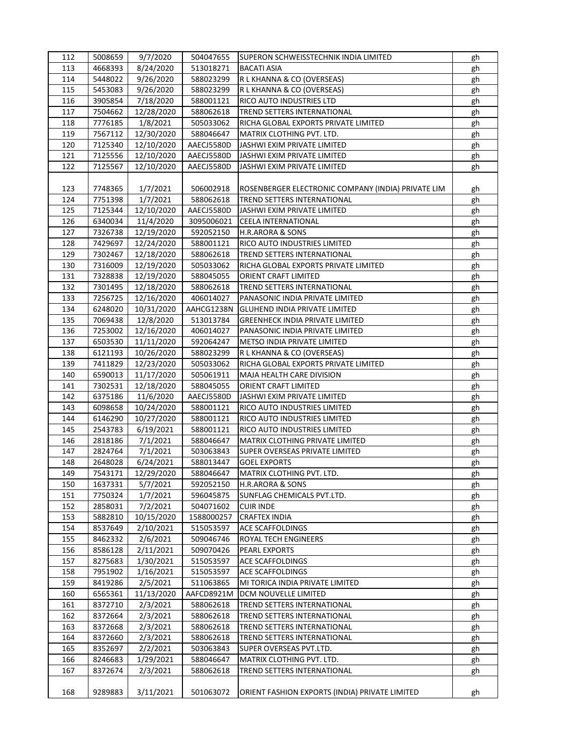| 112 | 5008659 | 9/7/2020 | 504047655 | SUPERON SCHWEISSTECHNIK INDIA LIMITED | gh |
|---|---|---|---|---|---|
| 113 | 4668393 | 8/24/2020 | 513018271 | BACATI ASIA | gh |
| 114 | 5448022 | 9/26/2020 | 588023299 | R L KHANNA & CO (OVERSEAS) | gh |
| 115 | 5453083 | 9/26/2020 | 588023299 | R L KHANNA & CO (OVERSEAS) | gh |
| 116 | 3905854 | 7/18/2020 | 588001121 | RICO AUTO INDUSTRIES LTD | gh |
| 117 | 7504662 | 12/28/2020 | 588062618 | TREND SETTERS INTERNATIONAL | gh |
| 118 | 7776185 | 1/8/2021 | 505033062 | RICHA GLOBAL EXPORTS PRIVATE LIMITED | gh |
| 119 | 7567112 | 12/30/2020 | 588046647 | MATRIX CLOTHING PVT. LTD. | gh |
| 120 | 7125340 | 12/10/2020 | AAECJ5580D | JASHWI EXIM PRIVATE LIMITED | gh |
| 121 | 7125556 | 12/10/2020 | AAECJ5580D | JASHWI EXIM PRIVATE LIMITED | gh |
| 122 | 7125567 | 12/10/2020 | AAECJ5580D | JASHWI EXIM PRIVATE LIMITED | gh |
| 123 | 7748365 | 1/7/2021 | 506002918 | ROSENBERGER ELECTRONIC COMPANY (INDIA) PRIVATE LIM | gh |
| 124 | 7751398 | 1/7/2021 | 588062618 | TREND SETTERS INTERNATIONAL | gh |
| 125 | 7125344 | 12/10/2020 | AAECJ5580D | JASHWI EXIM PRIVATE LIMITED | gh |
| 126 | 6340034 | 11/4/2020 | 3095006021 | CEELA INTERNATIONAL | gh |
| 127 | 7326738 | 12/19/2020 | 592052150 | H.R.ARORA & SONS | gh |
| 128 | 7429697 | 12/24/2020 | 588001121 | RICO AUTO INDUSTRIES LIMITED | gh |
| 129 | 7302467 | 12/18/2020 | 588062618 | TREND SETTERS INTERNATIONAL | gh |
| 130 | 7316009 | 12/19/2020 | 505033062 | RICHA GLOBAL EXPORTS PRIVATE LIMITED | gh |
| 131 | 7328838 | 12/19/2020 | 588045055 | ORIENT CRAFT LIMITED | gh |
| 132 | 7301495 | 12/18/2020 | 588062618 | TREND SETTERS INTERNATIONAL | gh |
| 133 | 7256725 | 12/16/2020 | 406014027 | PANASONIC INDIA PRIVATE LIMITED | gh |
| 134 | 6248020 | 10/31/2020 | AAHCG1238N | GLUHEND INDIA PRIVATE LIMITED | gh |
| 135 | 7069438 | 12/8/2020 | 513013784 | GREENHECK INDIA PRIVATE LIMITED | gh |
| 136 | 7253002 | 12/16/2020 | 406014027 | PANASONIC INDIA PRIVATE LIMITED | gh |
| 137 | 6503530 | 11/11/2020 | 592064247 | METSO INDIA PRIVATE LIMITED | gh |
| 138 | 6121193 | 10/26/2020 | 588023299 | R L KHANNA & CO (OVERSEAS) | gh |
| 139 | 7411829 | 12/23/2020 | 505033062 | RICHA GLOBAL EXPORTS PRIVATE LIMITED | gh |
| 140 | 6590013 | 11/17/2020 | 505061911 | MAJA HEALTH CARE DIVISION | gh |
| 141 | 7302531 | 12/18/2020 | 588045055 | ORIENT CRAFT LIMITED | gh |
| 142 | 6375186 | 11/6/2020 | AAECJ5580D | JASHWI EXIM PRIVATE LIMITED | gh |
| 143 | 6098658 | 10/24/2020 | 588001121 | RICO AUTO INDUSTRIES LIMITED | gh |
| 144 | 6146290 | 10/27/2020 | 588001121 | RICO AUTO INDUSTRIES LIMITED | gh |
| 145 | 2543783 | 6/19/2021 | 588001121 | RICO AUTO INDUSTRIES LIMITED | gh |
| 146 | 2818186 | 7/1/2021 | 588046647 | MATRIX CLOTHING PRIVATE LIMITED | gh |
| 147 | 2824764 | 7/1/2021 | 503063843 | SUPER OVERSEAS PRIVATE LIMITED | gh |
| 148 | 2648028 | 6/24/2021 | 588013447 | GOEL EXPORTS | gh |
| 149 | 7543171 | 12/29/2020 | 588046647 | MATRIX CLOTHING PVT. LTD. | gh |
| 150 | 1637331 | 5/7/2021 | 592052150 | H.R.ARORA & SONS | gh |
| 151 | 7750324 | 1/7/2021 | 596045875 | SUNFLAG CHEMICALS PVT.LTD. | gh |
| 152 | 2858031 | 7/2/2021 | 504071602 | CUIR INDE | gh |
| 153 | 5882810 | 10/15/2020 | 1588000257 | CRAFTEX INDIA | gh |
| 154 | 8537649 | 2/10/2021 | 515053597 | ACE SCAFFOLDINGS | gh |
| 155 | 8462332 | 2/6/2021 | 509046746 | ROYAL TECH ENGINEERS | gh |
| 156 | 8586128 | 2/11/2021 | 509070426 | PEARL EXPORTS | gh |
| 157 | 8275683 | 1/30/2021 | 515053597 | ACE SCAFFOLDINGS | gh |
| 158 | 7951902 | 1/16/2021 | 515053597 | ACE SCAFFOLDINGS | gh |
| 159 | 8419286 | 2/5/2021 | 511063865 | MI TORICA INDIA PRIVATE LIMITED | gh |
| 160 | 6565361 | 11/13/2020 | AAFCD8921M | DCM NOUVELLE LIMITED | gh |
| 161 | 8372710 | 2/3/2021 | 588062618 | TREND SETTERS INTERNATIONAL | gh |
| 162 | 8372664 | 2/3/2021 | 588062618 | TREND SETTERS INTERNATIONAL | gh |
| 163 | 8372668 | 2/3/2021 | 588062618 | TREND SETTERS INTERNATIONAL | gh |
| 164 | 8372660 | 2/3/2021 | 588062618 | TREND SETTERS INTERNATIONAL | gh |
| 165 | 8352697 | 2/2/2021 | 503063843 | SUPER OVERSEAS PVT.LTD. | gh |
| 166 | 8246683 | 1/29/2021 | 588046647 | MATRIX CLOTHING PVT. LTD. | gh |
| 167 | 8372674 | 2/3/2021 | 588062618 | TREND SETTERS INTERNATIONAL | gh |
| 168 | 9289883 | 3/11/2021 | 501063072 | ORIENT FASHION EXPORTS (INDIA) PRIVATE LIMITED | gh |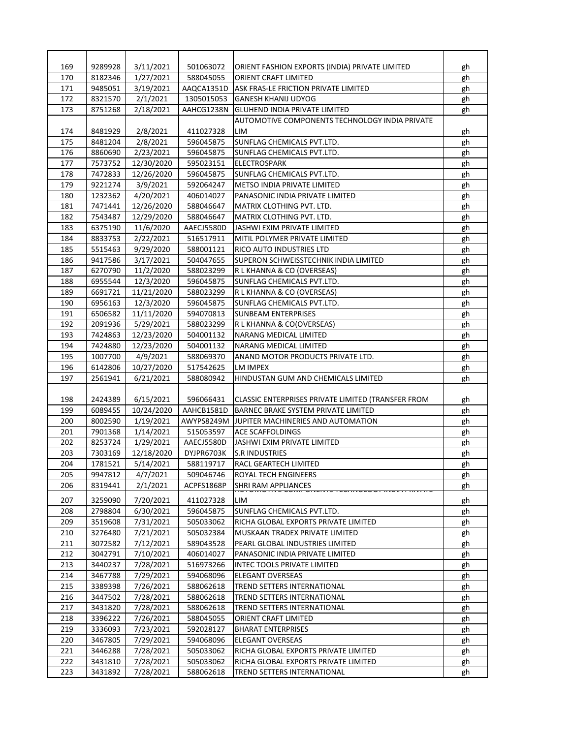| | | | | | |
|---|---|---|---|---|---|
| 169 | 9289928 | 3/11/2021 | 501063072 | ORIENT FASHION EXPORTS (INDIA) PRIVATE LIMITED | gh |
| 170 | 8182346 | 1/27/2021 | 588045055 | ORIENT CRAFT LIMITED | gh |
| 171 | 9485051 | 3/19/2021 | AAQCA1351D | ASK FRAS-LE FRICTION PRIVATE LIMITED | gh |
| 172 | 8321570 | 2/1/2021 | 1305015053 | GANESH KHANIJ UDYOG | gh |
| 173 | 8751268 | 2/18/2021 | AAHCG1238N | GLUHEND INDIA PRIVATE LIMITED | gh |
| 174 | 8481929 | 2/8/2021 | 411027328 | AUTOMOTIVE COMPONENTS TECHNOLOGY INDIA PRIVATE LIM | gh |
| 175 | 8481204 | 2/8/2021 | 596045875 | SUNFLAG CHEMICALS PVT.LTD. | gh |
| 176 | 8860690 | 2/23/2021 | 596045875 | SUNFLAG CHEMICALS PVT.LTD. | gh |
| 177 | 7573752 | 12/30/2020 | 595023151 | ELECTROSPARK | gh |
| 178 | 7472833 | 12/26/2020 | 596045875 | SUNFLAG CHEMICALS PVT.LTD. | gh |
| 179 | 9221274 | 3/9/2021 | 592064247 | METSO INDIA PRIVATE LIMITED | gh |
| 180 | 1232362 | 4/20/2021 | 406014027 | PANASONIC INDIA PRIVATE LIMITED | gh |
| 181 | 7471441 | 12/26/2020 | 588046647 | MATRIX CLOTHING PVT. LTD. | gh |
| 182 | 7543487 | 12/29/2020 | 588046647 | MATRIX CLOTHING PVT. LTD. | gh |
| 183 | 6375190 | 11/6/2020 | AAECJ5580D | JASHWI EXIM PRIVATE LIMITED | gh |
| 184 | 8833753 | 2/22/2021 | 516517911 | MITIL POLYMER PRIVATE LIMITED | gh |
| 185 | 5515463 | 9/29/2020 | 588001121 | RICO AUTO INDUSTRIES LTD | gh |
| 186 | 9417586 | 3/17/2021 | 504047655 | SUPERON SCHWEISSTECHNIK INDIA LIMITED | gh |
| 187 | 6270790 | 11/2/2020 | 588023299 | R L KHANNA & CO (OVERSEAS) | gh |
| 188 | 6955544 | 12/3/2020 | 596045875 | SUNFLAG CHEMICALS PVT.LTD. | gh |
| 189 | 6691721 | 11/21/2020 | 588023299 | R L KHANNA & CO (OVERSEAS) | gh |
| 190 | 6956163 | 12/3/2020 | 596045875 | SUNFLAG CHEMICALS PVT.LTD. | gh |
| 191 | 6506582 | 11/11/2020 | 594070813 | SUNBEAM ENTERPRISES | gh |
| 192 | 2091936 | 5/29/2021 | 588023299 | R L KHANNA & CO(OVERSEAS) | gh |
| 193 | 7424863 | 12/23/2020 | 504001132 | NARANG MEDICAL LIMITED | gh |
| 194 | 7424880 | 12/23/2020 | 504001132 | NARANG MEDICAL LIMITED | gh |
| 195 | 1007700 | 4/9/2021 | 588069370 | ANAND MOTOR PRODUCTS PRIVATE LTD. | gh |
| 196 | 6142806 | 10/27/2020 | 517542625 | LM IMPEX | gh |
| 197 | 2561941 | 6/21/2021 | 588080942 | HINDUSTAN GUM AND CHEMICALS LIMITED | gh |
| 198 | 2424389 | 6/15/2021 | 596066431 | CLASSIC ENTERPRISES PRIVATE LIMITED (TRANSFER FROM | gh |
| 199 | 6089455 | 10/24/2020 | AAHCB1581D | BARNEC BRAKE SYSTEM PRIVATE LIMITED | gh |
| 200 | 8002590 | 1/19/2021 | AWYPS8249M | JUPITER MACHINERIES AND AUTOMATION | gh |
| 201 | 7901368 | 1/14/2021 | 515053597 | ACE SCAFFOLDINGS | gh |
| 202 | 8253724 | 1/29/2021 | AAECJ5580D | JASHWI EXIM PRIVATE LIMITED | gh |
| 203 | 7303169 | 12/18/2020 | DYJPR6703K | S.R INDUSTRIES | gh |
| 204 | 1781521 | 5/14/2021 | 588119717 | RACL GEARTECH LIMITED | gh |
| 205 | 9947812 | 4/7/2021 | 509046746 | ROYAL TECH ENGINEERS | gh |
| 206 | 8319441 | 2/1/2021 | ACPFS1868P | SHRI RAM APPLIANCES | gh |
| 207 | 3259090 | 7/20/2021 | 411027328 | AUTOMOTIVE COMPONENTS TECHNOLOGY INDIA PRIVATE LIM | gh |
| 208 | 2798804 | 6/30/2021 | 596045875 | SUNFLAG CHEMICALS PVT.LTD. | gh |
| 209 | 3519608 | 7/31/2021 | 505033062 | RICHA GLOBAL EXPORTS PRIVATE LIMITED | gh |
| 210 | 3276480 | 7/21/2021 | 505032384 | MUSKAAN TRADEX PRIVATE LIMITED | gh |
| 211 | 3072582 | 7/12/2021 | 589043528 | PEARL GLOBAL INDUSTRIES LIMITED | gh |
| 212 | 3042791 | 7/10/2021 | 406014027 | PANASONIC INDIA PRIVATE LIMITED | gh |
| 213 | 3440237 | 7/28/2021 | 516973266 | INTEC TOOLS PRIVATE LIMITED | gh |
| 214 | 3467788 | 7/29/2021 | 594068096 | ELEGANT OVERSEAS | gh |
| 215 | 3389398 | 7/26/2021 | 588062618 | TREND SETTERS INTERNATIONAL | gh |
| 216 | 3447502 | 7/28/2021 | 588062618 | TREND SETTERS INTERNATIONAL | gh |
| 217 | 3431820 | 7/28/2021 | 588062618 | TREND SETTERS INTERNATIONAL | gh |
| 218 | 3396222 | 7/26/2021 | 588045055 | ORIENT CRAFT LIMITED | gh |
| 219 | 3336093 | 7/23/2021 | 592028127 | BHARAT ENTERPRISES | gh |
| 220 | 3467805 | 7/29/2021 | 594068096 | ELEGANT OVERSEAS | gh |
| 221 | 3446288 | 7/28/2021 | 505033062 | RICHA GLOBAL EXPORTS PRIVATE LIMITED | gh |
| 222 | 3431810 | 7/28/2021 | 505033062 | RICHA GLOBAL EXPORTS PRIVATE LIMITED | gh |
| 223 | 3431892 | 7/28/2021 | 588062618 | TREND SETTERS INTERNATIONAL | gh |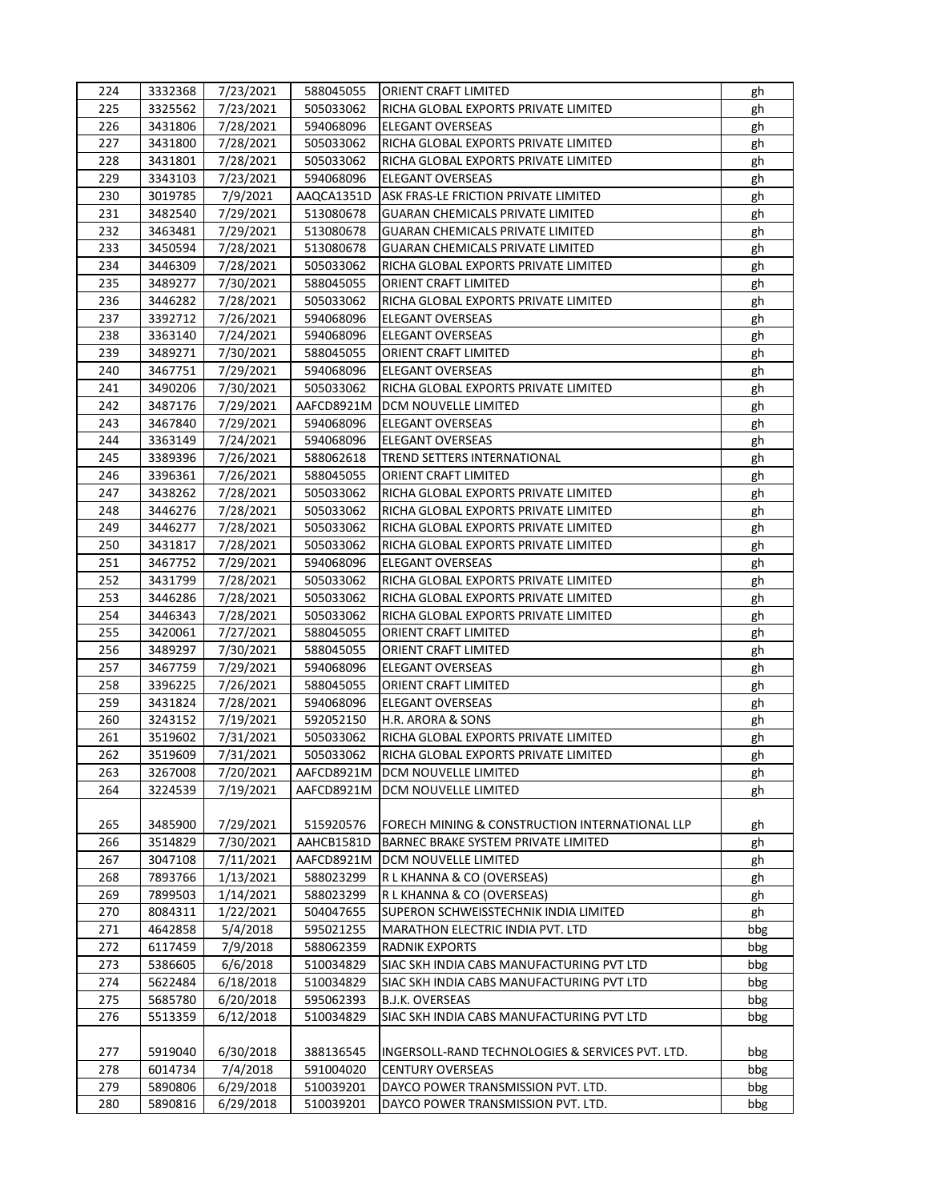| 224 | 3332368 | 7/23/2021 | 588045055 | ORIENT CRAFT LIMITED | gh |
|---|---|---|---|---|---|
| 225 | 3325562 | 7/23/2021 | 505033062 | RICHA GLOBAL EXPORTS PRIVATE LIMITED | gh |
| 226 | 3431806 | 7/28/2021 | 594068096 | ELEGANT OVERSEAS | gh |
| 227 | 3431800 | 7/28/2021 | 505033062 | RICHA GLOBAL EXPORTS PRIVATE LIMITED | gh |
| 228 | 3431801 | 7/28/2021 | 505033062 | RICHA GLOBAL EXPORTS PRIVATE LIMITED | gh |
| 229 | 3343103 | 7/23/2021 | 594068096 | ELEGANT OVERSEAS | gh |
| 230 | 3019785 | 7/9/2021 | AAQCA1351D | ASK FRAS-LE FRICTION PRIVATE LIMITED | gh |
| 231 | 3482540 | 7/29/2021 | 513080678 | GUARAN CHEMICALS PRIVATE LIMITED | gh |
| 232 | 3463481 | 7/29/2021 | 513080678 | GUARAN CHEMICALS PRIVATE LIMITED | gh |
| 233 | 3450594 | 7/28/2021 | 513080678 | GUARAN CHEMICALS PRIVATE LIMITED | gh |
| 234 | 3446309 | 7/28/2021 | 505033062 | RICHA GLOBAL EXPORTS PRIVATE LIMITED | gh |
| 235 | 3489277 | 7/30/2021 | 588045055 | ORIENT CRAFT LIMITED | gh |
| 236 | 3446282 | 7/28/2021 | 505033062 | RICHA GLOBAL EXPORTS PRIVATE LIMITED | gh |
| 237 | 3392712 | 7/26/2021 | 594068096 | ELEGANT OVERSEAS | gh |
| 238 | 3363140 | 7/24/2021 | 594068096 | ELEGANT OVERSEAS | gh |
| 239 | 3489271 | 7/30/2021 | 588045055 | ORIENT CRAFT LIMITED | gh |
| 240 | 3467751 | 7/29/2021 | 594068096 | ELEGANT OVERSEAS | gh |
| 241 | 3490206 | 7/30/2021 | 505033062 | RICHA GLOBAL EXPORTS PRIVATE LIMITED | gh |
| 242 | 3487176 | 7/29/2021 | AAFCD8921M | DCM NOUVELLE LIMITED | gh |
| 243 | 3467840 | 7/29/2021 | 594068096 | ELEGANT OVERSEAS | gh |
| 244 | 3363149 | 7/24/2021 | 594068096 | ELEGANT OVERSEAS | gh |
| 245 | 3389396 | 7/26/2021 | 588062618 | TREND SETTERS INTERNATIONAL | gh |
| 246 | 3396361 | 7/26/2021 | 588045055 | ORIENT CRAFT LIMITED | gh |
| 247 | 3438262 | 7/28/2021 | 505033062 | RICHA GLOBAL EXPORTS PRIVATE LIMITED | gh |
| 248 | 3446276 | 7/28/2021 | 505033062 | RICHA GLOBAL EXPORTS PRIVATE LIMITED | gh |
| 249 | 3446277 | 7/28/2021 | 505033062 | RICHA GLOBAL EXPORTS PRIVATE LIMITED | gh |
| 250 | 3431817 | 7/28/2021 | 505033062 | RICHA GLOBAL EXPORTS PRIVATE LIMITED | gh |
| 251 | 3467752 | 7/29/2021 | 594068096 | ELEGANT OVERSEAS | gh |
| 252 | 3431799 | 7/28/2021 | 505033062 | RICHA GLOBAL EXPORTS PRIVATE LIMITED | gh |
| 253 | 3446286 | 7/28/2021 | 505033062 | RICHA GLOBAL EXPORTS PRIVATE LIMITED | gh |
| 254 | 3446343 | 7/28/2021 | 505033062 | RICHA GLOBAL EXPORTS PRIVATE LIMITED | gh |
| 255 | 3420061 | 7/27/2021 | 588045055 | ORIENT CRAFT LIMITED | gh |
| 256 | 3489297 | 7/30/2021 | 588045055 | ORIENT CRAFT LIMITED | gh |
| 257 | 3467759 | 7/29/2021 | 594068096 | ELEGANT OVERSEAS | gh |
| 258 | 3396225 | 7/26/2021 | 588045055 | ORIENT CRAFT LIMITED | gh |
| 259 | 3431824 | 7/28/2021 | 594068096 | ELEGANT OVERSEAS | gh |
| 260 | 3243152 | 7/19/2021 | 592052150 | H.R. ARORA & SONS | gh |
| 261 | 3519602 | 7/31/2021 | 505033062 | RICHA GLOBAL EXPORTS PRIVATE LIMITED | gh |
| 262 | 3519609 | 7/31/2021 | 505033062 | RICHA GLOBAL EXPORTS PRIVATE LIMITED | gh |
| 263 | 3267008 | 7/20/2021 | AAFCD8921M | DCM NOUVELLE LIMITED | gh |
| 264 | 3224539 | 7/19/2021 | AAFCD8921M | DCM NOUVELLE LIMITED | gh |
| 265 | 3485900 | 7/29/2021 | 515920576 | FORECH MINING & CONSTRUCTION INTERNATIONAL LLP | gh |
| 266 | 3514829 | 7/30/2021 | AAHCB1581D | BARNEC BRAKE SYSTEM PRIVATE LIMITED | gh |
| 267 | 3047108 | 7/11/2021 | AAFCD8921M | DCM NOUVELLE LIMITED | gh |
| 268 | 7893766 | 1/13/2021 | 588023299 | R L KHANNA & CO (OVERSEAS) | gh |
| 269 | 7899503 | 1/14/2021 | 588023299 | R L KHANNA & CO (OVERSEAS) | gh |
| 270 | 8084311 | 1/22/2021 | 504047655 | SUPERON SCHWEISSTECHNIK INDIA LIMITED | gh |
| 271 | 4642858 | 5/4/2018 | 595021255 | MARATHON ELECTRIC INDIA PVT. LTD | bbg |
| 272 | 6117459 | 7/9/2018 | 588062359 | RADNIK EXPORTS | bbg |
| 273 | 5386605 | 6/6/2018 | 510034829 | SIAC SKH INDIA CABS MANUFACTURING PVT LTD | bbg |
| 274 | 5622484 | 6/18/2018 | 510034829 | SIAC SKH INDIA CABS MANUFACTURING PVT LTD | bbg |
| 275 | 5685780 | 6/20/2018 | 595062393 | B.J.K. OVERSEAS | bbg |
| 276 | 5513359 | 6/12/2018 | 510034829 | SIAC SKH INDIA CABS MANUFACTURING PVT LTD | bbg |
| 277 | 5919040 | 6/30/2018 | 388136545 | INGERSOLL-RAND TECHNOLOGIES & SERVICES PVT. LTD. | bbg |
| 278 | 6014734 | 7/4/2018 | 591004020 | CENTURY OVERSEAS | bbg |
| 279 | 5890806 | 6/29/2018 | 510039201 | DAYCO POWER TRANSMISSION PVT. LTD. | bbg |
| 280 | 5890816 | 6/29/2018 | 510039201 | DAYCO POWER TRANSMISSION PVT. LTD. | bbg |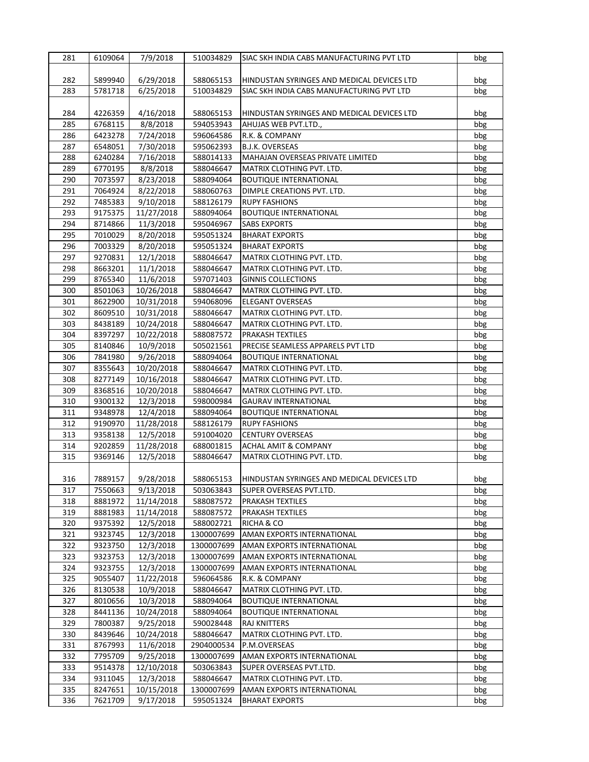| 281 | 6109064 | 7/9/2018 | 510034829 | SIAC SKH INDIA CABS MANUFACTURING PVT LTD | bbg |
|---|---|---|---|---|---|
| 282 | 5899940 | 6/29/2018 | 588065153 | HINDUSTAN SYRINGES AND MEDICAL DEVICES LTD | bbg |
| 283 | 5781718 | 6/25/2018 | 510034829 | SIAC SKH INDIA CABS MANUFACTURING PVT LTD | bbg |
| 284 | 4226359 | 4/16/2018 | 588065153 | HINDUSTAN SYRINGES AND MEDICAL DEVICES LTD | bbg |
| 285 | 6768115 | 8/8/2018 | 594053943 | AHUJAS WEB PVT.LTD., | bbg |
| 286 | 6423278 | 7/24/2018 | 596064586 | R.K. & COMPANY | bbg |
| 287 | 6548051 | 7/30/2018 | 595062393 | B.J.K. OVERSEAS | bbg |
| 288 | 6240284 | 7/16/2018 | 588014133 | MAHAJAN OVERSEAS PRIVATE LIMITED | bbg |
| 289 | 6770195 | 8/8/2018 | 588046647 | MATRIX CLOTHING PVT. LTD. | bbg |
| 290 | 7073597 | 8/23/2018 | 588094064 | BOUTIQUE INTERNATIONAL | bbg |
| 291 | 7064924 | 8/22/2018 | 588060763 | DIMPLE CREATIONS PVT. LTD. | bbg |
| 292 | 7485383 | 9/10/2018 | 588126179 | RUPY FASHIONS | bbg |
| 293 | 9175375 | 11/27/2018 | 588094064 | BOUTIQUE INTERNATIONAL | bbg |
| 294 | 8714866 | 11/3/2018 | 595046967 | SABS EXPORTS | bbg |
| 295 | 7010029 | 8/20/2018 | 595051324 | BHARAT EXPORTS | bbg |
| 296 | 7003329 | 8/20/2018 | 595051324 | BHARAT EXPORTS | bbg |
| 297 | 9270831 | 12/1/2018 | 588046647 | MATRIX CLOTHING PVT. LTD. | bbg |
| 298 | 8663201 | 11/1/2018 | 588046647 | MATRIX CLOTHING PVT. LTD. | bbg |
| 299 | 8765340 | 11/6/2018 | 597071403 | GINNIS COLLECTIONS | bbg |
| 300 | 8501063 | 10/26/2018 | 588046647 | MATRIX CLOTHING PVT. LTD. | bbg |
| 301 | 8622900 | 10/31/2018 | 594068096 | ELEGANT OVERSEAS | bbg |
| 302 | 8609510 | 10/31/2018 | 588046647 | MATRIX CLOTHING PVT. LTD. | bbg |
| 303 | 8438189 | 10/24/2018 | 588046647 | MATRIX CLOTHING PVT. LTD. | bbg |
| 304 | 8397297 | 10/22/2018 | 588087572 | PRAKASH TEXTILES | bbg |
| 305 | 8140846 | 10/9/2018 | 505021561 | PRECISE SEAMLESS APPARELS PVT LTD | bbg |
| 306 | 7841980 | 9/26/2018 | 588094064 | BOUTIQUE INTERNATIONAL | bbg |
| 307 | 8355643 | 10/20/2018 | 588046647 | MATRIX CLOTHING PVT. LTD. | bbg |
| 308 | 8277149 | 10/16/2018 | 588046647 | MATRIX CLOTHING PVT. LTD. | bbg |
| 309 | 8368516 | 10/20/2018 | 588046647 | MATRIX CLOTHING PVT. LTD. | bbg |
| 310 | 9300132 | 12/3/2018 | 598000984 | GAURAV INTERNATIONAL | bbg |
| 311 | 9348978 | 12/4/2018 | 588094064 | BOUTIQUE INTERNATIONAL | bbg |
| 312 | 9190970 | 11/28/2018 | 588126179 | RUPY FASHIONS | bbg |
| 313 | 9358138 | 12/5/2018 | 591004020 | CENTURY OVERSEAS | bbg |
| 314 | 9202859 | 11/28/2018 | 688001815 | ACHAL AMIT & COMPANY | bbg |
| 315 | 9369146 | 12/5/2018 | 588046647 | MATRIX CLOTHING PVT. LTD. | bbg |
| 316 | 7889157 | 9/28/2018 | 588065153 | HINDUSTAN SYRINGES AND MEDICAL DEVICES LTD | bbg |
| 317 | 7550663 | 9/13/2018 | 503063843 | SUPER OVERSEAS PVT.LTD. | bbg |
| 318 | 8881972 | 11/14/2018 | 588087572 | PRAKASH TEXTILES | bbg |
| 319 | 8881983 | 11/14/2018 | 588087572 | PRAKASH TEXTILES | bbg |
| 320 | 9375392 | 12/5/2018 | 588002721 | RICHA & CO | bbg |
| 321 | 9323745 | 12/3/2018 | 1300007699 | AMAN EXPORTS INTERNATIONAL | bbg |
| 322 | 9323750 | 12/3/2018 | 1300007699 | AMAN EXPORTS INTERNATIONAL | bbg |
| 323 | 9323753 | 12/3/2018 | 1300007699 | AMAN EXPORTS INTERNATIONAL | bbg |
| 324 | 9323755 | 12/3/2018 | 1300007699 | AMAN EXPORTS INTERNATIONAL | bbg |
| 325 | 9055407 | 11/22/2018 | 596064586 | R.K. & COMPANY | bbg |
| 326 | 8130538 | 10/9/2018 | 588046647 | MATRIX CLOTHING PVT. LTD. | bbg |
| 327 | 8010656 | 10/3/2018 | 588094064 | BOUTIQUE INTERNATIONAL | bbg |
| 328 | 8441136 | 10/24/2018 | 588094064 | BOUTIQUE INTERNATIONAL | bbg |
| 329 | 7800387 | 9/25/2018 | 590028448 | RAJ KNITTERS | bbg |
| 330 | 8439646 | 10/24/2018 | 588046647 | MATRIX CLOTHING PVT. LTD. | bbg |
| 331 | 8767993 | 11/6/2018 | 2904000534 | P.M.OVERSEAS | bbg |
| 332 | 7795709 | 9/25/2018 | 1300007699 | AMAN EXPORTS INTERNATIONAL | bbg |
| 333 | 9514378 | 12/10/2018 | 503063843 | SUPER OVERSEAS PVT.LTD. | bbg |
| 334 | 9311045 | 12/3/2018 | 588046647 | MATRIX CLOTHING PVT. LTD. | bbg |
| 335 | 8247651 | 10/15/2018 | 1300007699 | AMAN EXPORTS INTERNATIONAL | bbg |
| 336 | 7621709 | 9/17/2018 | 595051324 | BHARAT EXPORTS | bbg |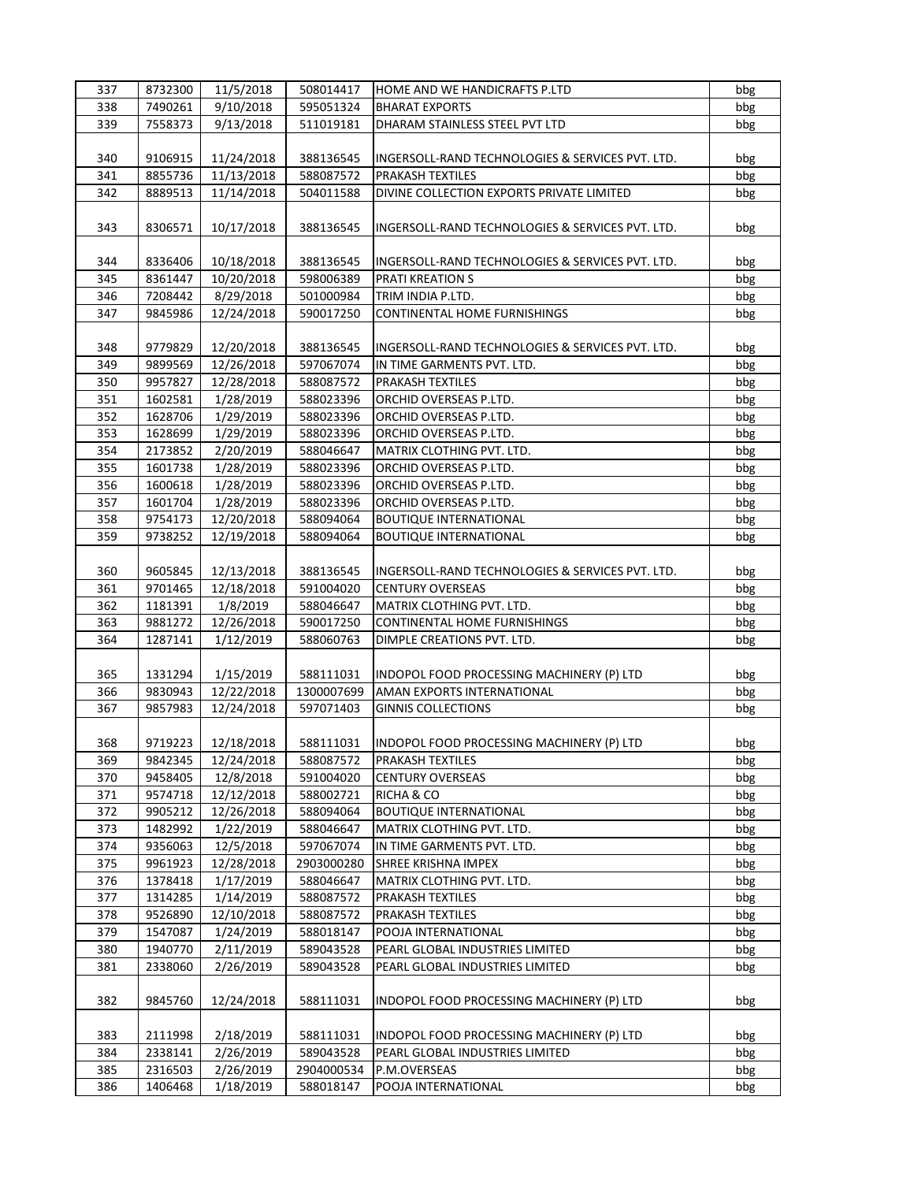| 337 | 8732300 | 11/5/2018 | 508014417 | HOME AND WE HANDICRAFTS P.LTD | bbg |
|---|---|---|---|---|---|
| 338 | 7490261 | 9/10/2018 | 595051324 | BHARAT EXPORTS | bbg |
| 339 | 7558373 | 9/13/2018 | 511019181 | DHARAM STAINLESS STEEL PVT LTD | bbg |
| 340 | 9106915 | 11/24/2018 | 388136545 | INGERSOLL-RAND TECHNOLOGIES & SERVICES PVT. LTD. | bbg |
| 341 | 8855736 | 11/13/2018 | 588087572 | PRAKASH TEXTILES | bbg |
| 342 | 8889513 | 11/14/2018 | 504011588 | DIVINE COLLECTION EXPORTS PRIVATE LIMITED | bbg |
| 343 | 8306571 | 10/17/2018 | 388136545 | INGERSOLL-RAND TECHNOLOGIES & SERVICES PVT. LTD. | bbg |
| 344 | 8336406 | 10/18/2018 | 388136545 | INGERSOLL-RAND TECHNOLOGIES & SERVICES PVT. LTD. | bbg |
| 345 | 8361447 | 10/20/2018 | 598006389 | PRATI KREATION S | bbg |
| 346 | 7208442 | 8/29/2018 | 501000984 | TRIM INDIA P.LTD. | bbg |
| 347 | 9845986 | 12/24/2018 | 590017250 | CONTINENTAL HOME FURNISHINGS | bbg |
| 348 | 9779829 | 12/20/2018 | 388136545 | INGERSOLL-RAND TECHNOLOGIES & SERVICES PVT. LTD. | bbg |
| 349 | 9899569 | 12/26/2018 | 597067074 | IN TIME GARMENTS PVT. LTD. | bbg |
| 350 | 9957827 | 12/28/2018 | 588087572 | PRAKASH TEXTILES | bbg |
| 351 | 1602581 | 1/28/2019 | 588023396 | ORCHID OVERSEAS P.LTD. | bbg |
| 352 | 1628706 | 1/29/2019 | 588023396 | ORCHID OVERSEAS P.LTD. | bbg |
| 353 | 1628699 | 1/29/2019 | 588023396 | ORCHID OVERSEAS P.LTD. | bbg |
| 354 | 2173852 | 2/20/2019 | 588046647 | MATRIX CLOTHING PVT. LTD. | bbg |
| 355 | 1601738 | 1/28/2019 | 588023396 | ORCHID OVERSEAS P.LTD. | bbg |
| 356 | 1600618 | 1/28/2019 | 588023396 | ORCHID OVERSEAS P.LTD. | bbg |
| 357 | 1601704 | 1/28/2019 | 588023396 | ORCHID OVERSEAS P.LTD. | bbg |
| 358 | 9754173 | 12/20/2018 | 588094064 | BOUTIQUE INTERNATIONAL | bbg |
| 359 | 9738252 | 12/19/2018 | 588094064 | BOUTIQUE INTERNATIONAL | bbg |
| 360 | 9605845 | 12/13/2018 | 388136545 | INGERSOLL-RAND TECHNOLOGIES & SERVICES PVT. LTD. | bbg |
| 361 | 9701465 | 12/18/2018 | 591004020 | CENTURY OVERSEAS | bbg |
| 362 | 1181391 | 1/8/2019 | 588046647 | MATRIX CLOTHING PVT. LTD. | bbg |
| 363 | 9881272 | 12/26/2018 | 590017250 | CONTINENTAL HOME FURNISHINGS | bbg |
| 364 | 1287141 | 1/12/2019 | 588060763 | DIMPLE CREATIONS PVT. LTD. | bbg |
| 365 | 1331294 | 1/15/2019 | 588111031 | INDOPOL FOOD PROCESSING MACHINERY (P) LTD | bbg |
| 366 | 9830943 | 12/22/2018 | 1300007699 | AMAN EXPORTS INTERNATIONAL | bbg |
| 367 | 9857983 | 12/24/2018 | 597071403 | GINNIS COLLECTIONS | bbg |
| 368 | 9719223 | 12/18/2018 | 588111031 | INDOPOL FOOD PROCESSING MACHINERY (P) LTD | bbg |
| 369 | 9842345 | 12/24/2018 | 588087572 | PRAKASH TEXTILES | bbg |
| 370 | 9458405 | 12/8/2018 | 591004020 | CENTURY OVERSEAS | bbg |
| 371 | 9574718 | 12/12/2018 | 588002721 | RICHA & CO | bbg |
| 372 | 9905212 | 12/26/2018 | 588094064 | BOUTIQUE INTERNATIONAL | bbg |
| 373 | 1482992 | 1/22/2019 | 588046647 | MATRIX CLOTHING PVT. LTD. | bbg |
| 374 | 9356063 | 12/5/2018 | 597067074 | IN TIME GARMENTS PVT. LTD. | bbg |
| 375 | 9961923 | 12/28/2018 | 2903000280 | SHREE KRISHNA IMPEX | bbg |
| 376 | 1378418 | 1/17/2019 | 588046647 | MATRIX CLOTHING PVT. LTD. | bbg |
| 377 | 1314285 | 1/14/2019 | 588087572 | PRAKASH TEXTILES | bbg |
| 378 | 9526890 | 12/10/2018 | 588087572 | PRAKASH TEXTILES | bbg |
| 379 | 1547087 | 1/24/2019 | 588018147 | POOJA INTERNATIONAL | bbg |
| 380 | 1940770 | 2/11/2019 | 589043528 | PEARL GLOBAL INDUSTRIES LIMITED | bbg |
| 381 | 2338060 | 2/26/2019 | 589043528 | PEARL GLOBAL INDUSTRIES LIMITED | bbg |
| 382 | 9845760 | 12/24/2018 | 588111031 | INDOPOL FOOD PROCESSING MACHINERY (P) LTD | bbg |
| 383 | 2111998 | 2/18/2019 | 588111031 | INDOPOL FOOD PROCESSING MACHINERY (P) LTD | bbg |
| 384 | 2338141 | 2/26/2019 | 589043528 | PEARL GLOBAL INDUSTRIES LIMITED | bbg |
| 385 | 2316503 | 2/26/2019 | 2904000534 | P.M.OVERSEAS | bbg |
| 386 | 1406468 | 1/18/2019 | 588018147 | POOJA INTERNATIONAL | bbg |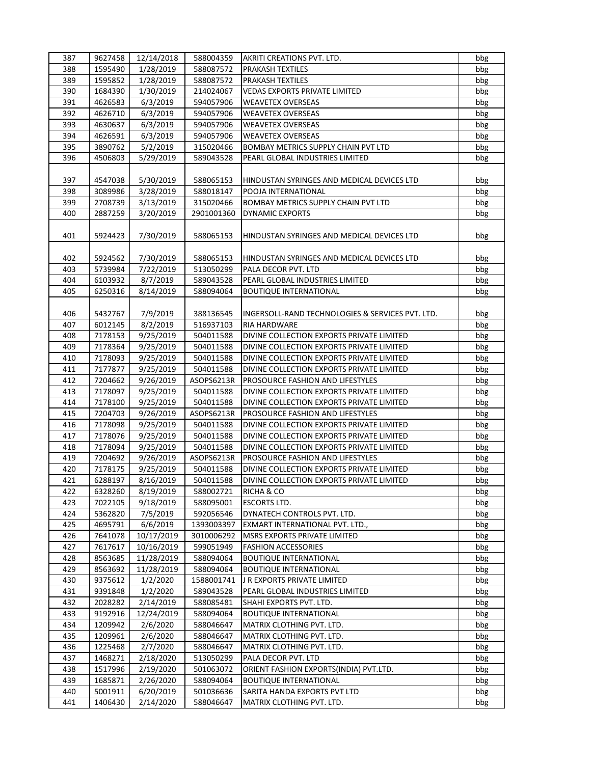| 387 | 9627458 | 12/14/2018 | 588004359 | AKRITI CREATIONS PVT. LTD. | bbg |
|---|---|---|---|---|---|
| 388 | 1595490 | 1/28/2019 | 588087572 | PRAKASH TEXTILES | bbg |
| 389 | 1595852 | 1/28/2019 | 588087572 | PRAKASH TEXTILES | bbg |
| 390 | 1684390 | 1/30/2019 | 214024067 | VEDAS EXPORTS PRIVATE LIMITED | bbg |
| 391 | 4626583 | 6/3/2019 | 594057906 | WEAVETEX OVERSEAS | bbg |
| 392 | 4626710 | 6/3/2019 | 594057906 | WEAVETEX OVERSEAS | bbg |
| 393 | 4630637 | 6/3/2019 | 594057906 | WEAVETEX OVERSEAS | bbg |
| 394 | 4626591 | 6/3/2019 | 594057906 | WEAVETEX OVERSEAS | bbg |
| 395 | 3890762 | 5/2/2019 | 315020466 | BOMBAY METRICS SUPPLY CHAIN PVT LTD | bbg |
| 396 | 4506803 | 5/29/2019 | 589043528 | PEARL GLOBAL INDUSTRIES LIMITED | bbg |
| 397 | 4547038 | 5/30/2019 | 588065153 | HINDUSTAN SYRINGES AND MEDICAL DEVICES LTD | bbg |
| 398 | 3089986 | 3/28/2019 | 588018147 | POOJA INTERNATIONAL | bbg |
| 399 | 2708739 | 3/13/2019 | 315020466 | BOMBAY METRICS SUPPLY CHAIN PVT LTD | bbg |
| 400 | 2887259 | 3/20/2019 | 2901001360 | DYNAMIC EXPORTS | bbg |
| 401 | 5924423 | 7/30/2019 | 588065153 | HINDUSTAN SYRINGES AND MEDICAL DEVICES LTD | bbg |
| 402 | 5924562 | 7/30/2019 | 588065153 | HINDUSTAN SYRINGES AND MEDICAL DEVICES LTD | bbg |
| 403 | 5739984 | 7/22/2019 | 513050299 | PALA DECOR PVT. LTD | bbg |
| 404 | 6103932 | 8/7/2019 | 589043528 | PEARL GLOBAL INDUSTRIES LIMITED | bbg |
| 405 | 6250316 | 8/14/2019 | 588094064 | BOUTIQUE INTERNATIONAL | bbg |
| 406 | 5432767 | 7/9/2019 | 388136545 | INGERSOLL-RAND TECHNOLOGIES & SERVICES PVT. LTD. | bbg |
| 407 | 6012145 | 8/2/2019 | 516937103 | RIA HARDWARE | bbg |
| 408 | 7178153 | 9/25/2019 | 504011588 | DIVINE COLLECTION EXPORTS PRIVATE LIMITED | bbg |
| 409 | 7178364 | 9/25/2019 | 504011588 | DIVINE COLLECTION EXPORTS PRIVATE LIMITED | bbg |
| 410 | 7178093 | 9/25/2019 | 504011588 | DIVINE COLLECTION EXPORTS PRIVATE LIMITED | bbg |
| 411 | 7177877 | 9/25/2019 | 504011588 | DIVINE COLLECTION EXPORTS PRIVATE LIMITED | bbg |
| 412 | 7204662 | 9/26/2019 | ASOPS6213R | PROSOURCE FASHION AND LIFESTYLES | bbg |
| 413 | 7178097 | 9/25/2019 | 504011588 | DIVINE COLLECTION EXPORTS PRIVATE LIMITED | bbg |
| 414 | 7178100 | 9/25/2019 | 504011588 | DIVINE COLLECTION EXPORTS PRIVATE LIMITED | bbg |
| 415 | 7204703 | 9/26/2019 | ASOPS6213R | PROSOURCE FASHION AND LIFESTYLES | bbg |
| 416 | 7178098 | 9/25/2019 | 504011588 | DIVINE COLLECTION EXPORTS PRIVATE LIMITED | bbg |
| 417 | 7178076 | 9/25/2019 | 504011588 | DIVINE COLLECTION EXPORTS PRIVATE LIMITED | bbg |
| 418 | 7178094 | 9/25/2019 | 504011588 | DIVINE COLLECTION EXPORTS PRIVATE LIMITED | bbg |
| 419 | 7204692 | 9/26/2019 | ASOPS6213R | PROSOURCE FASHION AND LIFESTYLES | bbg |
| 420 | 7178175 | 9/25/2019 | 504011588 | DIVINE COLLECTION EXPORTS PRIVATE LIMITED | bbg |
| 421 | 6288197 | 8/16/2019 | 504011588 | DIVINE COLLECTION EXPORTS PRIVATE LIMITED | bbg |
| 422 | 6328260 | 8/19/2019 | 588002721 | RICHA & CO | bbg |
| 423 | 7022105 | 9/18/2019 | 588095001 | ESCORTS LTD. | bbg |
| 424 | 5362820 | 7/5/2019 | 592056546 | DYNATECH CONTROLS PVT. LTD. | bbg |
| 425 | 4695791 | 6/6/2019 | 1393003397 | EXMART INTERNATIONAL PVT. LTD., | bbg |
| 426 | 7641078 | 10/17/2019 | 3010006292 | MSRS EXPORTS PRIVATE LIMITED | bbg |
| 427 | 7617617 | 10/16/2019 | 599051949 | FASHION ACCESSORIES | bbg |
| 428 | 8563685 | 11/28/2019 | 588094064 | BOUTIQUE INTERNATIONAL | bbg |
| 429 | 8563692 | 11/28/2019 | 588094064 | BOUTIQUE INTERNATIONAL | bbg |
| 430 | 9375612 | 1/2/2020 | 1588001741 | J R EXPORTS PRIVATE LIMITED | bbg |
| 431 | 9391848 | 1/2/2020 | 589043528 | PEARL GLOBAL INDUSTRIES LIMITED | bbg |
| 432 | 2028282 | 2/14/2019 | 588085481 | SHAHI EXPORTS PVT. LTD. | bbg |
| 433 | 9192916 | 12/24/2019 | 588094064 | BOUTIQUE INTERNATIONAL | bbg |
| 434 | 1209942 | 2/6/2020 | 588046647 | MATRIX CLOTHING PVT. LTD. | bbg |
| 435 | 1209961 | 2/6/2020 | 588046647 | MATRIX CLOTHING PVT. LTD. | bbg |
| 436 | 1225468 | 2/7/2020 | 588046647 | MATRIX CLOTHING PVT. LTD. | bbg |
| 437 | 1468271 | 2/18/2020 | 513050299 | PALA DECOR PVT. LTD | bbg |
| 438 | 1517996 | 2/19/2020 | 501063072 | ORIENT FASHION EXPORTS(INDIA) PVT.LTD. | bbg |
| 439 | 1685871 | 2/26/2020 | 588094064 | BOUTIQUE INTERNATIONAL | bbg |
| 440 | 5001911 | 6/20/2019 | 501036636 | SARITA HANDA EXPORTS PVT LTD | bbg |
| 441 | 1406430 | 2/14/2020 | 588046647 | MATRIX CLOTHING PVT. LTD. | bbg |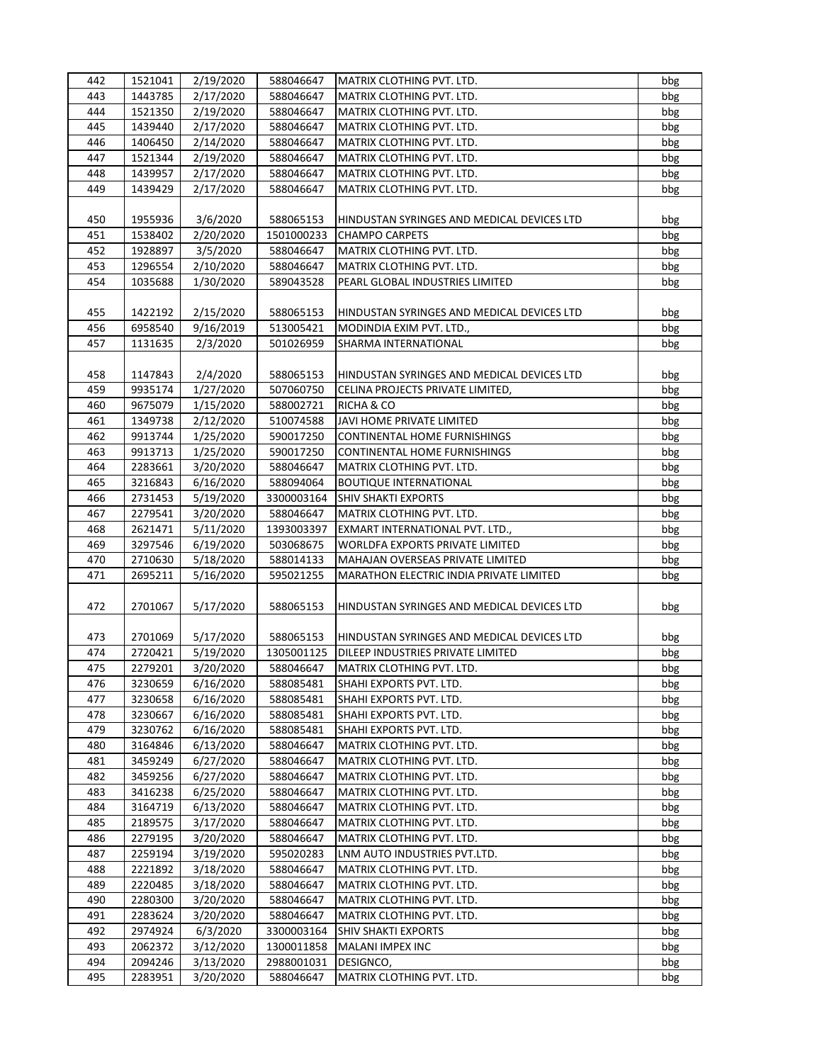| 442 | 1521041 | 2/19/2020 | 588046647 | MATRIX CLOTHING PVT. LTD. | bbg |
|---|---|---|---|---|---|
| 443 | 1443785 | 2/17/2020 | 588046647 | MATRIX CLOTHING PVT. LTD. | bbg |
| 444 | 1521350 | 2/19/2020 | 588046647 | MATRIX CLOTHING PVT. LTD. | bbg |
| 445 | 1439440 | 2/17/2020 | 588046647 | MATRIX CLOTHING PVT. LTD. | bbg |
| 446 | 1406450 | 2/14/2020 | 588046647 | MATRIX CLOTHING PVT. LTD. | bbg |
| 447 | 1521344 | 2/19/2020 | 588046647 | MATRIX CLOTHING PVT. LTD. | bbg |
| 448 | 1439957 | 2/17/2020 | 588046647 | MATRIX CLOTHING PVT. LTD. | bbg |
| 449 | 1439429 | 2/17/2020 | 588046647 | MATRIX CLOTHING PVT. LTD. | bbg |
| 450 | 1955936 | 3/6/2020 | 588065153 | HINDUSTAN SYRINGES AND MEDICAL DEVICES LTD | bbg |
| 451 | 1538402 | 2/20/2020 | 1501000233 | CHAMPO CARPETS | bbg |
| 452 | 1928897 | 3/5/2020 | 588046647 | MATRIX CLOTHING PVT. LTD. | bbg |
| 453 | 1296554 | 2/10/2020 | 588046647 | MATRIX CLOTHING PVT. LTD. | bbg |
| 454 | 1035688 | 1/30/2020 | 589043528 | PEARL GLOBAL INDUSTRIES LIMITED | bbg |
| 455 | 1422192 | 2/15/2020 | 588065153 | HINDUSTAN SYRINGES AND MEDICAL DEVICES LTD | bbg |
| 456 | 6958540 | 9/16/2019 | 513005421 | MODINDIA EXIM PVT. LTD., | bbg |
| 457 | 1131635 | 2/3/2020 | 501026959 | SHARMA INTERNATIONAL | bbg |
| 458 | 1147843 | 2/4/2020 | 588065153 | HINDUSTAN SYRINGES AND MEDICAL DEVICES LTD | bbg |
| 459 | 9935174 | 1/27/2020 | 507060750 | CELINA PROJECTS PRIVATE LIMITED, | bbg |
| 460 | 9675079 | 1/15/2020 | 588002721 | RICHA & CO | bbg |
| 461 | 1349738 | 2/12/2020 | 510074588 | JAVI HOME PRIVATE LIMITED | bbg |
| 462 | 9913744 | 1/25/2020 | 590017250 | CONTINENTAL HOME FURNISHINGS | bbg |
| 463 | 9913713 | 1/25/2020 | 590017250 | CONTINENTAL HOME FURNISHINGS | bbg |
| 464 | 2283661 | 3/20/2020 | 588046647 | MATRIX CLOTHING PVT. LTD. | bbg |
| 465 | 3216843 | 6/16/2020 | 588094064 | BOUTIQUE INTERNATIONAL | bbg |
| 466 | 2731453 | 5/19/2020 | 3300003164 | SHIV SHAKTI EXPORTS | bbg |
| 467 | 2279541 | 3/20/2020 | 588046647 | MATRIX CLOTHING PVT. LTD. | bbg |
| 468 | 2621471 | 5/11/2020 | 1393003397 | EXMART INTERNATIONAL PVT. LTD., | bbg |
| 469 | 3297546 | 6/19/2020 | 503068675 | WORLDFA EXPORTS PRIVATE LIMITED | bbg |
| 470 | 2710630 | 5/18/2020 | 588014133 | MAHAJAN OVERSEAS PRIVATE LIMITED | bbg |
| 471 | 2695211 | 5/16/2020 | 595021255 | MARATHON ELECTRIC INDIA PRIVATE LIMITED | bbg |
| 472 | 2701067 | 5/17/2020 | 588065153 | HINDUSTAN SYRINGES AND MEDICAL DEVICES LTD | bbg |
| 473 | 2701069 | 5/17/2020 | 588065153 | HINDUSTAN SYRINGES AND MEDICAL DEVICES LTD | bbg |
| 474 | 2720421 | 5/19/2020 | 1305001125 | DILEEP INDUSTRIES PRIVATE LIMITED | bbg |
| 475 | 2279201 | 3/20/2020 | 588046647 | MATRIX CLOTHING PVT. LTD. | bbg |
| 476 | 3230659 | 6/16/2020 | 588085481 | SHAHI EXPORTS PVT. LTD. | bbg |
| 477 | 3230658 | 6/16/2020 | 588085481 | SHAHI EXPORTS PVT. LTD. | bbg |
| 478 | 3230667 | 6/16/2020 | 588085481 | SHAHI EXPORTS PVT. LTD. | bbg |
| 479 | 3230762 | 6/16/2020 | 588085481 | SHAHI EXPORTS PVT. LTD. | bbg |
| 480 | 3164846 | 6/13/2020 | 588046647 | MATRIX CLOTHING PVT. LTD. | bbg |
| 481 | 3459249 | 6/27/2020 | 588046647 | MATRIX CLOTHING PVT. LTD. | bbg |
| 482 | 3459256 | 6/27/2020 | 588046647 | MATRIX CLOTHING PVT. LTD. | bbg |
| 483 | 3416238 | 6/25/2020 | 588046647 | MATRIX CLOTHING PVT. LTD. | bbg |
| 484 | 3164719 | 6/13/2020 | 588046647 | MATRIX CLOTHING PVT. LTD. | bbg |
| 485 | 2189575 | 3/17/2020 | 588046647 | MATRIX CLOTHING PVT. LTD. | bbg |
| 486 | 2279195 | 3/20/2020 | 588046647 | MATRIX CLOTHING PVT. LTD. | bbg |
| 487 | 2259194 | 3/19/2020 | 595020283 | LNM AUTO INDUSTRIES PVT.LTD. | bbg |
| 488 | 2221892 | 3/18/2020 | 588046647 | MATRIX CLOTHING PVT. LTD. | bbg |
| 489 | 2220485 | 3/18/2020 | 588046647 | MATRIX CLOTHING PVT. LTD. | bbg |
| 490 | 2280300 | 3/20/2020 | 588046647 | MATRIX CLOTHING PVT. LTD. | bbg |
| 491 | 2283624 | 3/20/2020 | 588046647 | MATRIX CLOTHING PVT. LTD. | bbg |
| 492 | 2974924 | 6/3/2020 | 3300003164 | SHIV SHAKTI EXPORTS | bbg |
| 493 | 2062372 | 3/12/2020 | 1300011858 | MALANI IMPEX INC | bbg |
| 494 | 2094246 | 3/13/2020 | 2988001031 | DESIGNCO, | bbg |
| 495 | 2283951 | 3/20/2020 | 588046647 | MATRIX CLOTHING PVT. LTD. | bbg |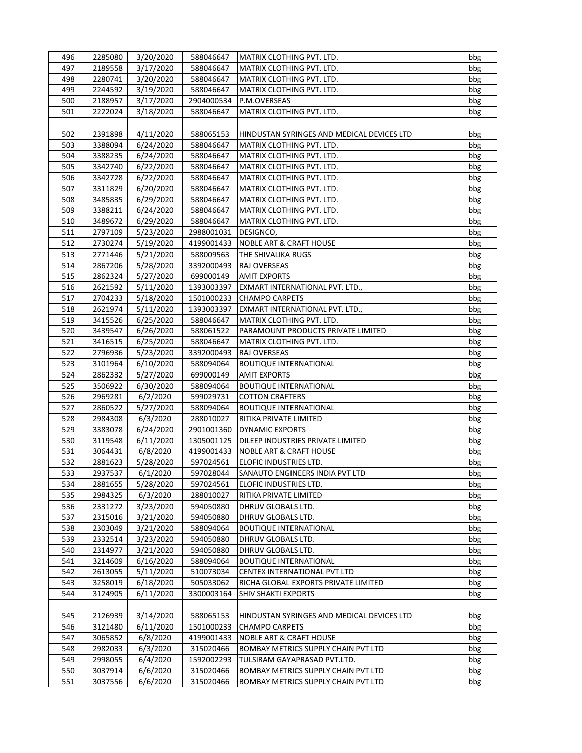| 496 | 2285080 | 3/20/2020 | 588046647 | MATRIX CLOTHING PVT. LTD. | bbg |
|---|---|---|---|---|---|
| 497 | 2189558 | 3/17/2020 | 588046647 | MATRIX CLOTHING PVT. LTD. | bbg |
| 498 | 2280741 | 3/20/2020 | 588046647 | MATRIX CLOTHING PVT. LTD. | bbg |
| 499 | 2244592 | 3/19/2020 | 588046647 | MATRIX CLOTHING PVT. LTD. | bbg |
| 500 | 2188957 | 3/17/2020 | 2904000534 | P.M.OVERSEAS | bbg |
| 501 | 2222024 | 3/18/2020 | 588046647 | MATRIX CLOTHING PVT. LTD. | bbg |
| 502 | 2391898 | 4/11/2020 | 588065153 | HINDUSTAN SYRINGES AND MEDICAL DEVICES LTD | bbg |
| 503 | 3388094 | 6/24/2020 | 588046647 | MATRIX CLOTHING PVT. LTD. | bbg |
| 504 | 3388235 | 6/24/2020 | 588046647 | MATRIX CLOTHING PVT. LTD. | bbg |
| 505 | 3342740 | 6/22/2020 | 588046647 | MATRIX CLOTHING PVT. LTD. | bbg |
| 506 | 3342728 | 6/22/2020 | 588046647 | MATRIX CLOTHING PVT. LTD. | bbg |
| 507 | 3311829 | 6/20/2020 | 588046647 | MATRIX CLOTHING PVT. LTD. | bbg |
| 508 | 3485835 | 6/29/2020 | 588046647 | MATRIX CLOTHING PVT. LTD. | bbg |
| 509 | 3388211 | 6/24/2020 | 588046647 | MATRIX CLOTHING PVT. LTD. | bbg |
| 510 | 3489672 | 6/29/2020 | 588046647 | MATRIX CLOTHING PVT. LTD. | bbg |
| 511 | 2797109 | 5/23/2020 | 2988001031 | DESIGNCO, | bbg |
| 512 | 2730274 | 5/19/2020 | 4199001433 | NOBLE ART & CRAFT HOUSE | bbg |
| 513 | 2771446 | 5/21/2020 | 588009563 | THE SHIVALIKA RUGS | bbg |
| 514 | 2867206 | 5/28/2020 | 3392000493 | RAJ OVERSEAS | bbg |
| 515 | 2862324 | 5/27/2020 | 699000149 | AMIT EXPORTS | bbg |
| 516 | 2621592 | 5/11/2020 | 1393003397 | EXMART INTERNATIONAL PVT. LTD., | bbg |
| 517 | 2704233 | 5/18/2020 | 1501000233 | CHAMPO CARPETS | bbg |
| 518 | 2621974 | 5/11/2020 | 1393003397 | EXMART INTERNATIONAL PVT. LTD., | bbg |
| 519 | 3415526 | 6/25/2020 | 588046647 | MATRIX CLOTHING PVT. LTD. | bbg |
| 520 | 3439547 | 6/26/2020 | 588061522 | PARAMOUNT PRODUCTS PRIVATE LIMITED | bbg |
| 521 | 3416515 | 6/25/2020 | 588046647 | MATRIX CLOTHING PVT. LTD. | bbg |
| 522 | 2796936 | 5/23/2020 | 3392000493 | RAJ OVERSEAS | bbg |
| 523 | 3101964 | 6/10/2020 | 588094064 | BOUTIQUE INTERNATIONAL | bbg |
| 524 | 2862332 | 5/27/2020 | 699000149 | AMIT EXPORTS | bbg |
| 525 | 3506922 | 6/30/2020 | 588094064 | BOUTIQUE INTERNATIONAL | bbg |
| 526 | 2969281 | 6/2/2020 | 599029731 | COTTON CRAFTERS | bbg |
| 527 | 2860522 | 5/27/2020 | 588094064 | BOUTIQUE INTERNATIONAL | bbg |
| 528 | 2984308 | 6/3/2020 | 288010027 | RITIKA PRIVATE LIMITED | bbg |
| 529 | 3383078 | 6/24/2020 | 2901001360 | DYNAMIC EXPORTS | bbg |
| 530 | 3119548 | 6/11/2020 | 1305001125 | DILEEP INDUSTRIES PRIVATE LIMITED | bbg |
| 531 | 3064431 | 6/8/2020 | 4199001433 | NOBLE ART & CRAFT HOUSE | bbg |
| 532 | 2881623 | 5/28/2020 | 597024561 | ELOFIC INDUSTRIES LTD. | bbg |
| 533 | 2937537 | 6/1/2020 | 597028044 | SANAUTO ENGINEERS INDIA PVT LTD | bbg |
| 534 | 2881655 | 5/28/2020 | 597024561 | ELOFIC INDUSTRIES LTD. | bbg |
| 535 | 2984325 | 6/3/2020 | 288010027 | RITIKA PRIVATE LIMITED | bbg |
| 536 | 2331272 | 3/23/2020 | 594050880 | DHRUV GLOBALS LTD. | bbg |
| 537 | 2315016 | 3/21/2020 | 594050880 | DHRUV GLOBALS LTD. | bbg |
| 538 | 2303049 | 3/21/2020 | 588094064 | BOUTIQUE INTERNATIONAL | bbg |
| 539 | 2332514 | 3/23/2020 | 594050880 | DHRUV GLOBALS LTD. | bbg |
| 540 | 2314977 | 3/21/2020 | 594050880 | DHRUV GLOBALS LTD. | bbg |
| 541 | 3214609 | 6/16/2020 | 588094064 | BOUTIQUE INTERNATIONAL | bbg |
| 542 | 2613055 | 5/11/2020 | 510073034 | CENTEX INTERNATIONAL PVT LTD | bbg |
| 543 | 3258019 | 6/18/2020 | 505033062 | RICHA GLOBAL EXPORTS PRIVATE LIMITED | bbg |
| 544 | 3124905 | 6/11/2020 | 3300003164 | SHIV SHAKTI EXPORTS | bbg |
| 545 | 2126939 | 3/14/2020 | 588065153 | HINDUSTAN SYRINGES AND MEDICAL DEVICES LTD | bbg |
| 546 | 3121480 | 6/11/2020 | 1501000233 | CHAMPO CARPETS | bbg |
| 547 | 3065852 | 6/8/2020 | 4199001433 | NOBLE ART & CRAFT HOUSE | bbg |
| 548 | 2982033 | 6/3/2020 | 315020466 | BOMBAY METRICS SUPPLY CHAIN PVT LTD | bbg |
| 549 | 2998055 | 6/4/2020 | 1592002293 | TULSIRAM GAYAPRASAD PVT.LTD. | bbg |
| 550 | 3037914 | 6/6/2020 | 315020466 | BOMBAY METRICS SUPPLY CHAIN PVT LTD | bbg |
| 551 | 3037556 | 6/6/2020 | 315020466 | BOMBAY METRICS SUPPLY CHAIN PVT LTD | bbg |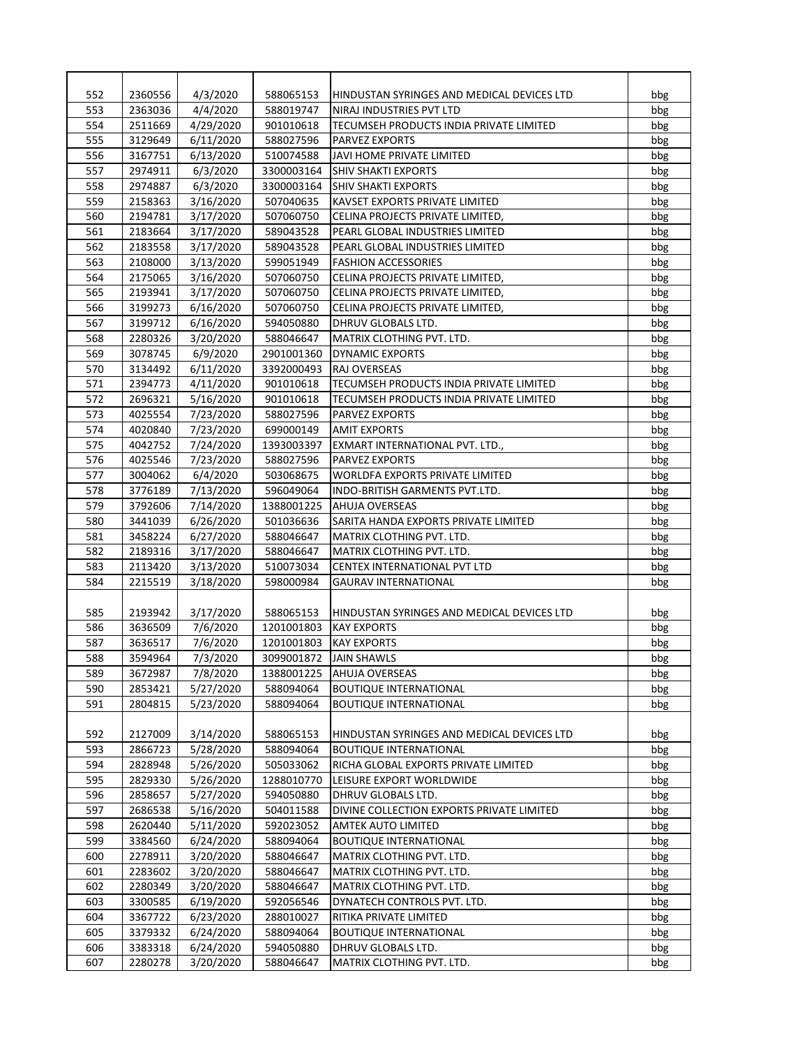| | | | | | |
|---|---|---|---|---|---|
| 552 | 2360556 | 4/3/2020 | 588065153 | HINDUSTAN SYRINGES AND MEDICAL DEVICES LTD | bbg |
| 553 | 2363036 | 4/4/2020 | 588019747 | NIRAJ INDUSTRIES PVT LTD | bbg |
| 554 | 2511669 | 4/29/2020 | 901010618 | TECUMSEH PRODUCTS INDIA PRIVATE LIMITED | bbg |
| 555 | 3129649 | 6/11/2020 | 588027596 | PARVEZ EXPORTS | bbg |
| 556 | 3167751 | 6/13/2020 | 510074588 | JAVI HOME PRIVATE LIMITED | bbg |
| 557 | 2974911 | 6/3/2020 | 3300003164 | SHIV SHAKTI EXPORTS | bbg |
| 558 | 2974887 | 6/3/2020 | 3300003164 | SHIV SHAKTI EXPORTS | bbg |
| 559 | 2158363 | 3/16/2020 | 507040635 | KAVSET EXPORTS PRIVATE LIMITED | bbg |
| 560 | 2194781 | 3/17/2020 | 507060750 | CELINA PROJECTS PRIVATE LIMITED, | bbg |
| 561 | 2183664 | 3/17/2020 | 589043528 | PEARL GLOBAL INDUSTRIES LIMITED | bbg |
| 562 | 2183558 | 3/17/2020 | 589043528 | PEARL GLOBAL INDUSTRIES LIMITED | bbg |
| 563 | 2108000 | 3/13/2020 | 599051949 | FASHION ACCESSORIES | bbg |
| 564 | 2175065 | 3/16/2020 | 507060750 | CELINA PROJECTS PRIVATE LIMITED, | bbg |
| 565 | 2193941 | 3/17/2020 | 507060750 | CELINA PROJECTS PRIVATE LIMITED, | bbg |
| 566 | 3199273 | 6/16/2020 | 507060750 | CELINA PROJECTS PRIVATE LIMITED, | bbg |
| 567 | 3199712 | 6/16/2020 | 594050880 | DHRUV GLOBALS LTD. | bbg |
| 568 | 2280326 | 3/20/2020 | 588046647 | MATRIX CLOTHING PVT. LTD. | bbg |
| 569 | 3078745 | 6/9/2020 | 2901001360 | DYNAMIC EXPORTS | bbg |
| 570 | 3134492 | 6/11/2020 | 3392000493 | RAJ OVERSEAS | bbg |
| 571 | 2394773 | 4/11/2020 | 901010618 | TECUMSEH PRODUCTS INDIA PRIVATE LIMITED | bbg |
| 572 | 2696321 | 5/16/2020 | 901010618 | TECUMSEH PRODUCTS INDIA PRIVATE LIMITED | bbg |
| 573 | 4025554 | 7/23/2020 | 588027596 | PARVEZ EXPORTS | bbg |
| 574 | 4020840 | 7/23/2020 | 699000149 | AMIT EXPORTS | bbg |
| 575 | 4042752 | 7/24/2020 | 1393003397 | EXMART INTERNATIONAL PVT. LTD., | bbg |
| 576 | 4025546 | 7/23/2020 | 588027596 | PARVEZ EXPORTS | bbg |
| 577 | 3004062 | 6/4/2020 | 503068675 | WORLDFA EXPORTS PRIVATE LIMITED | bbg |
| 578 | 3776189 | 7/13/2020 | 596049064 | INDO-BRITISH GARMENTS PVT.LTD. | bbg |
| 579 | 3792606 | 7/14/2020 | 1388001225 | AHUJA OVERSEAS | bbg |
| 580 | 3441039 | 6/26/2020 | 501036636 | SARITA HANDA EXPORTS PRIVATE LIMITED | bbg |
| 581 | 3458224 | 6/27/2020 | 588046647 | MATRIX CLOTHING PVT. LTD. | bbg |
| 582 | 2189316 | 3/17/2020 | 588046647 | MATRIX CLOTHING PVT. LTD. | bbg |
| 583 | 2113420 | 3/13/2020 | 510073034 | CENTEX INTERNATIONAL PVT LTD | bbg |
| 584 | 2215519 | 3/18/2020 | 598000984 | GAURAV INTERNATIONAL | bbg |
| 585 | 2193942 | 3/17/2020 | 588065153 | HINDUSTAN SYRINGES AND MEDICAL DEVICES LTD | bbg |
| 586 | 3636509 | 7/6/2020 | 1201001803 | KAY EXPORTS | bbg |
| 587 | 3636517 | 7/6/2020 | 1201001803 | KAY EXPORTS | bbg |
| 588 | 3594964 | 7/3/2020 | 3099001872 | JAIN SHAWLS | bbg |
| 589 | 3672987 | 7/8/2020 | 1388001225 | AHUJA OVERSEAS | bbg |
| 590 | 2853421 | 5/27/2020 | 588094064 | BOUTIQUE INTERNATIONAL | bbg |
| 591 | 2804815 | 5/23/2020 | 588094064 | BOUTIQUE INTERNATIONAL | bbg |
| 592 | 2127009 | 3/14/2020 | 588065153 | HINDUSTAN SYRINGES AND MEDICAL DEVICES LTD | bbg |
| 593 | 2866723 | 5/28/2020 | 588094064 | BOUTIQUE INTERNATIONAL | bbg |
| 594 | 2828948 | 5/26/2020 | 505033062 | RICHA GLOBAL EXPORTS PRIVATE LIMITED | bbg |
| 595 | 2829330 | 5/26/2020 | 1288010770 | LEISURE EXPORT WORLDWIDE | bbg |
| 596 | 2858657 | 5/27/2020 | 594050880 | DHRUV GLOBALS LTD. | bbg |
| 597 | 2686538 | 5/16/2020 | 504011588 | DIVINE COLLECTION EXPORTS PRIVATE LIMITED | bbg |
| 598 | 2620440 | 5/11/2020 | 592023052 | AMTEK AUTO LIMITED | bbg |
| 599 | 3384560 | 6/24/2020 | 588094064 | BOUTIQUE INTERNATIONAL | bbg |
| 600 | 2278911 | 3/20/2020 | 588046647 | MATRIX CLOTHING PVT. LTD. | bbg |
| 601 | 2283602 | 3/20/2020 | 588046647 | MATRIX CLOTHING PVT. LTD. | bbg |
| 602 | 2280349 | 3/20/2020 | 588046647 | MATRIX CLOTHING PVT. LTD. | bbg |
| 603 | 3300585 | 6/19/2020 | 592056546 | DYNATECH CONTROLS PVT. LTD. | bbg |
| 604 | 3367722 | 6/23/2020 | 288010027 | RITIKA PRIVATE LIMITED | bbg |
| 605 | 3379332 | 6/24/2020 | 588094064 | BOUTIQUE INTERNATIONAL | bbg |
| 606 | 3383318 | 6/24/2020 | 594050880 | DHRUV GLOBALS LTD. | bbg |
| 607 | 2280278 | 3/20/2020 | 588046647 | MATRIX CLOTHING PVT. LTD. | bbg |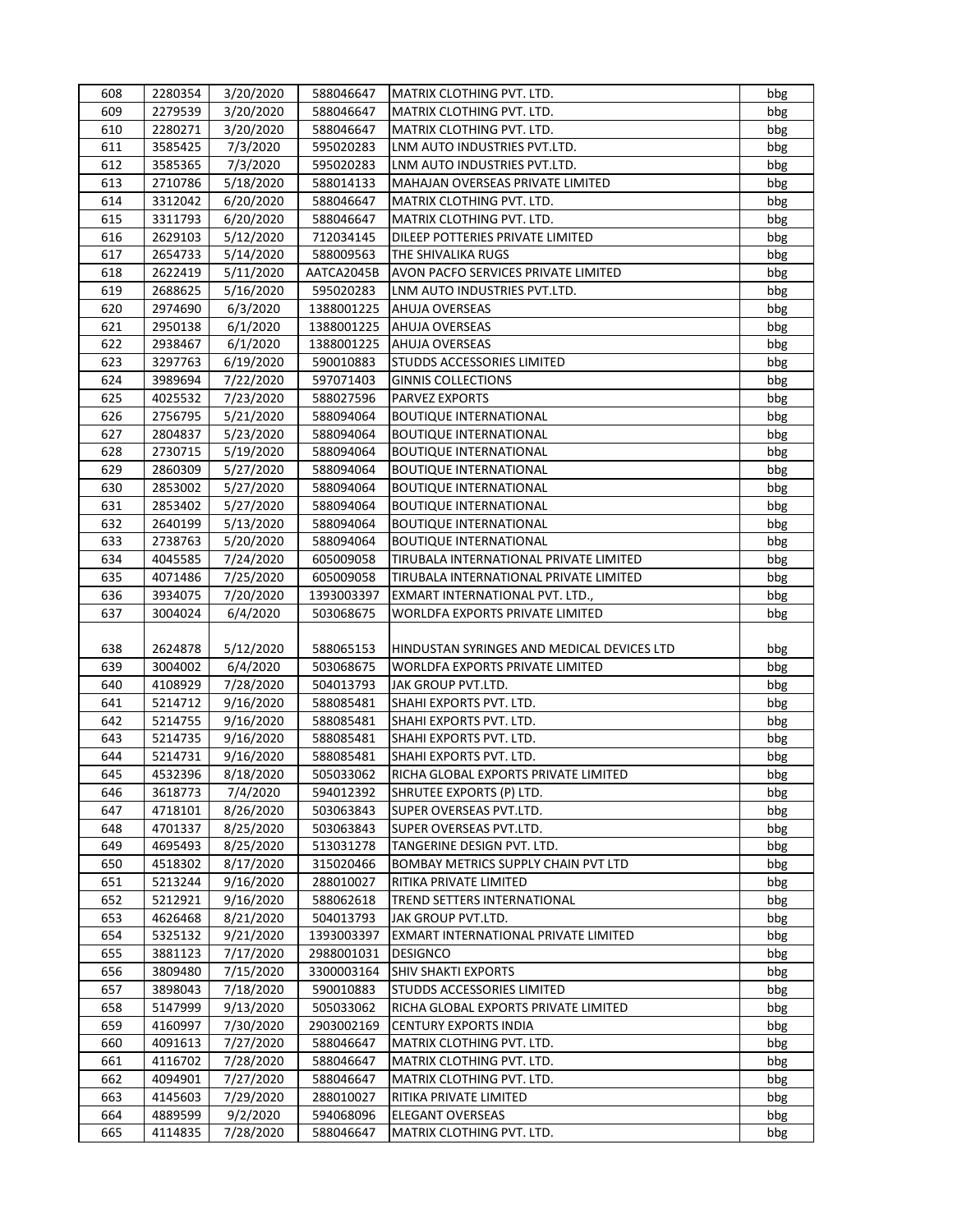| 608 | 2280354 | 3/20/2020 | 588046647 | MATRIX CLOTHING PVT. LTD. | bbg |
|---|---|---|---|---|---|
| 609 | 2279539 | 3/20/2020 | 588046647 | MATRIX CLOTHING PVT. LTD. | bbg |
| 610 | 2280271 | 3/20/2020 | 588046647 | MATRIX CLOTHING PVT. LTD. | bbg |
| 611 | 3585425 | 7/3/2020 | 595020283 | LNM AUTO INDUSTRIES PVT.LTD. | bbg |
| 612 | 3585365 | 7/3/2020 | 595020283 | LNM AUTO INDUSTRIES PVT.LTD. | bbg |
| 613 | 2710786 | 5/18/2020 | 588014133 | MAHAJAN OVERSEAS PRIVATE LIMITED | bbg |
| 614 | 3312042 | 6/20/2020 | 588046647 | MATRIX CLOTHING PVT. LTD. | bbg |
| 615 | 3311793 | 6/20/2020 | 588046647 | MATRIX CLOTHING PVT. LTD. | bbg |
| 616 | 2629103 | 5/12/2020 | 712034145 | DILEEP POTTERIES PRIVATE LIMITED | bbg |
| 617 | 2654733 | 5/14/2020 | 588009563 | THE SHIVALIKA RUGS | bbg |
| 618 | 2622419 | 5/11/2020 | AATCA2045B | AVON PACFO SERVICES PRIVATE LIMITED | bbg |
| 619 | 2688625 | 5/16/2020 | 595020283 | LNM AUTO INDUSTRIES PVT.LTD. | bbg |
| 620 | 2974690 | 6/3/2020 | 1388001225 | AHUJA OVERSEAS | bbg |
| 621 | 2950138 | 6/1/2020 | 1388001225 | AHUJA OVERSEAS | bbg |
| 622 | 2938467 | 6/1/2020 | 1388001225 | AHUJA OVERSEAS | bbg |
| 623 | 3297763 | 6/19/2020 | 590010883 | STUDDS ACCESSORIES LIMITED | bbg |
| 624 | 3989694 | 7/22/2020 | 597071403 | GINNIS COLLECTIONS | bbg |
| 625 | 4025532 | 7/23/2020 | 588027596 | PARVEZ EXPORTS | bbg |
| 626 | 2756795 | 5/21/2020 | 588094064 | BOUTIQUE INTERNATIONAL | bbg |
| 627 | 2804837 | 5/23/2020 | 588094064 | BOUTIQUE INTERNATIONAL | bbg |
| 628 | 2730715 | 5/19/2020 | 588094064 | BOUTIQUE INTERNATIONAL | bbg |
| 629 | 2860309 | 5/27/2020 | 588094064 | BOUTIQUE INTERNATIONAL | bbg |
| 630 | 2853002 | 5/27/2020 | 588094064 | BOUTIQUE INTERNATIONAL | bbg |
| 631 | 2853402 | 5/27/2020 | 588094064 | BOUTIQUE INTERNATIONAL | bbg |
| 632 | 2640199 | 5/13/2020 | 588094064 | BOUTIQUE INTERNATIONAL | bbg |
| 633 | 2738763 | 5/20/2020 | 588094064 | BOUTIQUE INTERNATIONAL | bbg |
| 634 | 4045585 | 7/24/2020 | 605009058 | TIRUBALA INTERNATIONAL PRIVATE LIMITED | bbg |
| 635 | 4071486 | 7/25/2020 | 605009058 | TIRUBALA INTERNATIONAL PRIVATE LIMITED | bbg |
| 636 | 3934075 | 7/20/2020 | 1393003397 | EXMART INTERNATIONAL PVT. LTD., | bbg |
| 637 | 3004024 | 6/4/2020 | 503068675 | WORLDFA EXPORTS PRIVATE LIMITED | bbg |
| 638 | 2624878 | 5/12/2020 | 588065153 | HINDUSTAN SYRINGES AND MEDICAL DEVICES LTD | bbg |
| 639 | 3004002 | 6/4/2020 | 503068675 | WORLDFA EXPORTS PRIVATE LIMITED | bbg |
| 640 | 4108929 | 7/28/2020 | 504013793 | JAK GROUP PVT.LTD. | bbg |
| 641 | 5214712 | 9/16/2020 | 588085481 | SHAHI EXPORTS PVT. LTD. | bbg |
| 642 | 5214755 | 9/16/2020 | 588085481 | SHAHI EXPORTS PVT. LTD. | bbg |
| 643 | 5214735 | 9/16/2020 | 588085481 | SHAHI EXPORTS PVT. LTD. | bbg |
| 644 | 5214731 | 9/16/2020 | 588085481 | SHAHI EXPORTS PVT. LTD. | bbg |
| 645 | 4532396 | 8/18/2020 | 505033062 | RICHA GLOBAL EXPORTS PRIVATE LIMITED | bbg |
| 646 | 3618773 | 7/4/2020 | 594012392 | SHRUTEE EXPORTS (P) LTD. | bbg |
| 647 | 4718101 | 8/26/2020 | 503063843 | SUPER OVERSEAS PVT.LTD. | bbg |
| 648 | 4701337 | 8/25/2020 | 503063843 | SUPER OVERSEAS PVT.LTD. | bbg |
| 649 | 4695493 | 8/25/2020 | 513031278 | TANGERINE DESIGN PVT. LTD. | bbg |
| 650 | 4518302 | 8/17/2020 | 315020466 | BOMBAY METRICS SUPPLY CHAIN PVT LTD | bbg |
| 651 | 5213244 | 9/16/2020 | 288010027 | RITIKA PRIVATE LIMITED | bbg |
| 652 | 5212921 | 9/16/2020 | 588062618 | TREND SETTERS INTERNATIONAL | bbg |
| 653 | 4626468 | 8/21/2020 | 504013793 | JAK GROUP PVT.LTD. | bbg |
| 654 | 5325132 | 9/21/2020 | 1393003397 | EXMART INTERNATIONAL PRIVATE LIMITED | bbg |
| 655 | 3881123 | 7/17/2020 | 2988001031 | DESIGNCO | bbg |
| 656 | 3809480 | 7/15/2020 | 3300003164 | SHIV SHAKTI EXPORTS | bbg |
| 657 | 3898043 | 7/18/2020 | 590010883 | STUDDS ACCESSORIES LIMITED | bbg |
| 658 | 5147999 | 9/13/2020 | 505033062 | RICHA GLOBAL EXPORTS PRIVATE LIMITED | bbg |
| 659 | 4160997 | 7/30/2020 | 2903002169 | CENTURY EXPORTS INDIA | bbg |
| 660 | 4091613 | 7/27/2020 | 588046647 | MATRIX CLOTHING PVT. LTD. | bbg |
| 661 | 4116702 | 7/28/2020 | 588046647 | MATRIX CLOTHING PVT. LTD. | bbg |
| 662 | 4094901 | 7/27/2020 | 588046647 | MATRIX CLOTHING PVT. LTD. | bbg |
| 663 | 4145603 | 7/29/2020 | 288010027 | RITIKA PRIVATE LIMITED | bbg |
| 664 | 4889599 | 9/2/2020 | 594068096 | ELEGANT OVERSEAS | bbg |
| 665 | 4114835 | 7/28/2020 | 588046647 | MATRIX CLOTHING PVT. LTD. | bbg |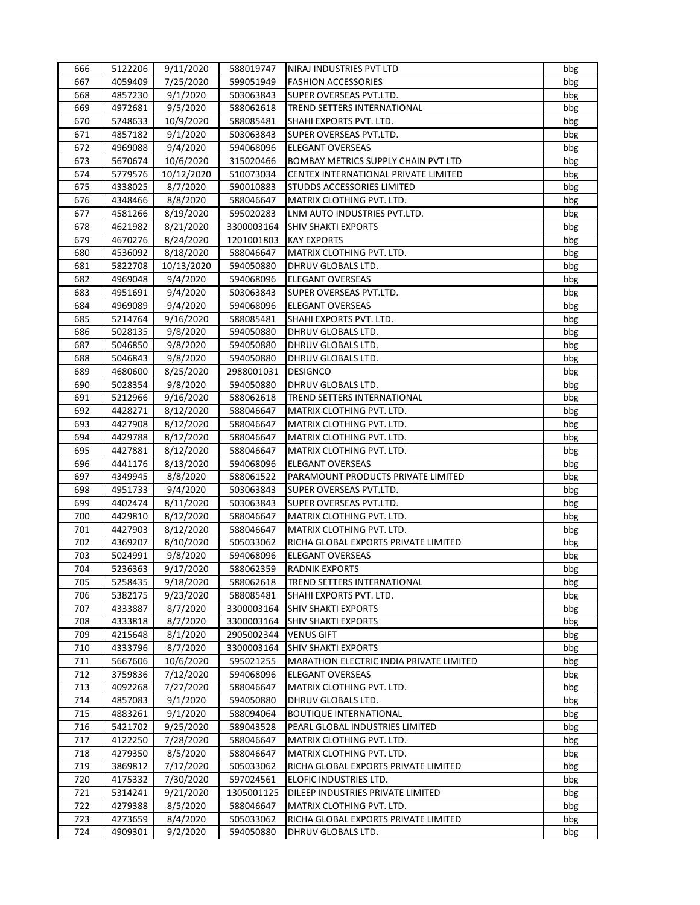| | | | | | |
|---|---|---|---|---|---|
| 666 | 5122206 | 9/11/2020 | 588019747 | NIRAJ INDUSTRIES PVT LTD | bbg |
| 667 | 4059409 | 7/25/2020 | 599051949 | FASHION ACCESSORIES | bbg |
| 668 | 4857230 | 9/1/2020 | 503063843 | SUPER OVERSEAS PVT.LTD. | bbg |
| 669 | 4972681 | 9/5/2020 | 588062618 | TREND SETTERS INTERNATIONAL | bbg |
| 670 | 5748633 | 10/9/2020 | 588085481 | SHAHI EXPORTS PVT. LTD. | bbg |
| 671 | 4857182 | 9/1/2020 | 503063843 | SUPER OVERSEAS PVT.LTD. | bbg |
| 672 | 4969088 | 9/4/2020 | 594068096 | ELEGANT OVERSEAS | bbg |
| 673 | 5670674 | 10/6/2020 | 315020466 | BOMBAY METRICS SUPPLY CHAIN PVT LTD | bbg |
| 674 | 5779576 | 10/12/2020 | 510073034 | CENTEX INTERNATIONAL PRIVATE LIMITED | bbg |
| 675 | 4338025 | 8/7/2020 | 590010883 | STUDDS ACCESSORIES LIMITED | bbg |
| 676 | 4348466 | 8/8/2020 | 588046647 | MATRIX CLOTHING PVT. LTD. | bbg |
| 677 | 4581266 | 8/19/2020 | 595020283 | LNM AUTO INDUSTRIES PVT.LTD. | bbg |
| 678 | 4621982 | 8/21/2020 | 3300003164 | SHIV SHAKTI EXPORTS | bbg |
| 679 | 4670276 | 8/24/2020 | 1201001803 | KAY EXPORTS | bbg |
| 680 | 4536092 | 8/18/2020 | 588046647 | MATRIX CLOTHING PVT. LTD. | bbg |
| 681 | 5822708 | 10/13/2020 | 594050880 | DHRUV GLOBALS LTD. | bbg |
| 682 | 4969048 | 9/4/2020 | 594068096 | ELEGANT OVERSEAS | bbg |
| 683 | 4951691 | 9/4/2020 | 503063843 | SUPER OVERSEAS PVT.LTD. | bbg |
| 684 | 4969089 | 9/4/2020 | 594068096 | ELEGANT OVERSEAS | bbg |
| 685 | 5214764 | 9/16/2020 | 588085481 | SHAHI EXPORTS PVT. LTD. | bbg |
| 686 | 5028135 | 9/8/2020 | 594050880 | DHRUV GLOBALS LTD. | bbg |
| 687 | 5046850 | 9/8/2020 | 594050880 | DHRUV GLOBALS LTD. | bbg |
| 688 | 5046843 | 9/8/2020 | 594050880 | DHRUV GLOBALS LTD. | bbg |
| 689 | 4680600 | 8/25/2020 | 2988001031 | DESIGNCO | bbg |
| 690 | 5028354 | 9/8/2020 | 594050880 | DHRUV GLOBALS LTD. | bbg |
| 691 | 5212966 | 9/16/2020 | 588062618 | TREND SETTERS INTERNATIONAL | bbg |
| 692 | 4428271 | 8/12/2020 | 588046647 | MATRIX CLOTHING PVT. LTD. | bbg |
| 693 | 4427908 | 8/12/2020 | 588046647 | MATRIX CLOTHING PVT. LTD. | bbg |
| 694 | 4429788 | 8/12/2020 | 588046647 | MATRIX CLOTHING PVT. LTD. | bbg |
| 695 | 4427881 | 8/12/2020 | 588046647 | MATRIX CLOTHING PVT. LTD. | bbg |
| 696 | 4441176 | 8/13/2020 | 594068096 | ELEGANT OVERSEAS | bbg |
| 697 | 4349945 | 8/8/2020 | 588061522 | PARAMOUNT PRODUCTS PRIVATE LIMITED | bbg |
| 698 | 4951733 | 9/4/2020 | 503063843 | SUPER OVERSEAS PVT.LTD. | bbg |
| 699 | 4402474 | 8/11/2020 | 503063843 | SUPER OVERSEAS PVT.LTD. | bbg |
| 700 | 4429810 | 8/12/2020 | 588046647 | MATRIX CLOTHING PVT. LTD. | bbg |
| 701 | 4427903 | 8/12/2020 | 588046647 | MATRIX CLOTHING PVT. LTD. | bbg |
| 702 | 4369207 | 8/10/2020 | 505033062 | RICHA GLOBAL EXPORTS PRIVATE LIMITED | bbg |
| 703 | 5024991 | 9/8/2020 | 594068096 | ELEGANT OVERSEAS | bbg |
| 704 | 5236363 | 9/17/2020 | 588062359 | RADNIK EXPORTS | bbg |
| 705 | 5258435 | 9/18/2020 | 588062618 | TREND SETTERS INTERNATIONAL | bbg |
| 706 | 5382175 | 9/23/2020 | 588085481 | SHAHI EXPORTS PVT. LTD. | bbg |
| 707 | 4333887 | 8/7/2020 | 3300003164 | SHIV SHAKTI EXPORTS | bbg |
| 708 | 4333818 | 8/7/2020 | 3300003164 | SHIV SHAKTI EXPORTS | bbg |
| 709 | 4215648 | 8/1/2020 | 2905002344 | VENUS GIFT | bbg |
| 710 | 4333796 | 8/7/2020 | 3300003164 | SHIV SHAKTI EXPORTS | bbg |
| 711 | 5667606 | 10/6/2020 | 595021255 | MARATHON ELECTRIC INDIA PRIVATE LIMITED | bbg |
| 712 | 3759836 | 7/12/2020 | 594068096 | ELEGANT OVERSEAS | bbg |
| 713 | 4092268 | 7/27/2020 | 588046647 | MATRIX CLOTHING PVT. LTD. | bbg |
| 714 | 4857083 | 9/1/2020 | 594050880 | DHRUV GLOBALS LTD. | bbg |
| 715 | 4883261 | 9/1/2020 | 588094064 | BOUTIQUE INTERNATIONAL | bbg |
| 716 | 5421702 | 9/25/2020 | 589043528 | PEARL GLOBAL INDUSTRIES LIMITED | bbg |
| 717 | 4122250 | 7/28/2020 | 588046647 | MATRIX CLOTHING PVT. LTD. | bbg |
| 718 | 4279350 | 8/5/2020 | 588046647 | MATRIX CLOTHING PVT. LTD. | bbg |
| 719 | 3869812 | 7/17/2020 | 505033062 | RICHA GLOBAL EXPORTS PRIVATE LIMITED | bbg |
| 720 | 4175332 | 7/30/2020 | 597024561 | ELOFIC INDUSTRIES LTD. | bbg |
| 721 | 5314241 | 9/21/2020 | 1305001125 | DILEEP INDUSTRIES PRIVATE LIMITED | bbg |
| 722 | 4279388 | 8/5/2020 | 588046647 | MATRIX CLOTHING PVT. LTD. | bbg |
| 723 | 4273659 | 8/4/2020 | 505033062 | RICHA GLOBAL EXPORTS PRIVATE LIMITED | bbg |
| 724 | 4909301 | 9/2/2020 | 594050880 | DHRUV GLOBALS LTD. | bbg |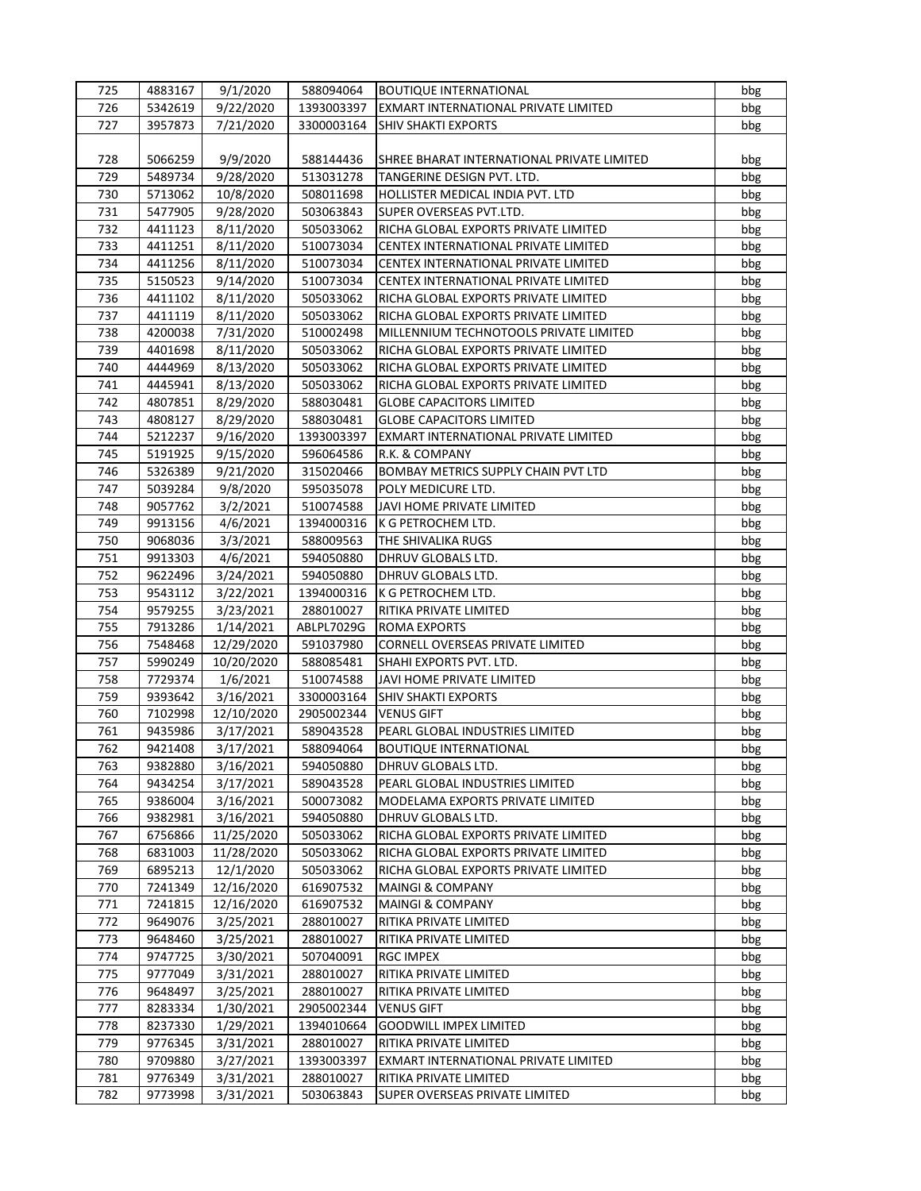| 725 | 4883167 | 9/1/2020 | 588094064 | BOUTIQUE INTERNATIONAL | bbg |
|---|---|---|---|---|---|
| 726 | 5342619 | 9/22/2020 | 1393003397 | EXMART INTERNATIONAL PRIVATE LIMITED | bbg |
| 727 | 3957873 | 7/21/2020 | 3300003164 | SHIV SHAKTI EXPORTS | bbg |
| 728 | 5066259 | 9/9/2020 | 588144436 | SHREE BHARAT INTERNATIONAL PRIVATE LIMITED | bbg |
| 729 | 5489734 | 9/28/2020 | 513031278 | TANGERINE DESIGN PVT. LTD. | bbg |
| 730 | 5713062 | 10/8/2020 | 508011698 | HOLLISTER MEDICAL INDIA PVT. LTD | bbg |
| 731 | 5477905 | 9/28/2020 | 503063843 | SUPER OVERSEAS PVT.LTD. | bbg |
| 732 | 4411123 | 8/11/2020 | 505033062 | RICHA GLOBAL EXPORTS PRIVATE LIMITED | bbg |
| 733 | 4411251 | 8/11/2020 | 510073034 | CENTEX INTERNATIONAL PRIVATE LIMITED | bbg |
| 734 | 4411256 | 8/11/2020 | 510073034 | CENTEX INTERNATIONAL PRIVATE LIMITED | bbg |
| 735 | 5150523 | 9/14/2020 | 510073034 | CENTEX INTERNATIONAL PRIVATE LIMITED | bbg |
| 736 | 4411102 | 8/11/2020 | 505033062 | RICHA GLOBAL EXPORTS PRIVATE LIMITED | bbg |
| 737 | 4411119 | 8/11/2020 | 505033062 | RICHA GLOBAL EXPORTS PRIVATE LIMITED | bbg |
| 738 | 4200038 | 7/31/2020 | 510002498 | MILLENNIUM TECHNOTOOLS PRIVATE LIMITED | bbg |
| 739 | 4401698 | 8/11/2020 | 505033062 | RICHA GLOBAL EXPORTS PRIVATE LIMITED | bbg |
| 740 | 4444969 | 8/13/2020 | 505033062 | RICHA GLOBAL EXPORTS PRIVATE LIMITED | bbg |
| 741 | 4445941 | 8/13/2020 | 505033062 | RICHA GLOBAL EXPORTS PRIVATE LIMITED | bbg |
| 742 | 4807851 | 8/29/2020 | 588030481 | GLOBE CAPACITORS LIMITED | bbg |
| 743 | 4808127 | 8/29/2020 | 588030481 | GLOBE CAPACITORS LIMITED | bbg |
| 744 | 5212237 | 9/16/2020 | 1393003397 | EXMART INTERNATIONAL PRIVATE LIMITED | bbg |
| 745 | 5191925 | 9/15/2020 | 596064586 | R.K. & COMPANY | bbg |
| 746 | 5326389 | 9/21/2020 | 315020466 | BOMBAY METRICS SUPPLY CHAIN PVT LTD | bbg |
| 747 | 5039284 | 9/8/2020 | 595035078 | POLY MEDICURE LTD. | bbg |
| 748 | 9057762 | 3/2/2021 | 510074588 | JAVI HOME PRIVATE LIMITED | bbg |
| 749 | 9913156 | 4/6/2021 | 1394000316 | K G PETROCHEM LTD. | bbg |
| 750 | 9068036 | 3/3/2021 | 588009563 | THE SHIVALIKA RUGS | bbg |
| 751 | 9913303 | 4/6/2021 | 594050880 | DHRUV GLOBALS LTD. | bbg |
| 752 | 9622496 | 3/24/2021 | 594050880 | DHRUV GLOBALS LTD. | bbg |
| 753 | 9543112 | 3/22/2021 | 1394000316 | K G PETROCHEM LTD. | bbg |
| 754 | 9579255 | 3/23/2021 | 288010027 | RITIKA PRIVATE LIMITED | bbg |
| 755 | 7913286 | 1/14/2021 | ABLPL7029G | ROMA EXPORTS | bbg |
| 756 | 7548468 | 12/29/2020 | 591037980 | CORNELL OVERSEAS PRIVATE LIMITED | bbg |
| 757 | 5990249 | 10/20/2020 | 588085481 | SHAHI EXPORTS PVT. LTD. | bbg |
| 758 | 7729374 | 1/6/2021 | 510074588 | JAVI HOME PRIVATE LIMITED | bbg |
| 759 | 9393642 | 3/16/2021 | 3300003164 | SHIV SHAKTI EXPORTS | bbg |
| 760 | 7102998 | 12/10/2020 | 2905002344 | VENUS GIFT | bbg |
| 761 | 9435986 | 3/17/2021 | 589043528 | PEARL GLOBAL INDUSTRIES LIMITED | bbg |
| 762 | 9421408 | 3/17/2021 | 588094064 | BOUTIQUE INTERNATIONAL | bbg |
| 763 | 9382880 | 3/16/2021 | 594050880 | DHRUV GLOBALS LTD. | bbg |
| 764 | 9434254 | 3/17/2021 | 589043528 | PEARL GLOBAL INDUSTRIES LIMITED | bbg |
| 765 | 9386004 | 3/16/2021 | 500073082 | MODELAMA EXPORTS PRIVATE LIMITED | bbg |
| 766 | 9382981 | 3/16/2021 | 594050880 | DHRUV GLOBALS LTD. | bbg |
| 767 | 6756866 | 11/25/2020 | 505033062 | RICHA GLOBAL EXPORTS PRIVATE LIMITED | bbg |
| 768 | 6831003 | 11/28/2020 | 505033062 | RICHA GLOBAL EXPORTS PRIVATE LIMITED | bbg |
| 769 | 6895213 | 12/1/2020 | 505033062 | RICHA GLOBAL EXPORTS PRIVATE LIMITED | bbg |
| 770 | 7241349 | 12/16/2020 | 616907532 | MAINGI & COMPANY | bbg |
| 771 | 7241815 | 12/16/2020 | 616907532 | MAINGI & COMPANY | bbg |
| 772 | 9649076 | 3/25/2021 | 288010027 | RITIKA PRIVATE LIMITED | bbg |
| 773 | 9648460 | 3/25/2021 | 288010027 | RITIKA PRIVATE LIMITED | bbg |
| 774 | 9747725 | 3/30/2021 | 507040091 | RGC IMPEX | bbg |
| 775 | 9777049 | 3/31/2021 | 288010027 | RITIKA PRIVATE LIMITED | bbg |
| 776 | 9648497 | 3/25/2021 | 288010027 | RITIKA PRIVATE LIMITED | bbg |
| 777 | 8283334 | 1/30/2021 | 2905002344 | VENUS GIFT | bbg |
| 778 | 8237330 | 1/29/2021 | 1394010664 | GOODWILL IMPEX LIMITED | bbg |
| 779 | 9776345 | 3/31/2021 | 288010027 | RITIKA PRIVATE LIMITED | bbg |
| 780 | 9709880 | 3/27/2021 | 1393003397 | EXMART INTERNATIONAL PRIVATE LIMITED | bbg |
| 781 | 9776349 | 3/31/2021 | 288010027 | RITIKA PRIVATE LIMITED | bbg |
| 782 | 9773998 | 3/31/2021 | 503063843 | SUPER OVERSEAS PRIVATE LIMITED | bbg |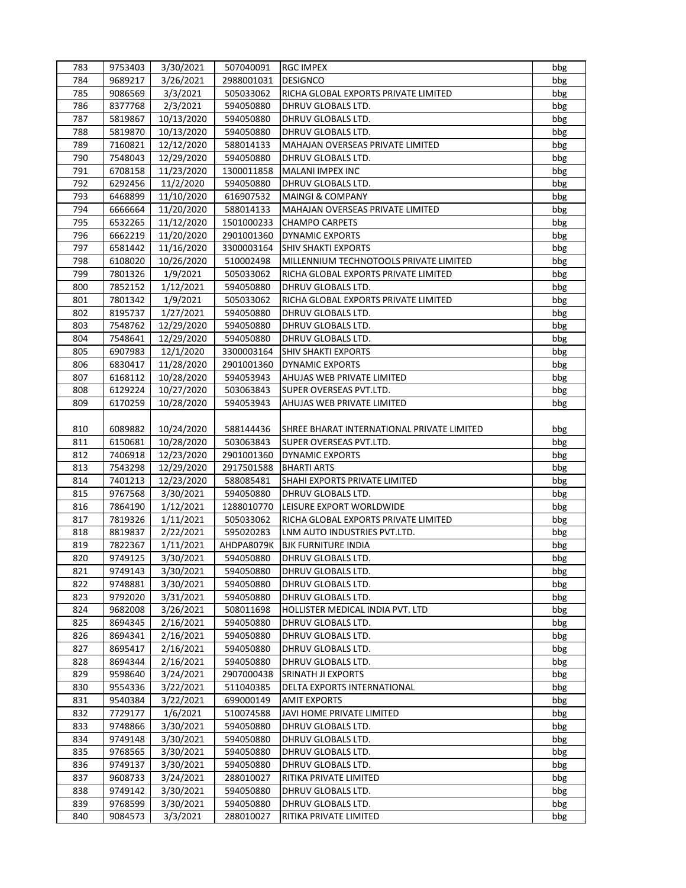| 783 | 9753403 | 3/30/2021 | 507040091 | RGC IMPEX | bbg |
|---|---|---|---|---|---|
| 784 | 9689217 | 3/26/2021 | 2988001031 | DESIGNCO | bbg |
| 785 | 9086569 | 3/3/2021 | 505033062 | RICHA GLOBAL EXPORTS PRIVATE LIMITED | bbg |
| 786 | 8377768 | 2/3/2021 | 594050880 | DHRUV GLOBALS LTD. | bbg |
| 787 | 5819867 | 10/13/2020 | 594050880 | DHRUV GLOBALS LTD. | bbg |
| 788 | 5819870 | 10/13/2020 | 594050880 | DHRUV GLOBALS LTD. | bbg |
| 789 | 7160821 | 12/12/2020 | 588014133 | MAHAJAN OVERSEAS PRIVATE LIMITED | bbg |
| 790 | 7548043 | 12/29/2020 | 594050880 | DHRUV GLOBALS LTD. | bbg |
| 791 | 6708158 | 11/23/2020 | 1300011858 | MALANI IMPEX INC | bbg |
| 792 | 6292456 | 11/2/2020 | 594050880 | DHRUV GLOBALS LTD. | bbg |
| 793 | 6468899 | 11/10/2020 | 616907532 | MAINGI & COMPANY | bbg |
| 794 | 6666664 | 11/20/2020 | 588014133 | MAHAJAN OVERSEAS PRIVATE LIMITED | bbg |
| 795 | 6532265 | 11/12/2020 | 1501000233 | CHAMPO CARPETS | bbg |
| 796 | 6662219 | 11/20/2020 | 2901001360 | DYNAMIC EXPORTS | bbg |
| 797 | 6581442 | 11/16/2020 | 3300003164 | SHIV SHAKTI EXPORTS | bbg |
| 798 | 6108020 | 10/26/2020 | 510002498 | MILLENNIUM TECHNOTOOLS PRIVATE LIMITED | bbg |
| 799 | 7801326 | 1/9/2021 | 505033062 | RICHA GLOBAL EXPORTS PRIVATE LIMITED | bbg |
| 800 | 7852152 | 1/12/2021 | 594050880 | DHRUV GLOBALS LTD. | bbg |
| 801 | 7801342 | 1/9/2021 | 505033062 | RICHA GLOBAL EXPORTS PRIVATE LIMITED | bbg |
| 802 | 8195737 | 1/27/2021 | 594050880 | DHRUV GLOBALS LTD. | bbg |
| 803 | 7548762 | 12/29/2020 | 594050880 | DHRUV GLOBALS LTD. | bbg |
| 804 | 7548641 | 12/29/2020 | 594050880 | DHRUV GLOBALS LTD. | bbg |
| 805 | 6907983 | 12/1/2020 | 3300003164 | SHIV SHAKTI EXPORTS | bbg |
| 806 | 6830417 | 11/28/2020 | 2901001360 | DYNAMIC EXPORTS | bbg |
| 807 | 6168112 | 10/28/2020 | 594053943 | AHUJAS WEB PRIVATE LIMITED | bbg |
| 808 | 6129224 | 10/27/2020 | 503063843 | SUPER OVERSEAS PVT.LTD. | bbg |
| 809 | 6170259 | 10/28/2020 | 594053943 | AHUJAS WEB PRIVATE LIMITED | bbg |
| 810 | 6089882 | 10/24/2020 | 588144436 | SHREE BHARAT INTERNATIONAL PRIVATE LIMITED | bbg |
| 811 | 6150681 | 10/28/2020 | 503063843 | SUPER OVERSEAS PVT.LTD. | bbg |
| 812 | 7406918 | 12/23/2020 | 2901001360 | DYNAMIC EXPORTS | bbg |
| 813 | 7543298 | 12/29/2020 | 2917501588 | BHARTI ARTS | bbg |
| 814 | 7401213 | 12/23/2020 | 588085481 | SHAHI EXPORTS PRIVATE LIMITED | bbg |
| 815 | 9767568 | 3/30/2021 | 594050880 | DHRUV GLOBALS LTD. | bbg |
| 816 | 7864190 | 1/12/2021 | 1288010770 | LEISURE EXPORT WORLDWIDE | bbg |
| 817 | 7819326 | 1/11/2021 | 505033062 | RICHA GLOBAL EXPORTS PRIVATE LIMITED | bbg |
| 818 | 8819837 | 2/22/2021 | 595020283 | LNM AUTO INDUSTRIES PVT.LTD. | bbg |
| 819 | 7822367 | 1/11/2021 | AHDPA8079K | BJK FURNITURE INDIA | bbg |
| 820 | 9749125 | 3/30/2021 | 594050880 | DHRUV GLOBALS LTD. | bbg |
| 821 | 9749143 | 3/30/2021 | 594050880 | DHRUV GLOBALS LTD. | bbg |
| 822 | 9748881 | 3/30/2021 | 594050880 | DHRUV GLOBALS LTD. | bbg |
| 823 | 9792020 | 3/31/2021 | 594050880 | DHRUV GLOBALS LTD. | bbg |
| 824 | 9682008 | 3/26/2021 | 508011698 | HOLLISTER MEDICAL INDIA PVT. LTD | bbg |
| 825 | 8694345 | 2/16/2021 | 594050880 | DHRUV GLOBALS LTD. | bbg |
| 826 | 8694341 | 2/16/2021 | 594050880 | DHRUV GLOBALS LTD. | bbg |
| 827 | 8695417 | 2/16/2021 | 594050880 | DHRUV GLOBALS LTD. | bbg |
| 828 | 8694344 | 2/16/2021 | 594050880 | DHRUV GLOBALS LTD. | bbg |
| 829 | 9598640 | 3/24/2021 | 2907000438 | SRINATH JI EXPORTS | bbg |
| 830 | 9554336 | 3/22/2021 | 511040385 | DELTA EXPORTS INTERNATIONAL | bbg |
| 831 | 9540384 | 3/22/2021 | 699000149 | AMIT EXPORTS | bbg |
| 832 | 7729177 | 1/6/2021 | 510074588 | JAVI HOME PRIVATE LIMITED | bbg |
| 833 | 9748866 | 3/30/2021 | 594050880 | DHRUV GLOBALS LTD. | bbg |
| 834 | 9749148 | 3/30/2021 | 594050880 | DHRUV GLOBALS LTD. | bbg |
| 835 | 9768565 | 3/30/2021 | 594050880 | DHRUV GLOBALS LTD. | bbg |
| 836 | 9749137 | 3/30/2021 | 594050880 | DHRUV GLOBALS LTD. | bbg |
| 837 | 9608733 | 3/24/2021 | 288010027 | RITIKA PRIVATE LIMITED | bbg |
| 838 | 9749142 | 3/30/2021 | 594050880 | DHRUV GLOBALS LTD. | bbg |
| 839 | 9768599 | 3/30/2021 | 594050880 | DHRUV GLOBALS LTD. | bbg |
| 840 | 9084573 | 3/3/2021 | 288010027 | RITIKA PRIVATE LIMITED | bbg |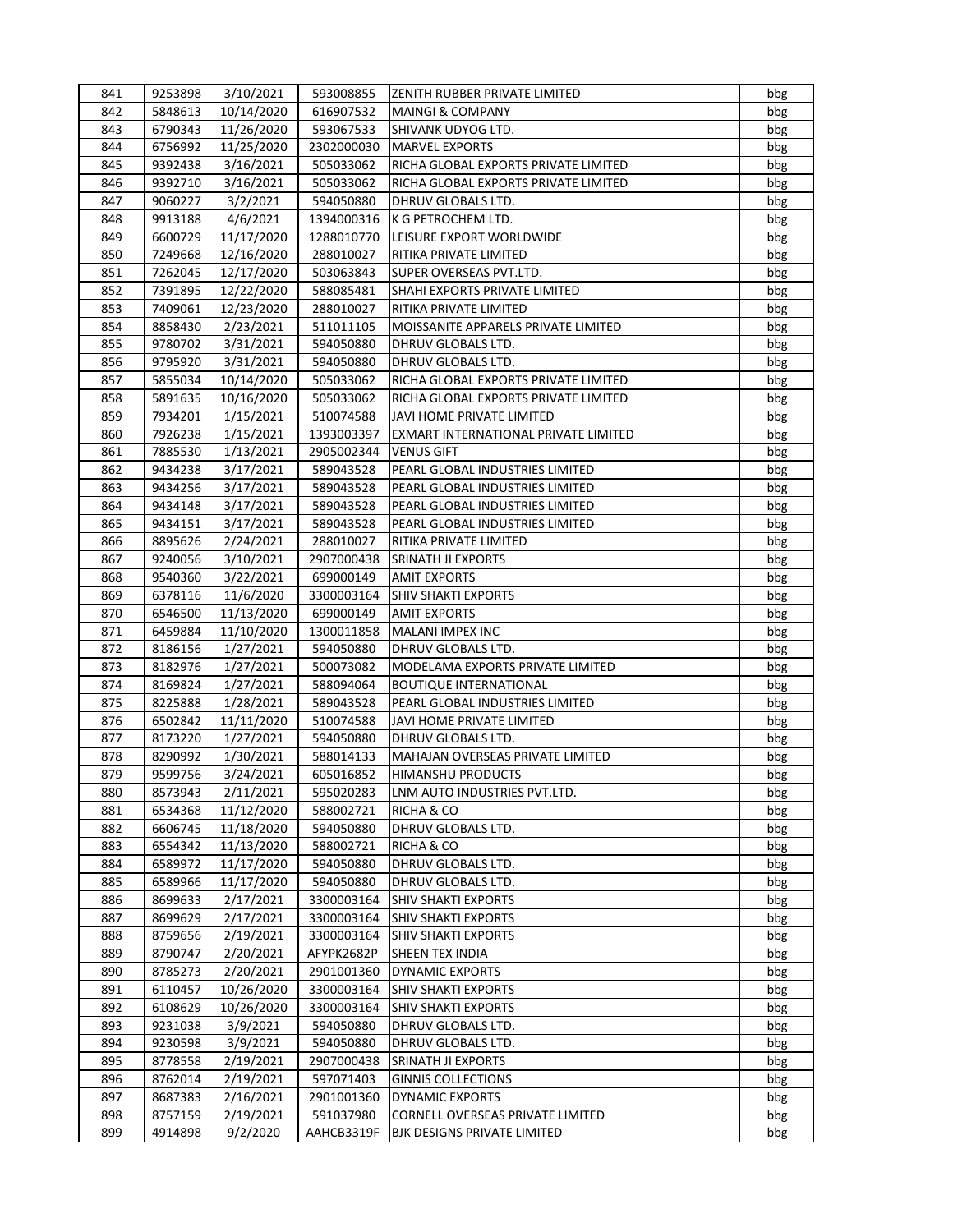| 841 | 9253898 | 3/10/2021 | 593008855 | ZENITH RUBBER PRIVATE LIMITED | bbg |
|---|---|---|---|---|---|
| 842 | 5848613 | 10/14/2020 | 616907532 | MAINGI & COMPANY | bbg |
| 843 | 6790343 | 11/26/2020 | 593067533 | SHIVANK UDYOG LTD. | bbg |
| 844 | 6756992 | 11/25/2020 | 2302000030 | MARVEL EXPORTS | bbg |
| 845 | 9392438 | 3/16/2021 | 505033062 | RICHA GLOBAL EXPORTS PRIVATE LIMITED | bbg |
| 846 | 9392710 | 3/16/2021 | 505033062 | RICHA GLOBAL EXPORTS PRIVATE LIMITED | bbg |
| 847 | 9060227 | 3/2/2021 | 594050880 | DHRUV GLOBALS LTD. | bbg |
| 848 | 9913188 | 4/6/2021 | 1394000316 | K G PETROCHEM LTD. | bbg |
| 849 | 6600729 | 11/17/2020 | 1288010770 | LEISURE EXPORT WORLDWIDE | bbg |
| 850 | 7249668 | 12/16/2020 | 288010027 | RITIKA PRIVATE LIMITED | bbg |
| 851 | 7262045 | 12/17/2020 | 503063843 | SUPER OVERSEAS PVT.LTD. | bbg |
| 852 | 7391895 | 12/22/2020 | 588085481 | SHAHI EXPORTS PRIVATE LIMITED | bbg |
| 853 | 7409061 | 12/23/2020 | 288010027 | RITIKA PRIVATE LIMITED | bbg |
| 854 | 8858430 | 2/23/2021 | 511011105 | MOISSANITE APPARELS PRIVATE LIMITED | bbg |
| 855 | 9780702 | 3/31/2021 | 594050880 | DHRUV GLOBALS LTD. | bbg |
| 856 | 9795920 | 3/31/2021 | 594050880 | DHRUV GLOBALS LTD. | bbg |
| 857 | 5855034 | 10/14/2020 | 505033062 | RICHA GLOBAL EXPORTS PRIVATE LIMITED | bbg |
| 858 | 5891635 | 10/16/2020 | 505033062 | RICHA GLOBAL EXPORTS PRIVATE LIMITED | bbg |
| 859 | 7934201 | 1/15/2021 | 510074588 | JAVI HOME PRIVATE LIMITED | bbg |
| 860 | 7926238 | 1/15/2021 | 1393003397 | EXMART INTERNATIONAL PRIVATE LIMITED | bbg |
| 861 | 7885530 | 1/13/2021 | 2905002344 | VENUS GIFT | bbg |
| 862 | 9434238 | 3/17/2021 | 589043528 | PEARL GLOBAL INDUSTRIES LIMITED | bbg |
| 863 | 9434256 | 3/17/2021 | 589043528 | PEARL GLOBAL INDUSTRIES LIMITED | bbg |
| 864 | 9434148 | 3/17/2021 | 589043528 | PEARL GLOBAL INDUSTRIES LIMITED | bbg |
| 865 | 9434151 | 3/17/2021 | 589043528 | PEARL GLOBAL INDUSTRIES LIMITED | bbg |
| 866 | 8895626 | 2/24/2021 | 288010027 | RITIKA PRIVATE LIMITED | bbg |
| 867 | 9240056 | 3/10/2021 | 2907000438 | SRINATH JI EXPORTS | bbg |
| 868 | 9540360 | 3/22/2021 | 699000149 | AMIT EXPORTS | bbg |
| 869 | 6378116 | 11/6/2020 | 3300003164 | SHIV SHAKTI EXPORTS | bbg |
| 870 | 6546500 | 11/13/2020 | 699000149 | AMIT EXPORTS | bbg |
| 871 | 6459884 | 11/10/2020 | 1300011858 | MALANI IMPEX INC | bbg |
| 872 | 8186156 | 1/27/2021 | 594050880 | DHRUV GLOBALS LTD. | bbg |
| 873 | 8182976 | 1/27/2021 | 500073082 | MODELAMA EXPORTS PRIVATE LIMITED | bbg |
| 874 | 8169824 | 1/27/2021 | 588094064 | BOUTIQUE INTERNATIONAL | bbg |
| 875 | 8225888 | 1/28/2021 | 589043528 | PEARL GLOBAL INDUSTRIES LIMITED | bbg |
| 876 | 6502842 | 11/11/2020 | 510074588 | JAVI HOME PRIVATE LIMITED | bbg |
| 877 | 8173220 | 1/27/2021 | 594050880 | DHRUV GLOBALS LTD. | bbg |
| 878 | 8290992 | 1/30/2021 | 588014133 | MAHAJAN OVERSEAS PRIVATE LIMITED | bbg |
| 879 | 9599756 | 3/24/2021 | 605016852 | HIMANSHU PRODUCTS | bbg |
| 880 | 8573943 | 2/11/2021 | 595020283 | LNM AUTO INDUSTRIES PVT.LTD. | bbg |
| 881 | 6534368 | 11/12/2020 | 588002721 | RICHA & CO | bbg |
| 882 | 6606745 | 11/18/2020 | 594050880 | DHRUV GLOBALS LTD. | bbg |
| 883 | 6554342 | 11/13/2020 | 588002721 | RICHA & CO | bbg |
| 884 | 6589972 | 11/17/2020 | 594050880 | DHRUV GLOBALS LTD. | bbg |
| 885 | 6589966 | 11/17/2020 | 594050880 | DHRUV GLOBALS LTD. | bbg |
| 886 | 8699633 | 2/17/2021 | 3300003164 | SHIV SHAKTI EXPORTS | bbg |
| 887 | 8699629 | 2/17/2021 | 3300003164 | SHIV SHAKTI EXPORTS | bbg |
| 888 | 8759656 | 2/19/2021 | 3300003164 | SHIV SHAKTI EXPORTS | bbg |
| 889 | 8790747 | 2/20/2021 | AFYPK2682P | SHEEN TEX INDIA | bbg |
| 890 | 8785273 | 2/20/2021 | 2901001360 | DYNAMIC EXPORTS | bbg |
| 891 | 6110457 | 10/26/2020 | 3300003164 | SHIV SHAKTI EXPORTS | bbg |
| 892 | 6108629 | 10/26/2020 | 3300003164 | SHIV SHAKTI EXPORTS | bbg |
| 893 | 9231038 | 3/9/2021 | 594050880 | DHRUV GLOBALS LTD. | bbg |
| 894 | 9230598 | 3/9/2021 | 594050880 | DHRUV GLOBALS LTD. | bbg |
| 895 | 8778558 | 2/19/2021 | 2907000438 | SRINATH JI EXPORTS | bbg |
| 896 | 8762014 | 2/19/2021 | 597071403 | GINNIS COLLECTIONS | bbg |
| 897 | 8687383 | 2/16/2021 | 2901001360 | DYNAMIC EXPORTS | bbg |
| 898 | 8757159 | 2/19/2021 | 591037980 | CORNELL OVERSEAS PRIVATE LIMITED | bbg |
| 899 | 4914898 | 9/2/2020 | AAHCB3319F | BJK DESIGNS PRIVATE LIMITED | bbg |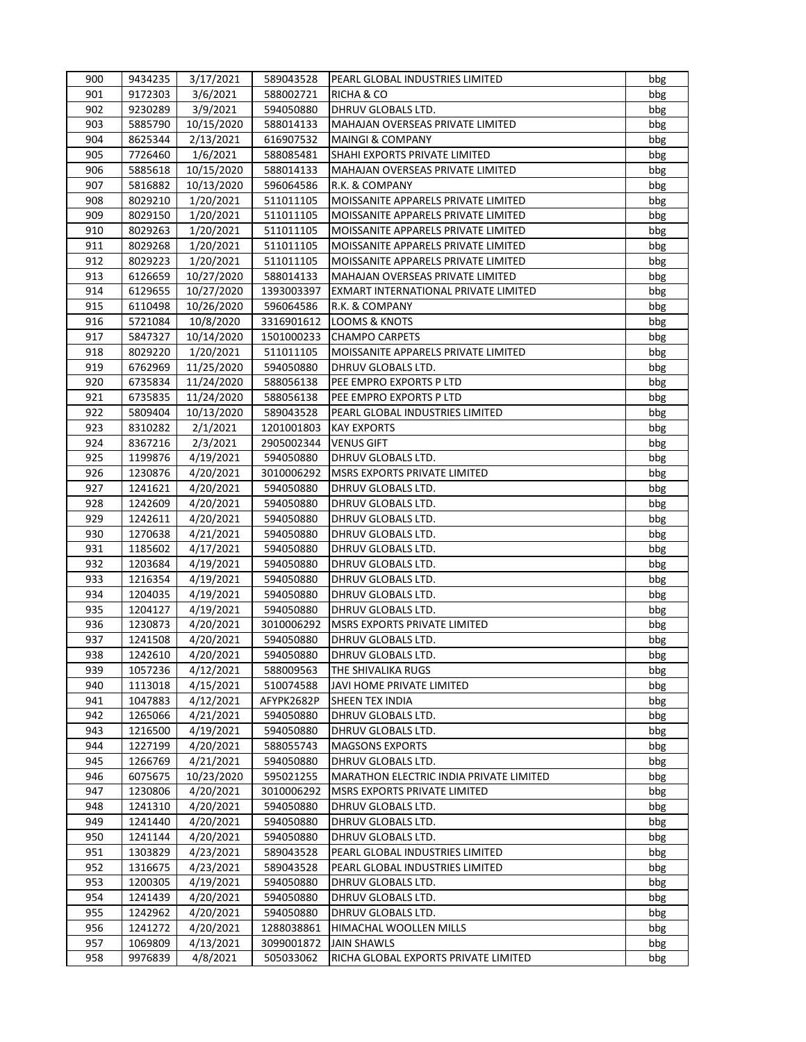| | | | | | |
|---|---|---|---|---|---|
| 900 | 9434235 | 3/17/2021 | 589043528 | PEARL GLOBAL INDUSTRIES LIMITED | bbg |
| 901 | 9172303 | 3/6/2021 | 588002721 | RICHA & CO | bbg |
| 902 | 9230289 | 3/9/2021 | 594050880 | DHRUV GLOBALS LTD. | bbg |
| 903 | 5885790 | 10/15/2020 | 588014133 | MAHAJAN OVERSEAS PRIVATE LIMITED | bbg |
| 904 | 8625344 | 2/13/2021 | 616907532 | MAINGI & COMPANY | bbg |
| 905 | 7726460 | 1/6/2021 | 588085481 | SHAHI EXPORTS PRIVATE LIMITED | bbg |
| 906 | 5885618 | 10/15/2020 | 588014133 | MAHAJAN OVERSEAS PRIVATE LIMITED | bbg |
| 907 | 5816882 | 10/13/2020 | 596064586 | R.K. & COMPANY | bbg |
| 908 | 8029210 | 1/20/2021 | 511011105 | MOISSANITE APPARELS PRIVATE LIMITED | bbg |
| 909 | 8029150 | 1/20/2021 | 511011105 | MOISSANITE APPARELS PRIVATE LIMITED | bbg |
| 910 | 8029263 | 1/20/2021 | 511011105 | MOISSANITE APPARELS PRIVATE LIMITED | bbg |
| 911 | 8029268 | 1/20/2021 | 511011105 | MOISSANITE APPARELS PRIVATE LIMITED | bbg |
| 912 | 8029223 | 1/20/2021 | 511011105 | MOISSANITE APPARELS PRIVATE LIMITED | bbg |
| 913 | 6126659 | 10/27/2020 | 588014133 | MAHAJAN OVERSEAS PRIVATE LIMITED | bbg |
| 914 | 6129655 | 10/27/2020 | 1393003397 | EXMART INTERNATIONAL PRIVATE LIMITED | bbg |
| 915 | 6110498 | 10/26/2020 | 596064586 | R.K. & COMPANY | bbg |
| 916 | 5721084 | 10/8/2020 | 3316901612 | LOOMS & KNOTS | bbg |
| 917 | 5847327 | 10/14/2020 | 1501000233 | CHAMPO CARPETS | bbg |
| 918 | 8029220 | 1/20/2021 | 511011105 | MOISSANITE APPARELS PRIVATE LIMITED | bbg |
| 919 | 6762969 | 11/25/2020 | 594050880 | DHRUV GLOBALS LTD. | bbg |
| 920 | 6735834 | 11/24/2020 | 588056138 | PEE EMPRO EXPORTS P LTD | bbg |
| 921 | 6735835 | 11/24/2020 | 588056138 | PEE EMPRO EXPORTS P LTD | bbg |
| 922 | 5809404 | 10/13/2020 | 589043528 | PEARL GLOBAL INDUSTRIES LIMITED | bbg |
| 923 | 8310282 | 2/1/2021 | 1201001803 | KAY EXPORTS | bbg |
| 924 | 8367216 | 2/3/2021 | 2905002344 | VENUS GIFT | bbg |
| 925 | 1199876 | 4/19/2021 | 594050880 | DHRUV GLOBALS LTD. | bbg |
| 926 | 1230876 | 4/20/2021 | 3010006292 | MSRS EXPORTS PRIVATE LIMITED | bbg |
| 927 | 1241621 | 4/20/2021 | 594050880 | DHRUV GLOBALS LTD. | bbg |
| 928 | 1242609 | 4/20/2021 | 594050880 | DHRUV GLOBALS LTD. | bbg |
| 929 | 1242611 | 4/20/2021 | 594050880 | DHRUV GLOBALS LTD. | bbg |
| 930 | 1270638 | 4/21/2021 | 594050880 | DHRUV GLOBALS LTD. | bbg |
| 931 | 1185602 | 4/17/2021 | 594050880 | DHRUV GLOBALS LTD. | bbg |
| 932 | 1203684 | 4/19/2021 | 594050880 | DHRUV GLOBALS LTD. | bbg |
| 933 | 1216354 | 4/19/2021 | 594050880 | DHRUV GLOBALS LTD. | bbg |
| 934 | 1204035 | 4/19/2021 | 594050880 | DHRUV GLOBALS LTD. | bbg |
| 935 | 1204127 | 4/19/2021 | 594050880 | DHRUV GLOBALS LTD. | bbg |
| 936 | 1230873 | 4/20/2021 | 3010006292 | MSRS EXPORTS PRIVATE LIMITED | bbg |
| 937 | 1241508 | 4/20/2021 | 594050880 | DHRUV GLOBALS LTD. | bbg |
| 938 | 1242610 | 4/20/2021 | 594050880 | DHRUV GLOBALS LTD. | bbg |
| 939 | 1057236 | 4/12/2021 | 588009563 | THE SHIVALIKA RUGS | bbg |
| 940 | 1113018 | 4/15/2021 | 510074588 | JAVI HOME PRIVATE LIMITED | bbg |
| 941 | 1047883 | 4/12/2021 | AFYPK2682P | SHEEN TEX INDIA | bbg |
| 942 | 1265066 | 4/21/2021 | 594050880 | DHRUV GLOBALS LTD. | bbg |
| 943 | 1216500 | 4/19/2021 | 594050880 | DHRUV GLOBALS LTD. | bbg |
| 944 | 1227199 | 4/20/2021 | 588055743 | MAGSONS EXPORTS | bbg |
| 945 | 1266769 | 4/21/2021 | 594050880 | DHRUV GLOBALS LTD. | bbg |
| 946 | 6075675 | 10/23/2020 | 595021255 | MARATHON ELECTRIC INDIA PRIVATE LIMITED | bbg |
| 947 | 1230806 | 4/20/2021 | 3010006292 | MSRS EXPORTS PRIVATE LIMITED | bbg |
| 948 | 1241310 | 4/20/2021 | 594050880 | DHRUV GLOBALS LTD. | bbg |
| 949 | 1241440 | 4/20/2021 | 594050880 | DHRUV GLOBALS LTD. | bbg |
| 950 | 1241144 | 4/20/2021 | 594050880 | DHRUV GLOBALS LTD. | bbg |
| 951 | 1303829 | 4/23/2021 | 589043528 | PEARL GLOBAL INDUSTRIES LIMITED | bbg |
| 952 | 1316675 | 4/23/2021 | 589043528 | PEARL GLOBAL INDUSTRIES LIMITED | bbg |
| 953 | 1200305 | 4/19/2021 | 594050880 | DHRUV GLOBALS LTD. | bbg |
| 954 | 1241439 | 4/20/2021 | 594050880 | DHRUV GLOBALS LTD. | bbg |
| 955 | 1242962 | 4/20/2021 | 594050880 | DHRUV GLOBALS LTD. | bbg |
| 956 | 1241272 | 4/20/2021 | 1288038861 | HIMACHAL WOOLLEN MILLS | bbg |
| 957 | 1069809 | 4/13/2021 | 3099001872 | JAIN SHAWLS | bbg |
| 958 | 9976839 | 4/8/2021 | 505033062 | RICHA GLOBAL EXPORTS PRIVATE LIMITED | bbg |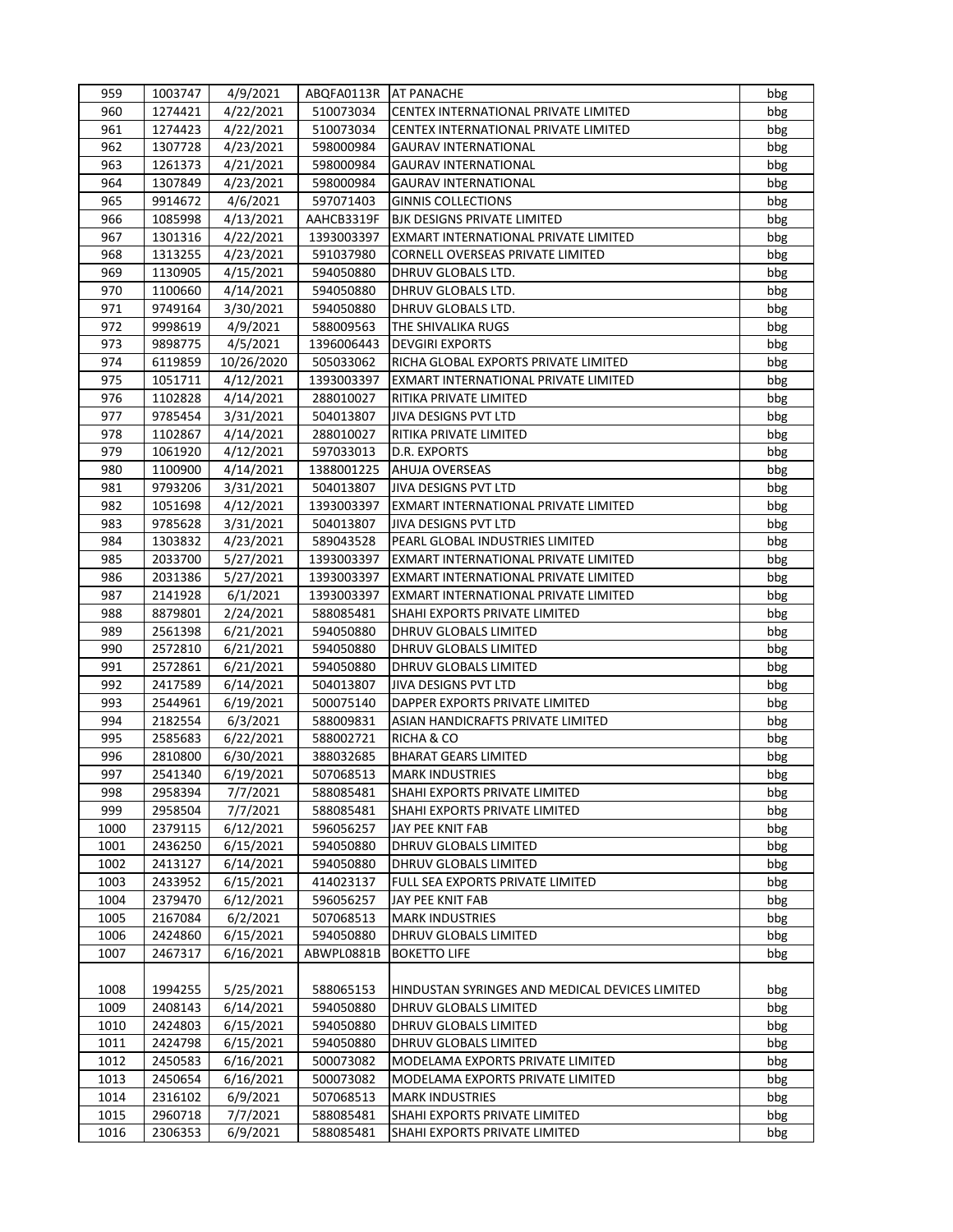| 959 | 1003747 | 4/9/2021 | ABQFA0113R | AT PANACHE | bbg |
|---|---|---|---|---|---|
| 960 | 1274421 | 4/22/2021 | 510073034 | CENTEX INTERNATIONAL PRIVATE LIMITED | bbg |
| 961 | 1274423 | 4/22/2021 | 510073034 | CENTEX INTERNATIONAL PRIVATE LIMITED | bbg |
| 962 | 1307728 | 4/23/2021 | 598000984 | GAURAV INTERNATIONAL | bbg |
| 963 | 1261373 | 4/21/2021 | 598000984 | GAURAV INTERNATIONAL | bbg |
| 964 | 1307849 | 4/23/2021 | 598000984 | GAURAV INTERNATIONAL | bbg |
| 965 | 9914672 | 4/6/2021 | 597071403 | GINNIS COLLECTIONS | bbg |
| 966 | 1085998 | 4/13/2021 | AAHCB3319F | BJK DESIGNS PRIVATE LIMITED | bbg |
| 967 | 1301316 | 4/22/2021 | 1393003397 | EXMART INTERNATIONAL PRIVATE LIMITED | bbg |
| 968 | 1313255 | 4/23/2021 | 591037980 | CORNELL OVERSEAS PRIVATE LIMITED | bbg |
| 969 | 1130905 | 4/15/2021 | 594050880 | DHRUV GLOBALS LTD. | bbg |
| 970 | 1100660 | 4/14/2021 | 594050880 | DHRUV GLOBALS LTD. | bbg |
| 971 | 9749164 | 3/30/2021 | 594050880 | DHRUV GLOBALS LTD. | bbg |
| 972 | 9998619 | 4/9/2021 | 588009563 | THE SHIVALIKA RUGS | bbg |
| 973 | 9898775 | 4/5/2021 | 1396006443 | DEVGIRI EXPORTS | bbg |
| 974 | 6119859 | 10/26/2020 | 505033062 | RICHA GLOBAL EXPORTS PRIVATE LIMITED | bbg |
| 975 | 1051711 | 4/12/2021 | 1393003397 | EXMART INTERNATIONAL PRIVATE LIMITED | bbg |
| 976 | 1102828 | 4/14/2021 | 288010027 | RITIKA PRIVATE LIMITED | bbg |
| 977 | 9785454 | 3/31/2021 | 504013807 | JIVA DESIGNS PVT LTD | bbg |
| 978 | 1102867 | 4/14/2021 | 288010027 | RITIKA PRIVATE LIMITED | bbg |
| 979 | 1061920 | 4/12/2021 | 597033013 | D.R. EXPORTS | bbg |
| 980 | 1100900 | 4/14/2021 | 1388001225 | AHUJA OVERSEAS | bbg |
| 981 | 9793206 | 3/31/2021 | 504013807 | JIVA DESIGNS PVT LTD | bbg |
| 982 | 1051698 | 4/12/2021 | 1393003397 | EXMART INTERNATIONAL PRIVATE LIMITED | bbg |
| 983 | 9785628 | 3/31/2021 | 504013807 | JIVA DESIGNS PVT LTD | bbg |
| 984 | 1303832 | 4/23/2021 | 589043528 | PEARL GLOBAL INDUSTRIES LIMITED | bbg |
| 985 | 2033700 | 5/27/2021 | 1393003397 | EXMART INTERNATIONAL PRIVATE LIMITED | bbg |
| 986 | 2031386 | 5/27/2021 | 1393003397 | EXMART INTERNATIONAL PRIVATE LIMITED | bbg |
| 987 | 2141928 | 6/1/2021 | 1393003397 | EXMART INTERNATIONAL PRIVATE LIMITED | bbg |
| 988 | 8879801 | 2/24/2021 | 588085481 | SHAHI EXPORTS PRIVATE LIMITED | bbg |
| 989 | 2561398 | 6/21/2021 | 594050880 | DHRUV GLOBALS LIMITED | bbg |
| 990 | 2572810 | 6/21/2021 | 594050880 | DHRUV GLOBALS LIMITED | bbg |
| 991 | 2572861 | 6/21/2021 | 594050880 | DHRUV GLOBALS LIMITED | bbg |
| 992 | 2417589 | 6/14/2021 | 504013807 | JIVA DESIGNS PVT LTD | bbg |
| 993 | 2544961 | 6/19/2021 | 500075140 | DAPPER EXPORTS PRIVATE LIMITED | bbg |
| 994 | 2182554 | 6/3/2021 | 588009831 | ASIAN HANDICRAFTS PRIVATE LIMITED | bbg |
| 995 | 2585683 | 6/22/2021 | 588002721 | RICHA & CO | bbg |
| 996 | 2810800 | 6/30/2021 | 388032685 | BHARAT GEARS LIMITED | bbg |
| 997 | 2541340 | 6/19/2021 | 507068513 | MARK INDUSTRIES | bbg |
| 998 | 2958394 | 7/7/2021 | 588085481 | SHAHI EXPORTS PRIVATE LIMITED | bbg |
| 999 | 2958504 | 7/7/2021 | 588085481 | SHAHI EXPORTS PRIVATE LIMITED | bbg |
| 1000 | 2379115 | 6/12/2021 | 596056257 | JAY PEE KNIT FAB | bbg |
| 1001 | 2436250 | 6/15/2021 | 594050880 | DHRUV GLOBALS LIMITED | bbg |
| 1002 | 2413127 | 6/14/2021 | 594050880 | DHRUV GLOBALS LIMITED | bbg |
| 1003 | 2433952 | 6/15/2021 | 414023137 | FULL SEA EXPORTS PRIVATE LIMITED | bbg |
| 1004 | 2379470 | 6/12/2021 | 596056257 | JAY PEE KNIT FAB | bbg |
| 1005 | 2167084 | 6/2/2021 | 507068513 | MARK INDUSTRIES | bbg |
| 1006 | 2424860 | 6/15/2021 | 594050880 | DHRUV GLOBALS LIMITED | bbg |
| 1007 | 2467317 | 6/16/2021 | ABWPL0881B | BOKETTO LIFE | bbg |
| 1008 | 1994255 | 5/25/2021 | 588065153 | HINDUSTAN SYRINGES AND MEDICAL DEVICES LIMITED | bbg |
| 1009 | 2408143 | 6/14/2021 | 594050880 | DHRUV GLOBALS LIMITED | bbg |
| 1010 | 2424803 | 6/15/2021 | 594050880 | DHRUV GLOBALS LIMITED | bbg |
| 1011 | 2424798 | 6/15/2021 | 594050880 | DHRUV GLOBALS LIMITED | bbg |
| 1012 | 2450583 | 6/16/2021 | 500073082 | MODELAMA EXPORTS PRIVATE LIMITED | bbg |
| 1013 | 2450654 | 6/16/2021 | 500073082 | MODELAMA EXPORTS PRIVATE LIMITED | bbg |
| 1014 | 2316102 | 6/9/2021 | 507068513 | MARK INDUSTRIES | bbg |
| 1015 | 2960718 | 7/7/2021 | 588085481 | SHAHI EXPORTS PRIVATE LIMITED | bbg |
| 1016 | 2306353 | 6/9/2021 | 588085481 | SHAHI EXPORTS PRIVATE LIMITED | bbg |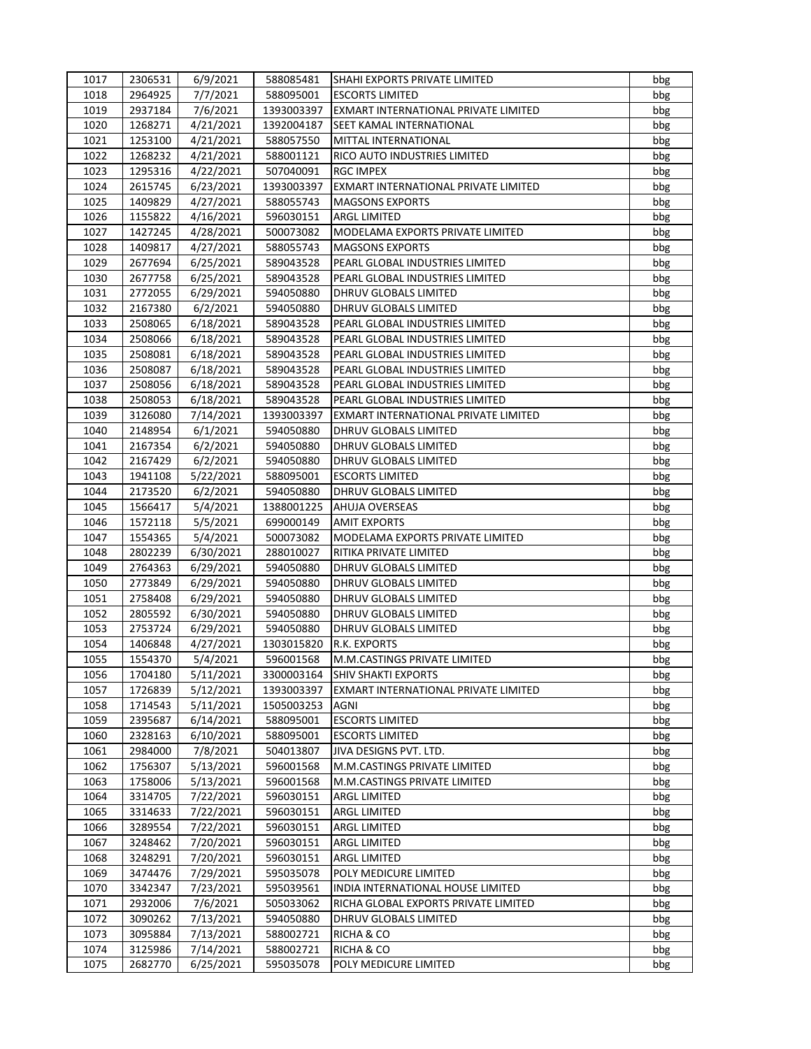| 1017 | 2306531 | 6/9/2021 | 588085481 | SHAHI EXPORTS PRIVATE LIMITED | bbg |
|---|---|---|---|---|---|
| 1018 | 2964925 | 7/7/2021 | 588095001 | ESCORTS LIMITED | bbg |
| 1019 | 2937184 | 7/6/2021 | 1393003397 | EXMART INTERNATIONAL PRIVATE LIMITED | bbg |
| 1020 | 1268271 | 4/21/2021 | 1392004187 | SEET KAMAL INTERNATIONAL | bbg |
| 1021 | 1253100 | 4/21/2021 | 588057550 | MITTAL INTERNATIONAL | bbg |
| 1022 | 1268232 | 4/21/2021 | 588001121 | RICO AUTO INDUSTRIES LIMITED | bbg |
| 1023 | 1295316 | 4/22/2021 | 507040091 | RGC IMPEX | bbg |
| 1024 | 2615745 | 6/23/2021 | 1393003397 | EXMART INTERNATIONAL PRIVATE LIMITED | bbg |
| 1025 | 1409829 | 4/27/2021 | 588055743 | MAGSONS EXPORTS | bbg |
| 1026 | 1155822 | 4/16/2021 | 596030151 | ARGL LIMITED | bbg |
| 1027 | 1427245 | 4/28/2021 | 500073082 | MODELAMA EXPORTS PRIVATE LIMITED | bbg |
| 1028 | 1409817 | 4/27/2021 | 588055743 | MAGSONS EXPORTS | bbg |
| 1029 | 2677694 | 6/25/2021 | 589043528 | PEARL GLOBAL INDUSTRIES LIMITED | bbg |
| 1030 | 2677758 | 6/25/2021 | 589043528 | PEARL GLOBAL INDUSTRIES LIMITED | bbg |
| 1031 | 2772055 | 6/29/2021 | 594050880 | DHRUV GLOBALS LIMITED | bbg |
| 1032 | 2167380 | 6/2/2021 | 594050880 | DHRUV GLOBALS LIMITED | bbg |
| 1033 | 2508065 | 6/18/2021 | 589043528 | PEARL GLOBAL INDUSTRIES LIMITED | bbg |
| 1034 | 2508066 | 6/18/2021 | 589043528 | PEARL GLOBAL INDUSTRIES LIMITED | bbg |
| 1035 | 2508081 | 6/18/2021 | 589043528 | PEARL GLOBAL INDUSTRIES LIMITED | bbg |
| 1036 | 2508087 | 6/18/2021 | 589043528 | PEARL GLOBAL INDUSTRIES LIMITED | bbg |
| 1037 | 2508056 | 6/18/2021 | 589043528 | PEARL GLOBAL INDUSTRIES LIMITED | bbg |
| 1038 | 2508053 | 6/18/2021 | 589043528 | PEARL GLOBAL INDUSTRIES LIMITED | bbg |
| 1039 | 3126080 | 7/14/2021 | 1393003397 | EXMART INTERNATIONAL PRIVATE LIMITED | bbg |
| 1040 | 2148954 | 6/1/2021 | 594050880 | DHRUV GLOBALS LIMITED | bbg |
| 1041 | 2167354 | 6/2/2021 | 594050880 | DHRUV GLOBALS LIMITED | bbg |
| 1042 | 2167429 | 6/2/2021 | 594050880 | DHRUV GLOBALS LIMITED | bbg |
| 1043 | 1941108 | 5/22/2021 | 588095001 | ESCORTS LIMITED | bbg |
| 1044 | 2173520 | 6/2/2021 | 594050880 | DHRUV GLOBALS LIMITED | bbg |
| 1045 | 1566417 | 5/4/2021 | 1388001225 | AHUJA OVERSEAS | bbg |
| 1046 | 1572118 | 5/5/2021 | 699000149 | AMIT EXPORTS | bbg |
| 1047 | 1554365 | 5/4/2021 | 500073082 | MODELAMA EXPORTS PRIVATE LIMITED | bbg |
| 1048 | 2802239 | 6/30/2021 | 288010027 | RITIKA PRIVATE LIMITED | bbg |
| 1049 | 2764363 | 6/29/2021 | 594050880 | DHRUV GLOBALS LIMITED | bbg |
| 1050 | 2773849 | 6/29/2021 | 594050880 | DHRUV GLOBALS LIMITED | bbg |
| 1051 | 2758408 | 6/29/2021 | 594050880 | DHRUV GLOBALS LIMITED | bbg |
| 1052 | 2805592 | 6/30/2021 | 594050880 | DHRUV GLOBALS LIMITED | bbg |
| 1053 | 2753724 | 6/29/2021 | 594050880 | DHRUV GLOBALS LIMITED | bbg |
| 1054 | 1406848 | 4/27/2021 | 1303015820 | R.K. EXPORTS | bbg |
| 1055 | 1554370 | 5/4/2021 | 596001568 | M.M.CASTINGS PRIVATE LIMITED | bbg |
| 1056 | 1704180 | 5/11/2021 | 3300003164 | SHIV SHAKTI EXPORTS | bbg |
| 1057 | 1726839 | 5/12/2021 | 1393003397 | EXMART INTERNATIONAL PRIVATE LIMITED | bbg |
| 1058 | 1714543 | 5/11/2021 | 1505003253 | AGNI | bbg |
| 1059 | 2395687 | 6/14/2021 | 588095001 | ESCORTS LIMITED | bbg |
| 1060 | 2328163 | 6/10/2021 | 588095001 | ESCORTS LIMITED | bbg |
| 1061 | 2984000 | 7/8/2021 | 504013807 | JIVA DESIGNS PVT. LTD. | bbg |
| 1062 | 1756307 | 5/13/2021 | 596001568 | M.M.CASTINGS PRIVATE LIMITED | bbg |
| 1063 | 1758006 | 5/13/2021 | 596001568 | M.M.CASTINGS PRIVATE LIMITED | bbg |
| 1064 | 3314705 | 7/22/2021 | 596030151 | ARGL LIMITED | bbg |
| 1065 | 3314633 | 7/22/2021 | 596030151 | ARGL LIMITED | bbg |
| 1066 | 3289554 | 7/22/2021 | 596030151 | ARGL LIMITED | bbg |
| 1067 | 3248462 | 7/20/2021 | 596030151 | ARGL LIMITED | bbg |
| 1068 | 3248291 | 7/20/2021 | 596030151 | ARGL LIMITED | bbg |
| 1069 | 3474476 | 7/29/2021 | 595035078 | POLY MEDICURE LIMITED | bbg |
| 1070 | 3342347 | 7/23/2021 | 595039561 | INDIA INTERNATIONAL HOUSE LIMITED | bbg |
| 1071 | 2932006 | 7/6/2021 | 505033062 | RICHA GLOBAL EXPORTS PRIVATE LIMITED | bbg |
| 1072 | 3090262 | 7/13/2021 | 594050880 | DHRUV GLOBALS LIMITED | bbg |
| 1073 | 3095884 | 7/13/2021 | 588002721 | RICHA & CO | bbg |
| 1074 | 3125986 | 7/14/2021 | 588002721 | RICHA & CO | bbg |
| 1075 | 2682770 | 6/25/2021 | 595035078 | POLY MEDICURE LIMITED | bbg |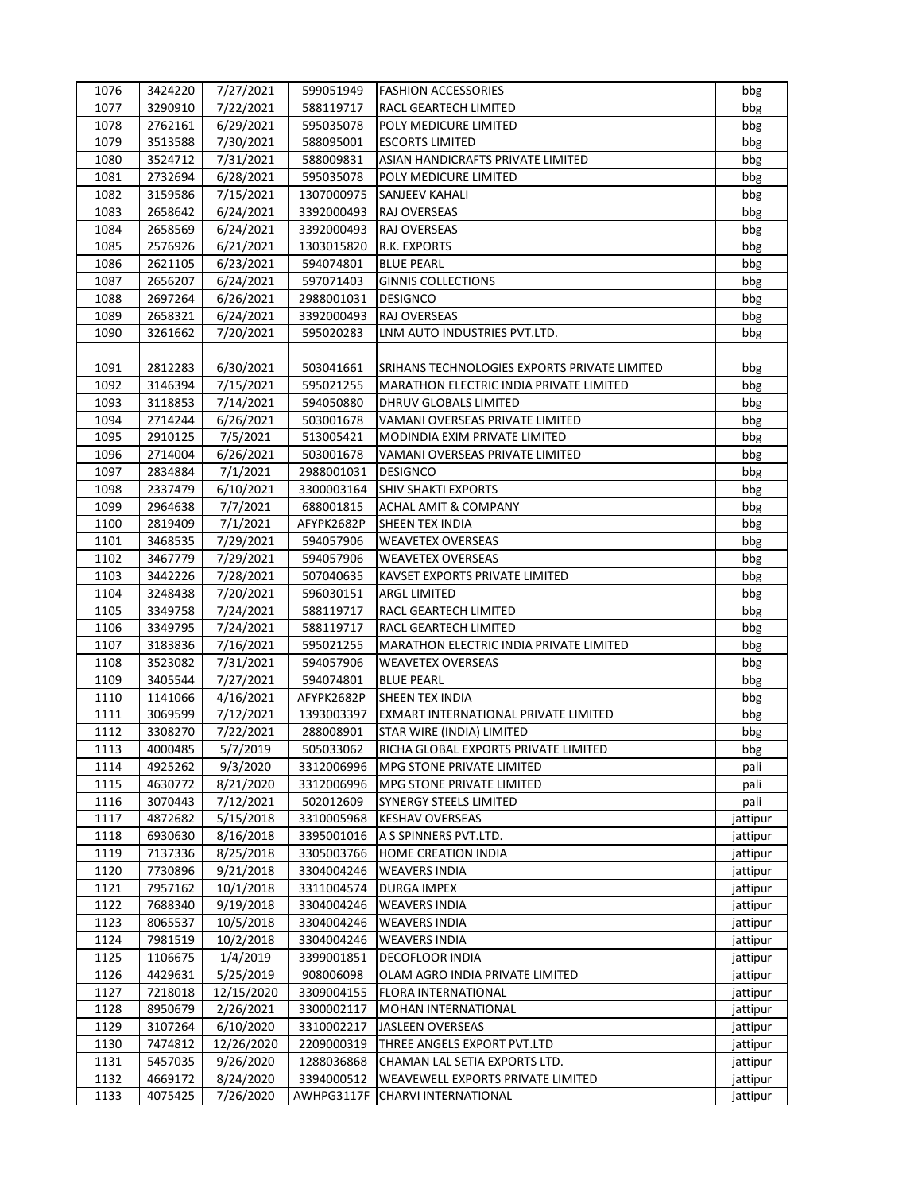| 1076 | 3424220 | 7/27/2021 | 599051949 | FASHION ACCESSORIES | bbg |
|---|---|---|---|---|---|
| 1077 | 3290910 | 7/22/2021 | 588119717 | RACL GEARTECH LIMITED | bbg |
| 1078 | 2762161 | 6/29/2021 | 595035078 | POLY MEDICURE LIMITED | bbg |
| 1079 | 3513588 | 7/30/2021 | 588095001 | ESCORTS LIMITED | bbg |
| 1080 | 3524712 | 7/31/2021 | 588009831 | ASIAN HANDICRAFTS PRIVATE LIMITED | bbg |
| 1081 | 2732694 | 6/28/2021 | 595035078 | POLY MEDICURE LIMITED | bbg |
| 1082 | 3159586 | 7/15/2021 | 1307000975 | SANJEEV KAHALI | bbg |
| 1083 | 2658642 | 6/24/2021 | 3392000493 | RAJ OVERSEAS | bbg |
| 1084 | 2658569 | 6/24/2021 | 3392000493 | RAJ OVERSEAS | bbg |
| 1085 | 2576926 | 6/21/2021 | 1303015820 | R.K. EXPORTS | bbg |
| 1086 | 2621105 | 6/23/2021 | 594074801 | BLUE PEARL | bbg |
| 1087 | 2656207 | 6/24/2021 | 597071403 | GINNIS COLLECTIONS | bbg |
| 1088 | 2697264 | 6/26/2021 | 2988001031 | DESIGNCO | bbg |
| 1089 | 2658321 | 6/24/2021 | 3392000493 | RAJ OVERSEAS | bbg |
| 1090 | 3261662 | 7/20/2021 | 595020283 | LNM AUTO INDUSTRIES PVT.LTD. | bbg |
| 1091 | 2812283 | 6/30/2021 | 503041661 | SRIHANS TECHNOLOGIES EXPORTS PRIVATE LIMITED | bbg |
| 1092 | 3146394 | 7/15/2021 | 595021255 | MARATHON ELECTRIC INDIA PRIVATE LIMITED | bbg |
| 1093 | 3118853 | 7/14/2021 | 594050880 | DHRUV GLOBALS LIMITED | bbg |
| 1094 | 2714244 | 6/26/2021 | 503001678 | VAMANI OVERSEAS PRIVATE LIMITED | bbg |
| 1095 | 2910125 | 7/5/2021 | 513005421 | MODINDIA EXIM PRIVATE LIMITED | bbg |
| 1096 | 2714004 | 6/26/2021 | 503001678 | VAMANI OVERSEAS PRIVATE LIMITED | bbg |
| 1097 | 2834884 | 7/1/2021 | 2988001031 | DESIGNCO | bbg |
| 1098 | 2337479 | 6/10/2021 | 3300003164 | SHIV SHAKTI EXPORTS | bbg |
| 1099 | 2964638 | 7/7/2021 | 688001815 | ACHAL AMIT & COMPANY | bbg |
| 1100 | 2819409 | 7/1/2021 | AFYPK2682P | SHEEN TEX INDIA | bbg |
| 1101 | 3468535 | 7/29/2021 | 594057906 | WEAVETEX OVERSEAS | bbg |
| 1102 | 3467779 | 7/29/2021 | 594057906 | WEAVETEX OVERSEAS | bbg |
| 1103 | 3442226 | 7/28/2021 | 507040635 | KAVSET EXPORTS PRIVATE LIMITED | bbg |
| 1104 | 3248438 | 7/20/2021 | 596030151 | ARGL LIMITED | bbg |
| 1105 | 3349758 | 7/24/2021 | 588119717 | RACL GEARTECH LIMITED | bbg |
| 1106 | 3349795 | 7/24/2021 | 588119717 | RACL GEARTECH LIMITED | bbg |
| 1107 | 3183836 | 7/16/2021 | 595021255 | MARATHON ELECTRIC INDIA PRIVATE LIMITED | bbg |
| 1108 | 3523082 | 7/31/2021 | 594057906 | WEAVETEX OVERSEAS | bbg |
| 1109 | 3405544 | 7/27/2021 | 594074801 | BLUE PEARL | bbg |
| 1110 | 1141066 | 4/16/2021 | AFYPK2682P | SHEEN TEX INDIA | bbg |
| 1111 | 3069599 | 7/12/2021 | 1393003397 | EXMART INTERNATIONAL PRIVATE LIMITED | bbg |
| 1112 | 3308270 | 7/22/2021 | 288008901 | STAR WIRE (INDIA) LIMITED | bbg |
| 1113 | 4000485 | 5/7/2019 | 505033062 | RICHA GLOBAL EXPORTS PRIVATE LIMITED | bbg |
| 1114 | 4925262 | 9/3/2020 | 3312006996 | MPG STONE PRIVATE LIMITED | pali |
| 1115 | 4630772 | 8/21/2020 | 3312006996 | MPG STONE PRIVATE LIMITED | pali |
| 1116 | 3070443 | 7/12/2021 | 502012609 | SYNERGY STEELS LIMITED | pali |
| 1117 | 4872682 | 5/15/2018 | 3310005968 | KESHAV OVERSEAS | jattipur |
| 1118 | 6930630 | 8/16/2018 | 3395001016 | A S SPINNERS PVT.LTD. | jattipur |
| 1119 | 7137336 | 8/25/2018 | 3305003766 | HOME CREATION INDIA | jattipur |
| 1120 | 7730896 | 9/21/2018 | 3304004246 | WEAVERS INDIA | jattipur |
| 1121 | 7957162 | 10/1/2018 | 3311004574 | DURGA IMPEX | jattipur |
| 1122 | 7688340 | 9/19/2018 | 3304004246 | WEAVERS INDIA | jattipur |
| 1123 | 8065537 | 10/5/2018 | 3304004246 | WEAVERS INDIA | jattipur |
| 1124 | 7981519 | 10/2/2018 | 3304004246 | WEAVERS INDIA | jattipur |
| 1125 | 1106675 | 1/4/2019 | 3399001851 | DECOFLOOR INDIA | jattipur |
| 1126 | 4429631 | 5/25/2019 | 908006098 | OLAM AGRO INDIA PRIVATE LIMITED | jattipur |
| 1127 | 7218018 | 12/15/2020 | 3309004155 | FLORA INTERNATIONAL | jattipur |
| 1128 | 8950679 | 2/26/2021 | 3300002117 | MOHAN INTERNATIONAL | jattipur |
| 1129 | 3107264 | 6/10/2020 | 3310002217 | JASLEEN OVERSEAS | jattipur |
| 1130 | 7474812 | 12/26/2020 | 2209000319 | THREE ANGELS EXPORT PVT.LTD | jattipur |
| 1131 | 5457035 | 9/26/2020 | 1288036868 | CHAMAN LAL SETIA EXPORTS LTD. | jattipur |
| 1132 | 4669172 | 8/24/2020 | 3394000512 | WEAVEWELL EXPORTS PRIVATE LIMITED | jattipur |
| 1133 | 4075425 | 7/26/2020 | AWHPG3117F | CHARVI INTERNATIONAL | jattipur |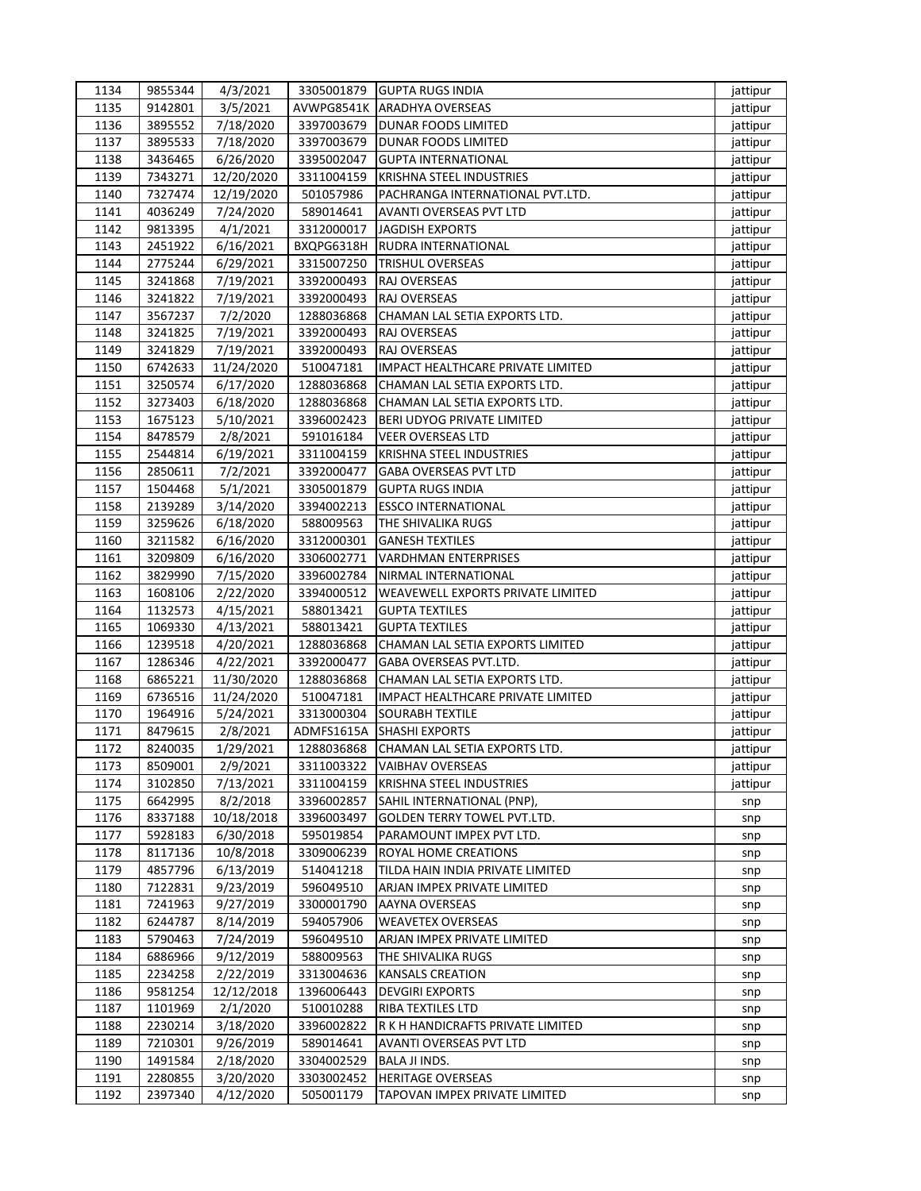| 1134 | 9855344 | 4/3/2021 | 3305001879 | GUPTA RUGS INDIA | jattipur |
|---|---|---|---|---|---|
| 1135 | 9142801 | 3/5/2021 | AVWPG8541K | ARADHYA OVERSEAS | jattipur |
| 1136 | 3895552 | 7/18/2020 | 3397003679 | DUNAR FOODS LIMITED | jattipur |
| 1137 | 3895533 | 7/18/2020 | 3397003679 | DUNAR FOODS LIMITED | jattipur |
| 1138 | 3436465 | 6/26/2020 | 3395002047 | GUPTA INTERNATIONAL | jattipur |
| 1139 | 7343271 | 12/20/2020 | 3311004159 | KRISHNA STEEL INDUSTRIES | jattipur |
| 1140 | 7327474 | 12/19/2020 | 501057986 | PACHRANGA INTERNATIONAL PVT.LTD. | jattipur |
| 1141 | 4036249 | 7/24/2020 | 589014641 | AVANTI OVERSEAS PVT LTD | jattipur |
| 1142 | 9813395 | 4/1/2021 | 3312000017 | JAGDISH EXPORTS | jattipur |
| 1143 | 2451922 | 6/16/2021 | BXQPG6318H | RUDRA INTERNATIONAL | jattipur |
| 1144 | 2775244 | 6/29/2021 | 3315007250 | TRISHUL OVERSEAS | jattipur |
| 1145 | 3241868 | 7/19/2021 | 3392000493 | RAJ OVERSEAS | jattipur |
| 1146 | 3241822 | 7/19/2021 | 3392000493 | RAJ OVERSEAS | jattipur |
| 1147 | 3567237 | 7/2/2020 | 1288036868 | CHAMAN LAL SETIA EXPORTS LTD. | jattipur |
| 1148 | 3241825 | 7/19/2021 | 3392000493 | RAJ OVERSEAS | jattipur |
| 1149 | 3241829 | 7/19/2021 | 3392000493 | RAJ OVERSEAS | jattipur |
| 1150 | 6742633 | 11/24/2020 | 510047181 | IMPACT HEALTHCARE PRIVATE LIMITED | jattipur |
| 1151 | 3250574 | 6/17/2020 | 1288036868 | CHAMAN LAL SETIA EXPORTS LTD. | jattipur |
| 1152 | 3273403 | 6/18/2020 | 1288036868 | CHAMAN LAL SETIA EXPORTS LTD. | jattipur |
| 1153 | 1675123 | 5/10/2021 | 3396002423 | BERI UDYOG PRIVATE LIMITED | jattipur |
| 1154 | 8478579 | 2/8/2021 | 591016184 | VEER OVERSEAS LTD | jattipur |
| 1155 | 2544814 | 6/19/2021 | 3311004159 | KRISHNA STEEL INDUSTRIES | jattipur |
| 1156 | 2850611 | 7/2/2021 | 3392000477 | GABA OVERSEAS PVT LTD | jattipur |
| 1157 | 1504468 | 5/1/2021 | 3305001879 | GUPTA RUGS INDIA | jattipur |
| 1158 | 2139289 | 3/14/2020 | 3394002213 | ESSCO INTERNATIONAL | jattipur |
| 1159 | 3259626 | 6/18/2020 | 588009563 | THE SHIVALIKA RUGS | jattipur |
| 1160 | 3211582 | 6/16/2020 | 3312000301 | GANESH TEXTILES | jattipur |
| 1161 | 3209809 | 6/16/2020 | 3306002771 | VARDHMAN ENTERPRISES | jattipur |
| 1162 | 3829990 | 7/15/2020 | 3396002784 | NIRMAL INTERNATIONAL | jattipur |
| 1163 | 1608106 | 2/22/2020 | 3394000512 | WEAVEWELL EXPORTS PRIVATE LIMITED | jattipur |
| 1164 | 1132573 | 4/15/2021 | 588013421 | GUPTA TEXTILES | jattipur |
| 1165 | 1069330 | 4/13/2021 | 588013421 | GUPTA TEXTILES | jattipur |
| 1166 | 1239518 | 4/20/2021 | 1288036868 | CHAMAN LAL SETIA EXPORTS LIMITED | jattipur |
| 1167 | 1286346 | 4/22/2021 | 3392000477 | GABA OVERSEAS PVT.LTD. | jattipur |
| 1168 | 6865221 | 11/30/2020 | 1288036868 | CHAMAN LAL SETIA EXPORTS LTD. | jattipur |
| 1169 | 6736516 | 11/24/2020 | 510047181 | IMPACT HEALTHCARE PRIVATE LIMITED | jattipur |
| 1170 | 1964916 | 5/24/2021 | 3313000304 | SOURABH TEXTILE | jattipur |
| 1171 | 8479615 | 2/8/2021 | ADMFS1615A | SHASHI EXPORTS | jattipur |
| 1172 | 8240035 | 1/29/2021 | 1288036868 | CHAMAN LAL SETIA EXPORTS LTD. | jattipur |
| 1173 | 8509001 | 2/9/2021 | 3311003322 | VAIBHAV OVERSEAS | jattipur |
| 1174 | 3102850 | 7/13/2021 | 3311004159 | KRISHNA STEEL INDUSTRIES | jattipur |
| 1175 | 6642995 | 8/2/2018 | 3396002857 | SAHIL INTERNATIONAL (PNP), | snp |
| 1176 | 8337188 | 10/18/2018 | 3396003497 | GOLDEN TERRY TOWEL PVT.LTD. | snp |
| 1177 | 5928183 | 6/30/2018 | 595019854 | PARAMOUNT IMPEX PVT LTD. | snp |
| 1178 | 8117136 | 10/8/2018 | 3309006239 | ROYAL HOME CREATIONS | snp |
| 1179 | 4857796 | 6/13/2019 | 514041218 | TILDA HAIN INDIA PRIVATE LIMITED | snp |
| 1180 | 7122831 | 9/23/2019 | 596049510 | ARJAN IMPEX PRIVATE LIMITED | snp |
| 1181 | 7241963 | 9/27/2019 | 3300001790 | AAYNA OVERSEAS | snp |
| 1182 | 6244787 | 8/14/2019 | 594057906 | WEAVETEX OVERSEAS | snp |
| 1183 | 5790463 | 7/24/2019 | 596049510 | ARJAN IMPEX PRIVATE LIMITED | snp |
| 1184 | 6886966 | 9/12/2019 | 588009563 | THE SHIVALIKA RUGS | snp |
| 1185 | 2234258 | 2/22/2019 | 3313004636 | KANSALS CREATION | snp |
| 1186 | 9581254 | 12/12/2018 | 1396006443 | DEVGIRI EXPORTS | snp |
| 1187 | 1101969 | 2/1/2020 | 510010288 | RIBA TEXTILES LTD | snp |
| 1188 | 2230214 | 3/18/2020 | 3396002822 | R K H HANDICRAFTS PRIVATE LIMITED | snp |
| 1189 | 7210301 | 9/26/2019 | 589014641 | AVANTI OVERSEAS PVT LTD | snp |
| 1190 | 1491584 | 2/18/2020 | 3304002529 | BALA JI INDS. | snp |
| 1191 | 2280855 | 3/20/2020 | 3303002452 | HERITAGE OVERSEAS | snp |
| 1192 | 2397340 | 4/12/2020 | 505001179 | TAPOVAN IMPEX PRIVATE LIMITED | snp |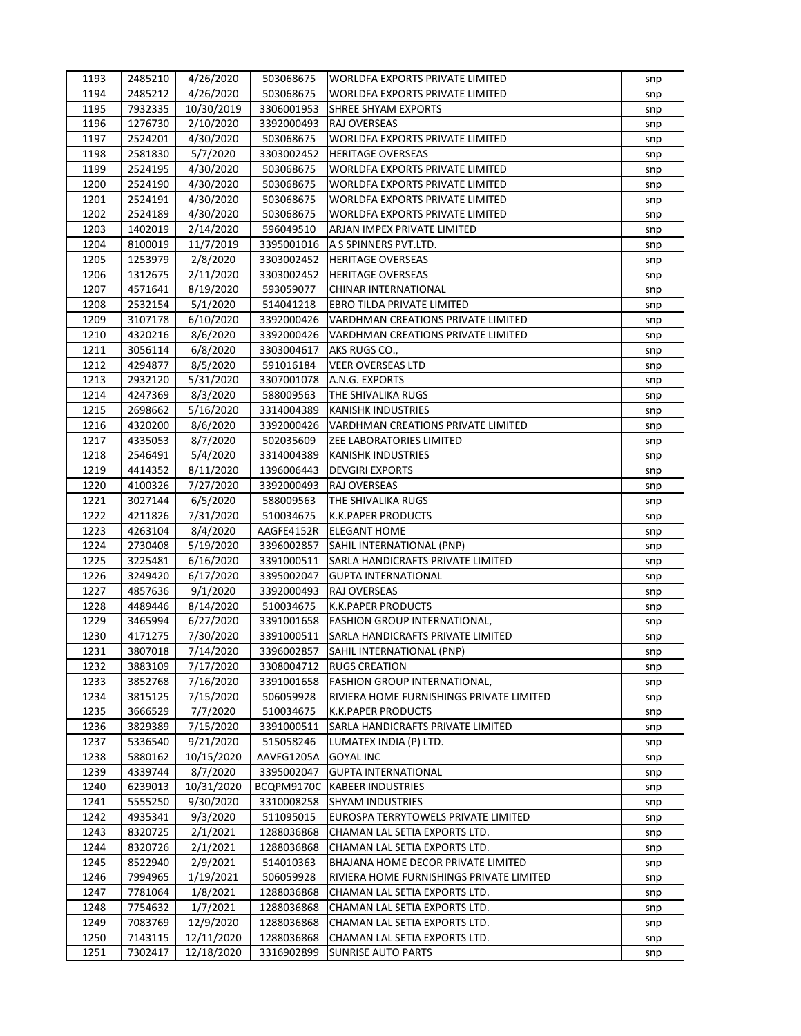| 1193 | 2485210 | 4/26/2020 | 503068675 | WORLDFA EXPORTS PRIVATE LIMITED | snp |
|---|---|---|---|---|---|
| 1194 | 2485212 | 4/26/2020 | 503068675 | WORLDFA EXPORTS PRIVATE LIMITED | snp |
| 1195 | 7932335 | 10/30/2019 | 3306001953 | SHREE SHYAM EXPORTS | snp |
| 1196 | 1276730 | 2/10/2020 | 3392000493 | RAJ OVERSEAS | snp |
| 1197 | 2524201 | 4/30/2020 | 503068675 | WORLDFA EXPORTS PRIVATE LIMITED | snp |
| 1198 | 2581830 | 5/7/2020 | 3303002452 | HERITAGE OVERSEAS | snp |
| 1199 | 2524195 | 4/30/2020 | 503068675 | WORLDFA EXPORTS PRIVATE LIMITED | snp |
| 1200 | 2524190 | 4/30/2020 | 503068675 | WORLDFA EXPORTS PRIVATE LIMITED | snp |
| 1201 | 2524191 | 4/30/2020 | 503068675 | WORLDFA EXPORTS PRIVATE LIMITED | snp |
| 1202 | 2524189 | 4/30/2020 | 503068675 | WORLDFA EXPORTS PRIVATE LIMITED | snp |
| 1203 | 1402019 | 2/14/2020 | 596049510 | ARJAN IMPEX PRIVATE LIMITED | snp |
| 1204 | 8100019 | 11/7/2019 | 3395001016 | A S SPINNERS PVT.LTD. | snp |
| 1205 | 1253979 | 2/8/2020 | 3303002452 | HERITAGE OVERSEAS | snp |
| 1206 | 1312675 | 2/11/2020 | 3303002452 | HERITAGE OVERSEAS | snp |
| 1207 | 4571641 | 8/19/2020 | 593059077 | CHINAR INTERNATIONAL | snp |
| 1208 | 2532154 | 5/1/2020 | 514041218 | EBRO TILDA PRIVATE LIMITED | snp |
| 1209 | 3107178 | 6/10/2020 | 3392000426 | VARDHMAN CREATIONS PRIVATE LIMITED | snp |
| 1210 | 4320216 | 8/6/2020 | 3392000426 | VARDHMAN CREATIONS PRIVATE LIMITED | snp |
| 1211 | 3056114 | 6/8/2020 | 3303004617 | AKS RUGS CO., | snp |
| 1212 | 4294877 | 8/5/2020 | 591016184 | VEER OVERSEAS LTD | snp |
| 1213 | 2932120 | 5/31/2020 | 3307001078 | A.N.G. EXPORTS | snp |
| 1214 | 4247369 | 8/3/2020 | 588009563 | THE SHIVALIKA RUGS | snp |
| 1215 | 2698662 | 5/16/2020 | 3314004389 | KANISHK INDUSTRIES | snp |
| 1216 | 4320200 | 8/6/2020 | 3392000426 | VARDHMAN CREATIONS PRIVATE LIMITED | snp |
| 1217 | 4335053 | 8/7/2020 | 502035609 | ZEE LABORATORIES LIMITED | snp |
| 1218 | 2546491 | 5/4/2020 | 3314004389 | KANISHK INDUSTRIES | snp |
| 1219 | 4414352 | 8/11/2020 | 1396006443 | DEVGIRI EXPORTS | snp |
| 1220 | 4100326 | 7/27/2020 | 3392000493 | RAJ OVERSEAS | snp |
| 1221 | 3027144 | 6/5/2020 | 588009563 | THE SHIVALIKA RUGS | snp |
| 1222 | 4211826 | 7/31/2020 | 510034675 | K.K.PAPER PRODUCTS | snp |
| 1223 | 4263104 | 8/4/2020 | AAGFE4152R | ELEGANT HOME | snp |
| 1224 | 2730408 | 5/19/2020 | 3396002857 | SAHIL INTERNATIONAL (PNP) | snp |
| 1225 | 3225481 | 6/16/2020 | 3391000511 | SARLA HANDICRAFTS PRIVATE LIMITED | snp |
| 1226 | 3249420 | 6/17/2020 | 3395002047 | GUPTA INTERNATIONAL | snp |
| 1227 | 4857636 | 9/1/2020 | 3392000493 | RAJ OVERSEAS | snp |
| 1228 | 4489446 | 8/14/2020 | 510034675 | K.K.PAPER PRODUCTS | snp |
| 1229 | 3465994 | 6/27/2020 | 3391001658 | FASHION GROUP INTERNATIONAL, | snp |
| 1230 | 4171275 | 7/30/2020 | 3391000511 | SARLA HANDICRAFTS PRIVATE LIMITED | snp |
| 1231 | 3807018 | 7/14/2020 | 3396002857 | SAHIL INTERNATIONAL (PNP) | snp |
| 1232 | 3883109 | 7/17/2020 | 3308004712 | RUGS CREATION | snp |
| 1233 | 3852768 | 7/16/2020 | 3391001658 | FASHION GROUP INTERNATIONAL, | snp |
| 1234 | 3815125 | 7/15/2020 | 506059928 | RIVIERA HOME FURNISHINGS PRIVATE LIMITED | snp |
| 1235 | 3666529 | 7/7/2020 | 510034675 | K.K.PAPER PRODUCTS | snp |
| 1236 | 3829389 | 7/15/2020 | 3391000511 | SARLA HANDICRAFTS PRIVATE LIMITED | snp |
| 1237 | 5336540 | 9/21/2020 | 515058246 | LUMATEX INDIA (P) LTD. | snp |
| 1238 | 5880162 | 10/15/2020 | AAVFG1205A | GOYAL INC | snp |
| 1239 | 4339744 | 8/7/2020 | 3395002047 | GUPTA INTERNATIONAL | snp |
| 1240 | 6239013 | 10/31/2020 | BCQPM9170C | KABEER INDUSTRIES | snp |
| 1241 | 5555250 | 9/30/2020 | 3310008258 | SHYAM INDUSTRIES | snp |
| 1242 | 4935341 | 9/3/2020 | 511095015 | EUROSPA TERRYTOWELS PRIVATE LIMITED | snp |
| 1243 | 8320725 | 2/1/2021 | 1288036868 | CHAMAN LAL SETIA EXPORTS LTD. | snp |
| 1244 | 8320726 | 2/1/2021 | 1288036868 | CHAMAN LAL SETIA EXPORTS LTD. | snp |
| 1245 | 8522940 | 2/9/2021 | 514010363 | BHAJANA HOME DECOR PRIVATE LIMITED | snp |
| 1246 | 7994965 | 1/19/2021 | 506059928 | RIVIERA HOME FURNISHINGS PRIVATE LIMITED | snp |
| 1247 | 7781064 | 1/8/2021 | 1288036868 | CHAMAN LAL SETIA EXPORTS LTD. | snp |
| 1248 | 7754632 | 1/7/2021 | 1288036868 | CHAMAN LAL SETIA EXPORTS LTD. | snp |
| 1249 | 7083769 | 12/9/2020 | 1288036868 | CHAMAN LAL SETIA EXPORTS LTD. | snp |
| 1250 | 7143115 | 12/11/2020 | 1288036868 | CHAMAN LAL SETIA EXPORTS LTD. | snp |
| 1251 | 7302417 | 12/18/2020 | 3316902899 | SUNRISE AUTO PARTS | snp |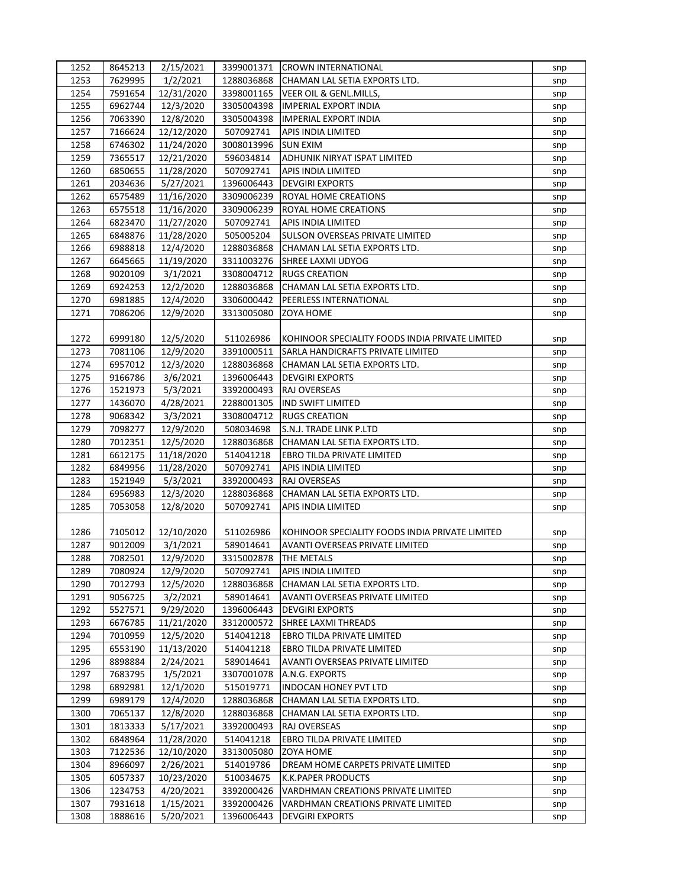| 1252 | 8645213 | 2/15/2021 | 3399001371 | CROWN INTERNATIONAL | snp |
|---|---|---|---|---|---|
| 1253 | 7629995 | 1/2/2021 | 1288036868 | CHAMAN LAL SETIA EXPORTS LTD. | snp |
| 1254 | 7591654 | 12/31/2020 | 3398001165 | VEER OIL & GENL.MILLS, | snp |
| 1255 | 6962744 | 12/3/2020 | 3305004398 | IMPERIAL EXPORT INDIA | snp |
| 1256 | 7063390 | 12/8/2020 | 3305004398 | IMPERIAL EXPORT INDIA | snp |
| 1257 | 7166624 | 12/12/2020 | 507092741 | APIS INDIA LIMITED | snp |
| 1258 | 6746302 | 11/24/2020 | 3008013996 | SUN EXIM | snp |
| 1259 | 7365517 | 12/21/2020 | 596034814 | ADHUNIK NIRYAT ISPAT LIMITED | snp |
| 1260 | 6850655 | 11/28/2020 | 507092741 | APIS INDIA LIMITED | snp |
| 1261 | 2034636 | 5/27/2021 | 1396006443 | DEVGIRI EXPORTS | snp |
| 1262 | 6575489 | 11/16/2020 | 3309006239 | ROYAL HOME CREATIONS | snp |
| 1263 | 6575518 | 11/16/2020 | 3309006239 | ROYAL HOME CREATIONS | snp |
| 1264 | 6823470 | 11/27/2020 | 507092741 | APIS INDIA LIMITED | snp |
| 1265 | 6848876 | 11/28/2020 | 505005204 | SULSON OVERSEAS PRIVATE LIMITED | snp |
| 1266 | 6988818 | 12/4/2020 | 1288036868 | CHAMAN LAL SETIA EXPORTS LTD. | snp |
| 1267 | 6645665 | 11/19/2020 | 3311003276 | SHREE LAXMI UDYOG | snp |
| 1268 | 9020109 | 3/1/2021 | 3308004712 | RUGS CREATION | snp |
| 1269 | 6924253 | 12/2/2020 | 1288036868 | CHAMAN LAL SETIA EXPORTS LTD. | snp |
| 1270 | 6981885 | 12/4/2020 | 3306000442 | PEERLESS INTERNATIONAL | snp |
| 1271 | 7086206 | 12/9/2020 | 3313005080 | ZOYA HOME | snp |
| 1272 | 6999180 | 12/5/2020 | 511026986 | KOHINOOR SPECIALITY FOODS INDIA PRIVATE LIMITED | snp |
| 1273 | 7081106 | 12/9/2020 | 3391000511 | SARLA HANDICRAFTS PRIVATE LIMITED | snp |
| 1274 | 6957012 | 12/3/2020 | 1288036868 | CHAMAN LAL SETIA EXPORTS LTD. | snp |
| 1275 | 9166786 | 3/6/2021 | 1396006443 | DEVGIRI EXPORTS | snp |
| 1276 | 1521973 | 5/3/2021 | 3392000493 | RAJ OVERSEAS | snp |
| 1277 | 1436070 | 4/28/2021 | 2288001305 | IND SWIFT LIMITED | snp |
| 1278 | 9068342 | 3/3/2021 | 3308004712 | RUGS CREATION | snp |
| 1279 | 7098277 | 12/9/2020 | 508034698 | S.N.J. TRADE LINK P.LTD | snp |
| 1280 | 7012351 | 12/5/2020 | 1288036868 | CHAMAN LAL SETIA EXPORTS LTD. | snp |
| 1281 | 6612175 | 11/18/2020 | 514041218 | EBRO TILDA PRIVATE LIMITED | snp |
| 1282 | 6849956 | 11/28/2020 | 507092741 | APIS INDIA LIMITED | snp |
| 1283 | 1521949 | 5/3/2021 | 3392000493 | RAJ OVERSEAS | snp |
| 1284 | 6956983 | 12/3/2020 | 1288036868 | CHAMAN LAL SETIA EXPORTS LTD. | snp |
| 1285 | 7053058 | 12/8/2020 | 507092741 | APIS INDIA LIMITED | snp |
| 1286 | 7105012 | 12/10/2020 | 511026986 | KOHINOOR SPECIALITY FOODS INDIA PRIVATE LIMITED | snp |
| 1287 | 9012009 | 3/1/2021 | 589014641 | AVANTI OVERSEAS PRIVATE LIMITED | snp |
| 1288 | 7082501 | 12/9/2020 | 3315002878 | THE METALS | snp |
| 1289 | 7080924 | 12/9/2020 | 507092741 | APIS INDIA LIMITED | snp |
| 1290 | 7012793 | 12/5/2020 | 1288036868 | CHAMAN LAL SETIA EXPORTS LTD. | snp |
| 1291 | 9056725 | 3/2/2021 | 589014641 | AVANTI OVERSEAS PRIVATE LIMITED | snp |
| 1292 | 5527571 | 9/29/2020 | 1396006443 | DEVGIRI EXPORTS | snp |
| 1293 | 6676785 | 11/21/2020 | 3312000572 | SHREE LAXMI THREADS | snp |
| 1294 | 7010959 | 12/5/2020 | 514041218 | EBRO TILDA PRIVATE LIMITED | snp |
| 1295 | 6553190 | 11/13/2020 | 514041218 | EBRO TILDA PRIVATE LIMITED | snp |
| 1296 | 8898884 | 2/24/2021 | 589014641 | AVANTI OVERSEAS PRIVATE LIMITED | snp |
| 1297 | 7683795 | 1/5/2021 | 3307001078 | A.N.G. EXPORTS | snp |
| 1298 | 6892981 | 12/1/2020 | 515019771 | INDOCAN HONEY PVT LTD | snp |
| 1299 | 6989179 | 12/4/2020 | 1288036868 | CHAMAN LAL SETIA EXPORTS LTD. | snp |
| 1300 | 7065137 | 12/8/2020 | 1288036868 | CHAMAN LAL SETIA EXPORTS LTD. | snp |
| 1301 | 1813333 | 5/17/2021 | 3392000493 | RAJ OVERSEAS | snp |
| 1302 | 6848964 | 11/28/2020 | 514041218 | EBRO TILDA PRIVATE LIMITED | snp |
| 1303 | 7122536 | 12/10/2020 | 3313005080 | ZOYA HOME | snp |
| 1304 | 8966097 | 2/26/2021 | 514019786 | DREAM HOME CARPETS PRIVATE LIMITED | snp |
| 1305 | 6057337 | 10/23/2020 | 510034675 | K.K.PAPER PRODUCTS | snp |
| 1306 | 1234753 | 4/20/2021 | 3392000426 | VARDHMAN CREATIONS PRIVATE LIMITED | snp |
| 1307 | 7931618 | 1/15/2021 | 3392000426 | VARDHMAN CREATIONS PRIVATE LIMITED | snp |
| 1308 | 1888616 | 5/20/2021 | 1396006443 | DEVGIRI EXPORTS | snp |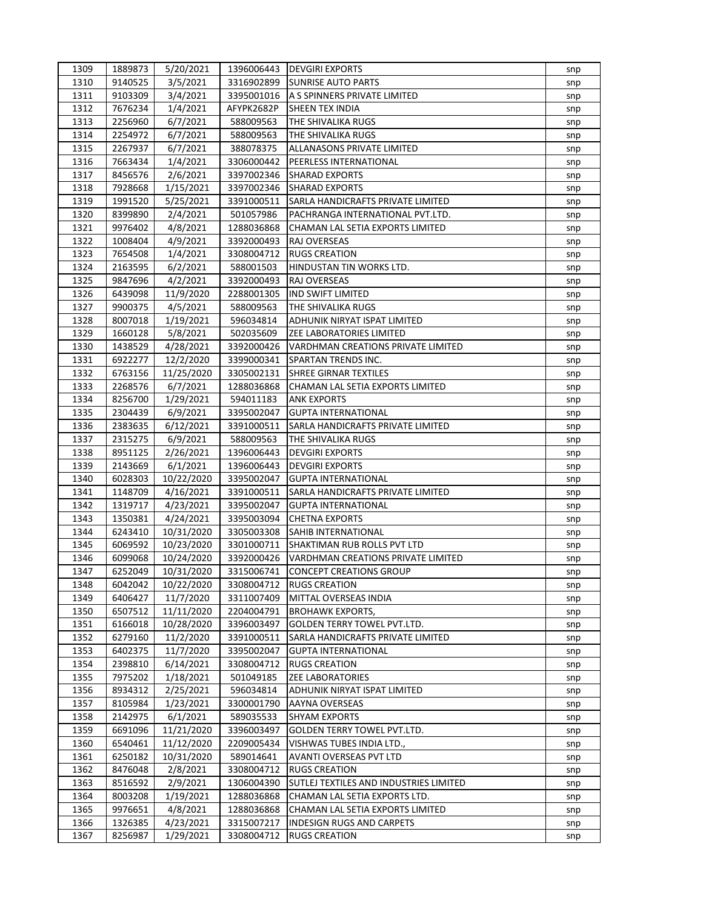| 1309 | 1889873 | 5/20/2021 | 1396006443 | DEVGIRI EXPORTS | snp |
|---|---|---|---|---|---|
| 1310 | 9140525 | 3/5/2021 | 3316902899 | SUNRISE AUTO PARTS | snp |
| 1311 | 9103309 | 3/4/2021 | 3395001016 | A S SPINNERS PRIVATE LIMITED | snp |
| 1312 | 7676234 | 1/4/2021 | AFYPK2682P | SHEEN TEX INDIA | snp |
| 1313 | 2256960 | 6/7/2021 | 588009563 | THE SHIVALIKA RUGS | snp |
| 1314 | 2254972 | 6/7/2021 | 588009563 | THE SHIVALIKA RUGS | snp |
| 1315 | 2267937 | 6/7/2021 | 388078375 | ALLANASONS PRIVATE LIMITED | snp |
| 1316 | 7663434 | 1/4/2021 | 3306000442 | PEERLESS INTERNATIONAL | snp |
| 1317 | 8456576 | 2/6/2021 | 3397002346 | SHARAD EXPORTS | snp |
| 1318 | 7928668 | 1/15/2021 | 3397002346 | SHARAD EXPORTS | snp |
| 1319 | 1991520 | 5/25/2021 | 3391000511 | SARLA HANDICRAFTS PRIVATE LIMITED | snp |
| 1320 | 8399890 | 2/4/2021 | 501057986 | PACHRANGA INTERNATIONAL PVT.LTD. | snp |
| 1321 | 9976402 | 4/8/2021 | 1288036868 | CHAMAN LAL SETIA EXPORTS LIMITED | snp |
| 1322 | 1008404 | 4/9/2021 | 3392000493 | RAJ OVERSEAS | snp |
| 1323 | 7654508 | 1/4/2021 | 3308004712 | RUGS CREATION | snp |
| 1324 | 2163595 | 6/2/2021 | 588001503 | HINDUSTAN TIN WORKS LTD. | snp |
| 1325 | 9847696 | 4/2/2021 | 3392000493 | RAJ OVERSEAS | snp |
| 1326 | 6439098 | 11/9/2020 | 2288001305 | IND SWIFT LIMITED | snp |
| 1327 | 9900375 | 4/5/2021 | 588009563 | THE SHIVALIKA RUGS | snp |
| 1328 | 8007018 | 1/19/2021 | 596034814 | ADHUNIK NIRYAT ISPAT LIMITED | snp |
| 1329 | 1660128 | 5/8/2021 | 502035609 | ZEE LABORATORIES LIMITED | snp |
| 1330 | 1438529 | 4/28/2021 | 3392000426 | VARDHMAN CREATIONS PRIVATE LIMITED | snp |
| 1331 | 6922277 | 12/2/2020 | 3399000341 | SPARTAN TRENDS INC. | snp |
| 1332 | 6763156 | 11/25/2020 | 3305002131 | SHREE GIRNAR TEXTILES | snp |
| 1333 | 2268576 | 6/7/2021 | 1288036868 | CHAMAN LAL SETIA EXPORTS LIMITED | snp |
| 1334 | 8256700 | 1/29/2021 | 594011183 | ANK EXPORTS | snp |
| 1335 | 2304439 | 6/9/2021 | 3395002047 | GUPTA INTERNATIONAL | snp |
| 1336 | 2383635 | 6/12/2021 | 3391000511 | SARLA HANDICRAFTS PRIVATE LIMITED | snp |
| 1337 | 2315275 | 6/9/2021 | 588009563 | THE SHIVALIKA RUGS | snp |
| 1338 | 8951125 | 2/26/2021 | 1396006443 | DEVGIRI EXPORTS | snp |
| 1339 | 2143669 | 6/1/2021 | 1396006443 | DEVGIRI EXPORTS | snp |
| 1340 | 6028303 | 10/22/2020 | 3395002047 | GUPTA INTERNATIONAL | snp |
| 1341 | 1148709 | 4/16/2021 | 3391000511 | SARLA HANDICRAFTS PRIVATE LIMITED | snp |
| 1342 | 1319717 | 4/23/2021 | 3395002047 | GUPTA INTERNATIONAL | snp |
| 1343 | 1350381 | 4/24/2021 | 3395003094 | CHETNA EXPORTS | snp |
| 1344 | 6243410 | 10/31/2020 | 3305003308 | SAHIB INTERNATIONAL | snp |
| 1345 | 6069592 | 10/23/2020 | 3301000711 | SHAKTIMAN RUB ROLLS PVT LTD | snp |
| 1346 | 6099068 | 10/24/2020 | 3392000426 | VARDHMAN CREATIONS PRIVATE LIMITED | snp |
| 1347 | 6252049 | 10/31/2020 | 3315006741 | CONCEPT CREATIONS GROUP | snp |
| 1348 | 6042042 | 10/22/2020 | 3308004712 | RUGS CREATION | snp |
| 1349 | 6406427 | 11/7/2020 | 3311007409 | MITTAL OVERSEAS INDIA | snp |
| 1350 | 6507512 | 11/11/2020 | 2204004791 | BROHAWK EXPORTS, | snp |
| 1351 | 6166018 | 10/28/2020 | 3396003497 | GOLDEN TERRY TOWEL PVT.LTD. | snp |
| 1352 | 6279160 | 11/2/2020 | 3391000511 | SARLA HANDICRAFTS PRIVATE LIMITED | snp |
| 1353 | 6402375 | 11/7/2020 | 3395002047 | GUPTA INTERNATIONAL | snp |
| 1354 | 2398810 | 6/14/2021 | 3308004712 | RUGS CREATION | snp |
| 1355 | 7975202 | 1/18/2021 | 501049185 | ZEE LABORATORIES | snp |
| 1356 | 8934312 | 2/25/2021 | 596034814 | ADHUNIK NIRYAT ISPAT LIMITED | snp |
| 1357 | 8105984 | 1/23/2021 | 3300001790 | AAYNA OVERSEAS | snp |
| 1358 | 2142975 | 6/1/2021 | 589035533 | SHYAM EXPORTS | snp |
| 1359 | 6691096 | 11/21/2020 | 3396003497 | GOLDEN TERRY TOWEL PVT.LTD. | snp |
| 1360 | 6540461 | 11/12/2020 | 2209005434 | VISHWAS TUBES INDIA LTD., | snp |
| 1361 | 6250182 | 10/31/2020 | 589014641 | AVANTI OVERSEAS PVT LTD | snp |
| 1362 | 8476048 | 2/8/2021 | 3308004712 | RUGS CREATION | snp |
| 1363 | 8516592 | 2/9/2021 | 1306004390 | SUTLEJ TEXTILES AND INDUSTRIES LIMITED | snp |
| 1364 | 8003208 | 1/19/2021 | 1288036868 | CHAMAN LAL SETIA EXPORTS LTD. | snp |
| 1365 | 9976651 | 4/8/2021 | 1288036868 | CHAMAN LAL SETIA EXPORTS LIMITED | snp |
| 1366 | 1326385 | 4/23/2021 | 3315007217 | INDESIGN RUGS AND CARPETS | snp |
| 1367 | 8256987 | 1/29/2021 | 3308004712 | RUGS CREATION | snp |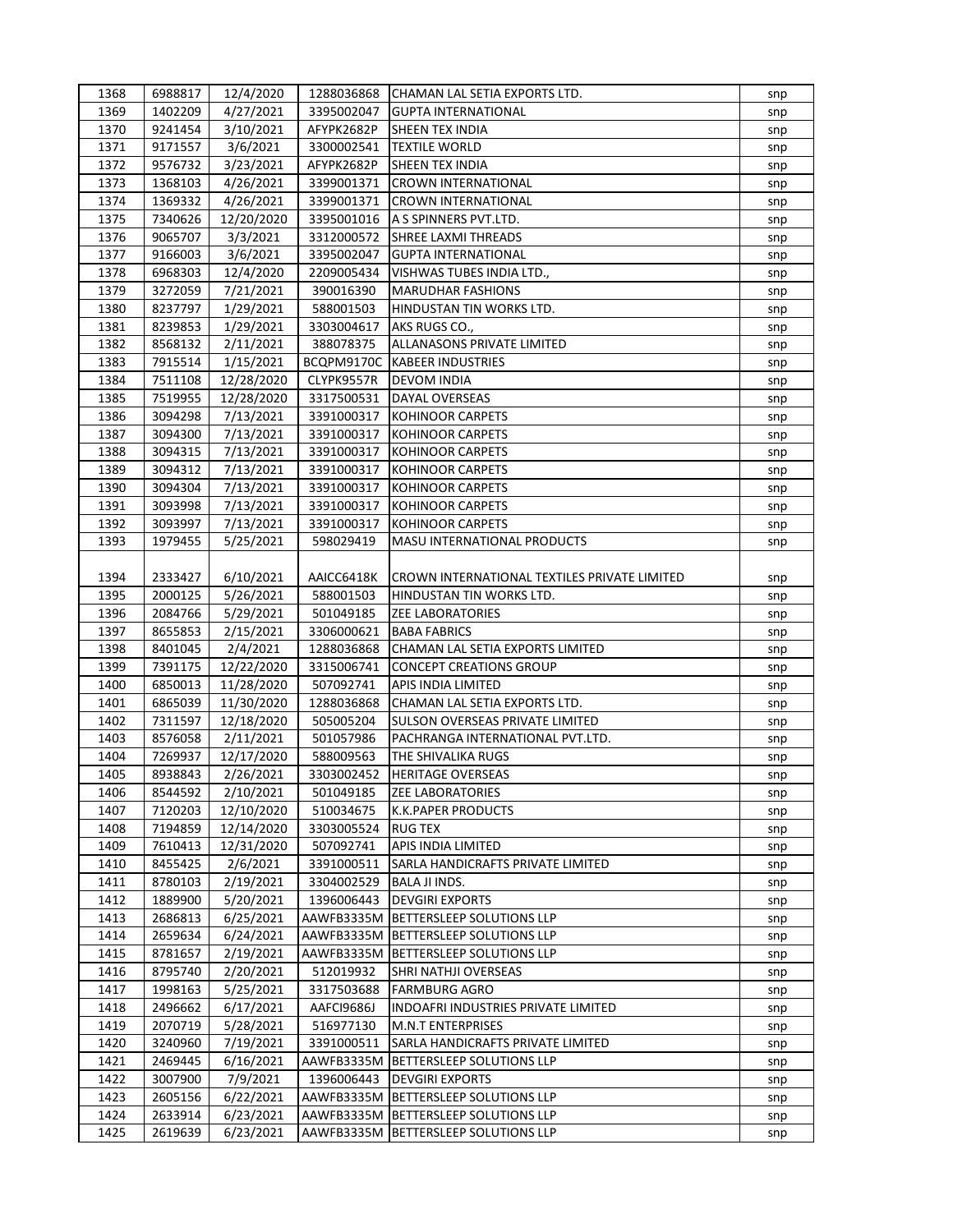| 1368 | 6988817 | 12/4/2020 | 1288036868 | CHAMAN LAL SETIA EXPORTS LTD. | snp |
|---|---|---|---|---|---|
| 1369 | 1402209 | 4/27/2021 | 3395002047 | GUPTA INTERNATIONAL | snp |
| 1370 | 9241454 | 3/10/2021 | AFYPK2682P | SHEEN TEX INDIA | snp |
| 1371 | 9171557 | 3/6/2021 | 3300002541 | TEXTILE WORLD | snp |
| 1372 | 9576732 | 3/23/2021 | AFYPK2682P | SHEEN TEX INDIA | snp |
| 1373 | 1368103 | 4/26/2021 | 3399001371 | CROWN INTERNATIONAL | snp |
| 1374 | 1369332 | 4/26/2021 | 3399001371 | CROWN INTERNATIONAL | snp |
| 1375 | 7340626 | 12/20/2020 | 3395001016 | A S SPINNERS PVT.LTD. | snp |
| 1376 | 9065707 | 3/3/2021 | 3312000572 | SHREE LAXMI THREADS | snp |
| 1377 | 9166003 | 3/6/2021 | 3395002047 | GUPTA INTERNATIONAL | snp |
| 1378 | 6968303 | 12/4/2020 | 2209005434 | VISHWAS TUBES INDIA LTD., | snp |
| 1379 | 3272059 | 7/21/2021 | 390016390 | MARUDHAR FASHIONS | snp |
| 1380 | 8237797 | 1/29/2021 | 588001503 | HINDUSTAN TIN WORKS LTD. | snp |
| 1381 | 8239853 | 1/29/2021 | 3303004617 | AKS RUGS CO., | snp |
| 1382 | 8568132 | 2/11/2021 | 388078375 | ALLANASONS PRIVATE LIMITED | snp |
| 1383 | 7915514 | 1/15/2021 | BCQPM9170C | KABEER INDUSTRIES | snp |
| 1384 | 7511108 | 12/28/2020 | CLYPK9557R | DEVOM INDIA | snp |
| 1385 | 7519955 | 12/28/2020 | 3317500531 | DAYAL OVERSEAS | snp |
| 1386 | 3094298 | 7/13/2021 | 3391000317 | KOHINOOR CARPETS | snp |
| 1387 | 3094300 | 7/13/2021 | 3391000317 | KOHINOOR CARPETS | snp |
| 1388 | 3094315 | 7/13/2021 | 3391000317 | KOHINOOR CARPETS | snp |
| 1389 | 3094312 | 7/13/2021 | 3391000317 | KOHINOOR CARPETS | snp |
| 1390 | 3094304 | 7/13/2021 | 3391000317 | KOHINOOR CARPETS | snp |
| 1391 | 3093998 | 7/13/2021 | 3391000317 | KOHINOOR CARPETS | snp |
| 1392 | 3093997 | 7/13/2021 | 3391000317 | KOHINOOR CARPETS | snp |
| 1393 | 1979455 | 5/25/2021 | 598029419 | MASU INTERNATIONAL PRODUCTS | snp |
| 1394 | 2333427 | 6/10/2021 | AAICC6418K | CROWN INTERNATIONAL TEXTILES PRIVATE LIMITED | snp |
| 1395 | 2000125 | 5/26/2021 | 588001503 | HINDUSTAN TIN WORKS LTD. | snp |
| 1396 | 2084766 | 5/29/2021 | 501049185 | ZEE LABORATORIES | snp |
| 1397 | 8655853 | 2/15/2021 | 3306000621 | BABA FABRICS | snp |
| 1398 | 8401045 | 2/4/2021 | 1288036868 | CHAMAN LAL SETIA EXPORTS LIMITED | snp |
| 1399 | 7391175 | 12/22/2020 | 3315006741 | CONCEPT CREATIONS GROUP | snp |
| 1400 | 6850013 | 11/28/2020 | 507092741 | APIS INDIA LIMITED | snp |
| 1401 | 6865039 | 11/30/2020 | 1288036868 | CHAMAN LAL SETIA EXPORTS LTD. | snp |
| 1402 | 7311597 | 12/18/2020 | 505005204 | SULSON OVERSEAS PRIVATE LIMITED | snp |
| 1403 | 8576058 | 2/11/2021 | 501057986 | PACHRANGA INTERNATIONAL PVT.LTD. | snp |
| 1404 | 7269937 | 12/17/2020 | 588009563 | THE SHIVALIKA RUGS | snp |
| 1405 | 8938843 | 2/26/2021 | 3303002452 | HERITAGE OVERSEAS | snp |
| 1406 | 8544592 | 2/10/2021 | 501049185 | ZEE LABORATORIES | snp |
| 1407 | 7120203 | 12/10/2020 | 510034675 | K.K.PAPER PRODUCTS | snp |
| 1408 | 7194859 | 12/14/2020 | 3303005524 | RUG TEX | snp |
| 1409 | 7610413 | 12/31/2020 | 507092741 | APIS INDIA LIMITED | snp |
| 1410 | 8455425 | 2/6/2021 | 3391000511 | SARLA HANDICRAFTS PRIVATE LIMITED | snp |
| 1411 | 8780103 | 2/19/2021 | 3304002529 | BALA JI INDS. | snp |
| 1412 | 1889900 | 5/20/2021 | 1396006443 | DEVGIRI EXPORTS | snp |
| 1413 | 2686813 | 6/25/2021 | AAWFB3335M | BETTERSLEEP SOLUTIONS LLP | snp |
| 1414 | 2659634 | 6/24/2021 | AAWFB3335M | BETTERSLEEP SOLUTIONS LLP | snp |
| 1415 | 8781657 | 2/19/2021 | AAWFB3335M | BETTERSLEEP SOLUTIONS LLP | snp |
| 1416 | 8795740 | 2/20/2021 | 512019932 | SHRI NATHJI OVERSEAS | snp |
| 1417 | 1998163 | 5/25/2021 | 3317503688 | FARMBURG AGRO | snp |
| 1418 | 2496662 | 6/17/2021 | AAFCI9686J | INDOAFRI INDUSTRIES PRIVATE LIMITED | snp |
| 1419 | 2070719 | 5/28/2021 | 516977130 | M.N.T ENTERPRISES | snp |
| 1420 | 3240960 | 7/19/2021 | 3391000511 | SARLA HANDICRAFTS PRIVATE LIMITED | snp |
| 1421 | 2469445 | 6/16/2021 | AAWFB3335M | BETTERSLEEP SOLUTIONS LLP | snp |
| 1422 | 3007900 | 7/9/2021 | 1396006443 | DEVGIRI EXPORTS | snp |
| 1423 | 2605156 | 6/22/2021 | AAWFB3335M | BETTERSLEEP SOLUTIONS LLP | snp |
| 1424 | 2633914 | 6/23/2021 | AAWFB3335M | BETTERSLEEP SOLUTIONS LLP | snp |
| 1425 | 2619639 | 6/23/2021 | AAWFB3335M | BETTERSLEEP SOLUTIONS LLP | snp |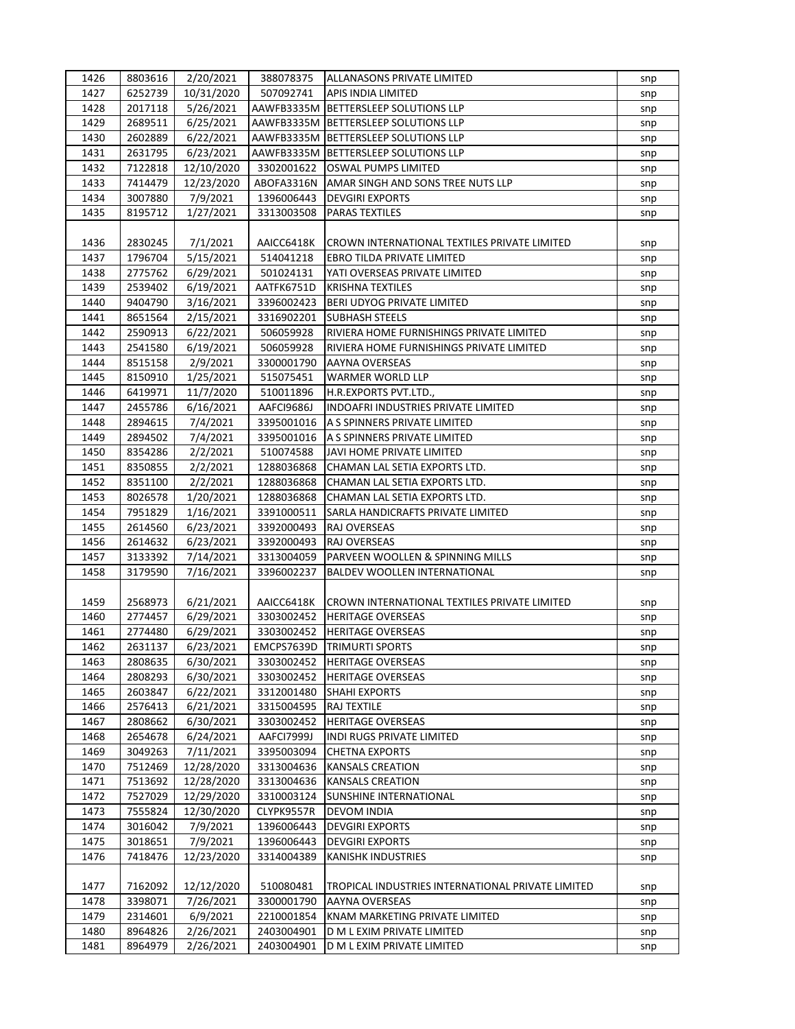| | | | | | |
|---|---|---|---|---|---|
| 1426 | 8803616 | 2/20/2021 | 388078375 | ALLANASONS PRIVATE LIMITED | snp |
| 1427 | 6252739 | 10/31/2020 | 507092741 | APIS INDIA LIMITED | snp |
| 1428 | 2017118 | 5/26/2021 | AAWFB3335M | BETTERSLEEP SOLUTIONS LLP | snp |
| 1429 | 2689511 | 6/25/2021 | AAWFB3335M | BETTERSLEEP SOLUTIONS LLP | snp |
| 1430 | 2602889 | 6/22/2021 | AAWFB3335M | BETTERSLEEP SOLUTIONS LLP | snp |
| 1431 | 2631795 | 6/23/2021 | AAWFB3335M | BETTERSLEEP SOLUTIONS LLP | snp |
| 1432 | 7122818 | 12/10/2020 | 3302001622 | OSWAL PUMPS LIMITED | snp |
| 1433 | 7414479 | 12/23/2020 | ABOFA3316N | AMAR SINGH AND SONS TREE NUTS LLP | snp |
| 1434 | 3007880 | 7/9/2021 | 1396006443 | DEVGIRI EXPORTS | snp |
| 1435 | 8195712 | 1/27/2021 | 3313003508 | PARAS TEXTILES | snp |
| 1436 | 2830245 | 7/1/2021 | AAICC6418K | CROWN INTERNATIONAL TEXTILES PRIVATE LIMITED | snp |
| 1437 | 1796704 | 5/15/2021 | 514041218 | EBRO TILDA PRIVATE LIMITED | snp |
| 1438 | 2775762 | 6/29/2021 | 501024131 | YATI OVERSEAS PRIVATE LIMITED | snp |
| 1439 | 2539402 | 6/19/2021 | AATFK6751D | KRISHNA TEXTILES | snp |
| 1440 | 9404790 | 3/16/2021 | 3396002423 | BERI UDYOG PRIVATE LIMITED | snp |
| 1441 | 8651564 | 2/15/2021 | 3316902201 | SUBHASH STEELS | snp |
| 1442 | 2590913 | 6/22/2021 | 506059928 | RIVIERA HOME FURNISHINGS PRIVATE LIMITED | snp |
| 1443 | 2541580 | 6/19/2021 | 506059928 | RIVIERA HOME FURNISHINGS PRIVATE LIMITED | snp |
| 1444 | 8515158 | 2/9/2021 | 3300001790 | AAYNA OVERSEAS | snp |
| 1445 | 8150910 | 1/25/2021 | 515075451 | WARMER WORLD LLP | snp |
| 1446 | 6419971 | 11/7/2020 | 510011896 | H.R.EXPORTS PVT.LTD., | snp |
| 1447 | 2455786 | 6/16/2021 | AAFCI9686J | INDOAFRI INDUSTRIES PRIVATE LIMITED | snp |
| 1448 | 2894615 | 7/4/2021 | 3395001016 | A S SPINNERS PRIVATE LIMITED | snp |
| 1449 | 2894502 | 7/4/2021 | 3395001016 | A S SPINNERS PRIVATE LIMITED | snp |
| 1450 | 8354286 | 2/2/2021 | 510074588 | JAVI HOME PRIVATE LIMITED | snp |
| 1451 | 8350855 | 2/2/2021 | 1288036868 | CHAMAN LAL SETIA EXPORTS LTD. | snp |
| 1452 | 8351100 | 2/2/2021 | 1288036868 | CHAMAN LAL SETIA EXPORTS LTD. | snp |
| 1453 | 8026578 | 1/20/2021 | 1288036868 | CHAMAN LAL SETIA EXPORTS LTD. | snp |
| 1454 | 7951829 | 1/16/2021 | 3391000511 | SARLA HANDICRAFTS PRIVATE LIMITED | snp |
| 1455 | 2614560 | 6/23/2021 | 3392000493 | RAJ OVERSEAS | snp |
| 1456 | 2614632 | 6/23/2021 | 3392000493 | RAJ OVERSEAS | snp |
| 1457 | 3133392 | 7/14/2021 | 3313004059 | PARVEEN WOOLLEN & SPINNING MILLS | snp |
| 1458 | 3179590 | 7/16/2021 | 3396002237 | BALDEV WOOLLEN INTERNATIONAL | snp |
| 1459 | 2568973 | 6/21/2021 | AAICC6418K | CROWN INTERNATIONAL TEXTILES PRIVATE LIMITED | snp |
| 1460 | 2774457 | 6/29/2021 | 3303002452 | HERITAGE OVERSEAS | snp |
| 1461 | 2774480 | 6/29/2021 | 3303002452 | HERITAGE OVERSEAS | snp |
| 1462 | 2631137 | 6/23/2021 | EMCPS7639D | TRIMURTI SPORTS | snp |
| 1463 | 2808635 | 6/30/2021 | 3303002452 | HERITAGE OVERSEAS | snp |
| 1464 | 2808293 | 6/30/2021 | 3303002452 | HERITAGE OVERSEAS | snp |
| 1465 | 2603847 | 6/22/2021 | 3312001480 | SHAHI EXPORTS | snp |
| 1466 | 2576413 | 6/21/2021 | 3315004595 | RAJ TEXTILE | snp |
| 1467 | 2808662 | 6/30/2021 | 3303002452 | HERITAGE OVERSEAS | snp |
| 1468 | 2654678 | 6/24/2021 | AAFCI7999J | INDI RUGS PRIVATE LIMITED | snp |
| 1469 | 3049263 | 7/11/2021 | 3395003094 | CHETNA EXPORTS | snp |
| 1470 | 7512469 | 12/28/2020 | 3313004636 | KANSALS CREATION | snp |
| 1471 | 7513692 | 12/28/2020 | 3313004636 | KANSALS CREATION | snp |
| 1472 | 7527029 | 12/29/2020 | 3310003124 | SUNSHINE INTERNATIONAL | snp |
| 1473 | 7555824 | 12/30/2020 | CLYPK9557R | DEVOM INDIA | snp |
| 1474 | 3016042 | 7/9/2021 | 1396006443 | DEVGIRI EXPORTS | snp |
| 1475 | 3018651 | 7/9/2021 | 1396006443 | DEVGIRI EXPORTS | snp |
| 1476 | 7418476 | 12/23/2020 | 3314004389 | KANISHK INDUSTRIES | snp |
| 1477 | 7162092 | 12/12/2020 | 510080481 | TROPICAL INDUSTRIES INTERNATIONAL PRIVATE LIMITED | snp |
| 1478 | 3398071 | 7/26/2021 | 3300001790 | AAYNA OVERSEAS | snp |
| 1479 | 2314601 | 6/9/2021 | 2210001854 | KNAM MARKETING PRIVATE LIMITED | snp |
| 1480 | 8964826 | 2/26/2021 | 2403004901 | D M L EXIM PRIVATE LIMITED | snp |
| 1481 | 8964979 | 2/26/2021 | 2403004901 | D M L EXIM PRIVATE LIMITED | snp |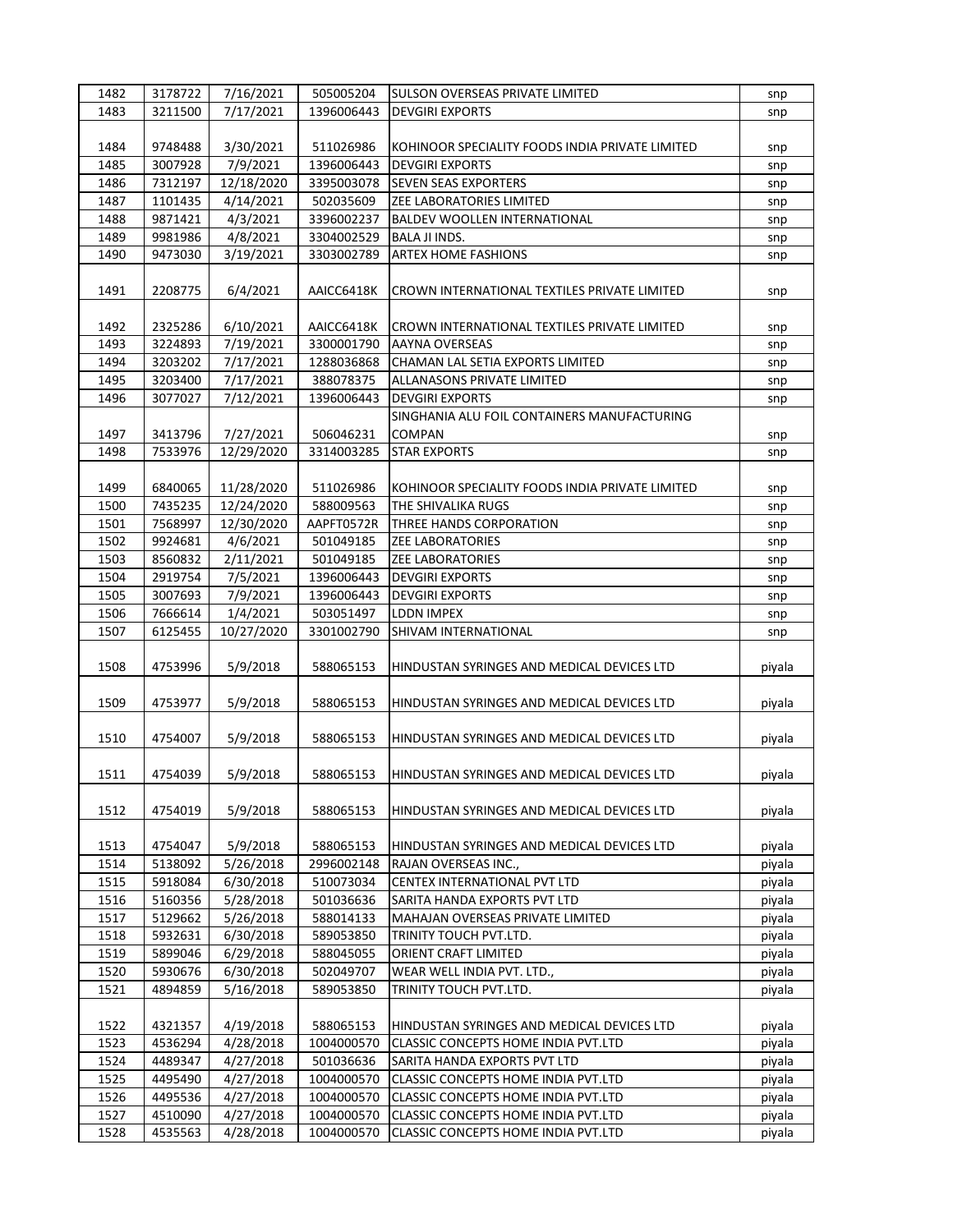| | | | | | |
|---|---|---|---|---|---|
| 1482 | 3178722 | 7/16/2021 | 505005204 | SULSON OVERSEAS PRIVATE LIMITED | snp |
| 1483 | 3211500 | 7/17/2021 | 1396006443 | DEVGIRI EXPORTS | snp |
| 1484 | 9748488 | 3/30/2021 | 511026986 | KOHINOOR SPECIALITY FOODS INDIA PRIVATE LIMITED | snp |
| 1485 | 3007928 | 7/9/2021 | 1396006443 | DEVGIRI EXPORTS | snp |
| 1486 | 7312197 | 12/18/2020 | 3395003078 | SEVEN SEAS EXPORTERS | snp |
| 1487 | 1101435 | 4/14/2021 | 502035609 | ZEE LABORATORIES LIMITED | snp |
| 1488 | 9871421 | 4/3/2021 | 3396002237 | BALDEV WOOLLEN INTERNATIONAL | snp |
| 1489 | 9981986 | 4/8/2021 | 3304002529 | BALA JI INDS. | snp |
| 1490 | 9473030 | 3/19/2021 | 3303002789 | ARTEX HOME FASHIONS | snp |
| 1491 | 2208775 | 6/4/2021 | AAICC6418K | CROWN INTERNATIONAL TEXTILES PRIVATE LIMITED | snp |
| 1492 | 2325286 | 6/10/2021 | AAICC6418K | CROWN INTERNATIONAL TEXTILES PRIVATE LIMITED | snp |
| 1493 | 3224893 | 7/19/2021 | 3300001790 | AAYNA OVERSEAS | snp |
| 1494 | 3203202 | 7/17/2021 | 1288036868 | CHAMAN LAL SETIA EXPORTS LIMITED | snp |
| 1495 | 3203400 | 7/17/2021 | 388078375 | ALLANASONS PRIVATE LIMITED | snp |
| 1496 | 3077027 | 7/12/2021 | 1396006443 | DEVGIRI EXPORTS | snp |
| 1497 | 3413796 | 7/27/2021 | 506046231 | SINGHANIA ALU FOIL CONTAINERS MANUFACTURING COMPAN | snp |
| 1498 | 7533976 | 12/29/2020 | 3314003285 | STAR EXPORTS | snp |
| 1499 | 6840065 | 11/28/2020 | 511026986 | KOHINOOR SPECIALITY FOODS INDIA PRIVATE LIMITED | snp |
| 1500 | 7435235 | 12/24/2020 | 588009563 | THE SHIVALIKA RUGS | snp |
| 1501 | 7568997 | 12/30/2020 | AAPFT0572R | THREE HANDS CORPORATION | snp |
| 1502 | 9924681 | 4/6/2021 | 501049185 | ZEE LABORATORIES | snp |
| 1503 | 8560832 | 2/11/2021 | 501049185 | ZEE LABORATORIES | snp |
| 1504 | 2919754 | 7/5/2021 | 1396006443 | DEVGIRI EXPORTS | snp |
| 1505 | 3007693 | 7/9/2021 | 1396006443 | DEVGIRI EXPORTS | snp |
| 1506 | 7666614 | 1/4/2021 | 503051497 | LDDN IMPEX | snp |
| 1507 | 6125455 | 10/27/2020 | 3301002790 | SHIVAM INTERNATIONAL | snp |
| 1508 | 4753996 | 5/9/2018 | 588065153 | HINDUSTAN SYRINGES AND MEDICAL DEVICES LTD | piyala |
| 1509 | 4753977 | 5/9/2018 | 588065153 | HINDUSTAN SYRINGES AND MEDICAL DEVICES LTD | piyala |
| 1510 | 4754007 | 5/9/2018 | 588065153 | HINDUSTAN SYRINGES AND MEDICAL DEVICES LTD | piyala |
| 1511 | 4754039 | 5/9/2018 | 588065153 | HINDUSTAN SYRINGES AND MEDICAL DEVICES LTD | piyala |
| 1512 | 4754019 | 5/9/2018 | 588065153 | HINDUSTAN SYRINGES AND MEDICAL DEVICES LTD | piyala |
| 1513 | 4754047 | 5/9/2018 | 588065153 | HINDUSTAN SYRINGES AND MEDICAL DEVICES LTD | piyala |
| 1514 | 5138092 | 5/26/2018 | 2996002148 | RAJAN OVERSEAS INC., | piyala |
| 1515 | 5918084 | 6/30/2018 | 510073034 | CENTEX INTERNATIONAL PVT LTD | piyala |
| 1516 | 5160356 | 5/28/2018 | 501036636 | SARITA HANDA EXPORTS PVT LTD | piyala |
| 1517 | 5129662 | 5/26/2018 | 588014133 | MAHAJAN OVERSEAS PRIVATE LIMITED | piyala |
| 1518 | 5932631 | 6/30/2018 | 589053850 | TRINITY TOUCH PVT.LTD. | piyala |
| 1519 | 5899046 | 6/29/2018 | 588045055 | ORIENT CRAFT LIMITED | piyala |
| 1520 | 5930676 | 6/30/2018 | 502049707 | WEAR WELL INDIA PVT. LTD., | piyala |
| 1521 | 4894859 | 5/16/2018 | 589053850 | TRINITY TOUCH PVT.LTD. | piyala |
| 1522 | 4321357 | 4/19/2018 | 588065153 | HINDUSTAN SYRINGES AND MEDICAL DEVICES LTD | piyala |
| 1523 | 4536294 | 4/28/2018 | 1004000570 | CLASSIC CONCEPTS HOME INDIA PVT.LTD | piyala |
| 1524 | 4489347 | 4/27/2018 | 501036636 | SARITA HANDA EXPORTS PVT LTD | piyala |
| 1525 | 4495490 | 4/27/2018 | 1004000570 | CLASSIC CONCEPTS HOME INDIA PVT.LTD | piyala |
| 1526 | 4495536 | 4/27/2018 | 1004000570 | CLASSIC CONCEPTS HOME INDIA PVT.LTD | piyala |
| 1527 | 4510090 | 4/27/2018 | 1004000570 | CLASSIC CONCEPTS HOME INDIA PVT.LTD | piyala |
| 1528 | 4535563 | 4/28/2018 | 1004000570 | CLASSIC CONCEPTS HOME INDIA PVT.LTD | piyala |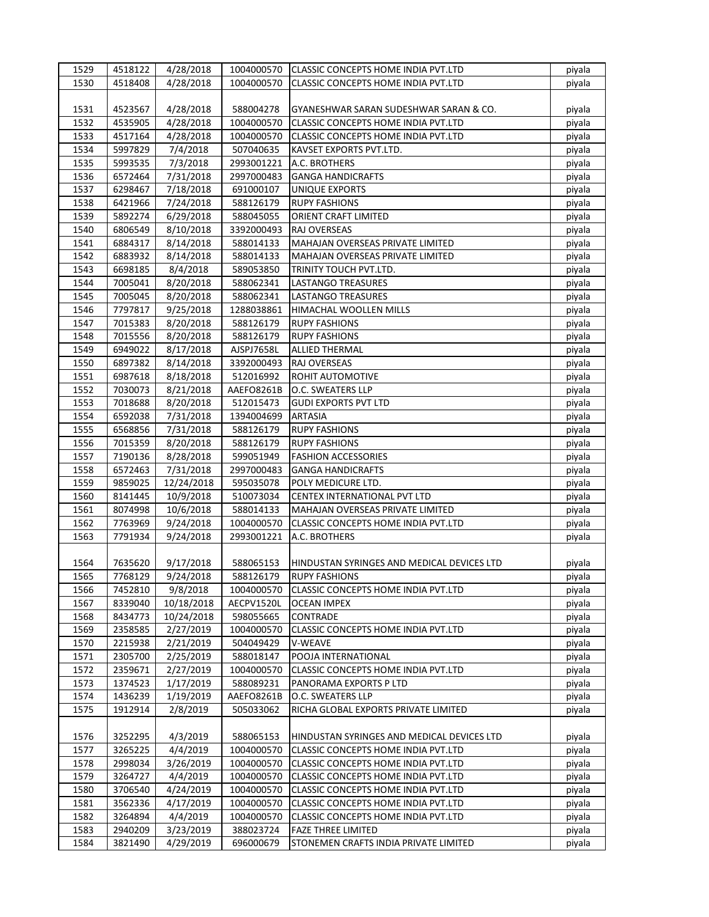| 1529 | 4518122 | 4/28/2018 | 1004000570 | CLASSIC CONCEPTS HOME INDIA PVT.LTD | piyala |
|---|---|---|---|---|---|
| 1530 | 4518408 | 4/28/2018 | 1004000570 | CLASSIC CONCEPTS HOME INDIA PVT.LTD | piyala |
| 1531 | 4523567 | 4/28/2018 | 588004278 | GYANESHWAR SARAN SUDESHWAR SARAN & CO. | piyala |
| 1532 | 4535905 | 4/28/2018 | 1004000570 | CLASSIC CONCEPTS HOME INDIA PVT.LTD | piyala |
| 1533 | 4517164 | 4/28/2018 | 1004000570 | CLASSIC CONCEPTS HOME INDIA PVT.LTD | piyala |
| 1534 | 5997829 | 7/4/2018 | 507040635 | KAVSET EXPORTS PVT.LTD. | piyala |
| 1535 | 5993535 | 7/3/2018 | 2993001221 | A.C. BROTHERS | piyala |
| 1536 | 6572464 | 7/31/2018 | 2997000483 | GANGA HANDICRAFTS | piyala |
| 1537 | 6298467 | 7/18/2018 | 691000107 | UNIQUE EXPORTS | piyala |
| 1538 | 6421966 | 7/24/2018 | 588126179 | RUPY FASHIONS | piyala |
| 1539 | 5892274 | 6/29/2018 | 588045055 | ORIENT CRAFT LIMITED | piyala |
| 1540 | 6806549 | 8/10/2018 | 3392000493 | RAJ OVERSEAS | piyala |
| 1541 | 6884317 | 8/14/2018 | 588014133 | MAHAJAN OVERSEAS PRIVATE LIMITED | piyala |
| 1542 | 6883932 | 8/14/2018 | 588014133 | MAHAJAN OVERSEAS PRIVATE LIMITED | piyala |
| 1543 | 6698185 | 8/4/2018 | 589053850 | TRINITY TOUCH PVT.LTD. | piyala |
| 1544 | 7005041 | 8/20/2018 | 588062341 | LASTANGO TREASURES | piyala |
| 1545 | 7005045 | 8/20/2018 | 588062341 | LASTANGO TREASURES | piyala |
| 1546 | 7797817 | 9/25/2018 | 1288038861 | HIMACHAL WOOLLEN MILLS | piyala |
| 1547 | 7015383 | 8/20/2018 | 588126179 | RUPY FASHIONS | piyala |
| 1548 | 7015556 | 8/20/2018 | 588126179 | RUPY FASHIONS | piyala |
| 1549 | 6949022 | 8/17/2018 | AJSPJ7658L | ALLIED THERMAL | piyala |
| 1550 | 6897382 | 8/14/2018 | 3392000493 | RAJ OVERSEAS | piyala |
| 1551 | 6987618 | 8/18/2018 | 512016992 | ROHIT AUTOMOTIVE | piyala |
| 1552 | 7030073 | 8/21/2018 | AAEFO8261B | O.C. SWEATERS LLP | piyala |
| 1553 | 7018688 | 8/20/2018 | 512015473 | GUDI EXPORTS PVT LTD | piyala |
| 1554 | 6592038 | 7/31/2018 | 1394004699 | ARTASIA | piyala |
| 1555 | 6568856 | 7/31/2018 | 588126179 | RUPY FASHIONS | piyala |
| 1556 | 7015359 | 8/20/2018 | 588126179 | RUPY FASHIONS | piyala |
| 1557 | 7190136 | 8/28/2018 | 599051949 | FASHION ACCESSORIES | piyala |
| 1558 | 6572463 | 7/31/2018 | 2997000483 | GANGA HANDICRAFTS | piyala |
| 1559 | 9859025 | 12/24/2018 | 595035078 | POLY MEDICURE LTD. | piyala |
| 1560 | 8141445 | 10/9/2018 | 510073034 | CENTEX INTERNATIONAL PVT LTD | piyala |
| 1561 | 8074998 | 10/6/2018 | 588014133 | MAHAJAN OVERSEAS PRIVATE LIMITED | piyala |
| 1562 | 7763969 | 9/24/2018 | 1004000570 | CLASSIC CONCEPTS HOME INDIA PVT.LTD | piyala |
| 1563 | 7791934 | 9/24/2018 | 2993001221 | A.C. BROTHERS | piyala |
| 1564 | 7635620 | 9/17/2018 | 588065153 | HINDUSTAN SYRINGES AND MEDICAL DEVICES LTD | piyala |
| 1565 | 7768129 | 9/24/2018 | 588126179 | RUPY FASHIONS | piyala |
| 1566 | 7452810 | 9/8/2018 | 1004000570 | CLASSIC CONCEPTS HOME INDIA PVT.LTD | piyala |
| 1567 | 8339040 | 10/18/2018 | AECPV1520L | OCEAN IMPEX | piyala |
| 1568 | 8434773 | 10/24/2018 | 598055665 | CONTRADE | piyala |
| 1569 | 2358585 | 2/27/2019 | 1004000570 | CLASSIC CONCEPTS HOME INDIA PVT.LTD | piyala |
| 1570 | 2215938 | 2/21/2019 | 504049429 | V-WEAVE | piyala |
| 1571 | 2305700 | 2/25/2019 | 588018147 | POOJA INTERNATIONAL | piyala |
| 1572 | 2359671 | 2/27/2019 | 1004000570 | CLASSIC CONCEPTS HOME INDIA PVT.LTD | piyala |
| 1573 | 1374523 | 1/17/2019 | 588089231 | PANORAMA EXPORTS P LTD | piyala |
| 1574 | 1436239 | 1/19/2019 | AAEFO8261B | O.C. SWEATERS LLP | piyala |
| 1575 | 1912914 | 2/8/2019 | 505033062 | RICHA GLOBAL EXPORTS PRIVATE LIMITED | piyala |
| 1576 | 3252295 | 4/3/2019 | 588065153 | HINDUSTAN SYRINGES AND MEDICAL DEVICES LTD | piyala |
| 1577 | 3265225 | 4/4/2019 | 1004000570 | CLASSIC CONCEPTS HOME INDIA PVT.LTD | piyala |
| 1578 | 2998034 | 3/26/2019 | 1004000570 | CLASSIC CONCEPTS HOME INDIA PVT.LTD | piyala |
| 1579 | 3264727 | 4/4/2019 | 1004000570 | CLASSIC CONCEPTS HOME INDIA PVT.LTD | piyala |
| 1580 | 3706540 | 4/24/2019 | 1004000570 | CLASSIC CONCEPTS HOME INDIA PVT.LTD | piyala |
| 1581 | 3562336 | 4/17/2019 | 1004000570 | CLASSIC CONCEPTS HOME INDIA PVT.LTD | piyala |
| 1582 | 3264894 | 4/4/2019 | 1004000570 | CLASSIC CONCEPTS HOME INDIA PVT.LTD | piyala |
| 1583 | 2940209 | 3/23/2019 | 388023724 | FAZE THREE LIMITED | piyala |
| 1584 | 3821490 | 4/29/2019 | 696000679 | STONEMEN CRAFTS INDIA PRIVATE LIMITED | piyala |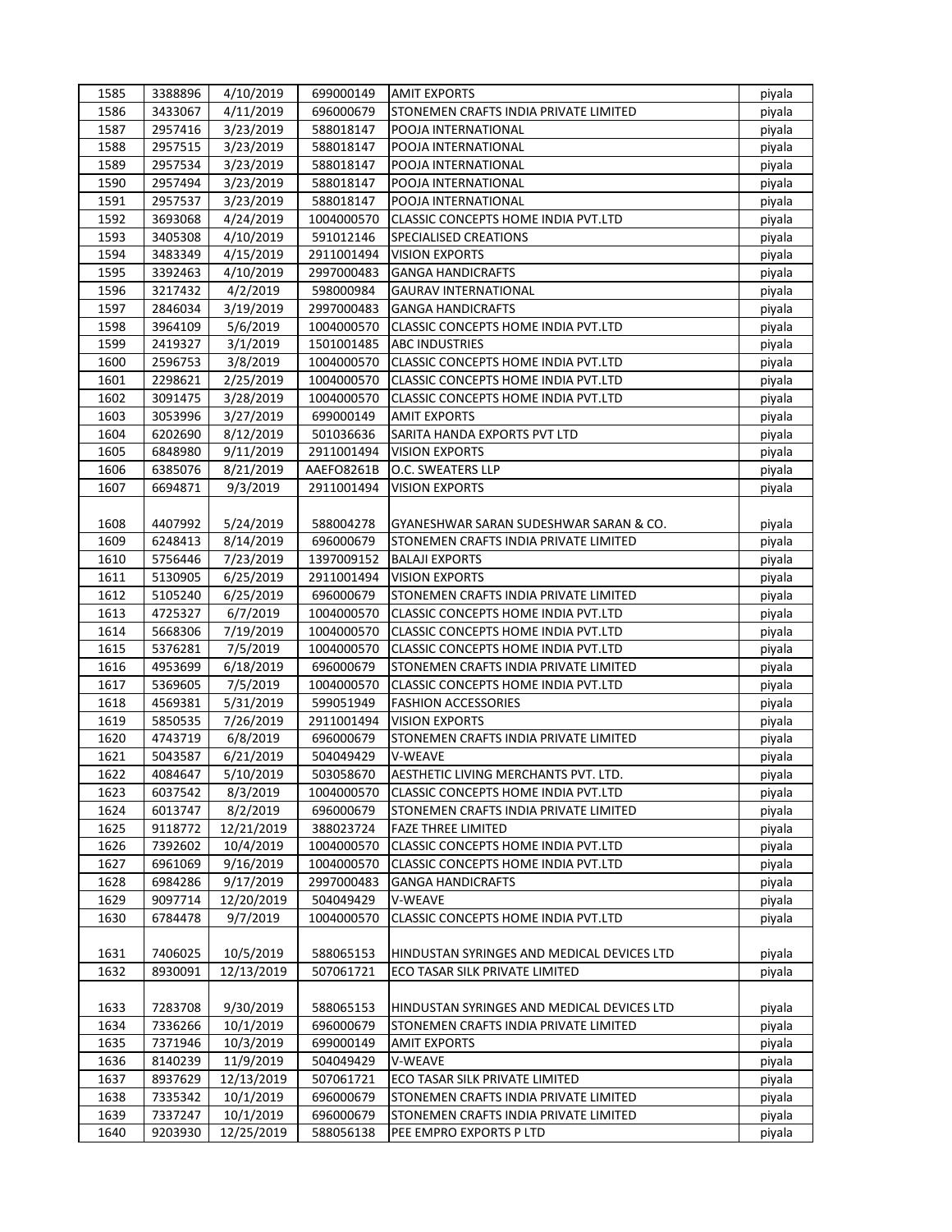| 1585 | 3388896 | 4/10/2019 | 699000149 | AMIT EXPORTS | piyala |
|---|---|---|---|---|---|
| 1586 | 3433067 | 4/11/2019 | 696000679 | STONEMEN CRAFTS INDIA PRIVATE LIMITED | piyala |
| 1587 | 2957416 | 3/23/2019 | 588018147 | POOJA INTERNATIONAL | piyala |
| 1588 | 2957515 | 3/23/2019 | 588018147 | POOJA INTERNATIONAL | piyala |
| 1589 | 2957534 | 3/23/2019 | 588018147 | POOJA INTERNATIONAL | piyala |
| 1590 | 2957494 | 3/23/2019 | 588018147 | POOJA INTERNATIONAL | piyala |
| 1591 | 2957537 | 3/23/2019 | 588018147 | POOJA INTERNATIONAL | piyala |
| 1592 | 3693068 | 4/24/2019 | 1004000570 | CLASSIC CONCEPTS HOME INDIA PVT.LTD | piyala |
| 1593 | 3405308 | 4/10/2019 | 591012146 | SPECIALISED CREATIONS | piyala |
| 1594 | 3483349 | 4/15/2019 | 2911001494 | VISION EXPORTS | piyala |
| 1595 | 3392463 | 4/10/2019 | 2997000483 | GANGA HANDICRAFTS | piyala |
| 1596 | 3217432 | 4/2/2019 | 598000984 | GAURAV INTERNATIONAL | piyala |
| 1597 | 2846034 | 3/19/2019 | 2997000483 | GANGA HANDICRAFTS | piyala |
| 1598 | 3964109 | 5/6/2019 | 1004000570 | CLASSIC CONCEPTS HOME INDIA PVT.LTD | piyala |
| 1599 | 2419327 | 3/1/2019 | 1501001485 | ABC INDUSTRIES | piyala |
| 1600 | 2596753 | 3/8/2019 | 1004000570 | CLASSIC CONCEPTS HOME INDIA PVT.LTD | piyala |
| 1601 | 2298621 | 2/25/2019 | 1004000570 | CLASSIC CONCEPTS HOME INDIA PVT.LTD | piyala |
| 1602 | 3091475 | 3/28/2019 | 1004000570 | CLASSIC CONCEPTS HOME INDIA PVT.LTD | piyala |
| 1603 | 3053996 | 3/27/2019 | 699000149 | AMIT EXPORTS | piyala |
| 1604 | 6202690 | 8/12/2019 | 501036636 | SARITA HANDA EXPORTS PVT LTD | piyala |
| 1605 | 6848980 | 9/11/2019 | 2911001494 | VISION EXPORTS | piyala |
| 1606 | 6385076 | 8/21/2019 | AAEFO8261B | O.C. SWEATERS LLP | piyala |
| 1607 | 6694871 | 9/3/2019 | 2911001494 | VISION EXPORTS | piyala |
| 1608 | 4407992 | 5/24/2019 | 588004278 | GYANESHWAR SARAN SUDESHWAR SARAN & CO. | piyala |
| 1609 | 6248413 | 8/14/2019 | 696000679 | STONEMEN CRAFTS INDIA PRIVATE LIMITED | piyala |
| 1610 | 5756446 | 7/23/2019 | 1397009152 | BALAJI EXPORTS | piyala |
| 1611 | 5130905 | 6/25/2019 | 2911001494 | VISION EXPORTS | piyala |
| 1612 | 5105240 | 6/25/2019 | 696000679 | STONEMEN CRAFTS INDIA PRIVATE LIMITED | piyala |
| 1613 | 4725327 | 6/7/2019 | 1004000570 | CLASSIC CONCEPTS HOME INDIA PVT.LTD | piyala |
| 1614 | 5668306 | 7/19/2019 | 1004000570 | CLASSIC CONCEPTS HOME INDIA PVT.LTD | piyala |
| 1615 | 5376281 | 7/5/2019 | 1004000570 | CLASSIC CONCEPTS HOME INDIA PVT.LTD | piyala |
| 1616 | 4953699 | 6/18/2019 | 696000679 | STONEMEN CRAFTS INDIA PRIVATE LIMITED | piyala |
| 1617 | 5369605 | 7/5/2019 | 1004000570 | CLASSIC CONCEPTS HOME INDIA PVT.LTD | piyala |
| 1618 | 4569381 | 5/31/2019 | 599051949 | FASHION ACCESSORIES | piyala |
| 1619 | 5850535 | 7/26/2019 | 2911001494 | VISION EXPORTS | piyala |
| 1620 | 4743719 | 6/8/2019 | 696000679 | STONEMEN CRAFTS INDIA PRIVATE LIMITED | piyala |
| 1621 | 5043587 | 6/21/2019 | 504049429 | V-WEAVE | piyala |
| 1622 | 4084647 | 5/10/2019 | 503058670 | AESTHETIC LIVING MERCHANTS PVT. LTD. | piyala |
| 1623 | 6037542 | 8/3/2019 | 1004000570 | CLASSIC CONCEPTS HOME INDIA PVT.LTD | piyala |
| 1624 | 6013747 | 8/2/2019 | 696000679 | STONEMEN CRAFTS INDIA PRIVATE LIMITED | piyala |
| 1625 | 9118772 | 12/21/2019 | 388023724 | FAZE THREE LIMITED | piyala |
| 1626 | 7392602 | 10/4/2019 | 1004000570 | CLASSIC CONCEPTS HOME INDIA PVT.LTD | piyala |
| 1627 | 6961069 | 9/16/2019 | 1004000570 | CLASSIC CONCEPTS HOME INDIA PVT.LTD | piyala |
| 1628 | 6984286 | 9/17/2019 | 2997000483 | GANGA HANDICRAFTS | piyala |
| 1629 | 9097714 | 12/20/2019 | 504049429 | V-WEAVE | piyala |
| 1630 | 6784478 | 9/7/2019 | 1004000570 | CLASSIC CONCEPTS HOME INDIA PVT.LTD | piyala |
| 1631 | 7406025 | 10/5/2019 | 588065153 | HINDUSTAN SYRINGES AND MEDICAL DEVICES LTD | piyala |
| 1632 | 8930091 | 12/13/2019 | 507061721 | ECO TASAR SILK PRIVATE LIMITED | piyala |
| 1633 | 7283708 | 9/30/2019 | 588065153 | HINDUSTAN SYRINGES AND MEDICAL DEVICES LTD | piyala |
| 1634 | 7336266 | 10/1/2019 | 696000679 | STONEMEN CRAFTS INDIA PRIVATE LIMITED | piyala |
| 1635 | 7371946 | 10/3/2019 | 699000149 | AMIT EXPORTS | piyala |
| 1636 | 8140239 | 11/9/2019 | 504049429 | V-WEAVE | piyala |
| 1637 | 8937629 | 12/13/2019 | 507061721 | ECO TASAR SILK PRIVATE LIMITED | piyala |
| 1638 | 7335342 | 10/1/2019 | 696000679 | STONEMEN CRAFTS INDIA PRIVATE LIMITED | piyala |
| 1639 | 7337247 | 10/1/2019 | 696000679 | STONEMEN CRAFTS INDIA PRIVATE LIMITED | piyala |
| 1640 | 9203930 | 12/25/2019 | 588056138 | PEE EMPRO EXPORTS P LTD | piyala |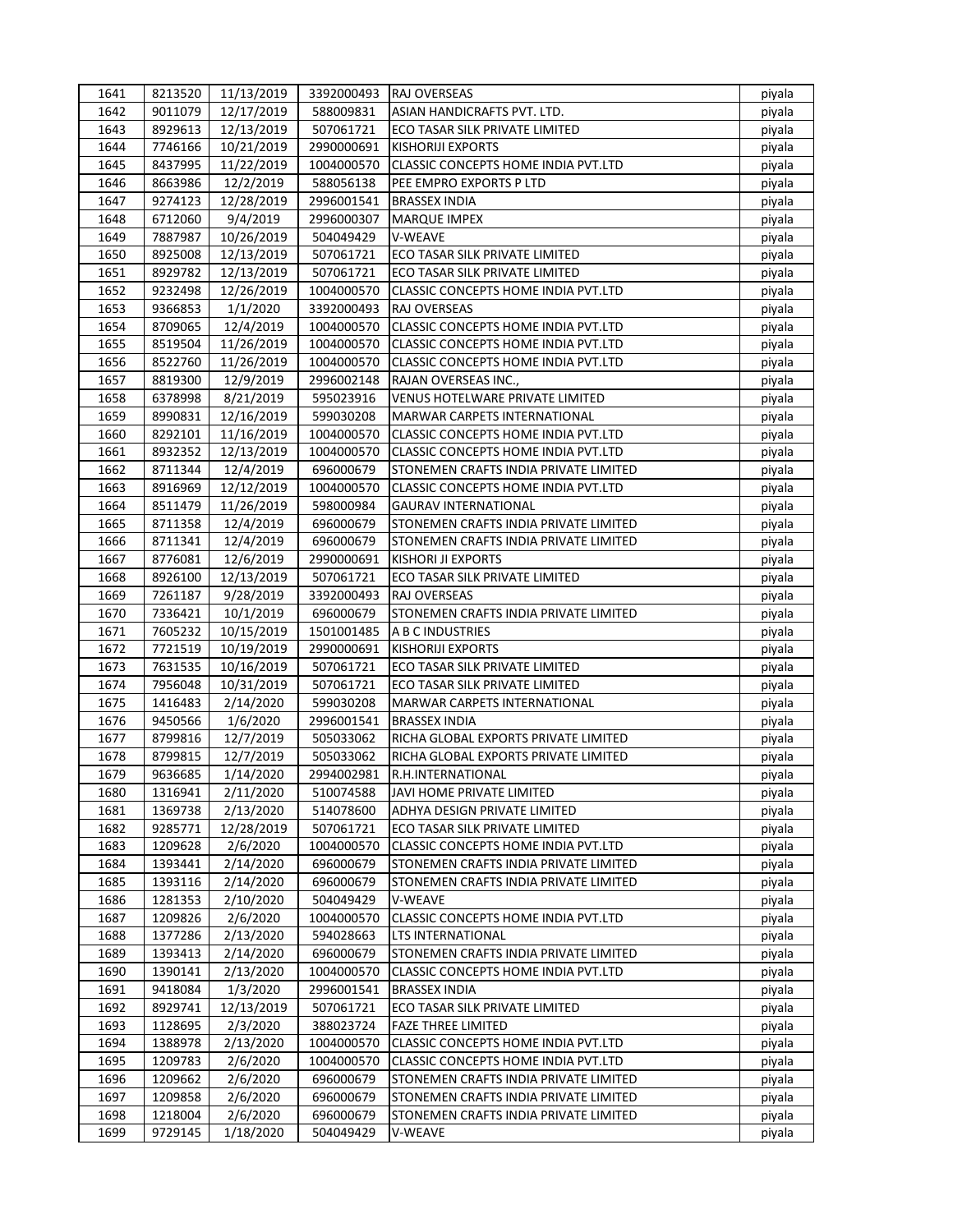| | | | | | |
|---|---|---|---|---|---|
| 1641 | 8213520 | 11/13/2019 | 3392000493 | RAJ OVERSEAS | piyala |
| 1642 | 9011079 | 12/17/2019 | 588009831 | ASIAN HANDICRAFTS PVT. LTD. | piyala |
| 1643 | 8929613 | 12/13/2019 | 507061721 | ECO TASAR SILK PRIVATE LIMITED | piyala |
| 1644 | 7746166 | 10/21/2019 | 2990000691 | KISHORIJI EXPORTS | piyala |
| 1645 | 8437995 | 11/22/2019 | 1004000570 | CLASSIC CONCEPTS HOME INDIA PVT.LTD | piyala |
| 1646 | 8663986 | 12/2/2019 | 588056138 | PEE EMPRO EXPORTS P LTD | piyala |
| 1647 | 9274123 | 12/28/2019 | 2996001541 | BRASSEX INDIA | piyala |
| 1648 | 6712060 | 9/4/2019 | 2996000307 | MARQUE IMPEX | piyala |
| 1649 | 7887987 | 10/26/2019 | 504049429 | V-WEAVE | piyala |
| 1650 | 8925008 | 12/13/2019 | 507061721 | ECO TASAR SILK PRIVATE LIMITED | piyala |
| 1651 | 8929782 | 12/13/2019 | 507061721 | ECO TASAR SILK PRIVATE LIMITED | piyala |
| 1652 | 9232498 | 12/26/2019 | 1004000570 | CLASSIC CONCEPTS HOME INDIA PVT.LTD | piyala |
| 1653 | 9366853 | 1/1/2020 | 3392000493 | RAJ OVERSEAS | piyala |
| 1654 | 8709065 | 12/4/2019 | 1004000570 | CLASSIC CONCEPTS HOME INDIA PVT.LTD | piyala |
| 1655 | 8519504 | 11/26/2019 | 1004000570 | CLASSIC CONCEPTS HOME INDIA PVT.LTD | piyala |
| 1656 | 8522760 | 11/26/2019 | 1004000570 | CLASSIC CONCEPTS HOME INDIA PVT.LTD | piyala |
| 1657 | 8819300 | 12/9/2019 | 2996002148 | RAJAN OVERSEAS INC., | piyala |
| 1658 | 6378998 | 8/21/2019 | 595023916 | VENUS HOTELWARE PRIVATE LIMITED | piyala |
| 1659 | 8990831 | 12/16/2019 | 599030208 | MARWAR CARPETS INTERNATIONAL | piyala |
| 1660 | 8292101 | 11/16/2019 | 1004000570 | CLASSIC CONCEPTS HOME INDIA PVT.LTD | piyala |
| 1661 | 8932352 | 12/13/2019 | 1004000570 | CLASSIC CONCEPTS HOME INDIA PVT.LTD | piyala |
| 1662 | 8711344 | 12/4/2019 | 696000679 | STONEMEN CRAFTS INDIA PRIVATE LIMITED | piyala |
| 1663 | 8916969 | 12/12/2019 | 1004000570 | CLASSIC CONCEPTS HOME INDIA PVT.LTD | piyala |
| 1664 | 8511479 | 11/26/2019 | 598000984 | GAURAV INTERNATIONAL | piyala |
| 1665 | 8711358 | 12/4/2019 | 696000679 | STONEMEN CRAFTS INDIA PRIVATE LIMITED | piyala |
| 1666 | 8711341 | 12/4/2019 | 696000679 | STONEMEN CRAFTS INDIA PRIVATE LIMITED | piyala |
| 1667 | 8776081 | 12/6/2019 | 2990000691 | KISHORI JI EXPORTS | piyala |
| 1668 | 8926100 | 12/13/2019 | 507061721 | ECO TASAR SILK PRIVATE LIMITED | piyala |
| 1669 | 7261187 | 9/28/2019 | 3392000493 | RAJ OVERSEAS | piyala |
| 1670 | 7336421 | 10/1/2019 | 696000679 | STONEMEN CRAFTS INDIA PRIVATE LIMITED | piyala |
| 1671 | 7605232 | 10/15/2019 | 1501001485 | A B C INDUSTRIES | piyala |
| 1672 | 7721519 | 10/19/2019 | 2990000691 | KISHORIJI EXPORTS | piyala |
| 1673 | 7631535 | 10/16/2019 | 507061721 | ECO TASAR SILK PRIVATE LIMITED | piyala |
| 1674 | 7956048 | 10/31/2019 | 507061721 | ECO TASAR SILK PRIVATE LIMITED | piyala |
| 1675 | 1416483 | 2/14/2020 | 599030208 | MARWAR CARPETS INTERNATIONAL | piyala |
| 1676 | 9450566 | 1/6/2020 | 2996001541 | BRASSEX INDIA | piyala |
| 1677 | 8799816 | 12/7/2019 | 505033062 | RICHA GLOBAL EXPORTS PRIVATE LIMITED | piyala |
| 1678 | 8799815 | 12/7/2019 | 505033062 | RICHA GLOBAL EXPORTS PRIVATE LIMITED | piyala |
| 1679 | 9636685 | 1/14/2020 | 2994002981 | R.H.INTERNATIONAL | piyala |
| 1680 | 1316941 | 2/11/2020 | 510074588 | JAVI HOME PRIVATE LIMITED | piyala |
| 1681 | 1369738 | 2/13/2020 | 514078600 | ADHYA DESIGN PRIVATE LIMITED | piyala |
| 1682 | 9285771 | 12/28/2019 | 507061721 | ECO TASAR SILK PRIVATE LIMITED | piyala |
| 1683 | 1209628 | 2/6/2020 | 1004000570 | CLASSIC CONCEPTS HOME INDIA PVT.LTD | piyala |
| 1684 | 1393441 | 2/14/2020 | 696000679 | STONEMEN CRAFTS INDIA PRIVATE LIMITED | piyala |
| 1685 | 1393116 | 2/14/2020 | 696000679 | STONEMEN CRAFTS INDIA PRIVATE LIMITED | piyala |
| 1686 | 1281353 | 2/10/2020 | 504049429 | V-WEAVE | piyala |
| 1687 | 1209826 | 2/6/2020 | 1004000570 | CLASSIC CONCEPTS HOME INDIA PVT.LTD | piyala |
| 1688 | 1377286 | 2/13/2020 | 594028663 | LTS INTERNATIONAL | piyala |
| 1689 | 1393413 | 2/14/2020 | 696000679 | STONEMEN CRAFTS INDIA PRIVATE LIMITED | piyala |
| 1690 | 1390141 | 2/13/2020 | 1004000570 | CLASSIC CONCEPTS HOME INDIA PVT.LTD | piyala |
| 1691 | 9418084 | 1/3/2020 | 2996001541 | BRASSEX INDIA | piyala |
| 1692 | 8929741 | 12/13/2019 | 507061721 | ECO TASAR SILK PRIVATE LIMITED | piyala |
| 1693 | 1128695 | 2/3/2020 | 388023724 | FAZE THREE LIMITED | piyala |
| 1694 | 1388978 | 2/13/2020 | 1004000570 | CLASSIC CONCEPTS HOME INDIA PVT.LTD | piyala |
| 1695 | 1209783 | 2/6/2020 | 1004000570 | CLASSIC CONCEPTS HOME INDIA PVT.LTD | piyala |
| 1696 | 1209662 | 2/6/2020 | 696000679 | STONEMEN CRAFTS INDIA PRIVATE LIMITED | piyala |
| 1697 | 1209858 | 2/6/2020 | 696000679 | STONEMEN CRAFTS INDIA PRIVATE LIMITED | piyala |
| 1698 | 1218004 | 2/6/2020 | 696000679 | STONEMEN CRAFTS INDIA PRIVATE LIMITED | piyala |
| 1699 | 9729145 | 1/18/2020 | 504049429 | V-WEAVE | piyala |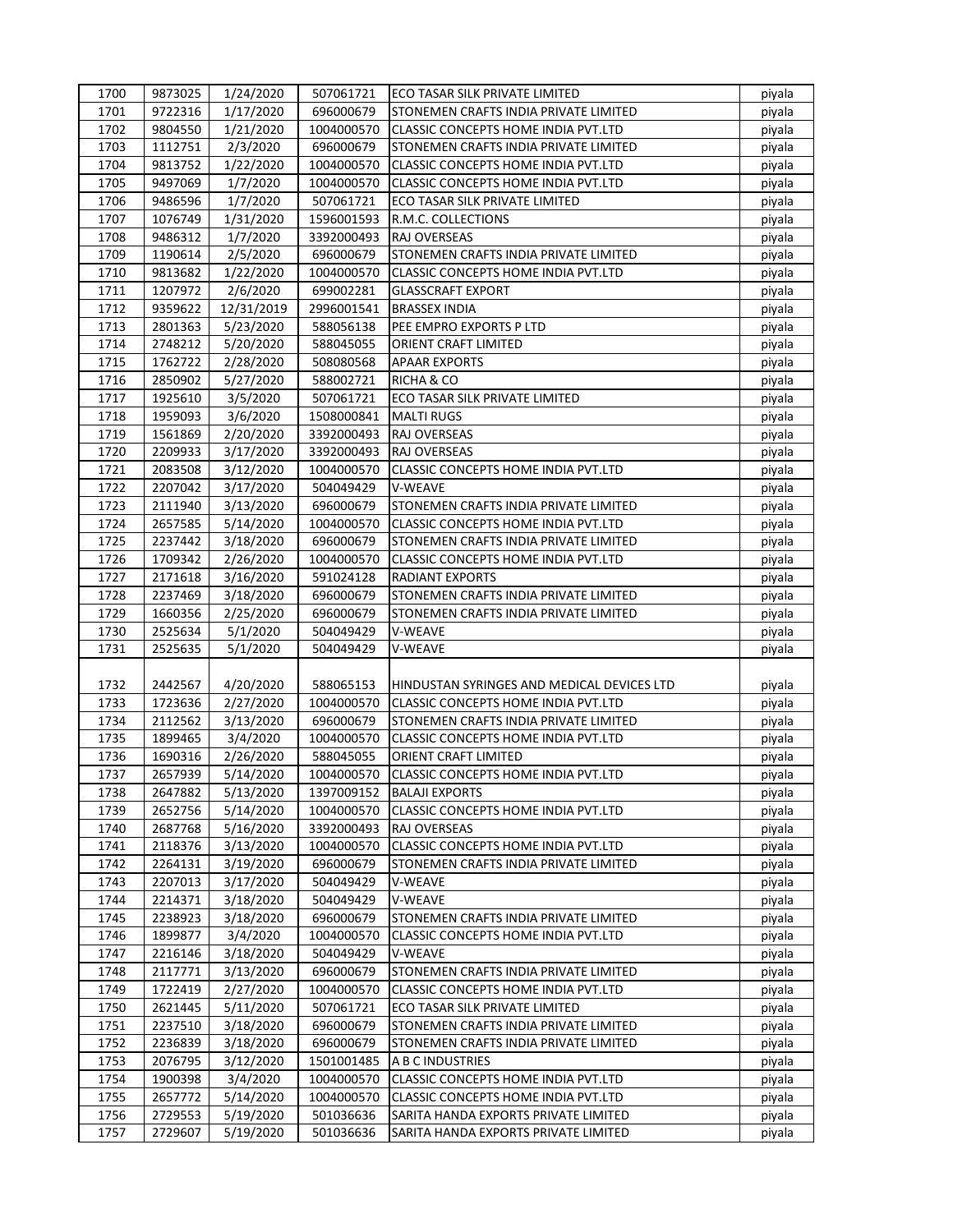| 1700 | 9873025 | 1/24/2020 | 507061721 | ECO TASAR SILK PRIVATE LIMITED | piyala |
|---|---|---|---|---|---|
| 1701 | 9722316 | 1/17/2020 | 696000679 | STONEMEN CRAFTS INDIA PRIVATE LIMITED | piyala |
| 1702 | 9804550 | 1/21/2020 | 1004000570 | CLASSIC CONCEPTS HOME INDIA PVT.LTD | piyala |
| 1703 | 1112751 | 2/3/2020 | 696000679 | STONEMEN CRAFTS INDIA PRIVATE LIMITED | piyala |
| 1704 | 9813752 | 1/22/2020 | 1004000570 | CLASSIC CONCEPTS HOME INDIA PVT.LTD | piyala |
| 1705 | 9497069 | 1/7/2020 | 1004000570 | CLASSIC CONCEPTS HOME INDIA PVT.LTD | piyala |
| 1706 | 9486596 | 1/7/2020 | 507061721 | ECO TASAR SILK PRIVATE LIMITED | piyala |
| 1707 | 1076749 | 1/31/2020 | 1596001593 | R.M.C. COLLECTIONS | piyala |
| 1708 | 9486312 | 1/7/2020 | 3392000493 | RAJ OVERSEAS | piyala |
| 1709 | 1190614 | 2/5/2020 | 696000679 | STONEMEN CRAFTS INDIA PRIVATE LIMITED | piyala |
| 1710 | 9813682 | 1/22/2020 | 1004000570 | CLASSIC CONCEPTS HOME INDIA PVT.LTD | piyala |
| 1711 | 1207972 | 2/6/2020 | 699002281 | GLASSCRAFT EXPORT | piyala |
| 1712 | 9359622 | 12/31/2019 | 2996001541 | BRASSEX INDIA | piyala |
| 1713 | 2801363 | 5/23/2020 | 588056138 | PEE EMPRO EXPORTS P LTD | piyala |
| 1714 | 2748212 | 5/20/2020 | 588045055 | ORIENT CRAFT LIMITED | piyala |
| 1715 | 1762722 | 2/28/2020 | 508080568 | APAAR EXPORTS | piyala |
| 1716 | 2850902 | 5/27/2020 | 588002721 | RICHA & CO | piyala |
| 1717 | 1925610 | 3/5/2020 | 507061721 | ECO TASAR SILK PRIVATE LIMITED | piyala |
| 1718 | 1959093 | 3/6/2020 | 1508000841 | MALTI RUGS | piyala |
| 1719 | 1561869 | 2/20/2020 | 3392000493 | RAJ OVERSEAS | piyala |
| 1720 | 2209933 | 3/17/2020 | 3392000493 | RAJ OVERSEAS | piyala |
| 1721 | 2083508 | 3/12/2020 | 1004000570 | CLASSIC CONCEPTS HOME INDIA PVT.LTD | piyala |
| 1722 | 2207042 | 3/17/2020 | 504049429 | V-WEAVE | piyala |
| 1723 | 2111940 | 3/13/2020 | 696000679 | STONEMEN CRAFTS INDIA PRIVATE LIMITED | piyala |
| 1724 | 2657585 | 5/14/2020 | 1004000570 | CLASSIC CONCEPTS HOME INDIA PVT.LTD | piyala |
| 1725 | 2237442 | 3/18/2020 | 696000679 | STONEMEN CRAFTS INDIA PRIVATE LIMITED | piyala |
| 1726 | 1709342 | 2/26/2020 | 1004000570 | CLASSIC CONCEPTS HOME INDIA PVT.LTD | piyala |
| 1727 | 2171618 | 3/16/2020 | 591024128 | RADIANT EXPORTS | piyala |
| 1728 | 2237469 | 3/18/2020 | 696000679 | STONEMEN CRAFTS INDIA PRIVATE LIMITED | piyala |
| 1729 | 1660356 | 2/25/2020 | 696000679 | STONEMEN CRAFTS INDIA PRIVATE LIMITED | piyala |
| 1730 | 2525634 | 5/1/2020 | 504049429 | V-WEAVE | piyala |
| 1731 | 2525635 | 5/1/2020 | 504049429 | V-WEAVE | piyala |
| 1732 | 2442567 | 4/20/2020 | 588065153 | HINDUSTAN SYRINGES AND MEDICAL DEVICES LTD | piyala |
| 1733 | 1723636 | 2/27/2020 | 1004000570 | CLASSIC CONCEPTS HOME INDIA PVT.LTD | piyala |
| 1734 | 2112562 | 3/13/2020 | 696000679 | STONEMEN CRAFTS INDIA PRIVATE LIMITED | piyala |
| 1735 | 1899465 | 3/4/2020 | 1004000570 | CLASSIC CONCEPTS HOME INDIA PVT.LTD | piyala |
| 1736 | 1690316 | 2/26/2020 | 588045055 | ORIENT CRAFT LIMITED | piyala |
| 1737 | 2657939 | 5/14/2020 | 1004000570 | CLASSIC CONCEPTS HOME INDIA PVT.LTD | piyala |
| 1738 | 2647882 | 5/13/2020 | 1397009152 | BALAJI EXPORTS | piyala |
| 1739 | 2652756 | 5/14/2020 | 1004000570 | CLASSIC CONCEPTS HOME INDIA PVT.LTD | piyala |
| 1740 | 2687768 | 5/16/2020 | 3392000493 | RAJ OVERSEAS | piyala |
| 1741 | 2118376 | 3/13/2020 | 1004000570 | CLASSIC CONCEPTS HOME INDIA PVT.LTD | piyala |
| 1742 | 2264131 | 3/19/2020 | 696000679 | STONEMEN CRAFTS INDIA PRIVATE LIMITED | piyala |
| 1743 | 2207013 | 3/17/2020 | 504049429 | V-WEAVE | piyala |
| 1744 | 2214371 | 3/18/2020 | 504049429 | V-WEAVE | piyala |
| 1745 | 2238923 | 3/18/2020 | 696000679 | STONEMEN CRAFTS INDIA PRIVATE LIMITED | piyala |
| 1746 | 1899877 | 3/4/2020 | 1004000570 | CLASSIC CONCEPTS HOME INDIA PVT.LTD | piyala |
| 1747 | 2216146 | 3/18/2020 | 504049429 | V-WEAVE | piyala |
| 1748 | 2117771 | 3/13/2020 | 696000679 | STONEMEN CRAFTS INDIA PRIVATE LIMITED | piyala |
| 1749 | 1722419 | 2/27/2020 | 1004000570 | CLASSIC CONCEPTS HOME INDIA PVT.LTD | piyala |
| 1750 | 2621445 | 5/11/2020 | 507061721 | ECO TASAR SILK PRIVATE LIMITED | piyala |
| 1751 | 2237510 | 3/18/2020 | 696000679 | STONEMEN CRAFTS INDIA PRIVATE LIMITED | piyala |
| 1752 | 2236839 | 3/18/2020 | 696000679 | STONEMEN CRAFTS INDIA PRIVATE LIMITED | piyala |
| 1753 | 2076795 | 3/12/2020 | 1501001485 | A B C INDUSTRIES | piyala |
| 1754 | 1900398 | 3/4/2020 | 1004000570 | CLASSIC CONCEPTS HOME INDIA PVT.LTD | piyala |
| 1755 | 2657772 | 5/14/2020 | 1004000570 | CLASSIC CONCEPTS HOME INDIA PVT.LTD | piyala |
| 1756 | 2729553 | 5/19/2020 | 501036636 | SARITA HANDA EXPORTS PRIVATE LIMITED | piyala |
| 1757 | 2729607 | 5/19/2020 | 501036636 | SARITA HANDA EXPORTS PRIVATE LIMITED | piyala |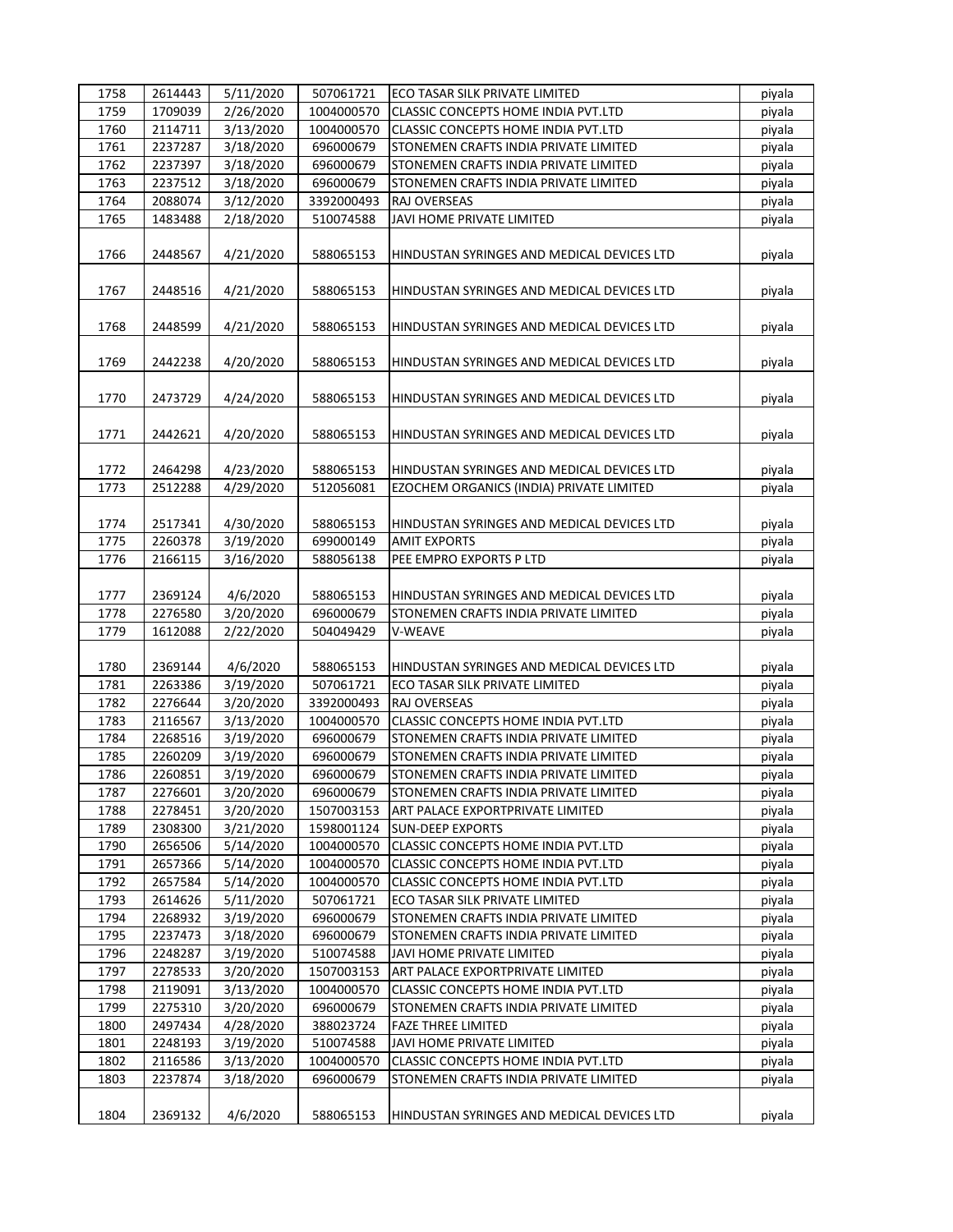| | | | | | |
|---|---|---|---|---|---|
| 1758 | 2614443 | 5/11/2020 | 507061721 | ECO TASAR SILK PRIVATE LIMITED | piyala |
| 1759 | 1709039 | 2/26/2020 | 1004000570 | CLASSIC CONCEPTS HOME INDIA PVT.LTD | piyala |
| 1760 | 2114711 | 3/13/2020 | 1004000570 | CLASSIC CONCEPTS HOME INDIA PVT.LTD | piyala |
| 1761 | 2237287 | 3/18/2020 | 696000679 | STONEMEN CRAFTS INDIA PRIVATE LIMITED | piyala |
| 1762 | 2237397 | 3/18/2020 | 696000679 | STONEMEN CRAFTS INDIA PRIVATE LIMITED | piyala |
| 1763 | 2237512 | 3/18/2020 | 696000679 | STONEMEN CRAFTS INDIA PRIVATE LIMITED | piyala |
| 1764 | 2088074 | 3/12/2020 | 3392000493 | RAJ OVERSEAS | piyala |
| 1765 | 1483488 | 2/18/2020 | 510074588 | JAVI HOME PRIVATE LIMITED | piyala |
| 1766 | 2448567 | 4/21/2020 | 588065153 | HINDUSTAN SYRINGES AND MEDICAL DEVICES LTD | piyala |
| 1767 | 2448516 | 4/21/2020 | 588065153 | HINDUSTAN SYRINGES AND MEDICAL DEVICES LTD | piyala |
| 1768 | 2448599 | 4/21/2020 | 588065153 | HINDUSTAN SYRINGES AND MEDICAL DEVICES LTD | piyala |
| 1769 | 2442238 | 4/20/2020 | 588065153 | HINDUSTAN SYRINGES AND MEDICAL DEVICES LTD | piyala |
| 1770 | 2473729 | 4/24/2020 | 588065153 | HINDUSTAN SYRINGES AND MEDICAL DEVICES LTD | piyala |
| 1771 | 2442621 | 4/20/2020 | 588065153 | HINDUSTAN SYRINGES AND MEDICAL DEVICES LTD | piyala |
| 1772 | 2464298 | 4/23/2020 | 588065153 | HINDUSTAN SYRINGES AND MEDICAL DEVICES LTD | piyala |
| 1773 | 2512288 | 4/29/2020 | 512056081 | EZOCHEM ORGANICS (INDIA) PRIVATE LIMITED | piyala |
| 1774 | 2517341 | 4/30/2020 | 588065153 | HINDUSTAN SYRINGES AND MEDICAL DEVICES LTD | piyala |
| 1775 | 2260378 | 3/19/2020 | 699000149 | AMIT EXPORTS | piyala |
| 1776 | 2166115 | 3/16/2020 | 588056138 | PEE EMPRO EXPORTS P LTD | piyala |
| 1777 | 2369124 | 4/6/2020 | 588065153 | HINDUSTAN SYRINGES AND MEDICAL DEVICES LTD | piyala |
| 1778 | 2276580 | 3/20/2020 | 696000679 | STONEMEN CRAFTS INDIA PRIVATE LIMITED | piyala |
| 1779 | 1612088 | 2/22/2020 | 504049429 | V-WEAVE | piyala |
| 1780 | 2369144 | 4/6/2020 | 588065153 | HINDUSTAN SYRINGES AND MEDICAL DEVICES LTD | piyala |
| 1781 | 2263386 | 3/19/2020 | 507061721 | ECO TASAR SILK PRIVATE LIMITED | piyala |
| 1782 | 2276644 | 3/20/2020 | 3392000493 | RAJ OVERSEAS | piyala |
| 1783 | 2116567 | 3/13/2020 | 1004000570 | CLASSIC CONCEPTS HOME INDIA PVT.LTD | piyala |
| 1784 | 2268516 | 3/19/2020 | 696000679 | STONEMEN CRAFTS INDIA PRIVATE LIMITED | piyala |
| 1785 | 2260209 | 3/19/2020 | 696000679 | STONEMEN CRAFTS INDIA PRIVATE LIMITED | piyala |
| 1786 | 2260851 | 3/19/2020 | 696000679 | STONEMEN CRAFTS INDIA PRIVATE LIMITED | piyala |
| 1787 | 2276601 | 3/20/2020 | 696000679 | STONEMEN CRAFTS INDIA PRIVATE LIMITED | piyala |
| 1788 | 2278451 | 3/20/2020 | 1507003153 | ART PALACE EXPORTPRIVATE LIMITED | piyala |
| 1789 | 2308300 | 3/21/2020 | 1598001124 | SUN-DEEP EXPORTS | piyala |
| 1790 | 2656506 | 5/14/2020 | 1004000570 | CLASSIC CONCEPTS HOME INDIA PVT.LTD | piyala |
| 1791 | 2657366 | 5/14/2020 | 1004000570 | CLASSIC CONCEPTS HOME INDIA PVT.LTD | piyala |
| 1792 | 2657584 | 5/14/2020 | 1004000570 | CLASSIC CONCEPTS HOME INDIA PVT.LTD | piyala |
| 1793 | 2614626 | 5/11/2020 | 507061721 | ECO TASAR SILK PRIVATE LIMITED | piyala |
| 1794 | 2268932 | 3/19/2020 | 696000679 | STONEMEN CRAFTS INDIA PRIVATE LIMITED | piyala |
| 1795 | 2237473 | 3/18/2020 | 696000679 | STONEMEN CRAFTS INDIA PRIVATE LIMITED | piyala |
| 1796 | 2248287 | 3/19/2020 | 510074588 | JAVI HOME PRIVATE LIMITED | piyala |
| 1797 | 2278533 | 3/20/2020 | 1507003153 | ART PALACE EXPORTPRIVATE LIMITED | piyala |
| 1798 | 2119091 | 3/13/2020 | 1004000570 | CLASSIC CONCEPTS HOME INDIA PVT.LTD | piyala |
| 1799 | 2275310 | 3/20/2020 | 696000679 | STONEMEN CRAFTS INDIA PRIVATE LIMITED | piyala |
| 1800 | 2497434 | 4/28/2020 | 388023724 | FAZE THREE LIMITED | piyala |
| 1801 | 2248193 | 3/19/2020 | 510074588 | JAVI HOME PRIVATE LIMITED | piyala |
| 1802 | 2116586 | 3/13/2020 | 1004000570 | CLASSIC CONCEPTS HOME INDIA PVT.LTD | piyala |
| 1803 | 2237874 | 3/18/2020 | 696000679 | STONEMEN CRAFTS INDIA PRIVATE LIMITED | piyala |
| 1804 | 2369132 | 4/6/2020 | 588065153 | HINDUSTAN SYRINGES AND MEDICAL DEVICES LTD | piyala |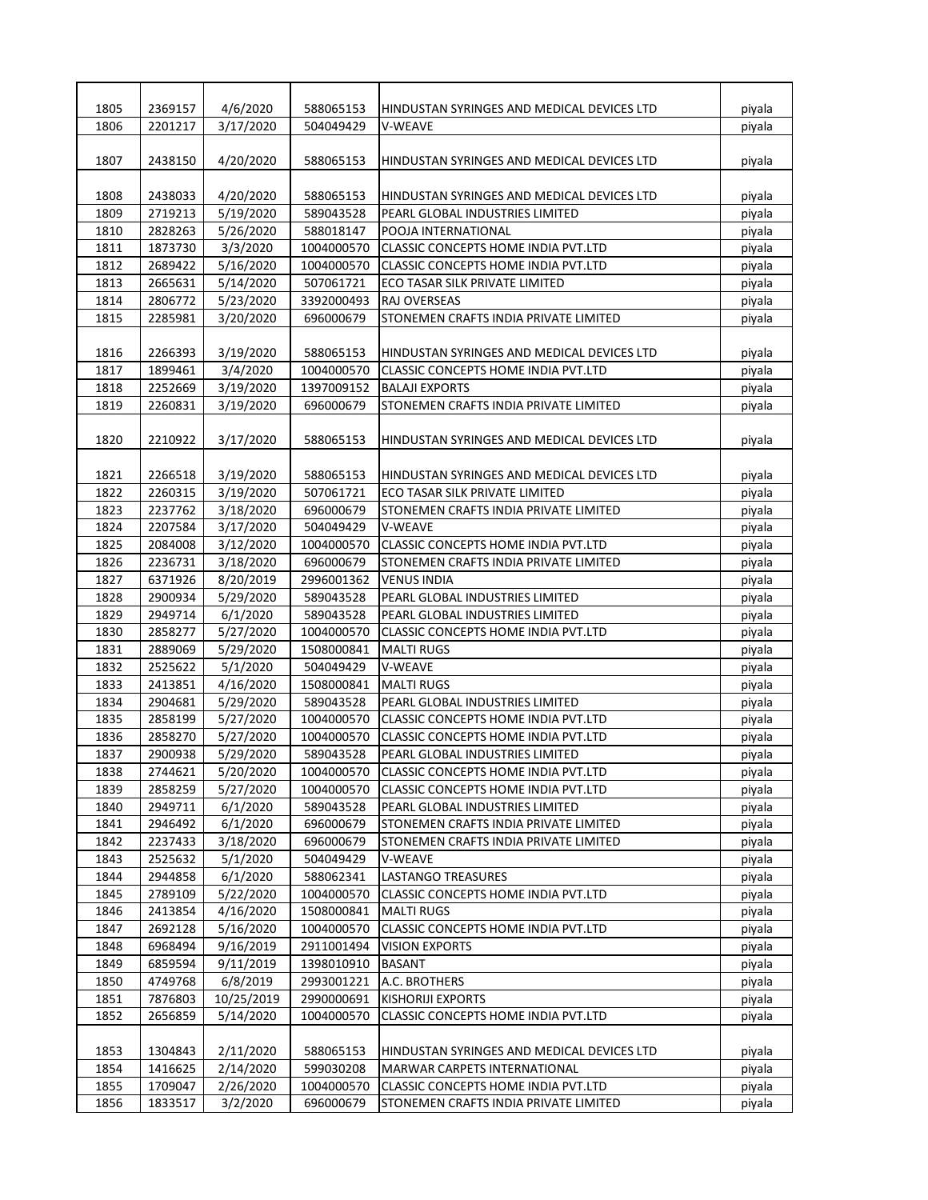| | | | | | |
|---|---|---|---|---|---|
| 1805 | 2369157 | 4/6/2020 | 588065153 | HINDUSTAN SYRINGES AND MEDICAL DEVICES LTD | piyala |
| 1806 | 2201217 | 3/17/2020 | 504049429 | V-WEAVE | piyala |
| 1807 | 2438150 | 4/20/2020 | 588065153 | HINDUSTAN SYRINGES AND MEDICAL DEVICES LTD | piyala |
| 1808 | 2438033 | 4/20/2020 | 588065153 | HINDUSTAN SYRINGES AND MEDICAL DEVICES LTD | piyala |
| 1809 | 2719213 | 5/19/2020 | 589043528 | PEARL GLOBAL INDUSTRIES LIMITED | piyala |
| 1810 | 2828263 | 5/26/2020 | 588018147 | POOJA INTERNATIONAL | piyala |
| 1811 | 1873730 | 3/3/2020 | 1004000570 | CLASSIC CONCEPTS HOME INDIA PVT.LTD | piyala |
| 1812 | 2689422 | 5/16/2020 | 1004000570 | CLASSIC CONCEPTS HOME INDIA PVT.LTD | piyala |
| 1813 | 2665631 | 5/14/2020 | 507061721 | ECO TASAR SILK PRIVATE LIMITED | piyala |
| 1814 | 2806772 | 5/23/2020 | 3392000493 | RAJ OVERSEAS | piyala |
| 1815 | 2285981 | 3/20/2020 | 696000679 | STONEMEN CRAFTS INDIA PRIVATE LIMITED | piyala |
| 1816 | 2266393 | 3/19/2020 | 588065153 | HINDUSTAN SYRINGES AND MEDICAL DEVICES LTD | piyala |
| 1817 | 1899461 | 3/4/2020 | 1004000570 | CLASSIC CONCEPTS HOME INDIA PVT.LTD | piyala |
| 1818 | 2252669 | 3/19/2020 | 1397009152 | BALAJI EXPORTS | piyala |
| 1819 | 2260831 | 3/19/2020 | 696000679 | STONEMEN CRAFTS INDIA PRIVATE LIMITED | piyala |
| 1820 | 2210922 | 3/17/2020 | 588065153 | HINDUSTAN SYRINGES AND MEDICAL DEVICES LTD | piyala |
| 1821 | 2266518 | 3/19/2020 | 588065153 | HINDUSTAN SYRINGES AND MEDICAL DEVICES LTD | piyala |
| 1822 | 2260315 | 3/19/2020 | 507061721 | ECO TASAR SILK PRIVATE LIMITED | piyala |
| 1823 | 2237762 | 3/18/2020 | 696000679 | STONEMEN CRAFTS INDIA PRIVATE LIMITED | piyala |
| 1824 | 2207584 | 3/17/2020 | 504049429 | V-WEAVE | piyala |
| 1825 | 2084008 | 3/12/2020 | 1004000570 | CLASSIC CONCEPTS HOME INDIA PVT.LTD | piyala |
| 1826 | 2236731 | 3/18/2020 | 696000679 | STONEMEN CRAFTS INDIA PRIVATE LIMITED | piyala |
| 1827 | 6371926 | 8/20/2019 | 2996001362 | VENUS INDIA | piyala |
| 1828 | 2900934 | 5/29/2020 | 589043528 | PEARL GLOBAL INDUSTRIES LIMITED | piyala |
| 1829 | 2949714 | 6/1/2020 | 589043528 | PEARL GLOBAL INDUSTRIES LIMITED | piyala |
| 1830 | 2858277 | 5/27/2020 | 1004000570 | CLASSIC CONCEPTS HOME INDIA PVT.LTD | piyala |
| 1831 | 2889069 | 5/29/2020 | 1508000841 | MALTI RUGS | piyala |
| 1832 | 2525622 | 5/1/2020 | 504049429 | V-WEAVE | piyala |
| 1833 | 2413851 | 4/16/2020 | 1508000841 | MALTI RUGS | piyala |
| 1834 | 2904681 | 5/29/2020 | 589043528 | PEARL GLOBAL INDUSTRIES LIMITED | piyala |
| 1835 | 2858199 | 5/27/2020 | 1004000570 | CLASSIC CONCEPTS HOME INDIA PVT.LTD | piyala |
| 1836 | 2858270 | 5/27/2020 | 1004000570 | CLASSIC CONCEPTS HOME INDIA PVT.LTD | piyala |
| 1837 | 2900938 | 5/29/2020 | 589043528 | PEARL GLOBAL INDUSTRIES LIMITED | piyala |
| 1838 | 2744621 | 5/20/2020 | 1004000570 | CLASSIC CONCEPTS HOME INDIA PVT.LTD | piyala |
| 1839 | 2858259 | 5/27/2020 | 1004000570 | CLASSIC CONCEPTS HOME INDIA PVT.LTD | piyala |
| 1840 | 2949711 | 6/1/2020 | 589043528 | PEARL GLOBAL INDUSTRIES LIMITED | piyala |
| 1841 | 2946492 | 6/1/2020 | 696000679 | STONEMEN CRAFTS INDIA PRIVATE LIMITED | piyala |
| 1842 | 2237433 | 3/18/2020 | 696000679 | STONEMEN CRAFTS INDIA PRIVATE LIMITED | piyala |
| 1843 | 2525632 | 5/1/2020 | 504049429 | V-WEAVE | piyala |
| 1844 | 2944858 | 6/1/2020 | 588062341 | LASTANGO TREASURES | piyala |
| 1845 | 2789109 | 5/22/2020 | 1004000570 | CLASSIC CONCEPTS HOME INDIA PVT.LTD | piyala |
| 1846 | 2413854 | 4/16/2020 | 1508000841 | MALTI RUGS | piyala |
| 1847 | 2692128 | 5/16/2020 | 1004000570 | CLASSIC CONCEPTS HOME INDIA PVT.LTD | piyala |
| 1848 | 6968494 | 9/16/2019 | 2911001494 | VISION EXPORTS | piyala |
| 1849 | 6859594 | 9/11/2019 | 1398010910 | BASANT | piyala |
| 1850 | 4749768 | 6/8/2019 | 2993001221 | A.C. BROTHERS | piyala |
| 1851 | 7876803 | 10/25/2019 | 2990000691 | KISHORIJI EXPORTS | piyala |
| 1852 | 2656859 | 5/14/2020 | 1004000570 | CLASSIC CONCEPTS HOME INDIA PVT.LTD | piyala |
| 1853 | 1304843 | 2/11/2020 | 588065153 | HINDUSTAN SYRINGES AND MEDICAL DEVICES LTD | piyala |
| 1854 | 1416625 | 2/14/2020 | 599030208 | MARWAR CARPETS INTERNATIONAL | piyala |
| 1855 | 1709047 | 2/26/2020 | 1004000570 | CLASSIC CONCEPTS HOME INDIA PVT.LTD | piyala |
| 1856 | 1833517 | 3/2/2020 | 696000679 | STONEMEN CRAFTS INDIA PRIVATE LIMITED | piyala |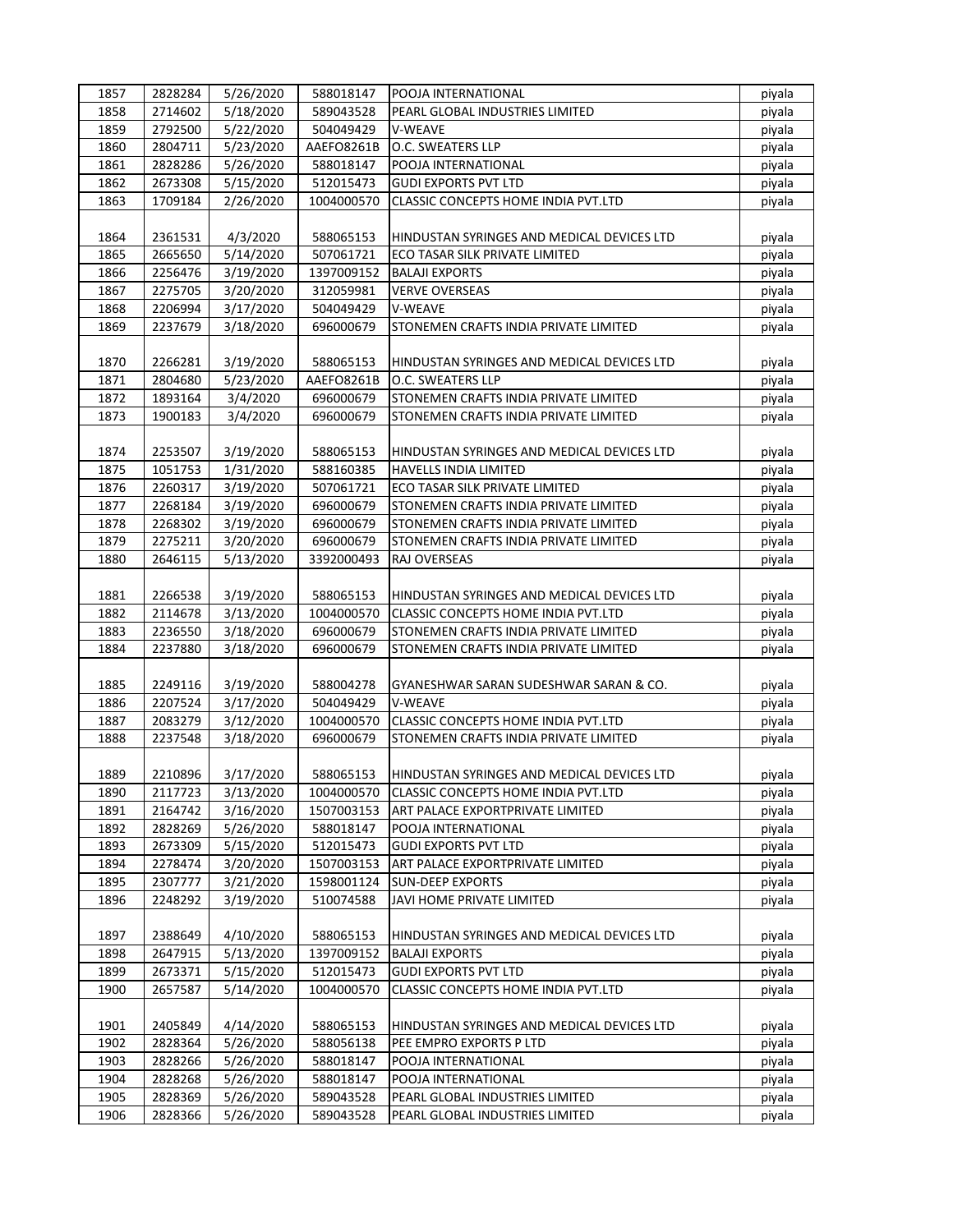| | | | | | |
|---|---|---|---|---|---|
| 1857 | 2828284 | 5/26/2020 | 588018147 | POOJA INTERNATIONAL | piyala |
| 1858 | 2714602 | 5/18/2020 | 589043528 | PEARL GLOBAL INDUSTRIES LIMITED | piyala |
| 1859 | 2792500 | 5/22/2020 | 504049429 | V-WEAVE | piyala |
| 1860 | 2804711 | 5/23/2020 | AAEFO8261B | O.C. SWEATERS LLP | piyala |
| 1861 | 2828286 | 5/26/2020 | 588018147 | POOJA INTERNATIONAL | piyala |
| 1862 | 2673308 | 5/15/2020 | 512015473 | GUDI EXPORTS PVT LTD | piyala |
| 1863 | 1709184 | 2/26/2020 | 1004000570 | CLASSIC CONCEPTS HOME INDIA PVT.LTD | piyala |
| 1864 | 2361531 | 4/3/2020 | 588065153 | HINDUSTAN SYRINGES AND MEDICAL DEVICES LTD | piyala |
| 1865 | 2665650 | 5/14/2020 | 507061721 | ECO TASAR SILK PRIVATE LIMITED | piyala |
| 1866 | 2256476 | 3/19/2020 | 1397009152 | BALAJI EXPORTS | piyala |
| 1867 | 2275705 | 3/20/2020 | 312059981 | VERVE OVERSEAS | piyala |
| 1868 | 2206994 | 3/17/2020 | 504049429 | V-WEAVE | piyala |
| 1869 | 2237679 | 3/18/2020 | 696000679 | STONEMEN CRAFTS INDIA PRIVATE LIMITED | piyala |
| 1870 | 2266281 | 3/19/2020 | 588065153 | HINDUSTAN SYRINGES AND MEDICAL DEVICES LTD | piyala |
| 1871 | 2804680 | 5/23/2020 | AAEFO8261B | O.C. SWEATERS LLP | piyala |
| 1872 | 1893164 | 3/4/2020 | 696000679 | STONEMEN CRAFTS INDIA PRIVATE LIMITED | piyala |
| 1873 | 1900183 | 3/4/2020 | 696000679 | STONEMEN CRAFTS INDIA PRIVATE LIMITED | piyala |
| 1874 | 2253507 | 3/19/2020 | 588065153 | HINDUSTAN SYRINGES AND MEDICAL DEVICES LTD | piyala |
| 1875 | 1051753 | 1/31/2020 | 588160385 | HAVELLS INDIA LIMITED | piyala |
| 1876 | 2260317 | 3/19/2020 | 507061721 | ECO TASAR SILK PRIVATE LIMITED | piyala |
| 1877 | 2268184 | 3/19/2020 | 696000679 | STONEMEN CRAFTS INDIA PRIVATE LIMITED | piyala |
| 1878 | 2268302 | 3/19/2020 | 696000679 | STONEMEN CRAFTS INDIA PRIVATE LIMITED | piyala |
| 1879 | 2275211 | 3/20/2020 | 696000679 | STONEMEN CRAFTS INDIA PRIVATE LIMITED | piyala |
| 1880 | 2646115 | 5/13/2020 | 3392000493 | RAJ OVERSEAS | piyala |
| 1881 | 2266538 | 3/19/2020 | 588065153 | HINDUSTAN SYRINGES AND MEDICAL DEVICES LTD | piyala |
| 1882 | 2114678 | 3/13/2020 | 1004000570 | CLASSIC CONCEPTS HOME INDIA PVT.LTD | piyala |
| 1883 | 2236550 | 3/18/2020 | 696000679 | STONEMEN CRAFTS INDIA PRIVATE LIMITED | piyala |
| 1884 | 2237880 | 3/18/2020 | 696000679 | STONEMEN CRAFTS INDIA PRIVATE LIMITED | piyala |
| 1885 | 2249116 | 3/19/2020 | 588004278 | GYANESHWAR SARAN SUDESHWAR SARAN & CO. | piyala |
| 1886 | 2207524 | 3/17/2020 | 504049429 | V-WEAVE | piyala |
| 1887 | 2083279 | 3/12/2020 | 1004000570 | CLASSIC CONCEPTS HOME INDIA PVT.LTD | piyala |
| 1888 | 2237548 | 3/18/2020 | 696000679 | STONEMEN CRAFTS INDIA PRIVATE LIMITED | piyala |
| 1889 | 2210896 | 3/17/2020 | 588065153 | HINDUSTAN SYRINGES AND MEDICAL DEVICES LTD | piyala |
| 1890 | 2117723 | 3/13/2020 | 1004000570 | CLASSIC CONCEPTS HOME INDIA PVT.LTD | piyala |
| 1891 | 2164742 | 3/16/2020 | 1507003153 | ART PALACE EXPORTPRIVATE LIMITED | piyala |
| 1892 | 2828269 | 5/26/2020 | 588018147 | POOJA INTERNATIONAL | piyala |
| 1893 | 2673309 | 5/15/2020 | 512015473 | GUDI EXPORTS PVT LTD | piyala |
| 1894 | 2278474 | 3/20/2020 | 1507003153 | ART PALACE EXPORTPRIVATE LIMITED | piyala |
| 1895 | 2307777 | 3/21/2020 | 1598001124 | SUN-DEEP EXPORTS | piyala |
| 1896 | 2248292 | 3/19/2020 | 510074588 | JAVI HOME PRIVATE LIMITED | piyala |
| 1897 | 2388649 | 4/10/2020 | 588065153 | HINDUSTAN SYRINGES AND MEDICAL DEVICES LTD | piyala |
| 1898 | 2647915 | 5/13/2020 | 1397009152 | BALAJI EXPORTS | piyala |
| 1899 | 2673371 | 5/15/2020 | 512015473 | GUDI EXPORTS PVT LTD | piyala |
| 1900 | 2657587 | 5/14/2020 | 1004000570 | CLASSIC CONCEPTS HOME INDIA PVT.LTD | piyala |
| 1901 | 2405849 | 4/14/2020 | 588065153 | HINDUSTAN SYRINGES AND MEDICAL DEVICES LTD | piyala |
| 1902 | 2828364 | 5/26/2020 | 588056138 | PEE EMPRO EXPORTS P LTD | piyala |
| 1903 | 2828266 | 5/26/2020 | 588018147 | POOJA INTERNATIONAL | piyala |
| 1904 | 2828268 | 5/26/2020 | 588018147 | POOJA INTERNATIONAL | piyala |
| 1905 | 2828369 | 5/26/2020 | 589043528 | PEARL GLOBAL INDUSTRIES LIMITED | piyala |
| 1906 | 2828366 | 5/26/2020 | 589043528 | PEARL GLOBAL INDUSTRIES LIMITED | piyala |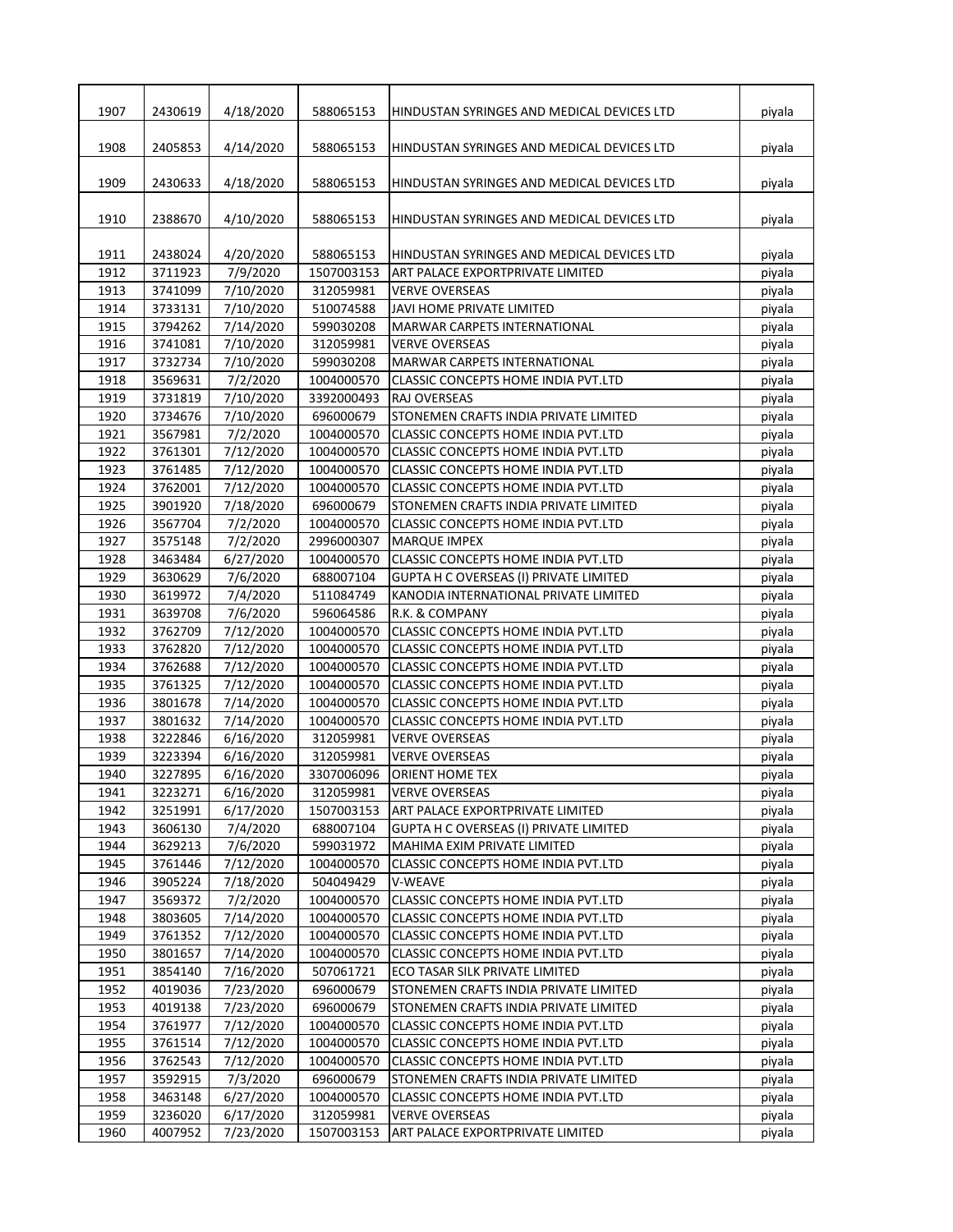| | | | | | |
|---|---|---|---|---|---|
| 1907 | 2430619 | 4/18/2020 | 588065153 | HINDUSTAN SYRINGES AND MEDICAL DEVICES LTD | piyala |
| 1908 | 2405853 | 4/14/2020 | 588065153 | HINDUSTAN SYRINGES AND MEDICAL DEVICES LTD | piyala |
| 1909 | 2430633 | 4/18/2020 | 588065153 | HINDUSTAN SYRINGES AND MEDICAL DEVICES LTD | piyala |
| 1910 | 2388670 | 4/10/2020 | 588065153 | HINDUSTAN SYRINGES AND MEDICAL DEVICES LTD | piyala |
| 1911 | 2438024 | 4/20/2020 | 588065153 | HINDUSTAN SYRINGES AND MEDICAL DEVICES LTD | piyala |
| 1912 | 3711923 | 7/9/2020 | 1507003153 | ART PALACE EXPORTPRIVATE LIMITED | piyala |
| 1913 | 3741099 | 7/10/2020 | 312059981 | VERVE OVERSEAS | piyala |
| 1914 | 3733131 | 7/10/2020 | 510074588 | JAVI HOME PRIVATE LIMITED | piyala |
| 1915 | 3794262 | 7/14/2020 | 599030208 | MARWAR CARPETS INTERNATIONAL | piyala |
| 1916 | 3741081 | 7/10/2020 | 312059981 | VERVE OVERSEAS | piyala |
| 1917 | 3732734 | 7/10/2020 | 599030208 | MARWAR CARPETS INTERNATIONAL | piyala |
| 1918 | 3569631 | 7/2/2020 | 1004000570 | CLASSIC CONCEPTS HOME INDIA PVT.LTD | piyala |
| 1919 | 3731819 | 7/10/2020 | 3392000493 | RAJ OVERSEAS | piyala |
| 1920 | 3734676 | 7/10/2020 | 696000679 | STONEMEN CRAFTS INDIA PRIVATE LIMITED | piyala |
| 1921 | 3567981 | 7/2/2020 | 1004000570 | CLASSIC CONCEPTS HOME INDIA PVT.LTD | piyala |
| 1922 | 3761301 | 7/12/2020 | 1004000570 | CLASSIC CONCEPTS HOME INDIA PVT.LTD | piyala |
| 1923 | 3761485 | 7/12/2020 | 1004000570 | CLASSIC CONCEPTS HOME INDIA PVT.LTD | piyala |
| 1924 | 3762001 | 7/12/2020 | 1004000570 | CLASSIC CONCEPTS HOME INDIA PVT.LTD | piyala |
| 1925 | 3901920 | 7/18/2020 | 696000679 | STONEMEN CRAFTS INDIA PRIVATE LIMITED | piyala |
| 1926 | 3567704 | 7/2/2020 | 1004000570 | CLASSIC CONCEPTS HOME INDIA PVT.LTD | piyala |
| 1927 | 3575148 | 7/2/2020 | 2996000307 | MARQUE IMPEX | piyala |
| 1928 | 3463484 | 6/27/2020 | 1004000570 | CLASSIC CONCEPTS HOME INDIA PVT.LTD | piyala |
| 1929 | 3630629 | 7/6/2020 | 688007104 | GUPTA H C OVERSEAS (I) PRIVATE LIMITED | piyala |
| 1930 | 3619972 | 7/4/2020 | 511084749 | KANODIA INTERNATIONAL PRIVATE LIMITED | piyala |
| 1931 | 3639708 | 7/6/2020 | 596064586 | R.K. & COMPANY | piyala |
| 1932 | 3762709 | 7/12/2020 | 1004000570 | CLASSIC CONCEPTS HOME INDIA PVT.LTD | piyala |
| 1933 | 3762820 | 7/12/2020 | 1004000570 | CLASSIC CONCEPTS HOME INDIA PVT.LTD | piyala |
| 1934 | 3762688 | 7/12/2020 | 1004000570 | CLASSIC CONCEPTS HOME INDIA PVT.LTD | piyala |
| 1935 | 3761325 | 7/12/2020 | 1004000570 | CLASSIC CONCEPTS HOME INDIA PVT.LTD | piyala |
| 1936 | 3801678 | 7/14/2020 | 1004000570 | CLASSIC CONCEPTS HOME INDIA PVT.LTD | piyala |
| 1937 | 3801632 | 7/14/2020 | 1004000570 | CLASSIC CONCEPTS HOME INDIA PVT.LTD | piyala |
| 1938 | 3222846 | 6/16/2020 | 312059981 | VERVE OVERSEAS | piyala |
| 1939 | 3223394 | 6/16/2020 | 312059981 | VERVE OVERSEAS | piyala |
| 1940 | 3227895 | 6/16/2020 | 3307006096 | ORIENT HOME TEX | piyala |
| 1941 | 3223271 | 6/16/2020 | 312059981 | VERVE OVERSEAS | piyala |
| 1942 | 3251991 | 6/17/2020 | 1507003153 | ART PALACE EXPORTPRIVATE LIMITED | piyala |
| 1943 | 3606130 | 7/4/2020 | 688007104 | GUPTA H C OVERSEAS (I) PRIVATE LIMITED | piyala |
| 1944 | 3629213 | 7/6/2020 | 599031972 | MAHIMA EXIM PRIVATE LIMITED | piyala |
| 1945 | 3761446 | 7/12/2020 | 1004000570 | CLASSIC CONCEPTS HOME INDIA PVT.LTD | piyala |
| 1946 | 3905224 | 7/18/2020 | 504049429 | V-WEAVE | piyala |
| 1947 | 3569372 | 7/2/2020 | 1004000570 | CLASSIC CONCEPTS HOME INDIA PVT.LTD | piyala |
| 1948 | 3803605 | 7/14/2020 | 1004000570 | CLASSIC CONCEPTS HOME INDIA PVT.LTD | piyala |
| 1949 | 3761352 | 7/12/2020 | 1004000570 | CLASSIC CONCEPTS HOME INDIA PVT.LTD | piyala |
| 1950 | 3801657 | 7/14/2020 | 1004000570 | CLASSIC CONCEPTS HOME INDIA PVT.LTD | piyala |
| 1951 | 3854140 | 7/16/2020 | 507061721 | ECO TASAR SILK PRIVATE LIMITED | piyala |
| 1952 | 4019036 | 7/23/2020 | 696000679 | STONEMEN CRAFTS INDIA PRIVATE LIMITED | piyala |
| 1953 | 4019138 | 7/23/2020 | 696000679 | STONEMEN CRAFTS INDIA PRIVATE LIMITED | piyala |
| 1954 | 3761977 | 7/12/2020 | 1004000570 | CLASSIC CONCEPTS HOME INDIA PVT.LTD | piyala |
| 1955 | 3761514 | 7/12/2020 | 1004000570 | CLASSIC CONCEPTS HOME INDIA PVT.LTD | piyala |
| 1956 | 3762543 | 7/12/2020 | 1004000570 | CLASSIC CONCEPTS HOME INDIA PVT.LTD | piyala |
| 1957 | 3592915 | 7/3/2020 | 696000679 | STONEMEN CRAFTS INDIA PRIVATE LIMITED | piyala |
| 1958 | 3463148 | 6/27/2020 | 1004000570 | CLASSIC CONCEPTS HOME INDIA PVT.LTD | piyala |
| 1959 | 3236020 | 6/17/2020 | 312059981 | VERVE OVERSEAS | piyala |
| 1960 | 4007952 | 7/23/2020 | 1507003153 | ART PALACE EXPORTPRIVATE LIMITED | piyala |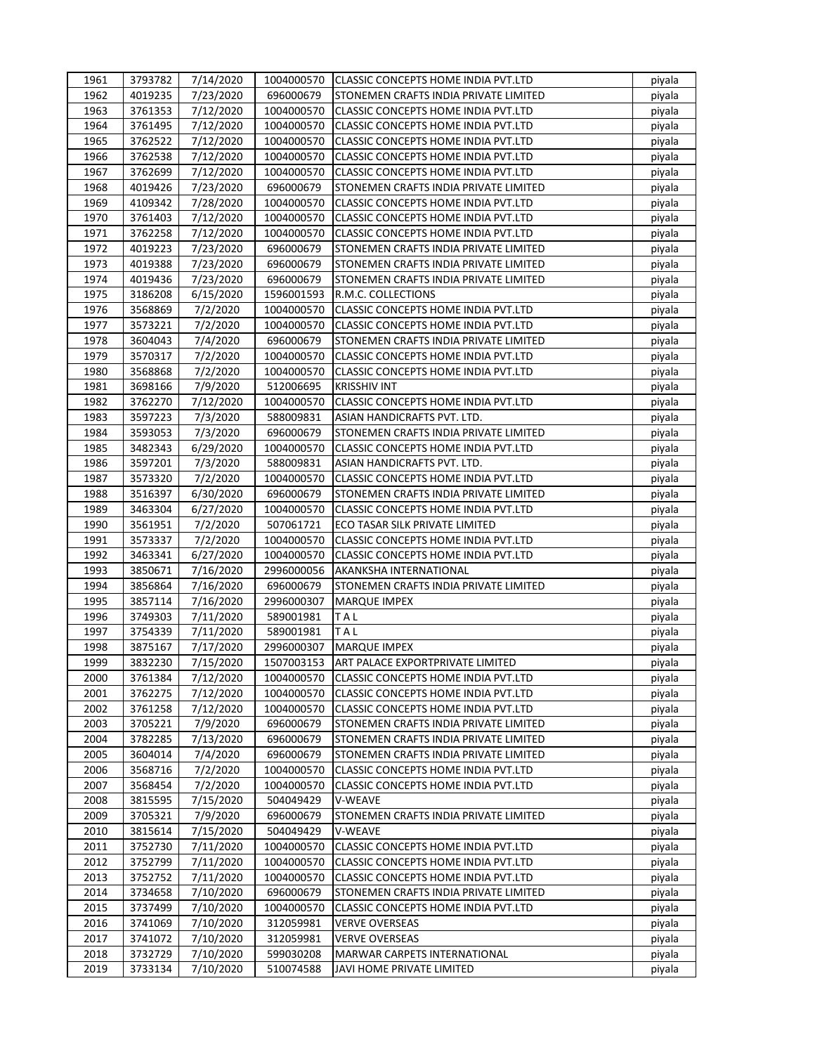| | | | | | |
|---|---|---|---|---|---|
| 1961 | 3793782 | 7/14/2020 | 1004000570 | CLASSIC CONCEPTS HOME INDIA PVT.LTD | piyala |
| 1962 | 4019235 | 7/23/2020 | 696000679 | STONEMEN CRAFTS INDIA PRIVATE LIMITED | piyala |
| 1963 | 3761353 | 7/12/2020 | 1004000570 | CLASSIC CONCEPTS HOME INDIA PVT.LTD | piyala |
| 1964 | 3761495 | 7/12/2020 | 1004000570 | CLASSIC CONCEPTS HOME INDIA PVT.LTD | piyala |
| 1965 | 3762522 | 7/12/2020 | 1004000570 | CLASSIC CONCEPTS HOME INDIA PVT.LTD | piyala |
| 1966 | 3762538 | 7/12/2020 | 1004000570 | CLASSIC CONCEPTS HOME INDIA PVT.LTD | piyala |
| 1967 | 3762699 | 7/12/2020 | 1004000570 | CLASSIC CONCEPTS HOME INDIA PVT.LTD | piyala |
| 1968 | 4019426 | 7/23/2020 | 696000679 | STONEMEN CRAFTS INDIA PRIVATE LIMITED | piyala |
| 1969 | 4109342 | 7/28/2020 | 1004000570 | CLASSIC CONCEPTS HOME INDIA PVT.LTD | piyala |
| 1970 | 3761403 | 7/12/2020 | 1004000570 | CLASSIC CONCEPTS HOME INDIA PVT.LTD | piyala |
| 1971 | 3762258 | 7/12/2020 | 1004000570 | CLASSIC CONCEPTS HOME INDIA PVT.LTD | piyala |
| 1972 | 4019223 | 7/23/2020 | 696000679 | STONEMEN CRAFTS INDIA PRIVATE LIMITED | piyala |
| 1973 | 4019388 | 7/23/2020 | 696000679 | STONEMEN CRAFTS INDIA PRIVATE LIMITED | piyala |
| 1974 | 4019436 | 7/23/2020 | 696000679 | STONEMEN CRAFTS INDIA PRIVATE LIMITED | piyala |
| 1975 | 3186208 | 6/15/2020 | 1596001593 | R.M.C. COLLECTIONS | piyala |
| 1976 | 3568869 | 7/2/2020 | 1004000570 | CLASSIC CONCEPTS HOME INDIA PVT.LTD | piyala |
| 1977 | 3573221 | 7/2/2020 | 1004000570 | CLASSIC CONCEPTS HOME INDIA PVT.LTD | piyala |
| 1978 | 3604043 | 7/4/2020 | 696000679 | STONEMEN CRAFTS INDIA PRIVATE LIMITED | piyala |
| 1979 | 3570317 | 7/2/2020 | 1004000570 | CLASSIC CONCEPTS HOME INDIA PVT.LTD | piyala |
| 1980 | 3568868 | 7/2/2020 | 1004000570 | CLASSIC CONCEPTS HOME INDIA PVT.LTD | piyala |
| 1981 | 3698166 | 7/9/2020 | 512006695 | KRISSHIV INT | piyala |
| 1982 | 3762270 | 7/12/2020 | 1004000570 | CLASSIC CONCEPTS HOME INDIA PVT.LTD | piyala |
| 1983 | 3597223 | 7/3/2020 | 588009831 | ASIAN HANDICRAFTS PVT. LTD. | piyala |
| 1984 | 3593053 | 7/3/2020 | 696000679 | STONEMEN CRAFTS INDIA PRIVATE LIMITED | piyala |
| 1985 | 3482343 | 6/29/2020 | 1004000570 | CLASSIC CONCEPTS HOME INDIA PVT.LTD | piyala |
| 1986 | 3597201 | 7/3/2020 | 588009831 | ASIAN HANDICRAFTS PVT. LTD. | piyala |
| 1987 | 3573320 | 7/2/2020 | 1004000570 | CLASSIC CONCEPTS HOME INDIA PVT.LTD | piyala |
| 1988 | 3516397 | 6/30/2020 | 696000679 | STONEMEN CRAFTS INDIA PRIVATE LIMITED | piyala |
| 1989 | 3463304 | 6/27/2020 | 1004000570 | CLASSIC CONCEPTS HOME INDIA PVT.LTD | piyala |
| 1990 | 3561951 | 7/2/2020 | 507061721 | ECO TASAR SILK PRIVATE LIMITED | piyala |
| 1991 | 3573337 | 7/2/2020 | 1004000570 | CLASSIC CONCEPTS HOME INDIA PVT.LTD | piyala |
| 1992 | 3463341 | 6/27/2020 | 1004000570 | CLASSIC CONCEPTS HOME INDIA PVT.LTD | piyala |
| 1993 | 3850671 | 7/16/2020 | 2996000056 | AKANKSHA INTERNATIONAL | piyala |
| 1994 | 3856864 | 7/16/2020 | 696000679 | STONEMEN CRAFTS INDIA PRIVATE LIMITED | piyala |
| 1995 | 3857114 | 7/16/2020 | 2996000307 | MARQUE IMPEX | piyala |
| 1996 | 3749303 | 7/11/2020 | 589001981 | T A L | piyala |
| 1997 | 3754339 | 7/11/2020 | 589001981 | T A L | piyala |
| 1998 | 3875167 | 7/17/2020 | 2996000307 | MARQUE IMPEX | piyala |
| 1999 | 3832230 | 7/15/2020 | 1507003153 | ART PALACE EXPORTPRIVATE LIMITED | piyala |
| 2000 | 3761384 | 7/12/2020 | 1004000570 | CLASSIC CONCEPTS HOME INDIA PVT.LTD | piyala |
| 2001 | 3762275 | 7/12/2020 | 1004000570 | CLASSIC CONCEPTS HOME INDIA PVT.LTD | piyala |
| 2002 | 3761258 | 7/12/2020 | 1004000570 | CLASSIC CONCEPTS HOME INDIA PVT.LTD | piyala |
| 2003 | 3705221 | 7/9/2020 | 696000679 | STONEMEN CRAFTS INDIA PRIVATE LIMITED | piyala |
| 2004 | 3782285 | 7/13/2020 | 696000679 | STONEMEN CRAFTS INDIA PRIVATE LIMITED | piyala |
| 2005 | 3604014 | 7/4/2020 | 696000679 | STONEMEN CRAFTS INDIA PRIVATE LIMITED | piyala |
| 2006 | 3568716 | 7/2/2020 | 1004000570 | CLASSIC CONCEPTS HOME INDIA PVT.LTD | piyala |
| 2007 | 3568454 | 7/2/2020 | 1004000570 | CLASSIC CONCEPTS HOME INDIA PVT.LTD | piyala |
| 2008 | 3815595 | 7/15/2020 | 504049429 | V-WEAVE | piyala |
| 2009 | 3705321 | 7/9/2020 | 696000679 | STONEMEN CRAFTS INDIA PRIVATE LIMITED | piyala |
| 2010 | 3815614 | 7/15/2020 | 504049429 | V-WEAVE | piyala |
| 2011 | 3752730 | 7/11/2020 | 1004000570 | CLASSIC CONCEPTS HOME INDIA PVT.LTD | piyala |
| 2012 | 3752799 | 7/11/2020 | 1004000570 | CLASSIC CONCEPTS HOME INDIA PVT.LTD | piyala |
| 2013 | 3752752 | 7/11/2020 | 1004000570 | CLASSIC CONCEPTS HOME INDIA PVT.LTD | piyala |
| 2014 | 3734658 | 7/10/2020 | 696000679 | STONEMEN CRAFTS INDIA PRIVATE LIMITED | piyala |
| 2015 | 3737499 | 7/10/2020 | 1004000570 | CLASSIC CONCEPTS HOME INDIA PVT.LTD | piyala |
| 2016 | 3741069 | 7/10/2020 | 312059981 | VERVE OVERSEAS | piyala |
| 2017 | 3741072 | 7/10/2020 | 312059981 | VERVE OVERSEAS | piyala |
| 2018 | 3732729 | 7/10/2020 | 599030208 | MARWAR CARPETS INTERNATIONAL | piyala |
| 2019 | 3733134 | 7/10/2020 | 510074588 | JAVI HOME PRIVATE LIMITED | piyala |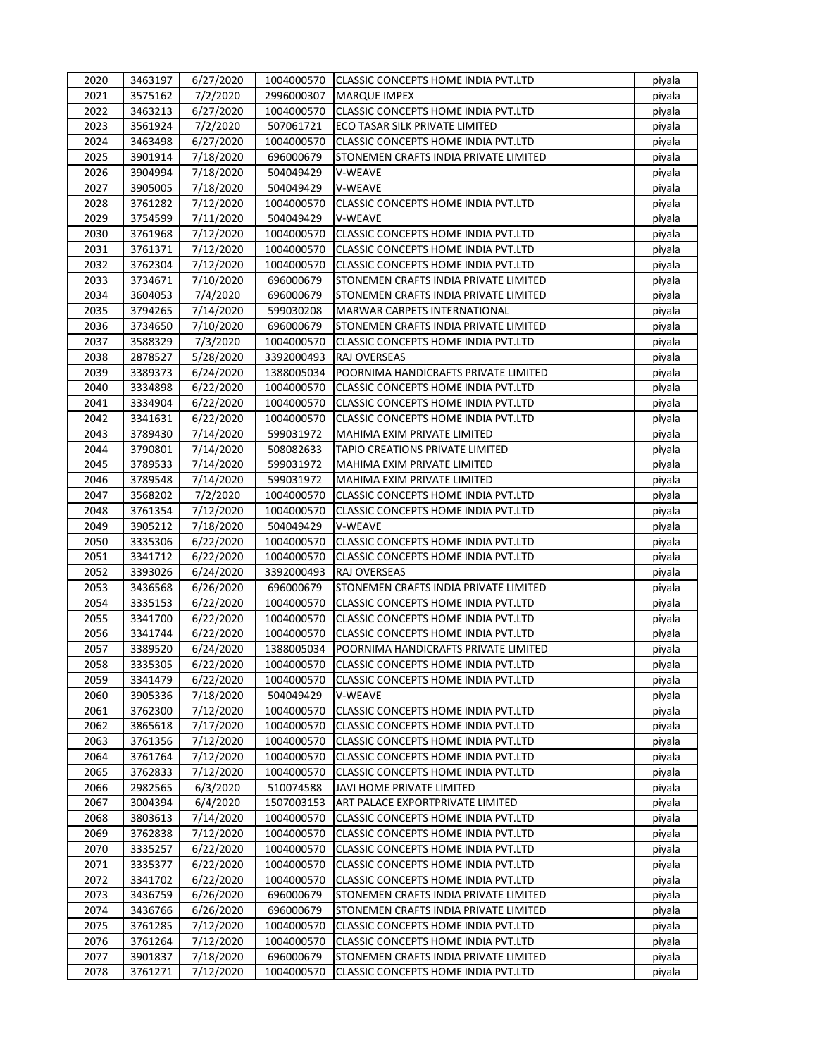| 2020 | 3463197 | 6/27/2020 | 1004000570 | CLASSIC CONCEPTS HOME INDIA PVT.LTD | piyala |
|---|---|---|---|---|---|
| 2021 | 3575162 | 7/2/2020 | 2996000307 | MARQUE IMPEX | piyala |
| 2022 | 3463213 | 6/27/2020 | 1004000570 | CLASSIC CONCEPTS HOME INDIA PVT.LTD | piyala |
| 2023 | 3561924 | 7/2/2020 | 507061721 | ECO TASAR SILK PRIVATE LIMITED | piyala |
| 2024 | 3463498 | 6/27/2020 | 1004000570 | CLASSIC CONCEPTS HOME INDIA PVT.LTD | piyala |
| 2025 | 3901914 | 7/18/2020 | 696000679 | STONEMEN CRAFTS INDIA PRIVATE LIMITED | piyala |
| 2026 | 3904994 | 7/18/2020 | 504049429 | V-WEAVE | piyala |
| 2027 | 3905005 | 7/18/2020 | 504049429 | V-WEAVE | piyala |
| 2028 | 3761282 | 7/12/2020 | 1004000570 | CLASSIC CONCEPTS HOME INDIA PVT.LTD | piyala |
| 2029 | 3754599 | 7/11/2020 | 504049429 | V-WEAVE | piyala |
| 2030 | 3761968 | 7/12/2020 | 1004000570 | CLASSIC CONCEPTS HOME INDIA PVT.LTD | piyala |
| 2031 | 3761371 | 7/12/2020 | 1004000570 | CLASSIC CONCEPTS HOME INDIA PVT.LTD | piyala |
| 2032 | 3762304 | 7/12/2020 | 1004000570 | CLASSIC CONCEPTS HOME INDIA PVT.LTD | piyala |
| 2033 | 3734671 | 7/10/2020 | 696000679 | STONEMEN CRAFTS INDIA PRIVATE LIMITED | piyala |
| 2034 | 3604053 | 7/4/2020 | 696000679 | STONEMEN CRAFTS INDIA PRIVATE LIMITED | piyala |
| 2035 | 3794265 | 7/14/2020 | 599030208 | MARWAR CARPETS INTERNATIONAL | piyala |
| 2036 | 3734650 | 7/10/2020 | 696000679 | STONEMEN CRAFTS INDIA PRIVATE LIMITED | piyala |
| 2037 | 3588329 | 7/3/2020 | 1004000570 | CLASSIC CONCEPTS HOME INDIA PVT.LTD | piyala |
| 2038 | 2878527 | 5/28/2020 | 3392000493 | RAJ OVERSEAS | piyala |
| 2039 | 3389373 | 6/24/2020 | 1388005034 | POORNIMA HANDICRAFTS PRIVATE LIMITED | piyala |
| 2040 | 3334898 | 6/22/2020 | 1004000570 | CLASSIC CONCEPTS HOME INDIA PVT.LTD | piyala |
| 2041 | 3334904 | 6/22/2020 | 1004000570 | CLASSIC CONCEPTS HOME INDIA PVT.LTD | piyala |
| 2042 | 3341631 | 6/22/2020 | 1004000570 | CLASSIC CONCEPTS HOME INDIA PVT.LTD | piyala |
| 2043 | 3789430 | 7/14/2020 | 599031972 | MAHIMA EXIM PRIVATE LIMITED | piyala |
| 2044 | 3790801 | 7/14/2020 | 508082633 | TAPIO CREATIONS PRIVATE LIMITED | piyala |
| 2045 | 3789533 | 7/14/2020 | 599031972 | MAHIMA EXIM PRIVATE LIMITED | piyala |
| 2046 | 3789548 | 7/14/2020 | 599031972 | MAHIMA EXIM PRIVATE LIMITED | piyala |
| 2047 | 3568202 | 7/2/2020 | 1004000570 | CLASSIC CONCEPTS HOME INDIA PVT.LTD | piyala |
| 2048 | 3761354 | 7/12/2020 | 1004000570 | CLASSIC CONCEPTS HOME INDIA PVT.LTD | piyala |
| 2049 | 3905212 | 7/18/2020 | 504049429 | V-WEAVE | piyala |
| 2050 | 3335306 | 6/22/2020 | 1004000570 | CLASSIC CONCEPTS HOME INDIA PVT.LTD | piyala |
| 2051 | 3341712 | 6/22/2020 | 1004000570 | CLASSIC CONCEPTS HOME INDIA PVT.LTD | piyala |
| 2052 | 3393026 | 6/24/2020 | 3392000493 | RAJ OVERSEAS | piyala |
| 2053 | 3436568 | 6/26/2020 | 696000679 | STONEMEN CRAFTS INDIA PRIVATE LIMITED | piyala |
| 2054 | 3335153 | 6/22/2020 | 1004000570 | CLASSIC CONCEPTS HOME INDIA PVT.LTD | piyala |
| 2055 | 3341700 | 6/22/2020 | 1004000570 | CLASSIC CONCEPTS HOME INDIA PVT.LTD | piyala |
| 2056 | 3341744 | 6/22/2020 | 1004000570 | CLASSIC CONCEPTS HOME INDIA PVT.LTD | piyala |
| 2057 | 3389520 | 6/24/2020 | 1388005034 | POORNIMA HANDICRAFTS PRIVATE LIMITED | piyala |
| 2058 | 3335305 | 6/22/2020 | 1004000570 | CLASSIC CONCEPTS HOME INDIA PVT.LTD | piyala |
| 2059 | 3341479 | 6/22/2020 | 1004000570 | CLASSIC CONCEPTS HOME INDIA PVT.LTD | piyala |
| 2060 | 3905336 | 7/18/2020 | 504049429 | V-WEAVE | piyala |
| 2061 | 3762300 | 7/12/2020 | 1004000570 | CLASSIC CONCEPTS HOME INDIA PVT.LTD | piyala |
| 2062 | 3865618 | 7/17/2020 | 1004000570 | CLASSIC CONCEPTS HOME INDIA PVT.LTD | piyala |
| 2063 | 3761356 | 7/12/2020 | 1004000570 | CLASSIC CONCEPTS HOME INDIA PVT.LTD | piyala |
| 2064 | 3761764 | 7/12/2020 | 1004000570 | CLASSIC CONCEPTS HOME INDIA PVT.LTD | piyala |
| 2065 | 3762833 | 7/12/2020 | 1004000570 | CLASSIC CONCEPTS HOME INDIA PVT.LTD | piyala |
| 2066 | 2982565 | 6/3/2020 | 510074588 | JAVI HOME PRIVATE LIMITED | piyala |
| 2067 | 3004394 | 6/4/2020 | 1507003153 | ART PALACE EXPORTPRIVATE LIMITED | piyala |
| 2068 | 3803613 | 7/14/2020 | 1004000570 | CLASSIC CONCEPTS HOME INDIA PVT.LTD | piyala |
| 2069 | 3762838 | 7/12/2020 | 1004000570 | CLASSIC CONCEPTS HOME INDIA PVT.LTD | piyala |
| 2070 | 3335257 | 6/22/2020 | 1004000570 | CLASSIC CONCEPTS HOME INDIA PVT.LTD | piyala |
| 2071 | 3335377 | 6/22/2020 | 1004000570 | CLASSIC CONCEPTS HOME INDIA PVT.LTD | piyala |
| 2072 | 3341702 | 6/22/2020 | 1004000570 | CLASSIC CONCEPTS HOME INDIA PVT.LTD | piyala |
| 2073 | 3436759 | 6/26/2020 | 696000679 | STONEMEN CRAFTS INDIA PRIVATE LIMITED | piyala |
| 2074 | 3436766 | 6/26/2020 | 696000679 | STONEMEN CRAFTS INDIA PRIVATE LIMITED | piyala |
| 2075 | 3761285 | 7/12/2020 | 1004000570 | CLASSIC CONCEPTS HOME INDIA PVT.LTD | piyala |
| 2076 | 3761264 | 7/12/2020 | 1004000570 | CLASSIC CONCEPTS HOME INDIA PVT.LTD | piyala |
| 2077 | 3901837 | 7/18/2020 | 696000679 | STONEMEN CRAFTS INDIA PRIVATE LIMITED | piyala |
| 2078 | 3761271 | 7/12/2020 | 1004000570 | CLASSIC CONCEPTS HOME INDIA PVT.LTD | piyala |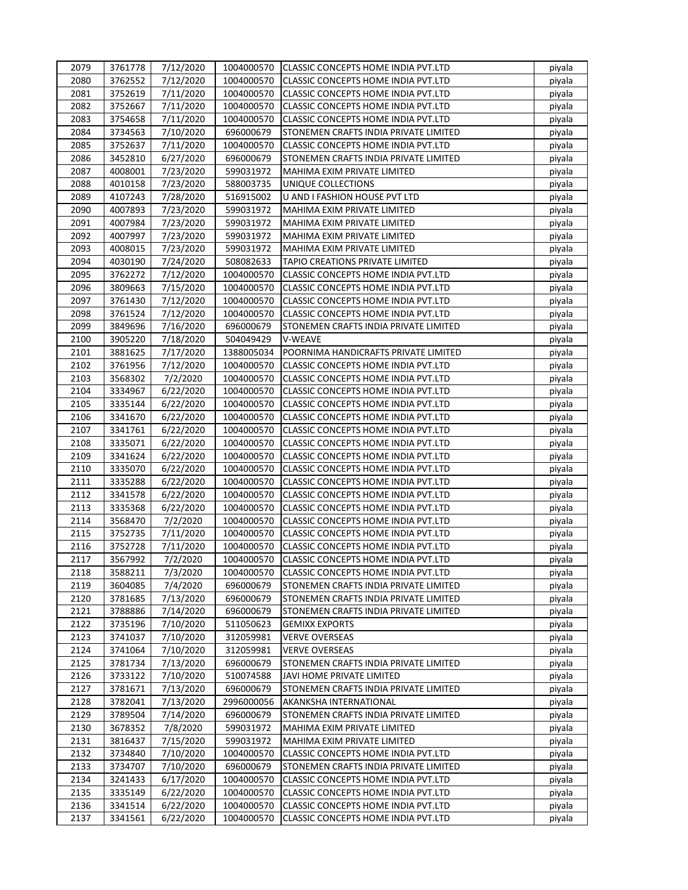| 2079 | 3761778 | 7/12/2020 | 1004000570 | CLASSIC CONCEPTS HOME INDIA PVT.LTD | piyala |
|---|---|---|---|---|---|
| 2080 | 3762552 | 7/12/2020 | 1004000570 | CLASSIC CONCEPTS HOME INDIA PVT.LTD | piyala |
| 2081 | 3752619 | 7/11/2020 | 1004000570 | CLASSIC CONCEPTS HOME INDIA PVT.LTD | piyala |
| 2082 | 3752667 | 7/11/2020 | 1004000570 | CLASSIC CONCEPTS HOME INDIA PVT.LTD | piyala |
| 2083 | 3754658 | 7/11/2020 | 1004000570 | CLASSIC CONCEPTS HOME INDIA PVT.LTD | piyala |
| 2084 | 3734563 | 7/10/2020 | 696000679 | STONEMEN CRAFTS INDIA PRIVATE LIMITED | piyala |
| 2085 | 3752637 | 7/11/2020 | 1004000570 | CLASSIC CONCEPTS HOME INDIA PVT.LTD | piyala |
| 2086 | 3452810 | 6/27/2020 | 696000679 | STONEMEN CRAFTS INDIA PRIVATE LIMITED | piyala |
| 2087 | 4008001 | 7/23/2020 | 599031972 | MAHIMA EXIM PRIVATE LIMITED | piyala |
| 2088 | 4010158 | 7/23/2020 | 588003735 | UNIQUE COLLECTIONS | piyala |
| 2089 | 4107243 | 7/28/2020 | 516915002 | U AND I FASHION HOUSE PVT LTD | piyala |
| 2090 | 4007893 | 7/23/2020 | 599031972 | MAHIMA EXIM PRIVATE LIMITED | piyala |
| 2091 | 4007984 | 7/23/2020 | 599031972 | MAHIMA EXIM PRIVATE LIMITED | piyala |
| 2092 | 4007997 | 7/23/2020 | 599031972 | MAHIMA EXIM PRIVATE LIMITED | piyala |
| 2093 | 4008015 | 7/23/2020 | 599031972 | MAHIMA EXIM PRIVATE LIMITED | piyala |
| 2094 | 4030190 | 7/24/2020 | 508082633 | TAPIO CREATIONS PRIVATE LIMITED | piyala |
| 2095 | 3762272 | 7/12/2020 | 1004000570 | CLASSIC CONCEPTS HOME INDIA PVT.LTD | piyala |
| 2096 | 3809663 | 7/15/2020 | 1004000570 | CLASSIC CONCEPTS HOME INDIA PVT.LTD | piyala |
| 2097 | 3761430 | 7/12/2020 | 1004000570 | CLASSIC CONCEPTS HOME INDIA PVT.LTD | piyala |
| 2098 | 3761524 | 7/12/2020 | 1004000570 | CLASSIC CONCEPTS HOME INDIA PVT.LTD | piyala |
| 2099 | 3849696 | 7/16/2020 | 696000679 | STONEMEN CRAFTS INDIA PRIVATE LIMITED | piyala |
| 2100 | 3905220 | 7/18/2020 | 504049429 | V-WEAVE | piyala |
| 2101 | 3881625 | 7/17/2020 | 1388005034 | POORNIMA HANDICRAFTS PRIVATE LIMITED | piyala |
| 2102 | 3761956 | 7/12/2020 | 1004000570 | CLASSIC CONCEPTS HOME INDIA PVT.LTD | piyala |
| 2103 | 3568302 | 7/2/2020 | 1004000570 | CLASSIC CONCEPTS HOME INDIA PVT.LTD | piyala |
| 2104 | 3334967 | 6/22/2020 | 1004000570 | CLASSIC CONCEPTS HOME INDIA PVT.LTD | piyala |
| 2105 | 3335144 | 6/22/2020 | 1004000570 | CLASSIC CONCEPTS HOME INDIA PVT.LTD | piyala |
| 2106 | 3341670 | 6/22/2020 | 1004000570 | CLASSIC CONCEPTS HOME INDIA PVT.LTD | piyala |
| 2107 | 3341761 | 6/22/2020 | 1004000570 | CLASSIC CONCEPTS HOME INDIA PVT.LTD | piyala |
| 2108 | 3335071 | 6/22/2020 | 1004000570 | CLASSIC CONCEPTS HOME INDIA PVT.LTD | piyala |
| 2109 | 3341624 | 6/22/2020 | 1004000570 | CLASSIC CONCEPTS HOME INDIA PVT.LTD | piyala |
| 2110 | 3335070 | 6/22/2020 | 1004000570 | CLASSIC CONCEPTS HOME INDIA PVT.LTD | piyala |
| 2111 | 3335288 | 6/22/2020 | 1004000570 | CLASSIC CONCEPTS HOME INDIA PVT.LTD | piyala |
| 2112 | 3341578 | 6/22/2020 | 1004000570 | CLASSIC CONCEPTS HOME INDIA PVT.LTD | piyala |
| 2113 | 3335368 | 6/22/2020 | 1004000570 | CLASSIC CONCEPTS HOME INDIA PVT.LTD | piyala |
| 2114 | 3568470 | 7/2/2020 | 1004000570 | CLASSIC CONCEPTS HOME INDIA PVT.LTD | piyala |
| 2115 | 3752735 | 7/11/2020 | 1004000570 | CLASSIC CONCEPTS HOME INDIA PVT.LTD | piyala |
| 2116 | 3752728 | 7/11/2020 | 1004000570 | CLASSIC CONCEPTS HOME INDIA PVT.LTD | piyala |
| 2117 | 3567992 | 7/2/2020 | 1004000570 | CLASSIC CONCEPTS HOME INDIA PVT.LTD | piyala |
| 2118 | 3588211 | 7/3/2020 | 1004000570 | CLASSIC CONCEPTS HOME INDIA PVT.LTD | piyala |
| 2119 | 3604085 | 7/4/2020 | 696000679 | STONEMEN CRAFTS INDIA PRIVATE LIMITED | piyala |
| 2120 | 3781685 | 7/13/2020 | 696000679 | STONEMEN CRAFTS INDIA PRIVATE LIMITED | piyala |
| 2121 | 3788886 | 7/14/2020 | 696000679 | STONEMEN CRAFTS INDIA PRIVATE LIMITED | piyala |
| 2122 | 3735196 | 7/10/2020 | 511050623 | GEMIXX EXPORTS | piyala |
| 2123 | 3741037 | 7/10/2020 | 312059981 | VERVE OVERSEAS | piyala |
| 2124 | 3741064 | 7/10/2020 | 312059981 | VERVE OVERSEAS | piyala |
| 2125 | 3781734 | 7/13/2020 | 696000679 | STONEMEN CRAFTS INDIA PRIVATE LIMITED | piyala |
| 2126 | 3733122 | 7/10/2020 | 510074588 | JAVI HOME PRIVATE LIMITED | piyala |
| 2127 | 3781671 | 7/13/2020 | 696000679 | STONEMEN CRAFTS INDIA PRIVATE LIMITED | piyala |
| 2128 | 3782041 | 7/13/2020 | 2996000056 | AKANKSHA INTERNATIONAL | piyala |
| 2129 | 3789504 | 7/14/2020 | 696000679 | STONEMEN CRAFTS INDIA PRIVATE LIMITED | piyala |
| 2130 | 3678352 | 7/8/2020 | 599031972 | MAHIMA EXIM PRIVATE LIMITED | piyala |
| 2131 | 3816437 | 7/15/2020 | 599031972 | MAHIMA EXIM PRIVATE LIMITED | piyala |
| 2132 | 3734840 | 7/10/2020 | 1004000570 | CLASSIC CONCEPTS HOME INDIA PVT.LTD | piyala |
| 2133 | 3734707 | 7/10/2020 | 696000679 | STONEMEN CRAFTS INDIA PRIVATE LIMITED | piyala |
| 2134 | 3241433 | 6/17/2020 | 1004000570 | CLASSIC CONCEPTS HOME INDIA PVT.LTD | piyala |
| 2135 | 3335149 | 6/22/2020 | 1004000570 | CLASSIC CONCEPTS HOME INDIA PVT.LTD | piyala |
| 2136 | 3341514 | 6/22/2020 | 1004000570 | CLASSIC CONCEPTS HOME INDIA PVT.LTD | piyala |
| 2137 | 3341561 | 6/22/2020 | 1004000570 | CLASSIC CONCEPTS HOME INDIA PVT.LTD | piyala |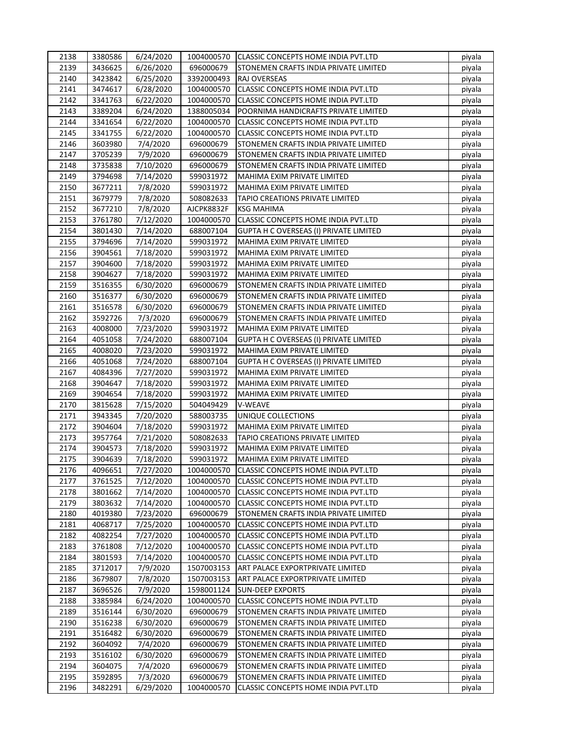| 2138 | 3380586 | 6/24/2020 | 1004000570 | CLASSIC CONCEPTS HOME INDIA PVT.LTD | piyala |
|---|---|---|---|---|---|
| 2139 | 3436625 | 6/26/2020 | 696000679 | STONEMEN CRAFTS INDIA PRIVATE LIMITED | piyala |
| 2140 | 3423842 | 6/25/2020 | 3392000493 | RAJ OVERSEAS | piyala |
| 2141 | 3474617 | 6/28/2020 | 1004000570 | CLASSIC CONCEPTS HOME INDIA PVT.LTD | piyala |
| 2142 | 3341763 | 6/22/2020 | 1004000570 | CLASSIC CONCEPTS HOME INDIA PVT.LTD | piyala |
| 2143 | 3389204 | 6/24/2020 | 1388005034 | POORNIMA HANDICRAFTS PRIVATE LIMITED | piyala |
| 2144 | 3341654 | 6/22/2020 | 1004000570 | CLASSIC CONCEPTS HOME INDIA PVT.LTD | piyala |
| 2145 | 3341755 | 6/22/2020 | 1004000570 | CLASSIC CONCEPTS HOME INDIA PVT.LTD | piyala |
| 2146 | 3603980 | 7/4/2020 | 696000679 | STONEMEN CRAFTS INDIA PRIVATE LIMITED | piyala |
| 2147 | 3705239 | 7/9/2020 | 696000679 | STONEMEN CRAFTS INDIA PRIVATE LIMITED | piyala |
| 2148 | 3735838 | 7/10/2020 | 696000679 | STONEMEN CRAFTS INDIA PRIVATE LIMITED | piyala |
| 2149 | 3794698 | 7/14/2020 | 599031972 | MAHIMA EXIM PRIVATE LIMITED | piyala |
| 2150 | 3677211 | 7/8/2020 | 599031972 | MAHIMA EXIM PRIVATE LIMITED | piyala |
| 2151 | 3679779 | 7/8/2020 | 508082633 | TAPIO CREATIONS PRIVATE LIMITED | piyala |
| 2152 | 3677210 | 7/8/2020 | AJCPK8832F | KSG MAHIMA | piyala |
| 2153 | 3761780 | 7/12/2020 | 1004000570 | CLASSIC CONCEPTS HOME INDIA PVT.LTD | piyala |
| 2154 | 3801430 | 7/14/2020 | 688007104 | GUPTA H C OVERSEAS (I) PRIVATE LIMITED | piyala |
| 2155 | 3794696 | 7/14/2020 | 599031972 | MAHIMA EXIM PRIVATE LIMITED | piyala |
| 2156 | 3904561 | 7/18/2020 | 599031972 | MAHIMA EXIM PRIVATE LIMITED | piyala |
| 2157 | 3904600 | 7/18/2020 | 599031972 | MAHIMA EXIM PRIVATE LIMITED | piyala |
| 2158 | 3904627 | 7/18/2020 | 599031972 | MAHIMA EXIM PRIVATE LIMITED | piyala |
| 2159 | 3516355 | 6/30/2020 | 696000679 | STONEMEN CRAFTS INDIA PRIVATE LIMITED | piyala |
| 2160 | 3516377 | 6/30/2020 | 696000679 | STONEMEN CRAFTS INDIA PRIVATE LIMITED | piyala |
| 2161 | 3516578 | 6/30/2020 | 696000679 | STONEMEN CRAFTS INDIA PRIVATE LIMITED | piyala |
| 2162 | 3592726 | 7/3/2020 | 696000679 | STONEMEN CRAFTS INDIA PRIVATE LIMITED | piyala |
| 2163 | 4008000 | 7/23/2020 | 599031972 | MAHIMA EXIM PRIVATE LIMITED | piyala |
| 2164 | 4051058 | 7/24/2020 | 688007104 | GUPTA H C OVERSEAS (I) PRIVATE LIMITED | piyala |
| 2165 | 4008020 | 7/23/2020 | 599031972 | MAHIMA EXIM PRIVATE LIMITED | piyala |
| 2166 | 4051068 | 7/24/2020 | 688007104 | GUPTA H C OVERSEAS (I) PRIVATE LIMITED | piyala |
| 2167 | 4084396 | 7/27/2020 | 599031972 | MAHIMA EXIM PRIVATE LIMITED | piyala |
| 2168 | 3904647 | 7/18/2020 | 599031972 | MAHIMA EXIM PRIVATE LIMITED | piyala |
| 2169 | 3904654 | 7/18/2020 | 599031972 | MAHIMA EXIM PRIVATE LIMITED | piyala |
| 2170 | 3815628 | 7/15/2020 | 504049429 | V-WEAVE | piyala |
| 2171 | 3943345 | 7/20/2020 | 588003735 | UNIQUE COLLECTIONS | piyala |
| 2172 | 3904604 | 7/18/2020 | 599031972 | MAHIMA EXIM PRIVATE LIMITED | piyala |
| 2173 | 3957764 | 7/21/2020 | 508082633 | TAPIO CREATIONS PRIVATE LIMITED | piyala |
| 2174 | 3904573 | 7/18/2020 | 599031972 | MAHIMA EXIM PRIVATE LIMITED | piyala |
| 2175 | 3904639 | 7/18/2020 | 599031972 | MAHIMA EXIM PRIVATE LIMITED | piyala |
| 2176 | 4096651 | 7/27/2020 | 1004000570 | CLASSIC CONCEPTS HOME INDIA PVT.LTD | piyala |
| 2177 | 3761525 | 7/12/2020 | 1004000570 | CLASSIC CONCEPTS HOME INDIA PVT.LTD | piyala |
| 2178 | 3801662 | 7/14/2020 | 1004000570 | CLASSIC CONCEPTS HOME INDIA PVT.LTD | piyala |
| 2179 | 3803632 | 7/14/2020 | 1004000570 | CLASSIC CONCEPTS HOME INDIA PVT.LTD | piyala |
| 2180 | 4019380 | 7/23/2020 | 696000679 | STONEMEN CRAFTS INDIA PRIVATE LIMITED | piyala |
| 2181 | 4068717 | 7/25/2020 | 1004000570 | CLASSIC CONCEPTS HOME INDIA PVT.LTD | piyala |
| 2182 | 4082254 | 7/27/2020 | 1004000570 | CLASSIC CONCEPTS HOME INDIA PVT.LTD | piyala |
| 2183 | 3761808 | 7/12/2020 | 1004000570 | CLASSIC CONCEPTS HOME INDIA PVT.LTD | piyala |
| 2184 | 3801593 | 7/14/2020 | 1004000570 | CLASSIC CONCEPTS HOME INDIA PVT.LTD | piyala |
| 2185 | 3712017 | 7/9/2020 | 1507003153 | ART PALACE EXPORTPRIVATE LIMITED | piyala |
| 2186 | 3679807 | 7/8/2020 | 1507003153 | ART PALACE EXPORTPRIVATE LIMITED | piyala |
| 2187 | 3696526 | 7/9/2020 | 1598001124 | SUN-DEEP EXPORTS | piyala |
| 2188 | 3385984 | 6/24/2020 | 1004000570 | CLASSIC CONCEPTS HOME INDIA PVT.LTD | piyala |
| 2189 | 3516144 | 6/30/2020 | 696000679 | STONEMEN CRAFTS INDIA PRIVATE LIMITED | piyala |
| 2190 | 3516238 | 6/30/2020 | 696000679 | STONEMEN CRAFTS INDIA PRIVATE LIMITED | piyala |
| 2191 | 3516482 | 6/30/2020 | 696000679 | STONEMEN CRAFTS INDIA PRIVATE LIMITED | piyala |
| 2192 | 3604092 | 7/4/2020 | 696000679 | STONEMEN CRAFTS INDIA PRIVATE LIMITED | piyala |
| 2193 | 3516102 | 6/30/2020 | 696000679 | STONEMEN CRAFTS INDIA PRIVATE LIMITED | piyala |
| 2194 | 3604075 | 7/4/2020 | 696000679 | STONEMEN CRAFTS INDIA PRIVATE LIMITED | piyala |
| 2195 | 3592895 | 7/3/2020 | 696000679 | STONEMEN CRAFTS INDIA PRIVATE LIMITED | piyala |
| 2196 | 3482291 | 6/29/2020 | 1004000570 | CLASSIC CONCEPTS HOME INDIA PVT.LTD | piyala |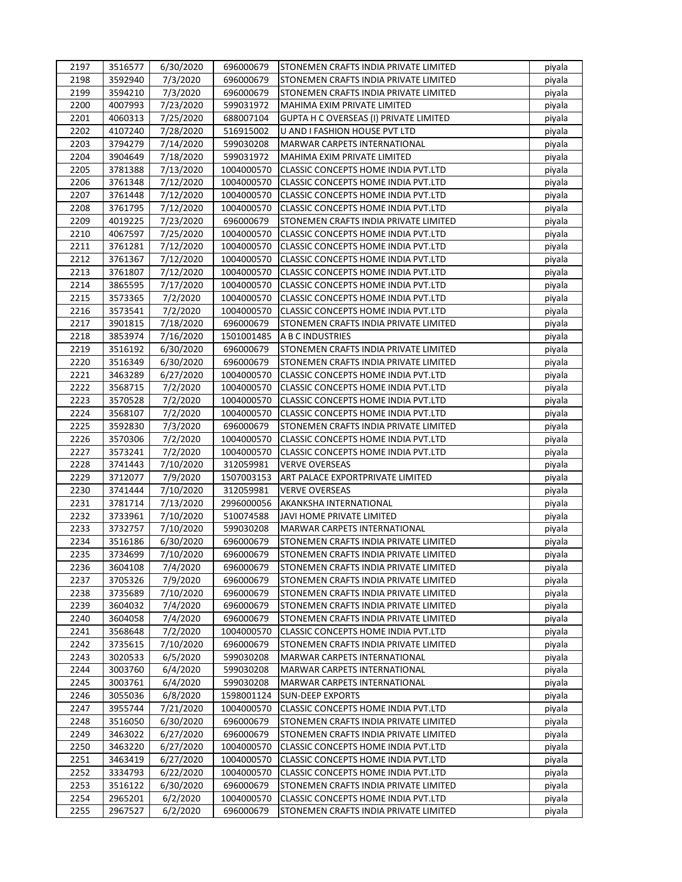| 2197 | 3516577 | 6/30/2020 | 696000679 | STONEMEN CRAFTS INDIA PRIVATE LIMITED | piyala |
|---|---|---|---|---|---|
| 2198 | 3592940 | 7/3/2020 | 696000679 | STONEMEN CRAFTS INDIA PRIVATE LIMITED | piyala |
| 2199 | 3594210 | 7/3/2020 | 696000679 | STONEMEN CRAFTS INDIA PRIVATE LIMITED | piyala |
| 2200 | 4007993 | 7/23/2020 | 599031972 | MAHIMA EXIM PRIVATE LIMITED | piyala |
| 2201 | 4060313 | 7/25/2020 | 688007104 | GUPTA H C OVERSEAS (I) PRIVATE LIMITED | piyala |
| 2202 | 4107240 | 7/28/2020 | 516915002 | U AND I FASHION HOUSE PVT LTD | piyala |
| 2203 | 3794279 | 7/14/2020 | 599030208 | MARWAR CARPETS INTERNATIONAL | piyala |
| 2204 | 3904649 | 7/18/2020 | 599031972 | MAHIMA EXIM PRIVATE LIMITED | piyala |
| 2205 | 3781388 | 7/13/2020 | 1004000570 | CLASSIC CONCEPTS HOME INDIA PVT.LTD | piyala |
| 2206 | 3761348 | 7/12/2020 | 1004000570 | CLASSIC CONCEPTS HOME INDIA PVT.LTD | piyala |
| 2207 | 3761448 | 7/12/2020 | 1004000570 | CLASSIC CONCEPTS HOME INDIA PVT.LTD | piyala |
| 2208 | 3761795 | 7/12/2020 | 1004000570 | CLASSIC CONCEPTS HOME INDIA PVT.LTD | piyala |
| 2209 | 4019225 | 7/23/2020 | 696000679 | STONEMEN CRAFTS INDIA PRIVATE LIMITED | piyala |
| 2210 | 4067597 | 7/25/2020 | 1004000570 | CLASSIC CONCEPTS HOME INDIA PVT.LTD | piyala |
| 2211 | 3761281 | 7/12/2020 | 1004000570 | CLASSIC CONCEPTS HOME INDIA PVT.LTD | piyala |
| 2212 | 3761367 | 7/12/2020 | 1004000570 | CLASSIC CONCEPTS HOME INDIA PVT.LTD | piyala |
| 2213 | 3761807 | 7/12/2020 | 1004000570 | CLASSIC CONCEPTS HOME INDIA PVT.LTD | piyala |
| 2214 | 3865595 | 7/17/2020 | 1004000570 | CLASSIC CONCEPTS HOME INDIA PVT.LTD | piyala |
| 2215 | 3573365 | 7/2/2020 | 1004000570 | CLASSIC CONCEPTS HOME INDIA PVT.LTD | piyala |
| 2216 | 3573541 | 7/2/2020 | 1004000570 | CLASSIC CONCEPTS HOME INDIA PVT.LTD | piyala |
| 2217 | 3901815 | 7/18/2020 | 696000679 | STONEMEN CRAFTS INDIA PRIVATE LIMITED | piyala |
| 2218 | 3853974 | 7/16/2020 | 1501001485 | A B C INDUSTRIES | piyala |
| 2219 | 3516192 | 6/30/2020 | 696000679 | STONEMEN CRAFTS INDIA PRIVATE LIMITED | piyala |
| 2220 | 3516349 | 6/30/2020 | 696000679 | STONEMEN CRAFTS INDIA PRIVATE LIMITED | piyala |
| 2221 | 3463289 | 6/27/2020 | 1004000570 | CLASSIC CONCEPTS HOME INDIA PVT.LTD | piyala |
| 2222 | 3568715 | 7/2/2020 | 1004000570 | CLASSIC CONCEPTS HOME INDIA PVT.LTD | piyala |
| 2223 | 3570528 | 7/2/2020 | 1004000570 | CLASSIC CONCEPTS HOME INDIA PVT.LTD | piyala |
| 2224 | 3568107 | 7/2/2020 | 1004000570 | CLASSIC CONCEPTS HOME INDIA PVT.LTD | piyala |
| 2225 | 3592830 | 7/3/2020 | 696000679 | STONEMEN CRAFTS INDIA PRIVATE LIMITED | piyala |
| 2226 | 3570306 | 7/2/2020 | 1004000570 | CLASSIC CONCEPTS HOME INDIA PVT.LTD | piyala |
| 2227 | 3573241 | 7/2/2020 | 1004000570 | CLASSIC CONCEPTS HOME INDIA PVT.LTD | piyala |
| 2228 | 3741443 | 7/10/2020 | 312059981 | VERVE OVERSEAS | piyala |
| 2229 | 3712077 | 7/9/2020 | 1507003153 | ART PALACE EXPORTPRIVATE LIMITED | piyala |
| 2230 | 3741444 | 7/10/2020 | 312059981 | VERVE OVERSEAS | piyala |
| 2231 | 3781714 | 7/13/2020 | 2996000056 | AKANKSHA INTERNATIONAL | piyala |
| 2232 | 3733961 | 7/10/2020 | 510074588 | JAVI HOME PRIVATE LIMITED | piyala |
| 2233 | 3732757 | 7/10/2020 | 599030208 | MARWAR CARPETS INTERNATIONAL | piyala |
| 2234 | 3516186 | 6/30/2020 | 696000679 | STONEMEN CRAFTS INDIA PRIVATE LIMITED | piyala |
| 2235 | 3734699 | 7/10/2020 | 696000679 | STONEMEN CRAFTS INDIA PRIVATE LIMITED | piyala |
| 2236 | 3604108 | 7/4/2020 | 696000679 | STONEMEN CRAFTS INDIA PRIVATE LIMITED | piyala |
| 2237 | 3705326 | 7/9/2020 | 696000679 | STONEMEN CRAFTS INDIA PRIVATE LIMITED | piyala |
| 2238 | 3735689 | 7/10/2020 | 696000679 | STONEMEN CRAFTS INDIA PRIVATE LIMITED | piyala |
| 2239 | 3604032 | 7/4/2020 | 696000679 | STONEMEN CRAFTS INDIA PRIVATE LIMITED | piyala |
| 2240 | 3604058 | 7/4/2020 | 696000679 | STONEMEN CRAFTS INDIA PRIVATE LIMITED | piyala |
| 2241 | 3568648 | 7/2/2020 | 1004000570 | CLASSIC CONCEPTS HOME INDIA PVT.LTD | piyala |
| 2242 | 3735615 | 7/10/2020 | 696000679 | STONEMEN CRAFTS INDIA PRIVATE LIMITED | piyala |
| 2243 | 3020533 | 6/5/2020 | 599030208 | MARWAR CARPETS INTERNATIONAL | piyala |
| 2244 | 3003760 | 6/4/2020 | 599030208 | MARWAR CARPETS INTERNATIONAL | piyala |
| 2245 | 3003761 | 6/4/2020 | 599030208 | MARWAR CARPETS INTERNATIONAL | piyala |
| 2246 | 3055036 | 6/8/2020 | 1598001124 | SUN-DEEP EXPORTS | piyala |
| 2247 | 3955744 | 7/21/2020 | 1004000570 | CLASSIC CONCEPTS HOME INDIA PVT.LTD | piyala |
| 2248 | 3516050 | 6/30/2020 | 696000679 | STONEMEN CRAFTS INDIA PRIVATE LIMITED | piyala |
| 2249 | 3463022 | 6/27/2020 | 696000679 | STONEMEN CRAFTS INDIA PRIVATE LIMITED | piyala |
| 2250 | 3463220 | 6/27/2020 | 1004000570 | CLASSIC CONCEPTS HOME INDIA PVT.LTD | piyala |
| 2251 | 3463419 | 6/27/2020 | 1004000570 | CLASSIC CONCEPTS HOME INDIA PVT.LTD | piyala |
| 2252 | 3334793 | 6/22/2020 | 1004000570 | CLASSIC CONCEPTS HOME INDIA PVT.LTD | piyala |
| 2253 | 3516122 | 6/30/2020 | 696000679 | STONEMEN CRAFTS INDIA PRIVATE LIMITED | piyala |
| 2254 | 2965201 | 6/2/2020 | 1004000570 | CLASSIC CONCEPTS HOME INDIA PVT.LTD | piyala |
| 2255 | 2967527 | 6/2/2020 | 696000679 | STONEMEN CRAFTS INDIA PRIVATE LIMITED | piyala |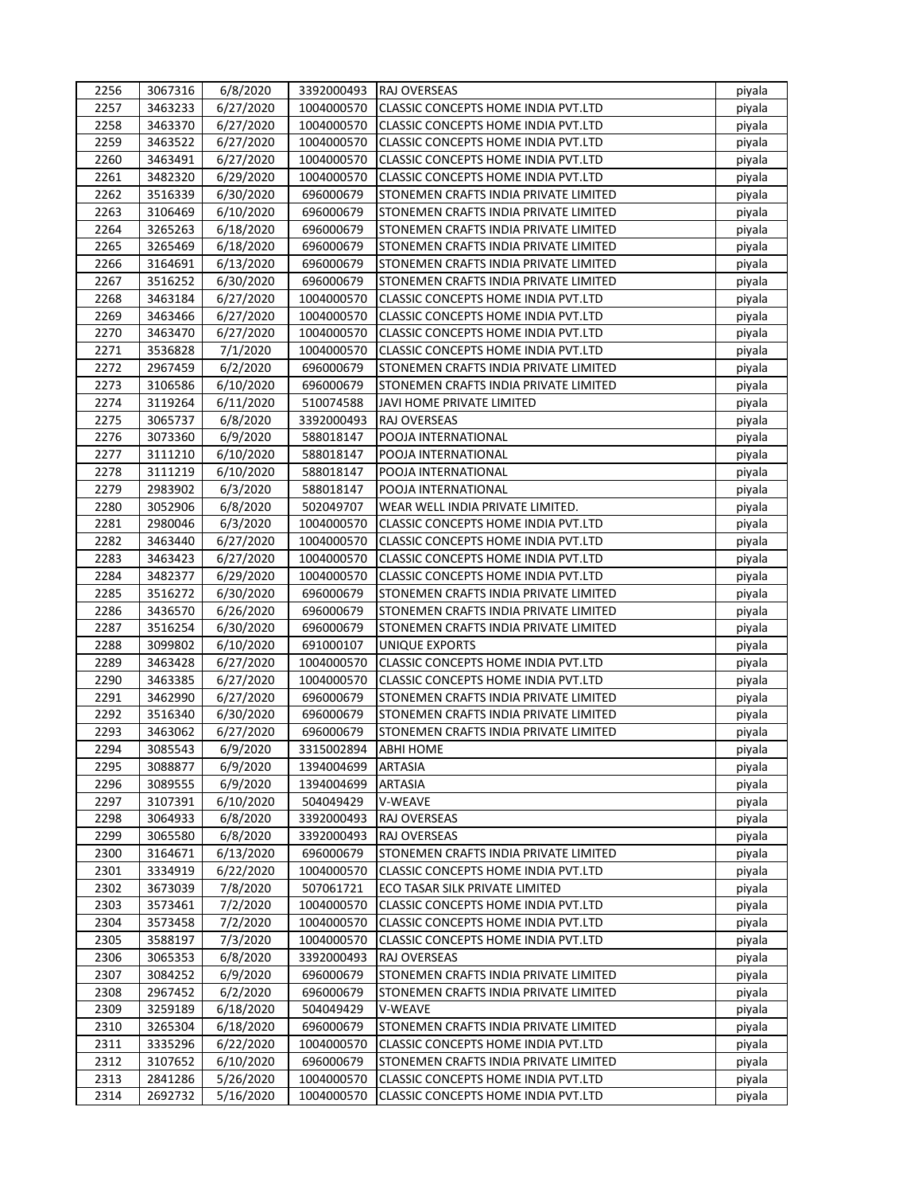| 2256 | 3067316 | 6/8/2020 | 3392000493 | RAJ OVERSEAS | piyala |
|---|---|---|---|---|---|
| 2257 | 3463233 | 6/27/2020 | 1004000570 | CLASSIC CONCEPTS HOME INDIA PVT.LTD | piyala |
| 2258 | 3463370 | 6/27/2020 | 1004000570 | CLASSIC CONCEPTS HOME INDIA PVT.LTD | piyala |
| 2259 | 3463522 | 6/27/2020 | 1004000570 | CLASSIC CONCEPTS HOME INDIA PVT.LTD | piyala |
| 2260 | 3463491 | 6/27/2020 | 1004000570 | CLASSIC CONCEPTS HOME INDIA PVT.LTD | piyala |
| 2261 | 3482320 | 6/29/2020 | 1004000570 | CLASSIC CONCEPTS HOME INDIA PVT.LTD | piyala |
| 2262 | 3516339 | 6/30/2020 | 696000679 | STONEMEN CRAFTS INDIA PRIVATE LIMITED | piyala |
| 2263 | 3106469 | 6/10/2020 | 696000679 | STONEMEN CRAFTS INDIA PRIVATE LIMITED | piyala |
| 2264 | 3265263 | 6/18/2020 | 696000679 | STONEMEN CRAFTS INDIA PRIVATE LIMITED | piyala |
| 2265 | 3265469 | 6/18/2020 | 696000679 | STONEMEN CRAFTS INDIA PRIVATE LIMITED | piyala |
| 2266 | 3164691 | 6/13/2020 | 696000679 | STONEMEN CRAFTS INDIA PRIVATE LIMITED | piyala |
| 2267 | 3516252 | 6/30/2020 | 696000679 | STONEMEN CRAFTS INDIA PRIVATE LIMITED | piyala |
| 2268 | 3463184 | 6/27/2020 | 1004000570 | CLASSIC CONCEPTS HOME INDIA PVT.LTD | piyala |
| 2269 | 3463466 | 6/27/2020 | 1004000570 | CLASSIC CONCEPTS HOME INDIA PVT.LTD | piyala |
| 2270 | 3463470 | 6/27/2020 | 1004000570 | CLASSIC CONCEPTS HOME INDIA PVT.LTD | piyala |
| 2271 | 3536828 | 7/1/2020 | 1004000570 | CLASSIC CONCEPTS HOME INDIA PVT.LTD | piyala |
| 2272 | 2967459 | 6/2/2020 | 696000679 | STONEMEN CRAFTS INDIA PRIVATE LIMITED | piyala |
| 2273 | 3106586 | 6/10/2020 | 696000679 | STONEMEN CRAFTS INDIA PRIVATE LIMITED | piyala |
| 2274 | 3119264 | 6/11/2020 | 510074588 | JAVI HOME PRIVATE LIMITED | piyala |
| 2275 | 3065737 | 6/8/2020 | 3392000493 | RAJ OVERSEAS | piyala |
| 2276 | 3073360 | 6/9/2020 | 588018147 | POOJA INTERNATIONAL | piyala |
| 2277 | 3111210 | 6/10/2020 | 588018147 | POOJA INTERNATIONAL | piyala |
| 2278 | 3111219 | 6/10/2020 | 588018147 | POOJA INTERNATIONAL | piyala |
| 2279 | 2983902 | 6/3/2020 | 588018147 | POOJA INTERNATIONAL | piyala |
| 2280 | 3052906 | 6/8/2020 | 502049707 | WEAR WELL INDIA PRIVATE LIMITED. | piyala |
| 2281 | 2980046 | 6/3/2020 | 1004000570 | CLASSIC CONCEPTS HOME INDIA PVT.LTD | piyala |
| 2282 | 3463440 | 6/27/2020 | 1004000570 | CLASSIC CONCEPTS HOME INDIA PVT.LTD | piyala |
| 2283 | 3463423 | 6/27/2020 | 1004000570 | CLASSIC CONCEPTS HOME INDIA PVT.LTD | piyala |
| 2284 | 3482377 | 6/29/2020 | 1004000570 | CLASSIC CONCEPTS HOME INDIA PVT.LTD | piyala |
| 2285 | 3516272 | 6/30/2020 | 696000679 | STONEMEN CRAFTS INDIA PRIVATE LIMITED | piyala |
| 2286 | 3436570 | 6/26/2020 | 696000679 | STONEMEN CRAFTS INDIA PRIVATE LIMITED | piyala |
| 2287 | 3516254 | 6/30/2020 | 696000679 | STONEMEN CRAFTS INDIA PRIVATE LIMITED | piyala |
| 2288 | 3099802 | 6/10/2020 | 691000107 | UNIQUE EXPORTS | piyala |
| 2289 | 3463428 | 6/27/2020 | 1004000570 | CLASSIC CONCEPTS HOME INDIA PVT.LTD | piyala |
| 2290 | 3463385 | 6/27/2020 | 1004000570 | CLASSIC CONCEPTS HOME INDIA PVT.LTD | piyala |
| 2291 | 3462990 | 6/27/2020 | 696000679 | STONEMEN CRAFTS INDIA PRIVATE LIMITED | piyala |
| 2292 | 3516340 | 6/30/2020 | 696000679 | STONEMEN CRAFTS INDIA PRIVATE LIMITED | piyala |
| 2293 | 3463062 | 6/27/2020 | 696000679 | STONEMEN CRAFTS INDIA PRIVATE LIMITED | piyala |
| 2294 | 3085543 | 6/9/2020 | 3315002894 | ABHI HOME | piyala |
| 2295 | 3088877 | 6/9/2020 | 1394004699 | ARTASIA | piyala |
| 2296 | 3089555 | 6/9/2020 | 1394004699 | ARTASIA | piyala |
| 2297 | 3107391 | 6/10/2020 | 504049429 | V-WEAVE | piyala |
| 2298 | 3064933 | 6/8/2020 | 3392000493 | RAJ OVERSEAS | piyala |
| 2299 | 3065580 | 6/8/2020 | 3392000493 | RAJ OVERSEAS | piyala |
| 2300 | 3164671 | 6/13/2020 | 696000679 | STONEMEN CRAFTS INDIA PRIVATE LIMITED | piyala |
| 2301 | 3334919 | 6/22/2020 | 1004000570 | CLASSIC CONCEPTS HOME INDIA PVT.LTD | piyala |
| 2302 | 3673039 | 7/8/2020 | 507061721 | ECO TASAR SILK PRIVATE LIMITED | piyala |
| 2303 | 3573461 | 7/2/2020 | 1004000570 | CLASSIC CONCEPTS HOME INDIA PVT.LTD | piyala |
| 2304 | 3573458 | 7/2/2020 | 1004000570 | CLASSIC CONCEPTS HOME INDIA PVT.LTD | piyala |
| 2305 | 3588197 | 7/3/2020 | 1004000570 | CLASSIC CONCEPTS HOME INDIA PVT.LTD | piyala |
| 2306 | 3065353 | 6/8/2020 | 3392000493 | RAJ OVERSEAS | piyala |
| 2307 | 3084252 | 6/9/2020 | 696000679 | STONEMEN CRAFTS INDIA PRIVATE LIMITED | piyala |
| 2308 | 2967452 | 6/2/2020 | 696000679 | STONEMEN CRAFTS INDIA PRIVATE LIMITED | piyala |
| 2309 | 3259189 | 6/18/2020 | 504049429 | V-WEAVE | piyala |
| 2310 | 3265304 | 6/18/2020 | 696000679 | STONEMEN CRAFTS INDIA PRIVATE LIMITED | piyala |
| 2311 | 3335296 | 6/22/2020 | 1004000570 | CLASSIC CONCEPTS HOME INDIA PVT.LTD | piyala |
| 2312 | 3107652 | 6/10/2020 | 696000679 | STONEMEN CRAFTS INDIA PRIVATE LIMITED | piyala |
| 2313 | 2841286 | 5/26/2020 | 1004000570 | CLASSIC CONCEPTS HOME INDIA PVT.LTD | piyala |
| 2314 | 2692732 | 5/16/2020 | 1004000570 | CLASSIC CONCEPTS HOME INDIA PVT.LTD | piyala |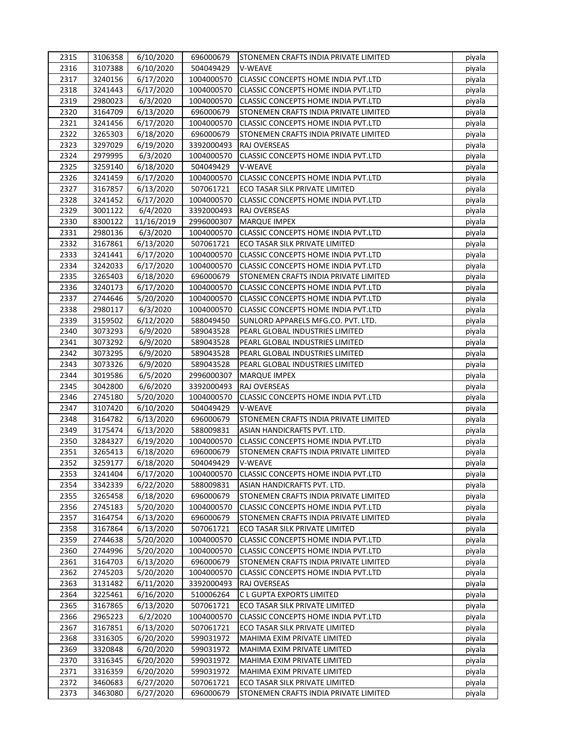| | | | | | |
|---|---|---|---|---|---|
| 2315 | 3106358 | 6/10/2020 | 696000679 | STONEMEN CRAFTS INDIA PRIVATE LIMITED | piyala |
| 2316 | 3107388 | 6/10/2020 | 504049429 | V-WEAVE | piyala |
| 2317 | 3240156 | 6/17/2020 | 1004000570 | CLASSIC CONCEPTS HOME INDIA PVT.LTD | piyala |
| 2318 | 3241443 | 6/17/2020 | 1004000570 | CLASSIC CONCEPTS HOME INDIA PVT.LTD | piyala |
| 2319 | 2980023 | 6/3/2020 | 1004000570 | CLASSIC CONCEPTS HOME INDIA PVT.LTD | piyala |
| 2320 | 3164709 | 6/13/2020 | 696000679 | STONEMEN CRAFTS INDIA PRIVATE LIMITED | piyala |
| 2321 | 3241456 | 6/17/2020 | 1004000570 | CLASSIC CONCEPTS HOME INDIA PVT.LTD | piyala |
| 2322 | 3265303 | 6/18/2020 | 696000679 | STONEMEN CRAFTS INDIA PRIVATE LIMITED | piyala |
| 2323 | 3297029 | 6/19/2020 | 3392000493 | RAJ OVERSEAS | piyala |
| 2324 | 2979995 | 6/3/2020 | 1004000570 | CLASSIC CONCEPTS HOME INDIA PVT.LTD | piyala |
| 2325 | 3259140 | 6/18/2020 | 504049429 | V-WEAVE | piyala |
| 2326 | 3241459 | 6/17/2020 | 1004000570 | CLASSIC CONCEPTS HOME INDIA PVT.LTD | piyala |
| 2327 | 3167857 | 6/13/2020 | 507061721 | ECO TASAR SILK PRIVATE LIMITED | piyala |
| 2328 | 3241452 | 6/17/2020 | 1004000570 | CLASSIC CONCEPTS HOME INDIA PVT.LTD | piyala |
| 2329 | 3001122 | 6/4/2020 | 3392000493 | RAJ OVERSEAS | piyala |
| 2330 | 8300122 | 11/16/2019 | 2996000307 | MARQUE IMPEX | piyala |
| 2331 | 2980136 | 6/3/2020 | 1004000570 | CLASSIC CONCEPTS HOME INDIA PVT.LTD | piyala |
| 2332 | 3167861 | 6/13/2020 | 507061721 | ECO TASAR SILK PRIVATE LIMITED | piyala |
| 2333 | 3241441 | 6/17/2020 | 1004000570 | CLASSIC CONCEPTS HOME INDIA PVT.LTD | piyala |
| 2334 | 3242033 | 6/17/2020 | 1004000570 | CLASSIC CONCEPTS HOME INDIA PVT.LTD | piyala |
| 2335 | 3265403 | 6/18/2020 | 696000679 | STONEMEN CRAFTS INDIA PRIVATE LIMITED | piyala |
| 2336 | 3240173 | 6/17/2020 | 1004000570 | CLASSIC CONCEPTS HOME INDIA PVT.LTD | piyala |
| 2337 | 2744646 | 5/20/2020 | 1004000570 | CLASSIC CONCEPTS HOME INDIA PVT.LTD | piyala |
| 2338 | 2980117 | 6/3/2020 | 1004000570 | CLASSIC CONCEPTS HOME INDIA PVT.LTD | piyala |
| 2339 | 3159502 | 6/12/2020 | 588049450 | SUNLORD APPARELS MFG.CO. PVT. LTD. | piyala |
| 2340 | 3073293 | 6/9/2020 | 589043528 | PEARL GLOBAL INDUSTRIES LIMITED | piyala |
| 2341 | 3073292 | 6/9/2020 | 589043528 | PEARL GLOBAL INDUSTRIES LIMITED | piyala |
| 2342 | 3073295 | 6/9/2020 | 589043528 | PEARL GLOBAL INDUSTRIES LIMITED | piyala |
| 2343 | 3073326 | 6/9/2020 | 589043528 | PEARL GLOBAL INDUSTRIES LIMITED | piyala |
| 2344 | 3019586 | 6/5/2020 | 2996000307 | MARQUE IMPEX | piyala |
| 2345 | 3042800 | 6/6/2020 | 3392000493 | RAJ OVERSEAS | piyala |
| 2346 | 2745180 | 5/20/2020 | 1004000570 | CLASSIC CONCEPTS HOME INDIA PVT.LTD | piyala |
| 2347 | 3107420 | 6/10/2020 | 504049429 | V-WEAVE | piyala |
| 2348 | 3164782 | 6/13/2020 | 696000679 | STONEMEN CRAFTS INDIA PRIVATE LIMITED | piyala |
| 2349 | 3175474 | 6/13/2020 | 588009831 | ASIAN HANDICRAFTS PVT. LTD. | piyala |
| 2350 | 3284327 | 6/19/2020 | 1004000570 | CLASSIC CONCEPTS HOME INDIA PVT.LTD | piyala |
| 2351 | 3265413 | 6/18/2020 | 696000679 | STONEMEN CRAFTS INDIA PRIVATE LIMITED | piyala |
| 2352 | 3259177 | 6/18/2020 | 504049429 | V-WEAVE | piyala |
| 2353 | 3241404 | 6/17/2020 | 1004000570 | CLASSIC CONCEPTS HOME INDIA PVT.LTD | piyala |
| 2354 | 3342339 | 6/22/2020 | 588009831 | ASIAN HANDICRAFTS PVT. LTD. | piyala |
| 2355 | 3265458 | 6/18/2020 | 696000679 | STONEMEN CRAFTS INDIA PRIVATE LIMITED | piyala |
| 2356 | 2745183 | 5/20/2020 | 1004000570 | CLASSIC CONCEPTS HOME INDIA PVT.LTD | piyala |
| 2357 | 3164754 | 6/13/2020 | 696000679 | STONEMEN CRAFTS INDIA PRIVATE LIMITED | piyala |
| 2358 | 3167864 | 6/13/2020 | 507061721 | ECO TASAR SILK PRIVATE LIMITED | piyala |
| 2359 | 2744638 | 5/20/2020 | 1004000570 | CLASSIC CONCEPTS HOME INDIA PVT.LTD | piyala |
| 2360 | 2744996 | 5/20/2020 | 1004000570 | CLASSIC CONCEPTS HOME INDIA PVT.LTD | piyala |
| 2361 | 3164703 | 6/13/2020 | 696000679 | STONEMEN CRAFTS INDIA PRIVATE LIMITED | piyala |
| 2362 | 2745203 | 5/20/2020 | 1004000570 | CLASSIC CONCEPTS HOME INDIA PVT.LTD | piyala |
| 2363 | 3131482 | 6/11/2020 | 3392000493 | RAJ OVERSEAS | piyala |
| 2364 | 3225461 | 6/16/2020 | 510006264 | C L GUPTA EXPORTS LIMITED | piyala |
| 2365 | 3167865 | 6/13/2020 | 507061721 | ECO TASAR SILK PRIVATE LIMITED | piyala |
| 2366 | 2965223 | 6/2/2020 | 1004000570 | CLASSIC CONCEPTS HOME INDIA PVT.LTD | piyala |
| 2367 | 3167851 | 6/13/2020 | 507061721 | ECO TASAR SILK PRIVATE LIMITED | piyala |
| 2368 | 3316305 | 6/20/2020 | 599031972 | MAHIMA EXIM PRIVATE LIMITED | piyala |
| 2369 | 3320848 | 6/20/2020 | 599031972 | MAHIMA EXIM PRIVATE LIMITED | piyala |
| 2370 | 3316345 | 6/20/2020 | 599031972 | MAHIMA EXIM PRIVATE LIMITED | piyala |
| 2371 | 3316359 | 6/20/2020 | 599031972 | MAHIMA EXIM PRIVATE LIMITED | piyala |
| 2372 | 3460683 | 6/27/2020 | 507061721 | ECO TASAR SILK PRIVATE LIMITED | piyala |
| 2373 | 3463080 | 6/27/2020 | 696000679 | STONEMEN CRAFTS INDIA PRIVATE LIMITED | piyala |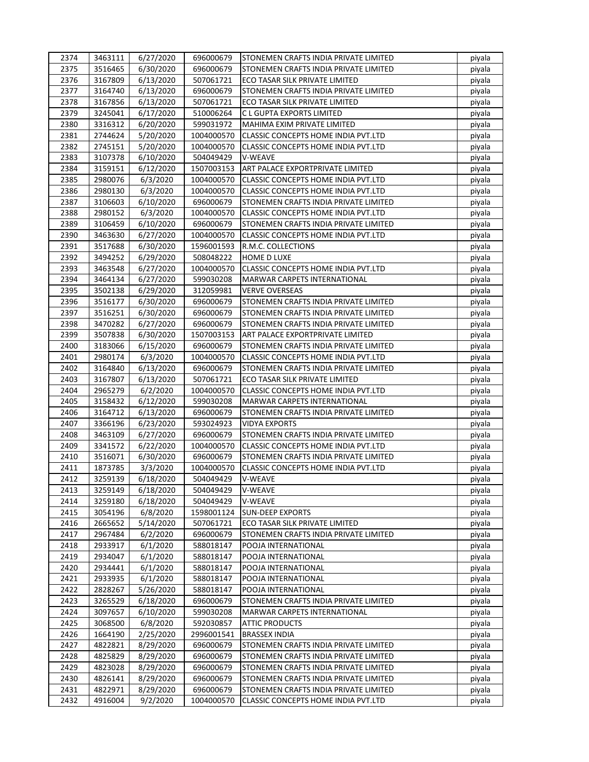| 2374 | 3463111 | 6/27/2020 | 696000679 | STONEMEN CRAFTS INDIA PRIVATE LIMITED | piyala |
|---|---|---|---|---|---|
| 2375 | 3516465 | 6/30/2020 | 696000679 | STONEMEN CRAFTS INDIA PRIVATE LIMITED | piyala |
| 2376 | 3167809 | 6/13/2020 | 507061721 | ECO TASAR SILK PRIVATE LIMITED | piyala |
| 2377 | 3164740 | 6/13/2020 | 696000679 | STONEMEN CRAFTS INDIA PRIVATE LIMITED | piyala |
| 2378 | 3167856 | 6/13/2020 | 507061721 | ECO TASAR SILK PRIVATE LIMITED | piyala |
| 2379 | 3245041 | 6/17/2020 | 510006264 | C L GUPTA EXPORTS LIMITED | piyala |
| 2380 | 3316312 | 6/20/2020 | 599031972 | MAHIMA EXIM PRIVATE LIMITED | piyala |
| 2381 | 2744624 | 5/20/2020 | 1004000570 | CLASSIC CONCEPTS HOME INDIA PVT.LTD | piyala |
| 2382 | 2745151 | 5/20/2020 | 1004000570 | CLASSIC CONCEPTS HOME INDIA PVT.LTD | piyala |
| 2383 | 3107378 | 6/10/2020 | 504049429 | V-WEAVE | piyala |
| 2384 | 3159151 | 6/12/2020 | 1507003153 | ART PALACE EXPORTPRIVATE LIMITED | piyala |
| 2385 | 2980076 | 6/3/2020 | 1004000570 | CLASSIC CONCEPTS HOME INDIA PVT.LTD | piyala |
| 2386 | 2980130 | 6/3/2020 | 1004000570 | CLASSIC CONCEPTS HOME INDIA PVT.LTD | piyala |
| 2387 | 3106603 | 6/10/2020 | 696000679 | STONEMEN CRAFTS INDIA PRIVATE LIMITED | piyala |
| 2388 | 2980152 | 6/3/2020 | 1004000570 | CLASSIC CONCEPTS HOME INDIA PVT.LTD | piyala |
| 2389 | 3106459 | 6/10/2020 | 696000679 | STONEMEN CRAFTS INDIA PRIVATE LIMITED | piyala |
| 2390 | 3463630 | 6/27/2020 | 1004000570 | CLASSIC CONCEPTS HOME INDIA PVT.LTD | piyala |
| 2391 | 3517688 | 6/30/2020 | 1596001593 | R.M.C. COLLECTIONS | piyala |
| 2392 | 3494252 | 6/29/2020 | 508048222 | HOME D LUXE | piyala |
| 2393 | 3463548 | 6/27/2020 | 1004000570 | CLASSIC CONCEPTS HOME INDIA PVT.LTD | piyala |
| 2394 | 3464134 | 6/27/2020 | 599030208 | MARWAR CARPETS INTERNATIONAL | piyala |
| 2395 | 3502138 | 6/29/2020 | 312059981 | VERVE OVERSEAS | piyala |
| 2396 | 3516177 | 6/30/2020 | 696000679 | STONEMEN CRAFTS INDIA PRIVATE LIMITED | piyala |
| 2397 | 3516251 | 6/30/2020 | 696000679 | STONEMEN CRAFTS INDIA PRIVATE LIMITED | piyala |
| 2398 | 3470282 | 6/27/2020 | 696000679 | STONEMEN CRAFTS INDIA PRIVATE LIMITED | piyala |
| 2399 | 3507838 | 6/30/2020 | 1507003153 | ART PALACE EXPORTPRIVATE LIMITED | piyala |
| 2400 | 3183066 | 6/15/2020 | 696000679 | STONEMEN CRAFTS INDIA PRIVATE LIMITED | piyala |
| 2401 | 2980174 | 6/3/2020 | 1004000570 | CLASSIC CONCEPTS HOME INDIA PVT.LTD | piyala |
| 2402 | 3164840 | 6/13/2020 | 696000679 | STONEMEN CRAFTS INDIA PRIVATE LIMITED | piyala |
| 2403 | 3167807 | 6/13/2020 | 507061721 | ECO TASAR SILK PRIVATE LIMITED | piyala |
| 2404 | 2965279 | 6/2/2020 | 1004000570 | CLASSIC CONCEPTS HOME INDIA PVT.LTD | piyala |
| 2405 | 3158432 | 6/12/2020 | 599030208 | MARWAR CARPETS INTERNATIONAL | piyala |
| 2406 | 3164712 | 6/13/2020 | 696000679 | STONEMEN CRAFTS INDIA PRIVATE LIMITED | piyala |
| 2407 | 3366196 | 6/23/2020 | 593024923 | VIDYA EXPORTS | piyala |
| 2408 | 3463109 | 6/27/2020 | 696000679 | STONEMEN CRAFTS INDIA PRIVATE LIMITED | piyala |
| 2409 | 3341572 | 6/22/2020 | 1004000570 | CLASSIC CONCEPTS HOME INDIA PVT.LTD | piyala |
| 2410 | 3516071 | 6/30/2020 | 696000679 | STONEMEN CRAFTS INDIA PRIVATE LIMITED | piyala |
| 2411 | 1873785 | 3/3/2020 | 1004000570 | CLASSIC CONCEPTS HOME INDIA PVT.LTD | piyala |
| 2412 | 3259139 | 6/18/2020 | 504049429 | V-WEAVE | piyala |
| 2413 | 3259149 | 6/18/2020 | 504049429 | V-WEAVE | piyala |
| 2414 | 3259180 | 6/18/2020 | 504049429 | V-WEAVE | piyala |
| 2415 | 3054196 | 6/8/2020 | 1598001124 | SUN-DEEP EXPORTS | piyala |
| 2416 | 2665652 | 5/14/2020 | 507061721 | ECO TASAR SILK PRIVATE LIMITED | piyala |
| 2417 | 2967484 | 6/2/2020 | 696000679 | STONEMEN CRAFTS INDIA PRIVATE LIMITED | piyala |
| 2418 | 2933917 | 6/1/2020 | 588018147 | POOJA INTERNATIONAL | piyala |
| 2419 | 2934047 | 6/1/2020 | 588018147 | POOJA INTERNATIONAL | piyala |
| 2420 | 2934441 | 6/1/2020 | 588018147 | POOJA INTERNATIONAL | piyala |
| 2421 | 2933935 | 6/1/2020 | 588018147 | POOJA INTERNATIONAL | piyala |
| 2422 | 2828267 | 5/26/2020 | 588018147 | POOJA INTERNATIONAL | piyala |
| 2423 | 3265529 | 6/18/2020 | 696000679 | STONEMEN CRAFTS INDIA PRIVATE LIMITED | piyala |
| 2424 | 3097657 | 6/10/2020 | 599030208 | MARWAR CARPETS INTERNATIONAL | piyala |
| 2425 | 3068500 | 6/8/2020 | 592030857 | ATTIC PRODUCTS | piyala |
| 2426 | 1664190 | 2/25/2020 | 2996001541 | BRASSEX INDIA | piyala |
| 2427 | 4822821 | 8/29/2020 | 696000679 | STONEMEN CRAFTS INDIA PRIVATE LIMITED | piyala |
| 2428 | 4825829 | 8/29/2020 | 696000679 | STONEMEN CRAFTS INDIA PRIVATE LIMITED | piyala |
| 2429 | 4823028 | 8/29/2020 | 696000679 | STONEMEN CRAFTS INDIA PRIVATE LIMITED | piyala |
| 2430 | 4826141 | 8/29/2020 | 696000679 | STONEMEN CRAFTS INDIA PRIVATE LIMITED | piyala |
| 2431 | 4822971 | 8/29/2020 | 696000679 | STONEMEN CRAFTS INDIA PRIVATE LIMITED | piyala |
| 2432 | 4916004 | 9/2/2020 | 1004000570 | CLASSIC CONCEPTS HOME INDIA PVT.LTD | piyala |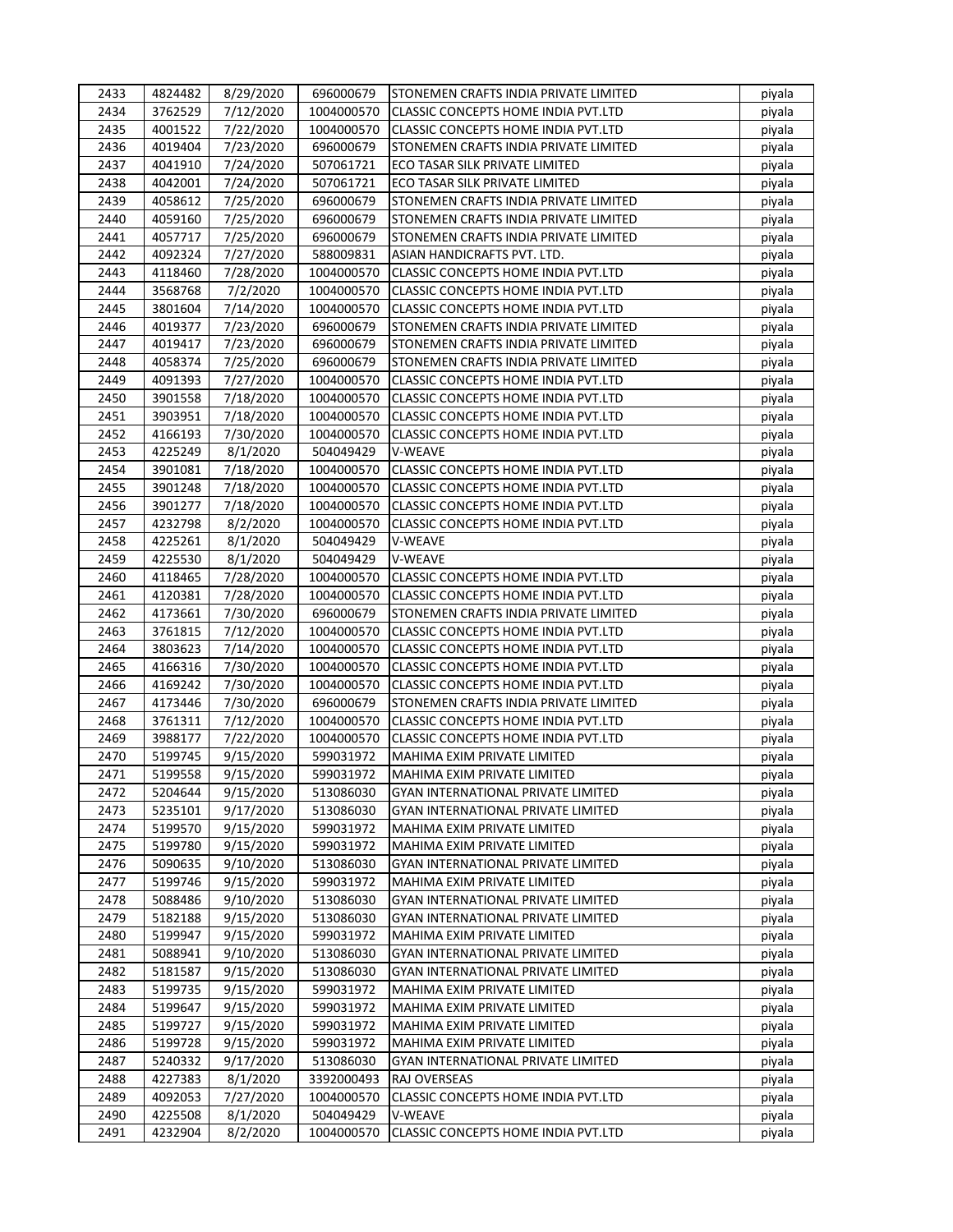| 2433 | 4824482 | 8/29/2020 | 696000679 | STONEMEN CRAFTS INDIA PRIVATE LIMITED | piyala |
|---|---|---|---|---|---|
| 2434 | 3762529 | 7/12/2020 | 1004000570 | CLASSIC CONCEPTS HOME INDIA PVT.LTD | piyala |
| 2435 | 4001522 | 7/22/2020 | 1004000570 | CLASSIC CONCEPTS HOME INDIA PVT.LTD | piyala |
| 2436 | 4019404 | 7/23/2020 | 696000679 | STONEMEN CRAFTS INDIA PRIVATE LIMITED | piyala |
| 2437 | 4041910 | 7/24/2020 | 507061721 | ECO TASAR SILK PRIVATE LIMITED | piyala |
| 2438 | 4042001 | 7/24/2020 | 507061721 | ECO TASAR SILK PRIVATE LIMITED | piyala |
| 2439 | 4058612 | 7/25/2020 | 696000679 | STONEMEN CRAFTS INDIA PRIVATE LIMITED | piyala |
| 2440 | 4059160 | 7/25/2020 | 696000679 | STONEMEN CRAFTS INDIA PRIVATE LIMITED | piyala |
| 2441 | 4057717 | 7/25/2020 | 696000679 | STONEMEN CRAFTS INDIA PRIVATE LIMITED | piyala |
| 2442 | 4092324 | 7/27/2020 | 588009831 | ASIAN HANDICRAFTS PVT. LTD. | piyala |
| 2443 | 4118460 | 7/28/2020 | 1004000570 | CLASSIC CONCEPTS HOME INDIA PVT.LTD | piyala |
| 2444 | 3568768 | 7/2/2020 | 1004000570 | CLASSIC CONCEPTS HOME INDIA PVT.LTD | piyala |
| 2445 | 3801604 | 7/14/2020 | 1004000570 | CLASSIC CONCEPTS HOME INDIA PVT.LTD | piyala |
| 2446 | 4019377 | 7/23/2020 | 696000679 | STONEMEN CRAFTS INDIA PRIVATE LIMITED | piyala |
| 2447 | 4019417 | 7/23/2020 | 696000679 | STONEMEN CRAFTS INDIA PRIVATE LIMITED | piyala |
| 2448 | 4058374 | 7/25/2020 | 696000679 | STONEMEN CRAFTS INDIA PRIVATE LIMITED | piyala |
| 2449 | 4091393 | 7/27/2020 | 1004000570 | CLASSIC CONCEPTS HOME INDIA PVT.LTD | piyala |
| 2450 | 3901558 | 7/18/2020 | 1004000570 | CLASSIC CONCEPTS HOME INDIA PVT.LTD | piyala |
| 2451 | 3903951 | 7/18/2020 | 1004000570 | CLASSIC CONCEPTS HOME INDIA PVT.LTD | piyala |
| 2452 | 4166193 | 7/30/2020 | 1004000570 | CLASSIC CONCEPTS HOME INDIA PVT.LTD | piyala |
| 2453 | 4225249 | 8/1/2020 | 504049429 | V-WEAVE | piyala |
| 2454 | 3901081 | 7/18/2020 | 1004000570 | CLASSIC CONCEPTS HOME INDIA PVT.LTD | piyala |
| 2455 | 3901248 | 7/18/2020 | 1004000570 | CLASSIC CONCEPTS HOME INDIA PVT.LTD | piyala |
| 2456 | 3901277 | 7/18/2020 | 1004000570 | CLASSIC CONCEPTS HOME INDIA PVT.LTD | piyala |
| 2457 | 4232798 | 8/2/2020 | 1004000570 | CLASSIC CONCEPTS HOME INDIA PVT.LTD | piyala |
| 2458 | 4225261 | 8/1/2020 | 504049429 | V-WEAVE | piyala |
| 2459 | 4225530 | 8/1/2020 | 504049429 | V-WEAVE | piyala |
| 2460 | 4118465 | 7/28/2020 | 1004000570 | CLASSIC CONCEPTS HOME INDIA PVT.LTD | piyala |
| 2461 | 4120381 | 7/28/2020 | 1004000570 | CLASSIC CONCEPTS HOME INDIA PVT.LTD | piyala |
| 2462 | 4173661 | 7/30/2020 | 696000679 | STONEMEN CRAFTS INDIA PRIVATE LIMITED | piyala |
| 2463 | 3761815 | 7/12/2020 | 1004000570 | CLASSIC CONCEPTS HOME INDIA PVT.LTD | piyala |
| 2464 | 3803623 | 7/14/2020 | 1004000570 | CLASSIC CONCEPTS HOME INDIA PVT.LTD | piyala |
| 2465 | 4166316 | 7/30/2020 | 1004000570 | CLASSIC CONCEPTS HOME INDIA PVT.LTD | piyala |
| 2466 | 4169242 | 7/30/2020 | 1004000570 | CLASSIC CONCEPTS HOME INDIA PVT.LTD | piyala |
| 2467 | 4173446 | 7/30/2020 | 696000679 | STONEMEN CRAFTS INDIA PRIVATE LIMITED | piyala |
| 2468 | 3761311 | 7/12/2020 | 1004000570 | CLASSIC CONCEPTS HOME INDIA PVT.LTD | piyala |
| 2469 | 3988177 | 7/22/2020 | 1004000570 | CLASSIC CONCEPTS HOME INDIA PVT.LTD | piyala |
| 2470 | 5199745 | 9/15/2020 | 599031972 | MAHIMA EXIM PRIVATE LIMITED | piyala |
| 2471 | 5199558 | 9/15/2020 | 599031972 | MAHIMA EXIM PRIVATE LIMITED | piyala |
| 2472 | 5204644 | 9/15/2020 | 513086030 | GYAN INTERNATIONAL PRIVATE LIMITED | piyala |
| 2473 | 5235101 | 9/17/2020 | 513086030 | GYAN INTERNATIONAL PRIVATE LIMITED | piyala |
| 2474 | 5199570 | 9/15/2020 | 599031972 | MAHIMA EXIM PRIVATE LIMITED | piyala |
| 2475 | 5199780 | 9/15/2020 | 599031972 | MAHIMA EXIM PRIVATE LIMITED | piyala |
| 2476 | 5090635 | 9/10/2020 | 513086030 | GYAN INTERNATIONAL PRIVATE LIMITED | piyala |
| 2477 | 5199746 | 9/15/2020 | 599031972 | MAHIMA EXIM PRIVATE LIMITED | piyala |
| 2478 | 5088486 | 9/10/2020 | 513086030 | GYAN INTERNATIONAL PRIVATE LIMITED | piyala |
| 2479 | 5182188 | 9/15/2020 | 513086030 | GYAN INTERNATIONAL PRIVATE LIMITED | piyala |
| 2480 | 5199947 | 9/15/2020 | 599031972 | MAHIMA EXIM PRIVATE LIMITED | piyala |
| 2481 | 5088941 | 9/10/2020 | 513086030 | GYAN INTERNATIONAL PRIVATE LIMITED | piyala |
| 2482 | 5181587 | 9/15/2020 | 513086030 | GYAN INTERNATIONAL PRIVATE LIMITED | piyala |
| 2483 | 5199735 | 9/15/2020 | 599031972 | MAHIMA EXIM PRIVATE LIMITED | piyala |
| 2484 | 5199647 | 9/15/2020 | 599031972 | MAHIMA EXIM PRIVATE LIMITED | piyala |
| 2485 | 5199727 | 9/15/2020 | 599031972 | MAHIMA EXIM PRIVATE LIMITED | piyala |
| 2486 | 5199728 | 9/15/2020 | 599031972 | MAHIMA EXIM PRIVATE LIMITED | piyala |
| 2487 | 5240332 | 9/17/2020 | 513086030 | GYAN INTERNATIONAL PRIVATE LIMITED | piyala |
| 2488 | 4227383 | 8/1/2020 | 3392000493 | RAJ OVERSEAS | piyala |
| 2489 | 4092053 | 7/27/2020 | 1004000570 | CLASSIC CONCEPTS HOME INDIA PVT.LTD | piyala |
| 2490 | 4225508 | 8/1/2020 | 504049429 | V-WEAVE | piyala |
| 2491 | 4232904 | 8/2/2020 | 1004000570 | CLASSIC CONCEPTS HOME INDIA PVT.LTD | piyala |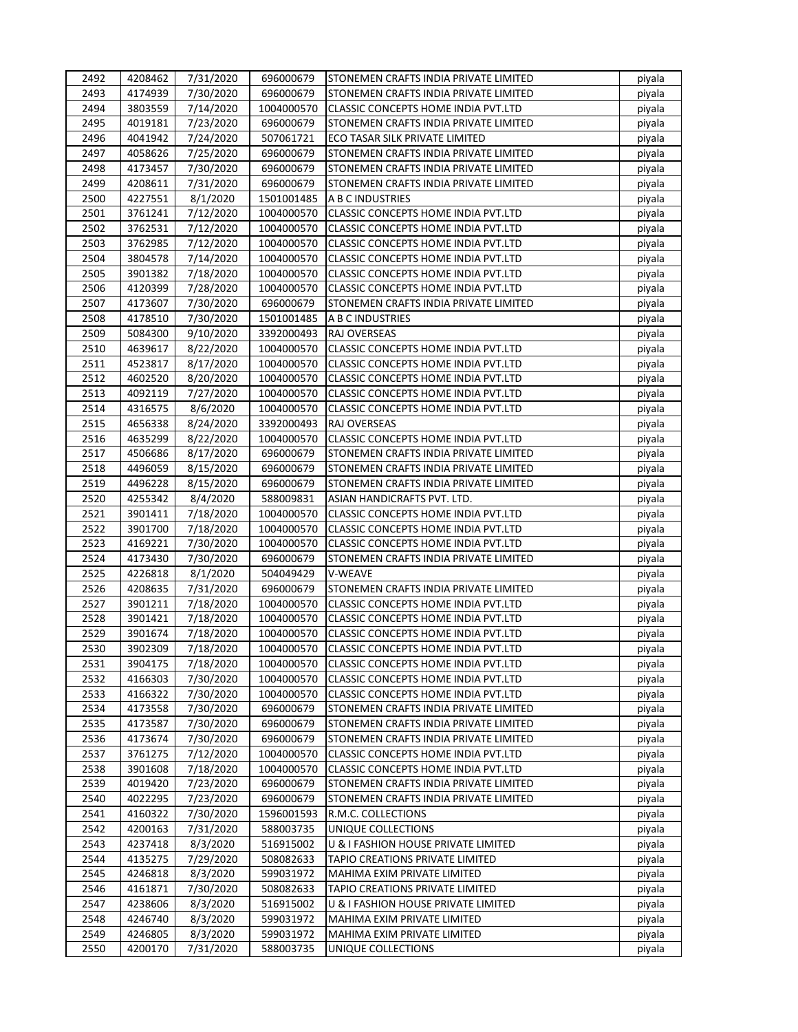| 2492 | 4208462 | 7/31/2020 | 696000679 | STONEMEN CRAFTS INDIA PRIVATE LIMITED | piyala |
|---|---|---|---|---|---|
| 2493 | 4174939 | 7/30/2020 | 696000679 | STONEMEN CRAFTS INDIA PRIVATE LIMITED | piyala |
| 2494 | 3803559 | 7/14/2020 | 1004000570 | CLASSIC CONCEPTS HOME INDIA PVT.LTD | piyala |
| 2495 | 4019181 | 7/23/2020 | 696000679 | STONEMEN CRAFTS INDIA PRIVATE LIMITED | piyala |
| 2496 | 4041942 | 7/24/2020 | 507061721 | ECO TASAR SILK PRIVATE LIMITED | piyala |
| 2497 | 4058626 | 7/25/2020 | 696000679 | STONEMEN CRAFTS INDIA PRIVATE LIMITED | piyala |
| 2498 | 4173457 | 7/30/2020 | 696000679 | STONEMEN CRAFTS INDIA PRIVATE LIMITED | piyala |
| 2499 | 4208611 | 7/31/2020 | 696000679 | STONEMEN CRAFTS INDIA PRIVATE LIMITED | piyala |
| 2500 | 4227551 | 8/1/2020 | 1501001485 | A B C INDUSTRIES | piyala |
| 2501 | 3761241 | 7/12/2020 | 1004000570 | CLASSIC CONCEPTS HOME INDIA PVT.LTD | piyala |
| 2502 | 3762531 | 7/12/2020 | 1004000570 | CLASSIC CONCEPTS HOME INDIA PVT.LTD | piyala |
| 2503 | 3762985 | 7/12/2020 | 1004000570 | CLASSIC CONCEPTS HOME INDIA PVT.LTD | piyala |
| 2504 | 3804578 | 7/14/2020 | 1004000570 | CLASSIC CONCEPTS HOME INDIA PVT.LTD | piyala |
| 2505 | 3901382 | 7/18/2020 | 1004000570 | CLASSIC CONCEPTS HOME INDIA PVT.LTD | piyala |
| 2506 | 4120399 | 7/28/2020 | 1004000570 | CLASSIC CONCEPTS HOME INDIA PVT.LTD | piyala |
| 2507 | 4173607 | 7/30/2020 | 696000679 | STONEMEN CRAFTS INDIA PRIVATE LIMITED | piyala |
| 2508 | 4178510 | 7/30/2020 | 1501001485 | A B C INDUSTRIES | piyala |
| 2509 | 5084300 | 9/10/2020 | 3392000493 | RAJ OVERSEAS | piyala |
| 2510 | 4639617 | 8/22/2020 | 1004000570 | CLASSIC CONCEPTS HOME INDIA PVT.LTD | piyala |
| 2511 | 4523817 | 8/17/2020 | 1004000570 | CLASSIC CONCEPTS HOME INDIA PVT.LTD | piyala |
| 2512 | 4602520 | 8/20/2020 | 1004000570 | CLASSIC CONCEPTS HOME INDIA PVT.LTD | piyala |
| 2513 | 4092119 | 7/27/2020 | 1004000570 | CLASSIC CONCEPTS HOME INDIA PVT.LTD | piyala |
| 2514 | 4316575 | 8/6/2020 | 1004000570 | CLASSIC CONCEPTS HOME INDIA PVT.LTD | piyala |
| 2515 | 4656338 | 8/24/2020 | 3392000493 | RAJ OVERSEAS | piyala |
| 2516 | 4635299 | 8/22/2020 | 1004000570 | CLASSIC CONCEPTS HOME INDIA PVT.LTD | piyala |
| 2517 | 4506686 | 8/17/2020 | 696000679 | STONEMEN CRAFTS INDIA PRIVATE LIMITED | piyala |
| 2518 | 4496059 | 8/15/2020 | 696000679 | STONEMEN CRAFTS INDIA PRIVATE LIMITED | piyala |
| 2519 | 4496228 | 8/15/2020 | 696000679 | STONEMEN CRAFTS INDIA PRIVATE LIMITED | piyala |
| 2520 | 4255342 | 8/4/2020 | 588009831 | ASIAN HANDICRAFTS PVT. LTD. | piyala |
| 2521 | 3901411 | 7/18/2020 | 1004000570 | CLASSIC CONCEPTS HOME INDIA PVT.LTD | piyala |
| 2522 | 3901700 | 7/18/2020 | 1004000570 | CLASSIC CONCEPTS HOME INDIA PVT.LTD | piyala |
| 2523 | 4169221 | 7/30/2020 | 1004000570 | CLASSIC CONCEPTS HOME INDIA PVT.LTD | piyala |
| 2524 | 4173430 | 7/30/2020 | 696000679 | STONEMEN CRAFTS INDIA PRIVATE LIMITED | piyala |
| 2525 | 4226818 | 8/1/2020 | 504049429 | V-WEAVE | piyala |
| 2526 | 4208635 | 7/31/2020 | 696000679 | STONEMEN CRAFTS INDIA PRIVATE LIMITED | piyala |
| 2527 | 3901211 | 7/18/2020 | 1004000570 | CLASSIC CONCEPTS HOME INDIA PVT.LTD | piyala |
| 2528 | 3901421 | 7/18/2020 | 1004000570 | CLASSIC CONCEPTS HOME INDIA PVT.LTD | piyala |
| 2529 | 3901674 | 7/18/2020 | 1004000570 | CLASSIC CONCEPTS HOME INDIA PVT.LTD | piyala |
| 2530 | 3902309 | 7/18/2020 | 1004000570 | CLASSIC CONCEPTS HOME INDIA PVT.LTD | piyala |
| 2531 | 3904175 | 7/18/2020 | 1004000570 | CLASSIC CONCEPTS HOME INDIA PVT.LTD | piyala |
| 2532 | 4166303 | 7/30/2020 | 1004000570 | CLASSIC CONCEPTS HOME INDIA PVT.LTD | piyala |
| 2533 | 4166322 | 7/30/2020 | 1004000570 | CLASSIC CONCEPTS HOME INDIA PVT.LTD | piyala |
| 2534 | 4173558 | 7/30/2020 | 696000679 | STONEMEN CRAFTS INDIA PRIVATE LIMITED | piyala |
| 2535 | 4173587 | 7/30/2020 | 696000679 | STONEMEN CRAFTS INDIA PRIVATE LIMITED | piyala |
| 2536 | 4173674 | 7/30/2020 | 696000679 | STONEMEN CRAFTS INDIA PRIVATE LIMITED | piyala |
| 2537 | 3761275 | 7/12/2020 | 1004000570 | CLASSIC CONCEPTS HOME INDIA PVT.LTD | piyala |
| 2538 | 3901608 | 7/18/2020 | 1004000570 | CLASSIC CONCEPTS HOME INDIA PVT.LTD | piyala |
| 2539 | 4019420 | 7/23/2020 | 696000679 | STONEMEN CRAFTS INDIA PRIVATE LIMITED | piyala |
| 2540 | 4022295 | 7/23/2020 | 696000679 | STONEMEN CRAFTS INDIA PRIVATE LIMITED | piyala |
| 2541 | 4160322 | 7/30/2020 | 1596001593 | R.M.C. COLLECTIONS | piyala |
| 2542 | 4200163 | 7/31/2020 | 588003735 | UNIQUE COLLECTIONS | piyala |
| 2543 | 4237418 | 8/3/2020 | 516915002 | U & I FASHION HOUSE PRIVATE LIMITED | piyala |
| 2544 | 4135275 | 7/29/2020 | 508082633 | TAPIO CREATIONS PRIVATE LIMITED | piyala |
| 2545 | 4246818 | 8/3/2020 | 599031972 | MAHIMA EXIM PRIVATE LIMITED | piyala |
| 2546 | 4161871 | 7/30/2020 | 508082633 | TAPIO CREATIONS PRIVATE LIMITED | piyala |
| 2547 | 4238606 | 8/3/2020 | 516915002 | U & I FASHION HOUSE PRIVATE LIMITED | piyala |
| 2548 | 4246740 | 8/3/2020 | 599031972 | MAHIMA EXIM PRIVATE LIMITED | piyala |
| 2549 | 4246805 | 8/3/2020 | 599031972 | MAHIMA EXIM PRIVATE LIMITED | piyala |
| 2550 | 4200170 | 7/31/2020 | 588003735 | UNIQUE COLLECTIONS | piyala |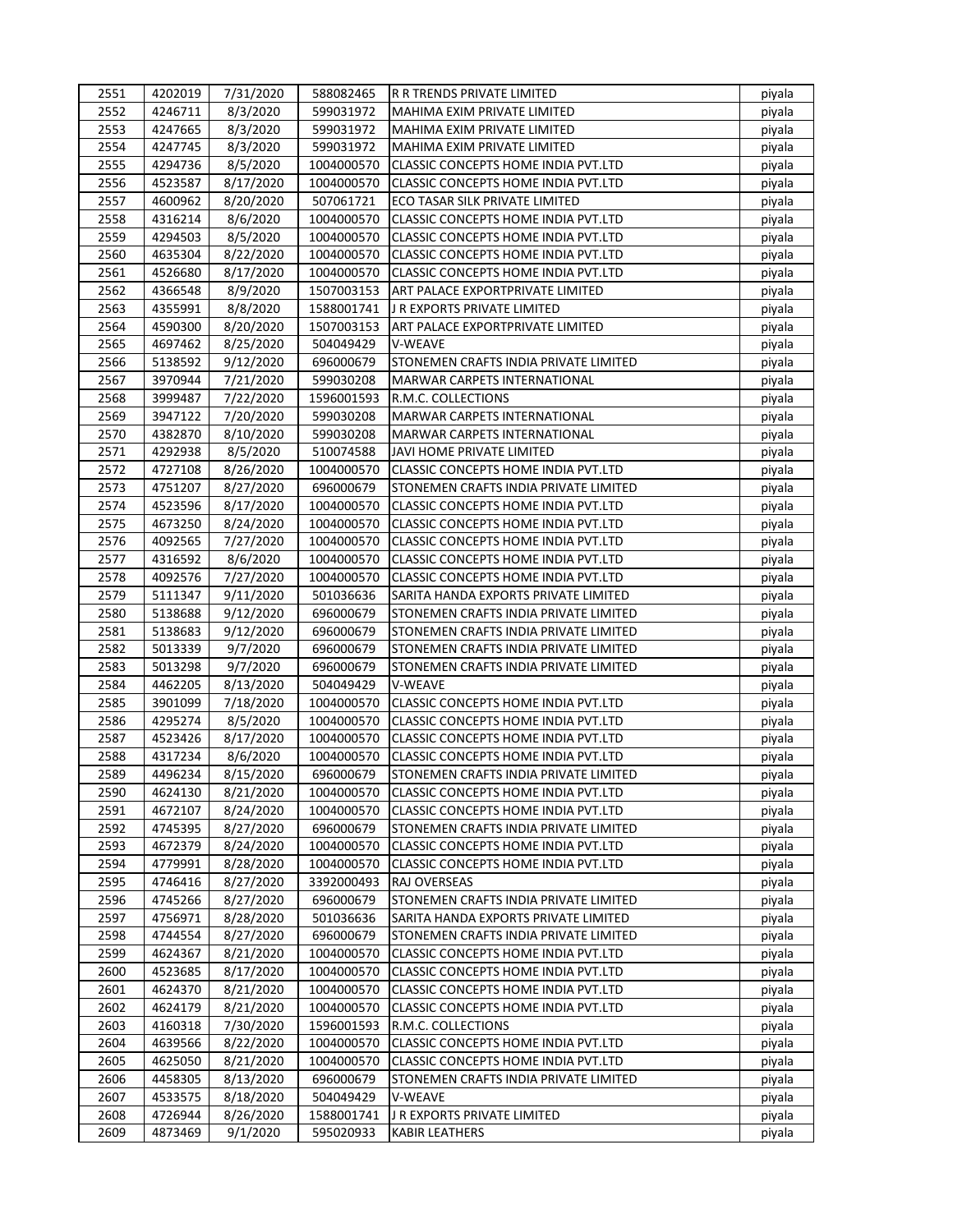| 2551 | 4202019 | 7/31/2020 | 588082465 | R R TRENDS PRIVATE LIMITED | piyala |
|---|---|---|---|---|---|
| 2552 | 4246711 | 8/3/2020 | 599031972 | MAHIMA EXIM PRIVATE LIMITED | piyala |
| 2553 | 4247665 | 8/3/2020 | 599031972 | MAHIMA EXIM PRIVATE LIMITED | piyala |
| 2554 | 4247745 | 8/3/2020 | 599031972 | MAHIMA EXIM PRIVATE LIMITED | piyala |
| 2555 | 4294736 | 8/5/2020 | 1004000570 | CLASSIC CONCEPTS HOME INDIA PVT.LTD | piyala |
| 2556 | 4523587 | 8/17/2020 | 1004000570 | CLASSIC CONCEPTS HOME INDIA PVT.LTD | piyala |
| 2557 | 4600962 | 8/20/2020 | 507061721 | ECO TASAR SILK PRIVATE LIMITED | piyala |
| 2558 | 4316214 | 8/6/2020 | 1004000570 | CLASSIC CONCEPTS HOME INDIA PVT.LTD | piyala |
| 2559 | 4294503 | 8/5/2020 | 1004000570 | CLASSIC CONCEPTS HOME INDIA PVT.LTD | piyala |
| 2560 | 4635304 | 8/22/2020 | 1004000570 | CLASSIC CONCEPTS HOME INDIA PVT.LTD | piyala |
| 2561 | 4526680 | 8/17/2020 | 1004000570 | CLASSIC CONCEPTS HOME INDIA PVT.LTD | piyala |
| 2562 | 4366548 | 8/9/2020 | 1507003153 | ART PALACE EXPORTPRIVATE LIMITED | piyala |
| 2563 | 4355991 | 8/8/2020 | 1588001741 | J R EXPORTS PRIVATE LIMITED | piyala |
| 2564 | 4590300 | 8/20/2020 | 1507003153 | ART PALACE EXPORTPRIVATE LIMITED | piyala |
| 2565 | 4697462 | 8/25/2020 | 504049429 | V-WEAVE | piyala |
| 2566 | 5138592 | 9/12/2020 | 696000679 | STONEMEN CRAFTS INDIA PRIVATE LIMITED | piyala |
| 2567 | 3970944 | 7/21/2020 | 599030208 | MARWAR CARPETS INTERNATIONAL | piyala |
| 2568 | 3999487 | 7/22/2020 | 1596001593 | R.M.C. COLLECTIONS | piyala |
| 2569 | 3947122 | 7/20/2020 | 599030208 | MARWAR CARPETS INTERNATIONAL | piyala |
| 2570 | 4382870 | 8/10/2020 | 599030208 | MARWAR CARPETS INTERNATIONAL | piyala |
| 2571 | 4292938 | 8/5/2020 | 510074588 | JAVI HOME PRIVATE LIMITED | piyala |
| 2572 | 4727108 | 8/26/2020 | 1004000570 | CLASSIC CONCEPTS HOME INDIA PVT.LTD | piyala |
| 2573 | 4751207 | 8/27/2020 | 696000679 | STONEMEN CRAFTS INDIA PRIVATE LIMITED | piyala |
| 2574 | 4523596 | 8/17/2020 | 1004000570 | CLASSIC CONCEPTS HOME INDIA PVT.LTD | piyala |
| 2575 | 4673250 | 8/24/2020 | 1004000570 | CLASSIC CONCEPTS HOME INDIA PVT.LTD | piyala |
| 2576 | 4092565 | 7/27/2020 | 1004000570 | CLASSIC CONCEPTS HOME INDIA PVT.LTD | piyala |
| 2577 | 4316592 | 8/6/2020 | 1004000570 | CLASSIC CONCEPTS HOME INDIA PVT.LTD | piyala |
| 2578 | 4092576 | 7/27/2020 | 1004000570 | CLASSIC CONCEPTS HOME INDIA PVT.LTD | piyala |
| 2579 | 5111347 | 9/11/2020 | 501036636 | SARITA HANDA EXPORTS PRIVATE LIMITED | piyala |
| 2580 | 5138688 | 9/12/2020 | 696000679 | STONEMEN CRAFTS INDIA PRIVATE LIMITED | piyala |
| 2581 | 5138683 | 9/12/2020 | 696000679 | STONEMEN CRAFTS INDIA PRIVATE LIMITED | piyala |
| 2582 | 5013339 | 9/7/2020 | 696000679 | STONEMEN CRAFTS INDIA PRIVATE LIMITED | piyala |
| 2583 | 5013298 | 9/7/2020 | 696000679 | STONEMEN CRAFTS INDIA PRIVATE LIMITED | piyala |
| 2584 | 4462205 | 8/13/2020 | 504049429 | V-WEAVE | piyala |
| 2585 | 3901099 | 7/18/2020 | 1004000570 | CLASSIC CONCEPTS HOME INDIA PVT.LTD | piyala |
| 2586 | 4295274 | 8/5/2020 | 1004000570 | CLASSIC CONCEPTS HOME INDIA PVT.LTD | piyala |
| 2587 | 4523426 | 8/17/2020 | 1004000570 | CLASSIC CONCEPTS HOME INDIA PVT.LTD | piyala |
| 2588 | 4317234 | 8/6/2020 | 1004000570 | CLASSIC CONCEPTS HOME INDIA PVT.LTD | piyala |
| 2589 | 4496234 | 8/15/2020 | 696000679 | STONEMEN CRAFTS INDIA PRIVATE LIMITED | piyala |
| 2590 | 4624130 | 8/21/2020 | 1004000570 | CLASSIC CONCEPTS HOME INDIA PVT.LTD | piyala |
| 2591 | 4672107 | 8/24/2020 | 1004000570 | CLASSIC CONCEPTS HOME INDIA PVT.LTD | piyala |
| 2592 | 4745395 | 8/27/2020 | 696000679 | STONEMEN CRAFTS INDIA PRIVATE LIMITED | piyala |
| 2593 | 4672379 | 8/24/2020 | 1004000570 | CLASSIC CONCEPTS HOME INDIA PVT.LTD | piyala |
| 2594 | 4779991 | 8/28/2020 | 1004000570 | CLASSIC CONCEPTS HOME INDIA PVT.LTD | piyala |
| 2595 | 4746416 | 8/27/2020 | 3392000493 | RAJ OVERSEAS | piyala |
| 2596 | 4745266 | 8/27/2020 | 696000679 | STONEMEN CRAFTS INDIA PRIVATE LIMITED | piyala |
| 2597 | 4756971 | 8/28/2020 | 501036636 | SARITA HANDA EXPORTS PRIVATE LIMITED | piyala |
| 2598 | 4744554 | 8/27/2020 | 696000679 | STONEMEN CRAFTS INDIA PRIVATE LIMITED | piyala |
| 2599 | 4624367 | 8/21/2020 | 1004000570 | CLASSIC CONCEPTS HOME INDIA PVT.LTD | piyala |
| 2600 | 4523685 | 8/17/2020 | 1004000570 | CLASSIC CONCEPTS HOME INDIA PVT.LTD | piyala |
| 2601 | 4624370 | 8/21/2020 | 1004000570 | CLASSIC CONCEPTS HOME INDIA PVT.LTD | piyala |
| 2602 | 4624179 | 8/21/2020 | 1004000570 | CLASSIC CONCEPTS HOME INDIA PVT.LTD | piyala |
| 2603 | 4160318 | 7/30/2020 | 1596001593 | R.M.C. COLLECTIONS | piyala |
| 2604 | 4639566 | 8/22/2020 | 1004000570 | CLASSIC CONCEPTS HOME INDIA PVT.LTD | piyala |
| 2605 | 4625050 | 8/21/2020 | 1004000570 | CLASSIC CONCEPTS HOME INDIA PVT.LTD | piyala |
| 2606 | 4458305 | 8/13/2020 | 696000679 | STONEMEN CRAFTS INDIA PRIVATE LIMITED | piyala |
| 2607 | 4533575 | 8/18/2020 | 504049429 | V-WEAVE | piyala |
| 2608 | 4726944 | 8/26/2020 | 1588001741 | J R EXPORTS PRIVATE LIMITED | piyala |
| 2609 | 4873469 | 9/1/2020 | 595020933 | KABIR LEATHERS | piyala |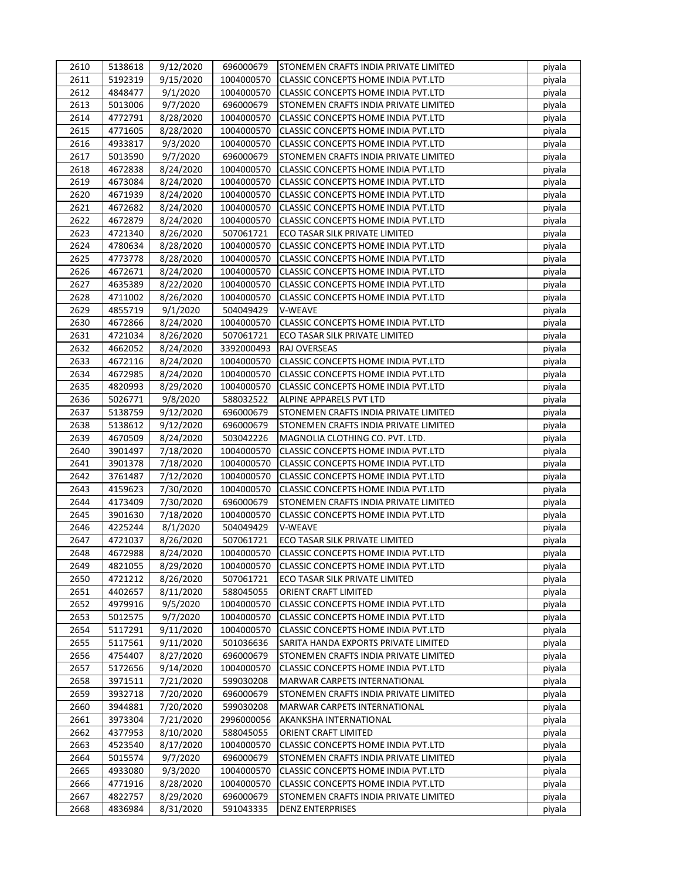| | | | | | |
|---|---|---|---|---|---|
| 2610 | 5138618 | 9/12/2020 | 696000679 | STONEMEN CRAFTS INDIA PRIVATE LIMITED | piyala |
| 2611 | 5192319 | 9/15/2020 | 1004000570 | CLASSIC CONCEPTS HOME INDIA PVT.LTD | piyala |
| 2612 | 4848477 | 9/1/2020 | 1004000570 | CLASSIC CONCEPTS HOME INDIA PVT.LTD | piyala |
| 2613 | 5013006 | 9/7/2020 | 696000679 | STONEMEN CRAFTS INDIA PRIVATE LIMITED | piyala |
| 2614 | 4772791 | 8/28/2020 | 1004000570 | CLASSIC CONCEPTS HOME INDIA PVT.LTD | piyala |
| 2615 | 4771605 | 8/28/2020 | 1004000570 | CLASSIC CONCEPTS HOME INDIA PVT.LTD | piyala |
| 2616 | 4933817 | 9/3/2020 | 1004000570 | CLASSIC CONCEPTS HOME INDIA PVT.LTD | piyala |
| 2617 | 5013590 | 9/7/2020 | 696000679 | STONEMEN CRAFTS INDIA PRIVATE LIMITED | piyala |
| 2618 | 4672838 | 8/24/2020 | 1004000570 | CLASSIC CONCEPTS HOME INDIA PVT.LTD | piyala |
| 2619 | 4673084 | 8/24/2020 | 1004000570 | CLASSIC CONCEPTS HOME INDIA PVT.LTD | piyala |
| 2620 | 4671939 | 8/24/2020 | 1004000570 | CLASSIC CONCEPTS HOME INDIA PVT.LTD | piyala |
| 2621 | 4672682 | 8/24/2020 | 1004000570 | CLASSIC CONCEPTS HOME INDIA PVT.LTD | piyala |
| 2622 | 4672879 | 8/24/2020 | 1004000570 | CLASSIC CONCEPTS HOME INDIA PVT.LTD | piyala |
| 2623 | 4721340 | 8/26/2020 | 507061721 | ECO TASAR SILK PRIVATE LIMITED | piyala |
| 2624 | 4780634 | 8/28/2020 | 1004000570 | CLASSIC CONCEPTS HOME INDIA PVT.LTD | piyala |
| 2625 | 4773778 | 8/28/2020 | 1004000570 | CLASSIC CONCEPTS HOME INDIA PVT.LTD | piyala |
| 2626 | 4672671 | 8/24/2020 | 1004000570 | CLASSIC CONCEPTS HOME INDIA PVT.LTD | piyala |
| 2627 | 4635389 | 8/22/2020 | 1004000570 | CLASSIC CONCEPTS HOME INDIA PVT.LTD | piyala |
| 2628 | 4711002 | 8/26/2020 | 1004000570 | CLASSIC CONCEPTS HOME INDIA PVT.LTD | piyala |
| 2629 | 4855719 | 9/1/2020 | 504049429 | V-WEAVE | piyala |
| 2630 | 4672866 | 8/24/2020 | 1004000570 | CLASSIC CONCEPTS HOME INDIA PVT.LTD | piyala |
| 2631 | 4721034 | 8/26/2020 | 507061721 | ECO TASAR SILK PRIVATE LIMITED | piyala |
| 2632 | 4662052 | 8/24/2020 | 3392000493 | RAJ OVERSEAS | piyala |
| 2633 | 4672116 | 8/24/2020 | 1004000570 | CLASSIC CONCEPTS HOME INDIA PVT.LTD | piyala |
| 2634 | 4672985 | 8/24/2020 | 1004000570 | CLASSIC CONCEPTS HOME INDIA PVT.LTD | piyala |
| 2635 | 4820993 | 8/29/2020 | 1004000570 | CLASSIC CONCEPTS HOME INDIA PVT.LTD | piyala |
| 2636 | 5026771 | 9/8/2020 | 588032522 | ALPINE APPARELS PVT LTD | piyala |
| 2637 | 5138759 | 9/12/2020 | 696000679 | STONEMEN CRAFTS INDIA PRIVATE LIMITED | piyala |
| 2638 | 5138612 | 9/12/2020 | 696000679 | STONEMEN CRAFTS INDIA PRIVATE LIMITED | piyala |
| 2639 | 4670509 | 8/24/2020 | 503042226 | MAGNOLIA CLOTHING CO. PVT. LTD. | piyala |
| 2640 | 3901497 | 7/18/2020 | 1004000570 | CLASSIC CONCEPTS HOME INDIA PVT.LTD | piyala |
| 2641 | 3901378 | 7/18/2020 | 1004000570 | CLASSIC CONCEPTS HOME INDIA PVT.LTD | piyala |
| 2642 | 3761487 | 7/12/2020 | 1004000570 | CLASSIC CONCEPTS HOME INDIA PVT.LTD | piyala |
| 2643 | 4159623 | 7/30/2020 | 1004000570 | CLASSIC CONCEPTS HOME INDIA PVT.LTD | piyala |
| 2644 | 4173409 | 7/30/2020 | 696000679 | STONEMEN CRAFTS INDIA PRIVATE LIMITED | piyala |
| 2645 | 3901630 | 7/18/2020 | 1004000570 | CLASSIC CONCEPTS HOME INDIA PVT.LTD | piyala |
| 2646 | 4225244 | 8/1/2020 | 504049429 | V-WEAVE | piyala |
| 2647 | 4721037 | 8/26/2020 | 507061721 | ECO TASAR SILK PRIVATE LIMITED | piyala |
| 2648 | 4672988 | 8/24/2020 | 1004000570 | CLASSIC CONCEPTS HOME INDIA PVT.LTD | piyala |
| 2649 | 4821055 | 8/29/2020 | 1004000570 | CLASSIC CONCEPTS HOME INDIA PVT.LTD | piyala |
| 2650 | 4721212 | 8/26/2020 | 507061721 | ECO TASAR SILK PRIVATE LIMITED | piyala |
| 2651 | 4402657 | 8/11/2020 | 588045055 | ORIENT CRAFT LIMITED | piyala |
| 2652 | 4979916 | 9/5/2020 | 1004000570 | CLASSIC CONCEPTS HOME INDIA PVT.LTD | piyala |
| 2653 | 5012575 | 9/7/2020 | 1004000570 | CLASSIC CONCEPTS HOME INDIA PVT.LTD | piyala |
| 2654 | 5117291 | 9/11/2020 | 1004000570 | CLASSIC CONCEPTS HOME INDIA PVT.LTD | piyala |
| 2655 | 5117561 | 9/11/2020 | 501036636 | SARITA HANDA EXPORTS PRIVATE LIMITED | piyala |
| 2656 | 4754407 | 8/27/2020 | 696000679 | STONEMEN CRAFTS INDIA PRIVATE LIMITED | piyala |
| 2657 | 5172656 | 9/14/2020 | 1004000570 | CLASSIC CONCEPTS HOME INDIA PVT.LTD | piyala |
| 2658 | 3971511 | 7/21/2020 | 599030208 | MARWAR CARPETS INTERNATIONAL | piyala |
| 2659 | 3932718 | 7/20/2020 | 696000679 | STONEMEN CRAFTS INDIA PRIVATE LIMITED | piyala |
| 2660 | 3944881 | 7/20/2020 | 599030208 | MARWAR CARPETS INTERNATIONAL | piyala |
| 2661 | 3973304 | 7/21/2020 | 2996000056 | AKANKSHA INTERNATIONAL | piyala |
| 2662 | 4377953 | 8/10/2020 | 588045055 | ORIENT CRAFT LIMITED | piyala |
| 2663 | 4523540 | 8/17/2020 | 1004000570 | CLASSIC CONCEPTS HOME INDIA PVT.LTD | piyala |
| 2664 | 5015574 | 9/7/2020 | 696000679 | STONEMEN CRAFTS INDIA PRIVATE LIMITED | piyala |
| 2665 | 4933080 | 9/3/2020 | 1004000570 | CLASSIC CONCEPTS HOME INDIA PVT.LTD | piyala |
| 2666 | 4771916 | 8/28/2020 | 1004000570 | CLASSIC CONCEPTS HOME INDIA PVT.LTD | piyala |
| 2667 | 4822757 | 8/29/2020 | 696000679 | STONEMEN CRAFTS INDIA PRIVATE LIMITED | piyala |
| 2668 | 4836984 | 8/31/2020 | 591043335 | DENZ ENTERPRISES | piyala |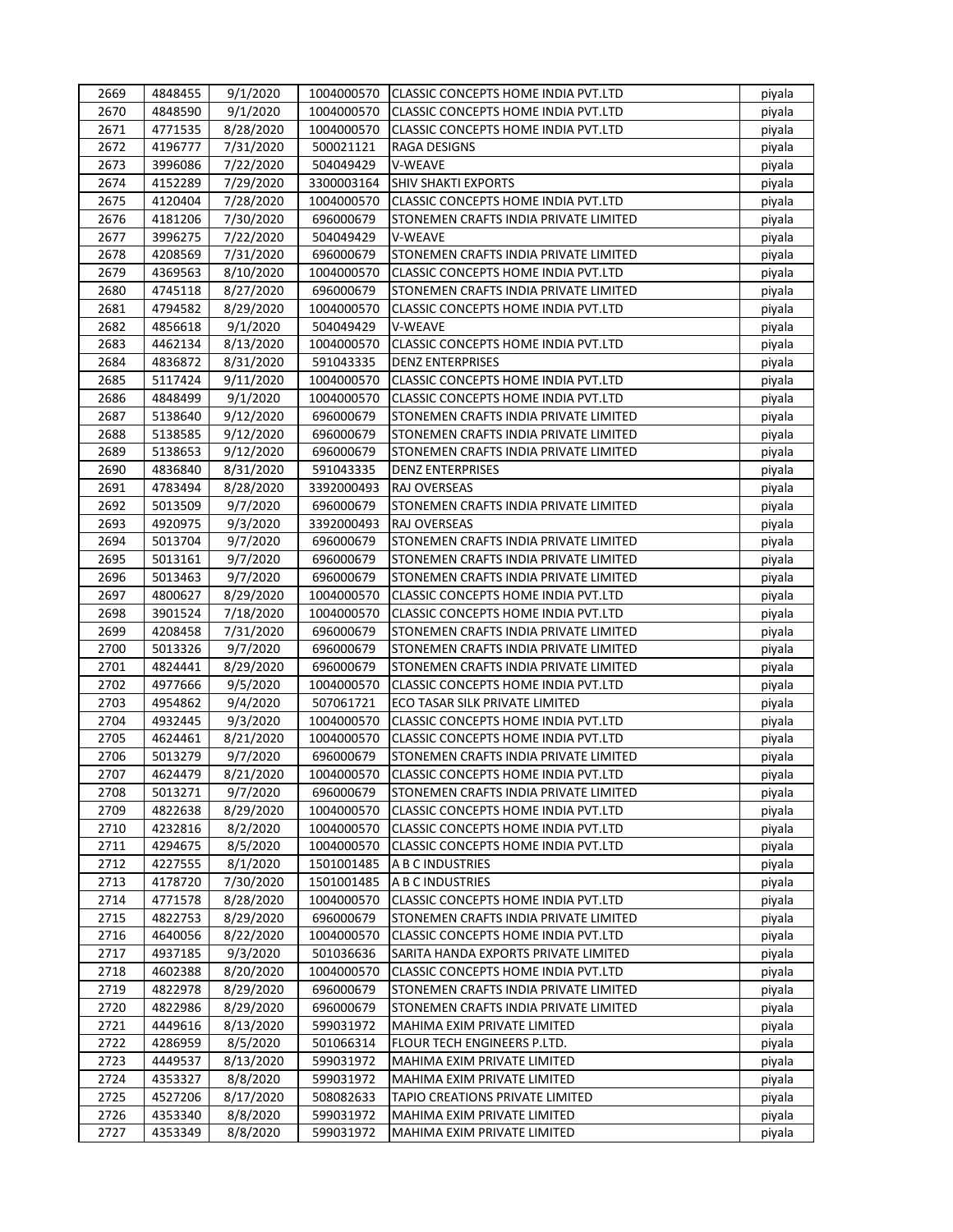| 2669 | 4848455 | 9/1/2020 | 1004000570 | CLASSIC CONCEPTS HOME INDIA PVT.LTD | piyala |
|---|---|---|---|---|---|
| 2670 | 4848590 | 9/1/2020 | 1004000570 | CLASSIC CONCEPTS HOME INDIA PVT.LTD | piyala |
| 2671 | 4771535 | 8/28/2020 | 1004000570 | CLASSIC CONCEPTS HOME INDIA PVT.LTD | piyala |
| 2672 | 4196777 | 7/31/2020 | 500021121 | RAGA DESIGNS | piyala |
| 2673 | 3996086 | 7/22/2020 | 504049429 | V-WEAVE | piyala |
| 2674 | 4152289 | 7/29/2020 | 3300003164 | SHIV SHAKTI EXPORTS | piyala |
| 2675 | 4120404 | 7/28/2020 | 1004000570 | CLASSIC CONCEPTS HOME INDIA PVT.LTD | piyala |
| 2676 | 4181206 | 7/30/2020 | 696000679 | STONEMEN CRAFTS INDIA PRIVATE LIMITED | piyala |
| 2677 | 3996275 | 7/22/2020 | 504049429 | V-WEAVE | piyala |
| 2678 | 4208569 | 7/31/2020 | 696000679 | STONEMEN CRAFTS INDIA PRIVATE LIMITED | piyala |
| 2679 | 4369563 | 8/10/2020 | 1004000570 | CLASSIC CONCEPTS HOME INDIA PVT.LTD | piyala |
| 2680 | 4745118 | 8/27/2020 | 696000679 | STONEMEN CRAFTS INDIA PRIVATE LIMITED | piyala |
| 2681 | 4794582 | 8/29/2020 | 1004000570 | CLASSIC CONCEPTS HOME INDIA PVT.LTD | piyala |
| 2682 | 4856618 | 9/1/2020 | 504049429 | V-WEAVE | piyala |
| 2683 | 4462134 | 8/13/2020 | 1004000570 | CLASSIC CONCEPTS HOME INDIA PVT.LTD | piyala |
| 2684 | 4836872 | 8/31/2020 | 591043335 | DENZ ENTERPRISES | piyala |
| 2685 | 5117424 | 9/11/2020 | 1004000570 | CLASSIC CONCEPTS HOME INDIA PVT.LTD | piyala |
| 2686 | 4848499 | 9/1/2020 | 1004000570 | CLASSIC CONCEPTS HOME INDIA PVT.LTD | piyala |
| 2687 | 5138640 | 9/12/2020 | 696000679 | STONEMEN CRAFTS INDIA PRIVATE LIMITED | piyala |
| 2688 | 5138585 | 9/12/2020 | 696000679 | STONEMEN CRAFTS INDIA PRIVATE LIMITED | piyala |
| 2689 | 5138653 | 9/12/2020 | 696000679 | STONEMEN CRAFTS INDIA PRIVATE LIMITED | piyala |
| 2690 | 4836840 | 8/31/2020 | 591043335 | DENZ ENTERPRISES | piyala |
| 2691 | 4783494 | 8/28/2020 | 3392000493 | RAJ OVERSEAS | piyala |
| 2692 | 5013509 | 9/7/2020 | 696000679 | STONEMEN CRAFTS INDIA PRIVATE LIMITED | piyala |
| 2693 | 4920975 | 9/3/2020 | 3392000493 | RAJ OVERSEAS | piyala |
| 2694 | 5013704 | 9/7/2020 | 696000679 | STONEMEN CRAFTS INDIA PRIVATE LIMITED | piyala |
| 2695 | 5013161 | 9/7/2020 | 696000679 | STONEMEN CRAFTS INDIA PRIVATE LIMITED | piyala |
| 2696 | 5013463 | 9/7/2020 | 696000679 | STONEMEN CRAFTS INDIA PRIVATE LIMITED | piyala |
| 2697 | 4800627 | 8/29/2020 | 1004000570 | CLASSIC CONCEPTS HOME INDIA PVT.LTD | piyala |
| 2698 | 3901524 | 7/18/2020 | 1004000570 | CLASSIC CONCEPTS HOME INDIA PVT.LTD | piyala |
| 2699 | 4208458 | 7/31/2020 | 696000679 | STONEMEN CRAFTS INDIA PRIVATE LIMITED | piyala |
| 2700 | 5013326 | 9/7/2020 | 696000679 | STONEMEN CRAFTS INDIA PRIVATE LIMITED | piyala |
| 2701 | 4824441 | 8/29/2020 | 696000679 | STONEMEN CRAFTS INDIA PRIVATE LIMITED | piyala |
| 2702 | 4977666 | 9/5/2020 | 1004000570 | CLASSIC CONCEPTS HOME INDIA PVT.LTD | piyala |
| 2703 | 4954862 | 9/4/2020 | 507061721 | ECO TASAR SILK PRIVATE LIMITED | piyala |
| 2704 | 4932445 | 9/3/2020 | 1004000570 | CLASSIC CONCEPTS HOME INDIA PVT.LTD | piyala |
| 2705 | 4624461 | 8/21/2020 | 1004000570 | CLASSIC CONCEPTS HOME INDIA PVT.LTD | piyala |
| 2706 | 5013279 | 9/7/2020 | 696000679 | STONEMEN CRAFTS INDIA PRIVATE LIMITED | piyala |
| 2707 | 4624479 | 8/21/2020 | 1004000570 | CLASSIC CONCEPTS HOME INDIA PVT.LTD | piyala |
| 2708 | 5013271 | 9/7/2020 | 696000679 | STONEMEN CRAFTS INDIA PRIVATE LIMITED | piyala |
| 2709 | 4822638 | 8/29/2020 | 1004000570 | CLASSIC CONCEPTS HOME INDIA PVT.LTD | piyala |
| 2710 | 4232816 | 8/2/2020 | 1004000570 | CLASSIC CONCEPTS HOME INDIA PVT.LTD | piyala |
| 2711 | 4294675 | 8/5/2020 | 1004000570 | CLASSIC CONCEPTS HOME INDIA PVT.LTD | piyala |
| 2712 | 4227555 | 8/1/2020 | 1501001485 | A B C INDUSTRIES | piyala |
| 2713 | 4178720 | 7/30/2020 | 1501001485 | A B C INDUSTRIES | piyala |
| 2714 | 4771578 | 8/28/2020 | 1004000570 | CLASSIC CONCEPTS HOME INDIA PVT.LTD | piyala |
| 2715 | 4822753 | 8/29/2020 | 696000679 | STONEMEN CRAFTS INDIA PRIVATE LIMITED | piyala |
| 2716 | 4640056 | 8/22/2020 | 1004000570 | CLASSIC CONCEPTS HOME INDIA PVT.LTD | piyala |
| 2717 | 4937185 | 9/3/2020 | 501036636 | SARITA HANDA EXPORTS PRIVATE LIMITED | piyala |
| 2718 | 4602388 | 8/20/2020 | 1004000570 | CLASSIC CONCEPTS HOME INDIA PVT.LTD | piyala |
| 2719 | 4822978 | 8/29/2020 | 696000679 | STONEMEN CRAFTS INDIA PRIVATE LIMITED | piyala |
| 2720 | 4822986 | 8/29/2020 | 696000679 | STONEMEN CRAFTS INDIA PRIVATE LIMITED | piyala |
| 2721 | 4449616 | 8/13/2020 | 599031972 | MAHIMA EXIM PRIVATE LIMITED | piyala |
| 2722 | 4286959 | 8/5/2020 | 501066314 | FLOUR TECH ENGINEERS P.LTD. | piyala |
| 2723 | 4449537 | 8/13/2020 | 599031972 | MAHIMA EXIM PRIVATE LIMITED | piyala |
| 2724 | 4353327 | 8/8/2020 | 599031972 | MAHIMA EXIM PRIVATE LIMITED | piyala |
| 2725 | 4527206 | 8/17/2020 | 508082633 | TAPIO CREATIONS PRIVATE LIMITED | piyala |
| 2726 | 4353340 | 8/8/2020 | 599031972 | MAHIMA EXIM PRIVATE LIMITED | piyala |
| 2727 | 4353349 | 8/8/2020 | 599031972 | MAHIMA EXIM PRIVATE LIMITED | piyala |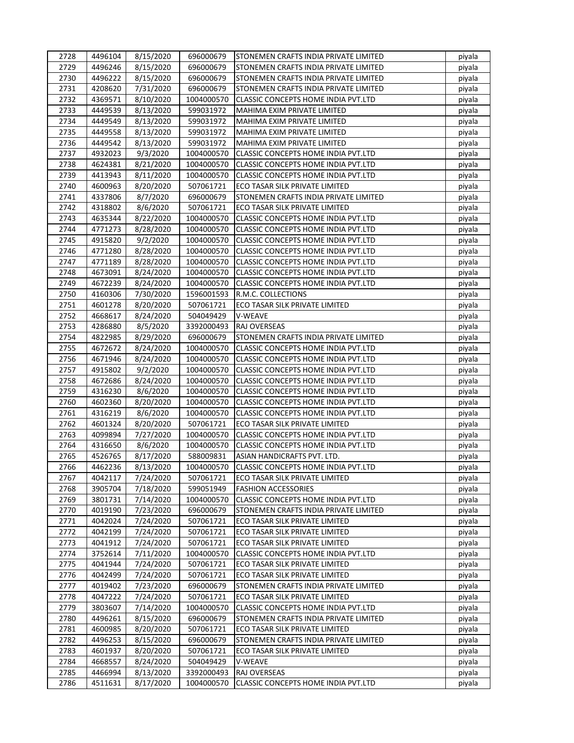| 2728 | 4496104 | 8/15/2020 | 696000679 | STONEMEN CRAFTS INDIA PRIVATE LIMITED | piyala |
|---|---|---|---|---|---|
| 2729 | 4496246 | 8/15/2020 | 696000679 | STONEMEN CRAFTS INDIA PRIVATE LIMITED | piyala |
| 2730 | 4496222 | 8/15/2020 | 696000679 | STONEMEN CRAFTS INDIA PRIVATE LIMITED | piyala |
| 2731 | 4208620 | 7/31/2020 | 696000679 | STONEMEN CRAFTS INDIA PRIVATE LIMITED | piyala |
| 2732 | 4369571 | 8/10/2020 | 1004000570 | CLASSIC CONCEPTS HOME INDIA PVT.LTD | piyala |
| 2733 | 4449539 | 8/13/2020 | 599031972 | MAHIMA EXIM PRIVATE LIMITED | piyala |
| 2734 | 4449549 | 8/13/2020 | 599031972 | MAHIMA EXIM PRIVATE LIMITED | piyala |
| 2735 | 4449558 | 8/13/2020 | 599031972 | MAHIMA EXIM PRIVATE LIMITED | piyala |
| 2736 | 4449542 | 8/13/2020 | 599031972 | MAHIMA EXIM PRIVATE LIMITED | piyala |
| 2737 | 4932023 | 9/3/2020 | 1004000570 | CLASSIC CONCEPTS HOME INDIA PVT.LTD | piyala |
| 2738 | 4624381 | 8/21/2020 | 1004000570 | CLASSIC CONCEPTS HOME INDIA PVT.LTD | piyala |
| 2739 | 4413943 | 8/11/2020 | 1004000570 | CLASSIC CONCEPTS HOME INDIA PVT.LTD | piyala |
| 2740 | 4600963 | 8/20/2020 | 507061721 | ECO TASAR SILK PRIVATE LIMITED | piyala |
| 2741 | 4337806 | 8/7/2020 | 696000679 | STONEMEN CRAFTS INDIA PRIVATE LIMITED | piyala |
| 2742 | 4318802 | 8/6/2020 | 507061721 | ECO TASAR SILK PRIVATE LIMITED | piyala |
| 2743 | 4635344 | 8/22/2020 | 1004000570 | CLASSIC CONCEPTS HOME INDIA PVT.LTD | piyala |
| 2744 | 4771273 | 8/28/2020 | 1004000570 | CLASSIC CONCEPTS HOME INDIA PVT.LTD | piyala |
| 2745 | 4915820 | 9/2/2020 | 1004000570 | CLASSIC CONCEPTS HOME INDIA PVT.LTD | piyala |
| 2746 | 4771280 | 8/28/2020 | 1004000570 | CLASSIC CONCEPTS HOME INDIA PVT.LTD | piyala |
| 2747 | 4771189 | 8/28/2020 | 1004000570 | CLASSIC CONCEPTS HOME INDIA PVT.LTD | piyala |
| 2748 | 4673091 | 8/24/2020 | 1004000570 | CLASSIC CONCEPTS HOME INDIA PVT.LTD | piyala |
| 2749 | 4672239 | 8/24/2020 | 1004000570 | CLASSIC CONCEPTS HOME INDIA PVT.LTD | piyala |
| 2750 | 4160306 | 7/30/2020 | 1596001593 | R.M.C. COLLECTIONS | piyala |
| 2751 | 4601278 | 8/20/2020 | 507061721 | ECO TASAR SILK PRIVATE LIMITED | piyala |
| 2752 | 4668617 | 8/24/2020 | 504049429 | V-WEAVE | piyala |
| 2753 | 4286880 | 8/5/2020 | 3392000493 | RAJ OVERSEAS | piyala |
| 2754 | 4822985 | 8/29/2020 | 696000679 | STONEMEN CRAFTS INDIA PRIVATE LIMITED | piyala |
| 2755 | 4672672 | 8/24/2020 | 1004000570 | CLASSIC CONCEPTS HOME INDIA PVT.LTD | piyala |
| 2756 | 4671946 | 8/24/2020 | 1004000570 | CLASSIC CONCEPTS HOME INDIA PVT.LTD | piyala |
| 2757 | 4915802 | 9/2/2020 | 1004000570 | CLASSIC CONCEPTS HOME INDIA PVT.LTD | piyala |
| 2758 | 4672686 | 8/24/2020 | 1004000570 | CLASSIC CONCEPTS HOME INDIA PVT.LTD | piyala |
| 2759 | 4316230 | 8/6/2020 | 1004000570 | CLASSIC CONCEPTS HOME INDIA PVT.LTD | piyala |
| 2760 | 4602360 | 8/20/2020 | 1004000570 | CLASSIC CONCEPTS HOME INDIA PVT.LTD | piyala |
| 2761 | 4316219 | 8/6/2020 | 1004000570 | CLASSIC CONCEPTS HOME INDIA PVT.LTD | piyala |
| 2762 | 4601324 | 8/20/2020 | 507061721 | ECO TASAR SILK PRIVATE LIMITED | piyala |
| 2763 | 4099894 | 7/27/2020 | 1004000570 | CLASSIC CONCEPTS HOME INDIA PVT.LTD | piyala |
| 2764 | 4316650 | 8/6/2020 | 1004000570 | CLASSIC CONCEPTS HOME INDIA PVT.LTD | piyala |
| 2765 | 4526765 | 8/17/2020 | 588009831 | ASIAN HANDICRAFTS PVT. LTD. | piyala |
| 2766 | 4462236 | 8/13/2020 | 1004000570 | CLASSIC CONCEPTS HOME INDIA PVT.LTD | piyala |
| 2767 | 4042117 | 7/24/2020 | 507061721 | ECO TASAR SILK PRIVATE LIMITED | piyala |
| 2768 | 3905704 | 7/18/2020 | 599051949 | FASHION ACCESSORIES | piyala |
| 2769 | 3801731 | 7/14/2020 | 1004000570 | CLASSIC CONCEPTS HOME INDIA PVT.LTD | piyala |
| 2770 | 4019190 | 7/23/2020 | 696000679 | STONEMEN CRAFTS INDIA PRIVATE LIMITED | piyala |
| 2771 | 4042024 | 7/24/2020 | 507061721 | ECO TASAR SILK PRIVATE LIMITED | piyala |
| 2772 | 4042199 | 7/24/2020 | 507061721 | ECO TASAR SILK PRIVATE LIMITED | piyala |
| 2773 | 4041912 | 7/24/2020 | 507061721 | ECO TASAR SILK PRIVATE LIMITED | piyala |
| 2774 | 3752614 | 7/11/2020 | 1004000570 | CLASSIC CONCEPTS HOME INDIA PVT.LTD | piyala |
| 2775 | 4041944 | 7/24/2020 | 507061721 | ECO TASAR SILK PRIVATE LIMITED | piyala |
| 2776 | 4042499 | 7/24/2020 | 507061721 | ECO TASAR SILK PRIVATE LIMITED | piyala |
| 2777 | 4019402 | 7/23/2020 | 696000679 | STONEMEN CRAFTS INDIA PRIVATE LIMITED | piyala |
| 2778 | 4047222 | 7/24/2020 | 507061721 | ECO TASAR SILK PRIVATE LIMITED | piyala |
| 2779 | 3803607 | 7/14/2020 | 1004000570 | CLASSIC CONCEPTS HOME INDIA PVT.LTD | piyala |
| 2780 | 4496261 | 8/15/2020 | 696000679 | STONEMEN CRAFTS INDIA PRIVATE LIMITED | piyala |
| 2781 | 4600985 | 8/20/2020 | 507061721 | ECO TASAR SILK PRIVATE LIMITED | piyala |
| 2782 | 4496253 | 8/15/2020 | 696000679 | STONEMEN CRAFTS INDIA PRIVATE LIMITED | piyala |
| 2783 | 4601937 | 8/20/2020 | 507061721 | ECO TASAR SILK PRIVATE LIMITED | piyala |
| 2784 | 4668557 | 8/24/2020 | 504049429 | V-WEAVE | piyala |
| 2785 | 4466994 | 8/13/2020 | 3392000493 | RAJ OVERSEAS | piyala |
| 2786 | 4511631 | 8/17/2020 | 1004000570 | CLASSIC CONCEPTS HOME INDIA PVT.LTD | piyala |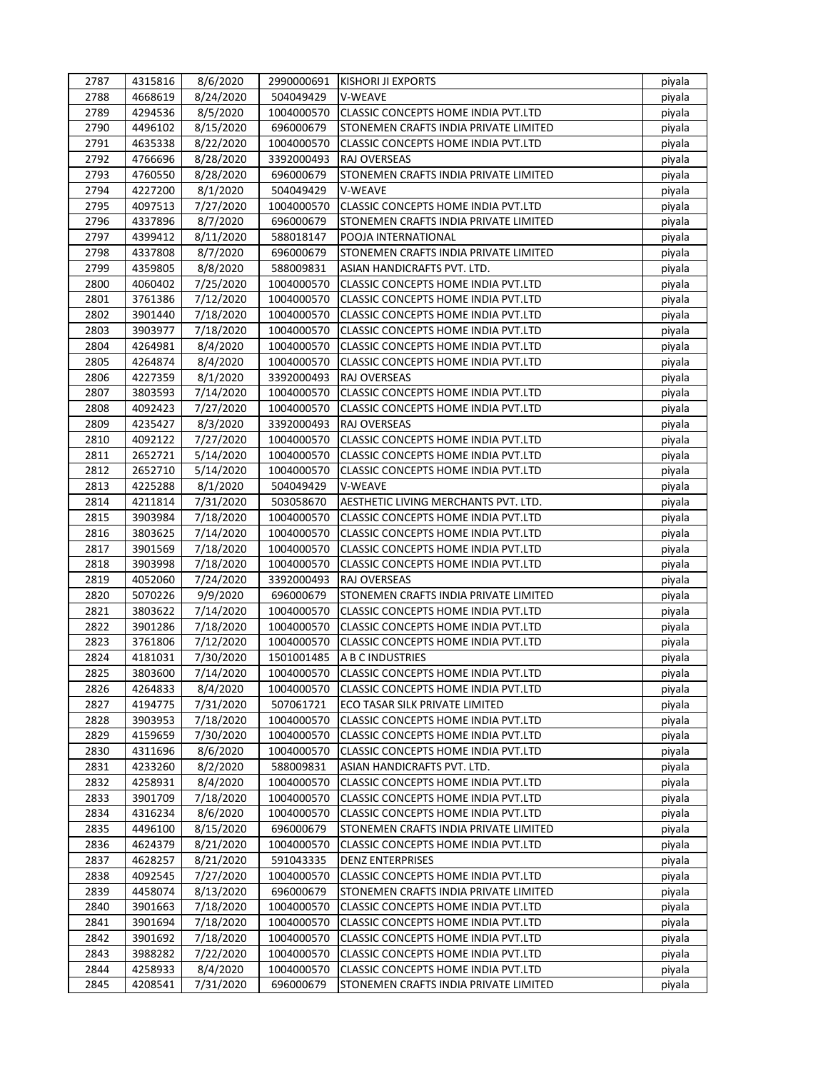| 2787 | 4315816 | 8/6/2020 | 2990000691 | KISHORI JI EXPORTS | piyala |
|---|---|---|---|---|---|
| 2788 | 4668619 | 8/24/2020 | 504049429 | V-WEAVE | piyala |
| 2789 | 4294536 | 8/5/2020 | 1004000570 | CLASSIC CONCEPTS HOME INDIA PVT.LTD | piyala |
| 2790 | 4496102 | 8/15/2020 | 696000679 | STONEMEN CRAFTS INDIA PRIVATE LIMITED | piyala |
| 2791 | 4635338 | 8/22/2020 | 1004000570 | CLASSIC CONCEPTS HOME INDIA PVT.LTD | piyala |
| 2792 | 4766696 | 8/28/2020 | 3392000493 | RAJ OVERSEAS | piyala |
| 2793 | 4760550 | 8/28/2020 | 696000679 | STONEMEN CRAFTS INDIA PRIVATE LIMITED | piyala |
| 2794 | 4227200 | 8/1/2020 | 504049429 | V-WEAVE | piyala |
| 2795 | 4097513 | 7/27/2020 | 1004000570 | CLASSIC CONCEPTS HOME INDIA PVT.LTD | piyala |
| 2796 | 4337896 | 8/7/2020 | 696000679 | STONEMEN CRAFTS INDIA PRIVATE LIMITED | piyala |
| 2797 | 4399412 | 8/11/2020 | 588018147 | POOJA INTERNATIONAL | piyala |
| 2798 | 4337808 | 8/7/2020 | 696000679 | STONEMEN CRAFTS INDIA PRIVATE LIMITED | piyala |
| 2799 | 4359805 | 8/8/2020 | 588009831 | ASIAN HANDICRAFTS PVT. LTD. | piyala |
| 2800 | 4060402 | 7/25/2020 | 1004000570 | CLASSIC CONCEPTS HOME INDIA PVT.LTD | piyala |
| 2801 | 3761386 | 7/12/2020 | 1004000570 | CLASSIC CONCEPTS HOME INDIA PVT.LTD | piyala |
| 2802 | 3901440 | 7/18/2020 | 1004000570 | CLASSIC CONCEPTS HOME INDIA PVT.LTD | piyala |
| 2803 | 3903977 | 7/18/2020 | 1004000570 | CLASSIC CONCEPTS HOME INDIA PVT.LTD | piyala |
| 2804 | 4264981 | 8/4/2020 | 1004000570 | CLASSIC CONCEPTS HOME INDIA PVT.LTD | piyala |
| 2805 | 4264874 | 8/4/2020 | 1004000570 | CLASSIC CONCEPTS HOME INDIA PVT.LTD | piyala |
| 2806 | 4227359 | 8/1/2020 | 3392000493 | RAJ OVERSEAS | piyala |
| 2807 | 3803593 | 7/14/2020 | 1004000570 | CLASSIC CONCEPTS HOME INDIA PVT.LTD | piyala |
| 2808 | 4092423 | 7/27/2020 | 1004000570 | CLASSIC CONCEPTS HOME INDIA PVT.LTD | piyala |
| 2809 | 4235427 | 8/3/2020 | 3392000493 | RAJ OVERSEAS | piyala |
| 2810 | 4092122 | 7/27/2020 | 1004000570 | CLASSIC CONCEPTS HOME INDIA PVT.LTD | piyala |
| 2811 | 2652721 | 5/14/2020 | 1004000570 | CLASSIC CONCEPTS HOME INDIA PVT.LTD | piyala |
| 2812 | 2652710 | 5/14/2020 | 1004000570 | CLASSIC CONCEPTS HOME INDIA PVT.LTD | piyala |
| 2813 | 4225288 | 8/1/2020 | 504049429 | V-WEAVE | piyala |
| 2814 | 4211814 | 7/31/2020 | 503058670 | AESTHETIC LIVING MERCHANTS PVT. LTD. | piyala |
| 2815 | 3903984 | 7/18/2020 | 1004000570 | CLASSIC CONCEPTS HOME INDIA PVT.LTD | piyala |
| 2816 | 3803625 | 7/14/2020 | 1004000570 | CLASSIC CONCEPTS HOME INDIA PVT.LTD | piyala |
| 2817 | 3901569 | 7/18/2020 | 1004000570 | CLASSIC CONCEPTS HOME INDIA PVT.LTD | piyala |
| 2818 | 3903998 | 7/18/2020 | 1004000570 | CLASSIC CONCEPTS HOME INDIA PVT.LTD | piyala |
| 2819 | 4052060 | 7/24/2020 | 3392000493 | RAJ OVERSEAS | piyala |
| 2820 | 5070226 | 9/9/2020 | 696000679 | STONEMEN CRAFTS INDIA PRIVATE LIMITED | piyala |
| 2821 | 3803622 | 7/14/2020 | 1004000570 | CLASSIC CONCEPTS HOME INDIA PVT.LTD | piyala |
| 2822 | 3901286 | 7/18/2020 | 1004000570 | CLASSIC CONCEPTS HOME INDIA PVT.LTD | piyala |
| 2823 | 3761806 | 7/12/2020 | 1004000570 | CLASSIC CONCEPTS HOME INDIA PVT.LTD | piyala |
| 2824 | 4181031 | 7/30/2020 | 1501001485 | A B C INDUSTRIES | piyala |
| 2825 | 3803600 | 7/14/2020 | 1004000570 | CLASSIC CONCEPTS HOME INDIA PVT.LTD | piyala |
| 2826 | 4264833 | 8/4/2020 | 1004000570 | CLASSIC CONCEPTS HOME INDIA PVT.LTD | piyala |
| 2827 | 4194775 | 7/31/2020 | 507061721 | ECO TASAR SILK PRIVATE LIMITED | piyala |
| 2828 | 3903953 | 7/18/2020 | 1004000570 | CLASSIC CONCEPTS HOME INDIA PVT.LTD | piyala |
| 2829 | 4159659 | 7/30/2020 | 1004000570 | CLASSIC CONCEPTS HOME INDIA PVT.LTD | piyala |
| 2830 | 4311696 | 8/6/2020 | 1004000570 | CLASSIC CONCEPTS HOME INDIA PVT.LTD | piyala |
| 2831 | 4233260 | 8/2/2020 | 588009831 | ASIAN HANDICRAFTS PVT. LTD. | piyala |
| 2832 | 4258931 | 8/4/2020 | 1004000570 | CLASSIC CONCEPTS HOME INDIA PVT.LTD | piyala |
| 2833 | 3901709 | 7/18/2020 | 1004000570 | CLASSIC CONCEPTS HOME INDIA PVT.LTD | piyala |
| 2834 | 4316234 | 8/6/2020 | 1004000570 | CLASSIC CONCEPTS HOME INDIA PVT.LTD | piyala |
| 2835 | 4496100 | 8/15/2020 | 696000679 | STONEMEN CRAFTS INDIA PRIVATE LIMITED | piyala |
| 2836 | 4624379 | 8/21/2020 | 1004000570 | CLASSIC CONCEPTS HOME INDIA PVT.LTD | piyala |
| 2837 | 4628257 | 8/21/2020 | 591043335 | DENZ ENTERPRISES | piyala |
| 2838 | 4092545 | 7/27/2020 | 1004000570 | CLASSIC CONCEPTS HOME INDIA PVT.LTD | piyala |
| 2839 | 4458074 | 8/13/2020 | 696000679 | STONEMEN CRAFTS INDIA PRIVATE LIMITED | piyala |
| 2840 | 3901663 | 7/18/2020 | 1004000570 | CLASSIC CONCEPTS HOME INDIA PVT.LTD | piyala |
| 2841 | 3901694 | 7/18/2020 | 1004000570 | CLASSIC CONCEPTS HOME INDIA PVT.LTD | piyala |
| 2842 | 3901692 | 7/18/2020 | 1004000570 | CLASSIC CONCEPTS HOME INDIA PVT.LTD | piyala |
| 2843 | 3988282 | 7/22/2020 | 1004000570 | CLASSIC CONCEPTS HOME INDIA PVT.LTD | piyala |
| 2844 | 4258933 | 8/4/2020 | 1004000570 | CLASSIC CONCEPTS HOME INDIA PVT.LTD | piyala |
| 2845 | 4208541 | 7/31/2020 | 696000679 | STONEMEN CRAFTS INDIA PRIVATE LIMITED | piyala |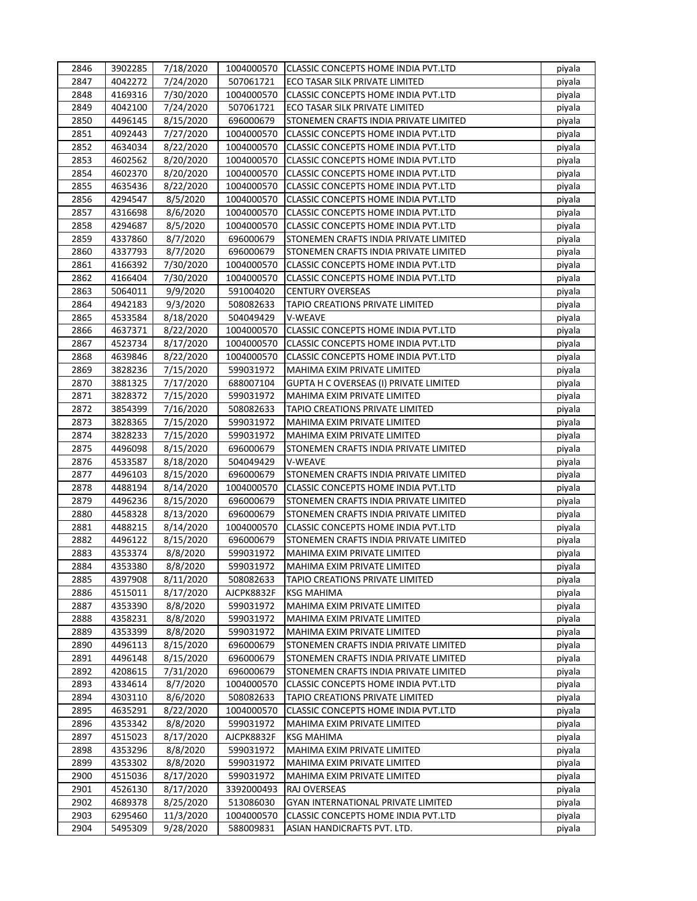| 2846 | 3902285 | 7/18/2020 | 1004000570 | CLASSIC CONCEPTS HOME INDIA PVT.LTD | piyala |
|---|---|---|---|---|---|
| 2847 | 4042272 | 7/24/2020 | 507061721 | ECO TASAR SILK PRIVATE LIMITED | piyala |
| 2848 | 4169316 | 7/30/2020 | 1004000570 | CLASSIC CONCEPTS HOME INDIA PVT.LTD | piyala |
| 2849 | 4042100 | 7/24/2020 | 507061721 | ECO TASAR SILK PRIVATE LIMITED | piyala |
| 2850 | 4496145 | 8/15/2020 | 696000679 | STONEMEN CRAFTS INDIA PRIVATE LIMITED | piyala |
| 2851 | 4092443 | 7/27/2020 | 1004000570 | CLASSIC CONCEPTS HOME INDIA PVT.LTD | piyala |
| 2852 | 4634034 | 8/22/2020 | 1004000570 | CLASSIC CONCEPTS HOME INDIA PVT.LTD | piyala |
| 2853 | 4602562 | 8/20/2020 | 1004000570 | CLASSIC CONCEPTS HOME INDIA PVT.LTD | piyala |
| 2854 | 4602370 | 8/20/2020 | 1004000570 | CLASSIC CONCEPTS HOME INDIA PVT.LTD | piyala |
| 2855 | 4635436 | 8/22/2020 | 1004000570 | CLASSIC CONCEPTS HOME INDIA PVT.LTD | piyala |
| 2856 | 4294547 | 8/5/2020 | 1004000570 | CLASSIC CONCEPTS HOME INDIA PVT.LTD | piyala |
| 2857 | 4316698 | 8/6/2020 | 1004000570 | CLASSIC CONCEPTS HOME INDIA PVT.LTD | piyala |
| 2858 | 4294687 | 8/5/2020 | 1004000570 | CLASSIC CONCEPTS HOME INDIA PVT.LTD | piyala |
| 2859 | 4337860 | 8/7/2020 | 696000679 | STONEMEN CRAFTS INDIA PRIVATE LIMITED | piyala |
| 2860 | 4337793 | 8/7/2020 | 696000679 | STONEMEN CRAFTS INDIA PRIVATE LIMITED | piyala |
| 2861 | 4166392 | 7/30/2020 | 1004000570 | CLASSIC CONCEPTS HOME INDIA PVT.LTD | piyala |
| 2862 | 4166404 | 7/30/2020 | 1004000570 | CLASSIC CONCEPTS HOME INDIA PVT.LTD | piyala |
| 2863 | 5064011 | 9/9/2020 | 591004020 | CENTURY OVERSEAS | piyala |
| 2864 | 4942183 | 9/3/2020 | 508082633 | TAPIO CREATIONS PRIVATE LIMITED | piyala |
| 2865 | 4533584 | 8/18/2020 | 504049429 | V-WEAVE | piyala |
| 2866 | 4637371 | 8/22/2020 | 1004000570 | CLASSIC CONCEPTS HOME INDIA PVT.LTD | piyala |
| 2867 | 4523734 | 8/17/2020 | 1004000570 | CLASSIC CONCEPTS HOME INDIA PVT.LTD | piyala |
| 2868 | 4639846 | 8/22/2020 | 1004000570 | CLASSIC CONCEPTS HOME INDIA PVT.LTD | piyala |
| 2869 | 3828236 | 7/15/2020 | 599031972 | MAHIMA EXIM PRIVATE LIMITED | piyala |
| 2870 | 3881325 | 7/17/2020 | 688007104 | GUPTA H C OVERSEAS (I) PRIVATE LIMITED | piyala |
| 2871 | 3828372 | 7/15/2020 | 599031972 | MAHIMA EXIM PRIVATE LIMITED | piyala |
| 2872 | 3854399 | 7/16/2020 | 508082633 | TAPIO CREATIONS PRIVATE LIMITED | piyala |
| 2873 | 3828365 | 7/15/2020 | 599031972 | MAHIMA EXIM PRIVATE LIMITED | piyala |
| 2874 | 3828233 | 7/15/2020 | 599031972 | MAHIMA EXIM PRIVATE LIMITED | piyala |
| 2875 | 4496098 | 8/15/2020 | 696000679 | STONEMEN CRAFTS INDIA PRIVATE LIMITED | piyala |
| 2876 | 4533587 | 8/18/2020 | 504049429 | V-WEAVE | piyala |
| 2877 | 4496103 | 8/15/2020 | 696000679 | STONEMEN CRAFTS INDIA PRIVATE LIMITED | piyala |
| 2878 | 4488194 | 8/14/2020 | 1004000570 | CLASSIC CONCEPTS HOME INDIA PVT.LTD | piyala |
| 2879 | 4496236 | 8/15/2020 | 696000679 | STONEMEN CRAFTS INDIA PRIVATE LIMITED | piyala |
| 2880 | 4458328 | 8/13/2020 | 696000679 | STONEMEN CRAFTS INDIA PRIVATE LIMITED | piyala |
| 2881 | 4488215 | 8/14/2020 | 1004000570 | CLASSIC CONCEPTS HOME INDIA PVT.LTD | piyala |
| 2882 | 4496122 | 8/15/2020 | 696000679 | STONEMEN CRAFTS INDIA PRIVATE LIMITED | piyala |
| 2883 | 4353374 | 8/8/2020 | 599031972 | MAHIMA EXIM PRIVATE LIMITED | piyala |
| 2884 | 4353380 | 8/8/2020 | 599031972 | MAHIMA EXIM PRIVATE LIMITED | piyala |
| 2885 | 4397908 | 8/11/2020 | 508082633 | TAPIO CREATIONS PRIVATE LIMITED | piyala |
| 2886 | 4515011 | 8/17/2020 | AJCPK8832F | KSG MAHIMA | piyala |
| 2887 | 4353390 | 8/8/2020 | 599031972 | MAHIMA EXIM PRIVATE LIMITED | piyala |
| 2888 | 4358231 | 8/8/2020 | 599031972 | MAHIMA EXIM PRIVATE LIMITED | piyala |
| 2889 | 4353399 | 8/8/2020 | 599031972 | MAHIMA EXIM PRIVATE LIMITED | piyala |
| 2890 | 4496113 | 8/15/2020 | 696000679 | STONEMEN CRAFTS INDIA PRIVATE LIMITED | piyala |
| 2891 | 4496148 | 8/15/2020 | 696000679 | STONEMEN CRAFTS INDIA PRIVATE LIMITED | piyala |
| 2892 | 4208615 | 7/31/2020 | 696000679 | STONEMEN CRAFTS INDIA PRIVATE LIMITED | piyala |
| 2893 | 4334614 | 8/7/2020 | 1004000570 | CLASSIC CONCEPTS HOME INDIA PVT.LTD | piyala |
| 2894 | 4303110 | 8/6/2020 | 508082633 | TAPIO CREATIONS PRIVATE LIMITED | piyala |
| 2895 | 4635291 | 8/22/2020 | 1004000570 | CLASSIC CONCEPTS HOME INDIA PVT.LTD | piyala |
| 2896 | 4353342 | 8/8/2020 | 599031972 | MAHIMA EXIM PRIVATE LIMITED | piyala |
| 2897 | 4515023 | 8/17/2020 | AJCPK8832F | KSG MAHIMA | piyala |
| 2898 | 4353296 | 8/8/2020 | 599031972 | MAHIMA EXIM PRIVATE LIMITED | piyala |
| 2899 | 4353302 | 8/8/2020 | 599031972 | MAHIMA EXIM PRIVATE LIMITED | piyala |
| 2900 | 4515036 | 8/17/2020 | 599031972 | MAHIMA EXIM PRIVATE LIMITED | piyala |
| 2901 | 4526130 | 8/17/2020 | 3392000493 | RAJ OVERSEAS | piyala |
| 2902 | 4689378 | 8/25/2020 | 513086030 | GYAN INTERNATIONAL PRIVATE LIMITED | piyala |
| 2903 | 6295460 | 11/3/2020 | 1004000570 | CLASSIC CONCEPTS HOME INDIA PVT.LTD | piyala |
| 2904 | 5495309 | 9/28/2020 | 588009831 | ASIAN HANDICRAFTS PVT. LTD. | piyala |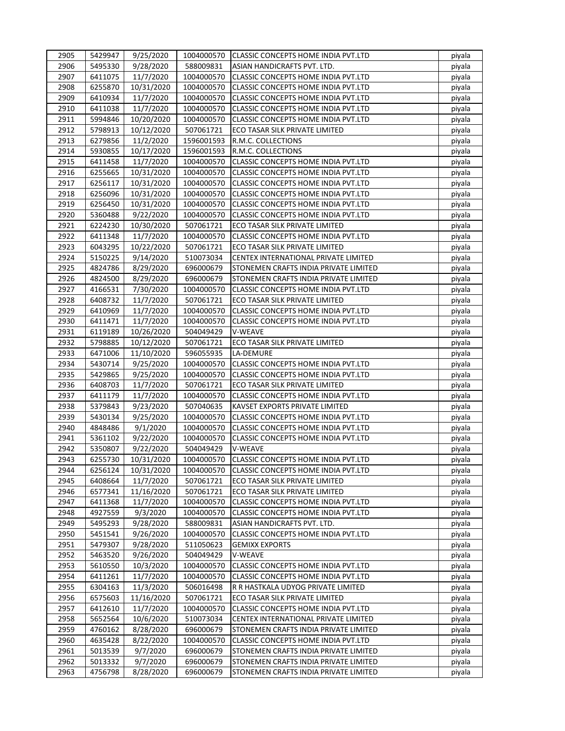| 2905 | 5429947 | 9/25/2020 | 1004000570 | CLASSIC CONCEPTS HOME INDIA PVT.LTD | piyala |
|---|---|---|---|---|---|
| 2906 | 5495330 | 9/28/2020 | 588009831 | ASIAN HANDICRAFTS PVT. LTD. | piyala |
| 2907 | 6411075 | 11/7/2020 | 1004000570 | CLASSIC CONCEPTS HOME INDIA PVT.LTD | piyala |
| 2908 | 6255870 | 10/31/2020 | 1004000570 | CLASSIC CONCEPTS HOME INDIA PVT.LTD | piyala |
| 2909 | 6410934 | 11/7/2020 | 1004000570 | CLASSIC CONCEPTS HOME INDIA PVT.LTD | piyala |
| 2910 | 6411038 | 11/7/2020 | 1004000570 | CLASSIC CONCEPTS HOME INDIA PVT.LTD | piyala |
| 2911 | 5994846 | 10/20/2020 | 1004000570 | CLASSIC CONCEPTS HOME INDIA PVT.LTD | piyala |
| 2912 | 5798913 | 10/12/2020 | 507061721 | ECO TASAR SILK PRIVATE LIMITED | piyala |
| 2913 | 6279856 | 11/2/2020 | 1596001593 | R.M.C. COLLECTIONS | piyala |
| 2914 | 5930855 | 10/17/2020 | 1596001593 | R.M.C. COLLECTIONS | piyala |
| 2915 | 6411458 | 11/7/2020 | 1004000570 | CLASSIC CONCEPTS HOME INDIA PVT.LTD | piyala |
| 2916 | 6255665 | 10/31/2020 | 1004000570 | CLASSIC CONCEPTS HOME INDIA PVT.LTD | piyala |
| 2917 | 6256117 | 10/31/2020 | 1004000570 | CLASSIC CONCEPTS HOME INDIA PVT.LTD | piyala |
| 2918 | 6256096 | 10/31/2020 | 1004000570 | CLASSIC CONCEPTS HOME INDIA PVT.LTD | piyala |
| 2919 | 6256450 | 10/31/2020 | 1004000570 | CLASSIC CONCEPTS HOME INDIA PVT.LTD | piyala |
| 2920 | 5360488 | 9/22/2020 | 1004000570 | CLASSIC CONCEPTS HOME INDIA PVT.LTD | piyala |
| 2921 | 6224230 | 10/30/2020 | 507061721 | ECO TASAR SILK PRIVATE LIMITED | piyala |
| 2922 | 6411348 | 11/7/2020 | 1004000570 | CLASSIC CONCEPTS HOME INDIA PVT.LTD | piyala |
| 2923 | 6043295 | 10/22/2020 | 507061721 | ECO TASAR SILK PRIVATE LIMITED | piyala |
| 2924 | 5150225 | 9/14/2020 | 510073034 | CENTEX INTERNATIONAL PRIVATE LIMITED | piyala |
| 2925 | 4824786 | 8/29/2020 | 696000679 | STONEMEN CRAFTS INDIA PRIVATE LIMITED | piyala |
| 2926 | 4824500 | 8/29/2020 | 696000679 | STONEMEN CRAFTS INDIA PRIVATE LIMITED | piyala |
| 2927 | 4166531 | 7/30/2020 | 1004000570 | CLASSIC CONCEPTS HOME INDIA PVT.LTD | piyala |
| 2928 | 6408732 | 11/7/2020 | 507061721 | ECO TASAR SILK PRIVATE LIMITED | piyala |
| 2929 | 6410969 | 11/7/2020 | 1004000570 | CLASSIC CONCEPTS HOME INDIA PVT.LTD | piyala |
| 2930 | 6411471 | 11/7/2020 | 1004000570 | CLASSIC CONCEPTS HOME INDIA PVT.LTD | piyala |
| 2931 | 6119189 | 10/26/2020 | 504049429 | V-WEAVE | piyala |
| 2932 | 5798885 | 10/12/2020 | 507061721 | ECO TASAR SILK PRIVATE LIMITED | piyala |
| 2933 | 6471006 | 11/10/2020 | 596055935 | LA-DEMURE | piyala |
| 2934 | 5430714 | 9/25/2020 | 1004000570 | CLASSIC CONCEPTS HOME INDIA PVT.LTD | piyala |
| 2935 | 5429865 | 9/25/2020 | 1004000570 | CLASSIC CONCEPTS HOME INDIA PVT.LTD | piyala |
| 2936 | 6408703 | 11/7/2020 | 507061721 | ECO TASAR SILK PRIVATE LIMITED | piyala |
| 2937 | 6411179 | 11/7/2020 | 1004000570 | CLASSIC CONCEPTS HOME INDIA PVT.LTD | piyala |
| 2938 | 5379843 | 9/23/2020 | 507040635 | KAVSET EXPORTS PRIVATE LIMITED | piyala |
| 2939 | 5430134 | 9/25/2020 | 1004000570 | CLASSIC CONCEPTS HOME INDIA PVT.LTD | piyala |
| 2940 | 4848486 | 9/1/2020 | 1004000570 | CLASSIC CONCEPTS HOME INDIA PVT.LTD | piyala |
| 2941 | 5361102 | 9/22/2020 | 1004000570 | CLASSIC CONCEPTS HOME INDIA PVT.LTD | piyala |
| 2942 | 5350807 | 9/22/2020 | 504049429 | V-WEAVE | piyala |
| 2943 | 6255730 | 10/31/2020 | 1004000570 | CLASSIC CONCEPTS HOME INDIA PVT.LTD | piyala |
| 2944 | 6256124 | 10/31/2020 | 1004000570 | CLASSIC CONCEPTS HOME INDIA PVT.LTD | piyala |
| 2945 | 6408664 | 11/7/2020 | 507061721 | ECO TASAR SILK PRIVATE LIMITED | piyala |
| 2946 | 6577341 | 11/16/2020 | 507061721 | ECO TASAR SILK PRIVATE LIMITED | piyala |
| 2947 | 6411368 | 11/7/2020 | 1004000570 | CLASSIC CONCEPTS HOME INDIA PVT.LTD | piyala |
| 2948 | 4927559 | 9/3/2020 | 1004000570 | CLASSIC CONCEPTS HOME INDIA PVT.LTD | piyala |
| 2949 | 5495293 | 9/28/2020 | 588009831 | ASIAN HANDICRAFTS PVT. LTD. | piyala |
| 2950 | 5451541 | 9/26/2020 | 1004000570 | CLASSIC CONCEPTS HOME INDIA PVT.LTD | piyala |
| 2951 | 5479307 | 9/28/2020 | 511050623 | GEMIXX EXPORTS | piyala |
| 2952 | 5463520 | 9/26/2020 | 504049429 | V-WEAVE | piyala |
| 2953 | 5610550 | 10/3/2020 | 1004000570 | CLASSIC CONCEPTS HOME INDIA PVT.LTD | piyala |
| 2954 | 6411261 | 11/7/2020 | 1004000570 | CLASSIC CONCEPTS HOME INDIA PVT.LTD | piyala |
| 2955 | 6304163 | 11/3/2020 | 506016498 | R R HASTKALA UDYOG PRIVATE LIMITED | piyala |
| 2956 | 6575603 | 11/16/2020 | 507061721 | ECO TASAR SILK PRIVATE LIMITED | piyala |
| 2957 | 6412610 | 11/7/2020 | 1004000570 | CLASSIC CONCEPTS HOME INDIA PVT.LTD | piyala |
| 2958 | 5652564 | 10/6/2020 | 510073034 | CENTEX INTERNATIONAL PRIVATE LIMITED | piyala |
| 2959 | 4760162 | 8/28/2020 | 696000679 | STONEMEN CRAFTS INDIA PRIVATE LIMITED | piyala |
| 2960 | 4635428 | 8/22/2020 | 1004000570 | CLASSIC CONCEPTS HOME INDIA PVT.LTD | piyala |
| 2961 | 5013539 | 9/7/2020 | 696000679 | STONEMEN CRAFTS INDIA PRIVATE LIMITED | piyala |
| 2962 | 5013332 | 9/7/2020 | 696000679 | STONEMEN CRAFTS INDIA PRIVATE LIMITED | piyala |
| 2963 | 4756798 | 8/28/2020 | 696000679 | STONEMEN CRAFTS INDIA PRIVATE LIMITED | piyala |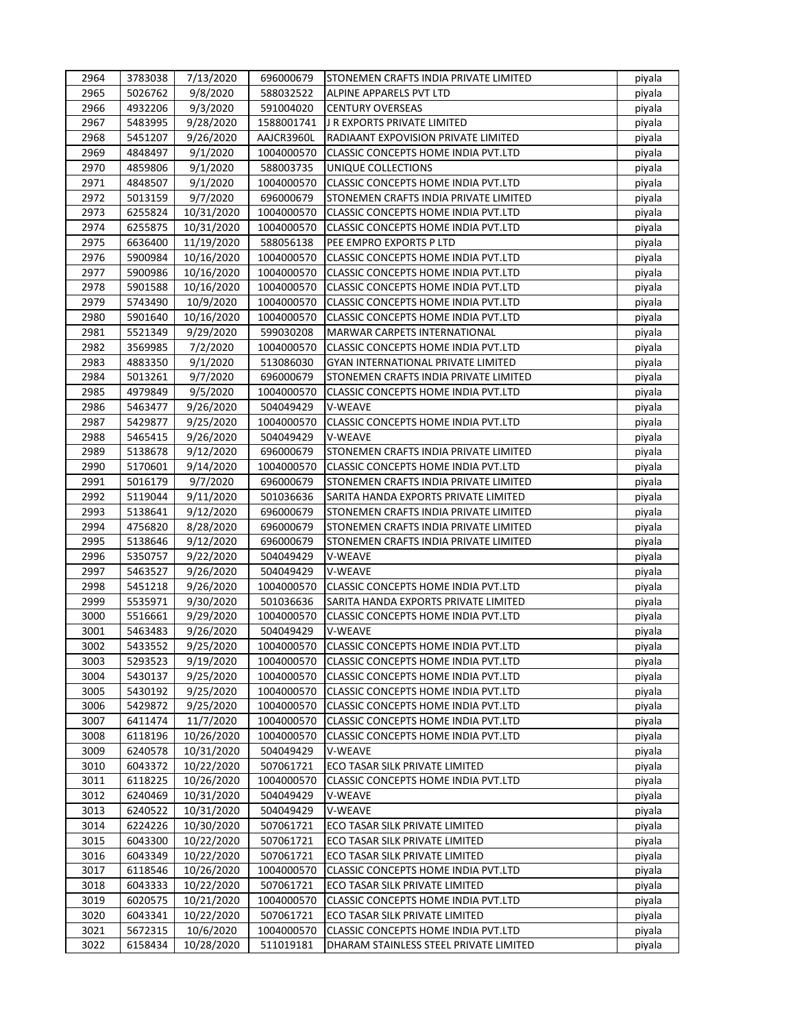| 2964 | 3783038 | 7/13/2020 | 696000679 | STONEMEN CRAFTS INDIA PRIVATE LIMITED | piyala |
|---|---|---|---|---|---|
| 2965 | 5026762 | 9/8/2020 | 588032522 | ALPINE APPARELS PVT LTD | piyala |
| 2966 | 4932206 | 9/3/2020 | 591004020 | CENTURY OVERSEAS | piyala |
| 2967 | 5483995 | 9/28/2020 | 1588001741 | J R EXPORTS PRIVATE LIMITED | piyala |
| 2968 | 5451207 | 9/26/2020 | AAJCR3960L | RADIAANT EXPOVISION PRIVATE LIMITED | piyala |
| 2969 | 4848497 | 9/1/2020 | 1004000570 | CLASSIC CONCEPTS HOME INDIA PVT.LTD | piyala |
| 2970 | 4859806 | 9/1/2020 | 588003735 | UNIQUE COLLECTIONS | piyala |
| 2971 | 4848507 | 9/1/2020 | 1004000570 | CLASSIC CONCEPTS HOME INDIA PVT.LTD | piyala |
| 2972 | 5013159 | 9/7/2020 | 696000679 | STONEMEN CRAFTS INDIA PRIVATE LIMITED | piyala |
| 2973 | 6255824 | 10/31/2020 | 1004000570 | CLASSIC CONCEPTS HOME INDIA PVT.LTD | piyala |
| 2974 | 6255875 | 10/31/2020 | 1004000570 | CLASSIC CONCEPTS HOME INDIA PVT.LTD | piyala |
| 2975 | 6636400 | 11/19/2020 | 588056138 | PEE EMPRO EXPORTS P LTD | piyala |
| 2976 | 5900984 | 10/16/2020 | 1004000570 | CLASSIC CONCEPTS HOME INDIA PVT.LTD | piyala |
| 2977 | 5900986 | 10/16/2020 | 1004000570 | CLASSIC CONCEPTS HOME INDIA PVT.LTD | piyala |
| 2978 | 5901588 | 10/16/2020 | 1004000570 | CLASSIC CONCEPTS HOME INDIA PVT.LTD | piyala |
| 2979 | 5743490 | 10/9/2020 | 1004000570 | CLASSIC CONCEPTS HOME INDIA PVT.LTD | piyala |
| 2980 | 5901640 | 10/16/2020 | 1004000570 | CLASSIC CONCEPTS HOME INDIA PVT.LTD | piyala |
| 2981 | 5521349 | 9/29/2020 | 599030208 | MARWAR CARPETS INTERNATIONAL | piyala |
| 2982 | 3569985 | 7/2/2020 | 1004000570 | CLASSIC CONCEPTS HOME INDIA PVT.LTD | piyala |
| 2983 | 4883350 | 9/1/2020 | 513086030 | GYAN INTERNATIONAL PRIVATE LIMITED | piyala |
| 2984 | 5013261 | 9/7/2020 | 696000679 | STONEMEN CRAFTS INDIA PRIVATE LIMITED | piyala |
| 2985 | 4979849 | 9/5/2020 | 1004000570 | CLASSIC CONCEPTS HOME INDIA PVT.LTD | piyala |
| 2986 | 5463477 | 9/26/2020 | 504049429 | V-WEAVE | piyala |
| 2987 | 5429877 | 9/25/2020 | 1004000570 | CLASSIC CONCEPTS HOME INDIA PVT.LTD | piyala |
| 2988 | 5465415 | 9/26/2020 | 504049429 | V-WEAVE | piyala |
| 2989 | 5138678 | 9/12/2020 | 696000679 | STONEMEN CRAFTS INDIA PRIVATE LIMITED | piyala |
| 2990 | 5170601 | 9/14/2020 | 1004000570 | CLASSIC CONCEPTS HOME INDIA PVT.LTD | piyala |
| 2991 | 5016179 | 9/7/2020 | 696000679 | STONEMEN CRAFTS INDIA PRIVATE LIMITED | piyala |
| 2992 | 5119044 | 9/11/2020 | 501036636 | SARITA HANDA EXPORTS PRIVATE LIMITED | piyala |
| 2993 | 5138641 | 9/12/2020 | 696000679 | STONEMEN CRAFTS INDIA PRIVATE LIMITED | piyala |
| 2994 | 4756820 | 8/28/2020 | 696000679 | STONEMEN CRAFTS INDIA PRIVATE LIMITED | piyala |
| 2995 | 5138646 | 9/12/2020 | 696000679 | STONEMEN CRAFTS INDIA PRIVATE LIMITED | piyala |
| 2996 | 5350757 | 9/22/2020 | 504049429 | V-WEAVE | piyala |
| 2997 | 5463527 | 9/26/2020 | 504049429 | V-WEAVE | piyala |
| 2998 | 5451218 | 9/26/2020 | 1004000570 | CLASSIC CONCEPTS HOME INDIA PVT.LTD | piyala |
| 2999 | 5535971 | 9/30/2020 | 501036636 | SARITA HANDA EXPORTS PRIVATE LIMITED | piyala |
| 3000 | 5516661 | 9/29/2020 | 1004000570 | CLASSIC CONCEPTS HOME INDIA PVT.LTD | piyala |
| 3001 | 5463483 | 9/26/2020 | 504049429 | V-WEAVE | piyala |
| 3002 | 5433552 | 9/25/2020 | 1004000570 | CLASSIC CONCEPTS HOME INDIA PVT.LTD | piyala |
| 3003 | 5293523 | 9/19/2020 | 1004000570 | CLASSIC CONCEPTS HOME INDIA PVT.LTD | piyala |
| 3004 | 5430137 | 9/25/2020 | 1004000570 | CLASSIC CONCEPTS HOME INDIA PVT.LTD | piyala |
| 3005 | 5430192 | 9/25/2020 | 1004000570 | CLASSIC CONCEPTS HOME INDIA PVT.LTD | piyala |
| 3006 | 5429872 | 9/25/2020 | 1004000570 | CLASSIC CONCEPTS HOME INDIA PVT.LTD | piyala |
| 3007 | 6411474 | 11/7/2020 | 1004000570 | CLASSIC CONCEPTS HOME INDIA PVT.LTD | piyala |
| 3008 | 6118196 | 10/26/2020 | 1004000570 | CLASSIC CONCEPTS HOME INDIA PVT.LTD | piyala |
| 3009 | 6240578 | 10/31/2020 | 504049429 | V-WEAVE | piyala |
| 3010 | 6043372 | 10/22/2020 | 507061721 | ECO TASAR SILK PRIVATE LIMITED | piyala |
| 3011 | 6118225 | 10/26/2020 | 1004000570 | CLASSIC CONCEPTS HOME INDIA PVT.LTD | piyala |
| 3012 | 6240469 | 10/31/2020 | 504049429 | V-WEAVE | piyala |
| 3013 | 6240522 | 10/31/2020 | 504049429 | V-WEAVE | piyala |
| 3014 | 6224226 | 10/30/2020 | 507061721 | ECO TASAR SILK PRIVATE LIMITED | piyala |
| 3015 | 6043300 | 10/22/2020 | 507061721 | ECO TASAR SILK PRIVATE LIMITED | piyala |
| 3016 | 6043349 | 10/22/2020 | 507061721 | ECO TASAR SILK PRIVATE LIMITED | piyala |
| 3017 | 6118546 | 10/26/2020 | 1004000570 | CLASSIC CONCEPTS HOME INDIA PVT.LTD | piyala |
| 3018 | 6043333 | 10/22/2020 | 507061721 | ECO TASAR SILK PRIVATE LIMITED | piyala |
| 3019 | 6020575 | 10/21/2020 | 1004000570 | CLASSIC CONCEPTS HOME INDIA PVT.LTD | piyala |
| 3020 | 6043341 | 10/22/2020 | 507061721 | ECO TASAR SILK PRIVATE LIMITED | piyala |
| 3021 | 5672315 | 10/6/2020 | 1004000570 | CLASSIC CONCEPTS HOME INDIA PVT.LTD | piyala |
| 3022 | 6158434 | 10/28/2020 | 511019181 | DHARAM STAINLESS STEEL PRIVATE LIMITED | piyala |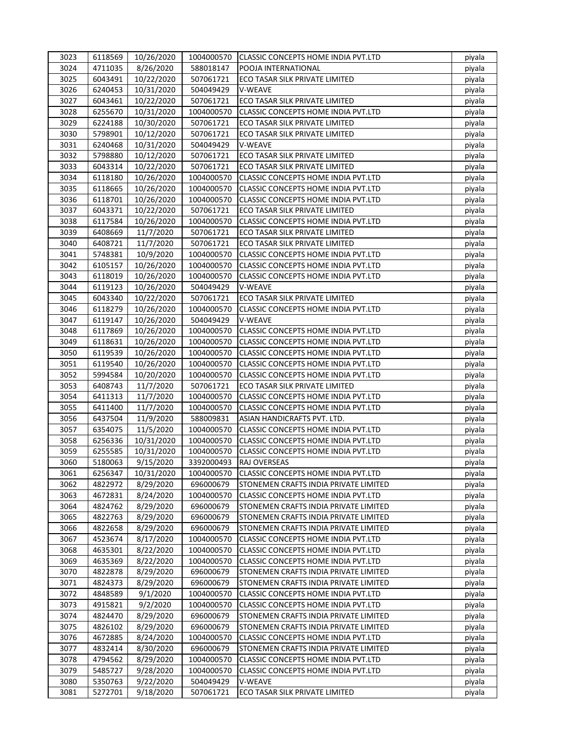| 3023 | 6118569 | 10/26/2020 | 1004000570 | CLASSIC CONCEPTS HOME INDIA PVT.LTD | piyala |
|---|---|---|---|---|---|
| 3024 | 4711035 | 8/26/2020 | 588018147 | POOJA INTERNATIONAL | piyala |
| 3025 | 6043491 | 10/22/2020 | 507061721 | ECO TASAR SILK PRIVATE LIMITED | piyala |
| 3026 | 6240453 | 10/31/2020 | 504049429 | V-WEAVE | piyala |
| 3027 | 6043461 | 10/22/2020 | 507061721 | ECO TASAR SILK PRIVATE LIMITED | piyala |
| 3028 | 6255670 | 10/31/2020 | 1004000570 | CLASSIC CONCEPTS HOME INDIA PVT.LTD | piyala |
| 3029 | 6224188 | 10/30/2020 | 507061721 | ECO TASAR SILK PRIVATE LIMITED | piyala |
| 3030 | 5798901 | 10/12/2020 | 507061721 | ECO TASAR SILK PRIVATE LIMITED | piyala |
| 3031 | 6240468 | 10/31/2020 | 504049429 | V-WEAVE | piyala |
| 3032 | 5798880 | 10/12/2020 | 507061721 | ECO TASAR SILK PRIVATE LIMITED | piyala |
| 3033 | 6043314 | 10/22/2020 | 507061721 | ECO TASAR SILK PRIVATE LIMITED | piyala |
| 3034 | 6118180 | 10/26/2020 | 1004000570 | CLASSIC CONCEPTS HOME INDIA PVT.LTD | piyala |
| 3035 | 6118665 | 10/26/2020 | 1004000570 | CLASSIC CONCEPTS HOME INDIA PVT.LTD | piyala |
| 3036 | 6118701 | 10/26/2020 | 1004000570 | CLASSIC CONCEPTS HOME INDIA PVT.LTD | piyala |
| 3037 | 6043371 | 10/22/2020 | 507061721 | ECO TASAR SILK PRIVATE LIMITED | piyala |
| 3038 | 6117584 | 10/26/2020 | 1004000570 | CLASSIC CONCEPTS HOME INDIA PVT.LTD | piyala |
| 3039 | 6408669 | 11/7/2020 | 507061721 | ECO TASAR SILK PRIVATE LIMITED | piyala |
| 3040 | 6408721 | 11/7/2020 | 507061721 | ECO TASAR SILK PRIVATE LIMITED | piyala |
| 3041 | 5748381 | 10/9/2020 | 1004000570 | CLASSIC CONCEPTS HOME INDIA PVT.LTD | piyala |
| 3042 | 6105157 | 10/26/2020 | 1004000570 | CLASSIC CONCEPTS HOME INDIA PVT.LTD | piyala |
| 3043 | 6118019 | 10/26/2020 | 1004000570 | CLASSIC CONCEPTS HOME INDIA PVT.LTD | piyala |
| 3044 | 6119123 | 10/26/2020 | 504049429 | V-WEAVE | piyala |
| 3045 | 6043340 | 10/22/2020 | 507061721 | ECO TASAR SILK PRIVATE LIMITED | piyala |
| 3046 | 6118279 | 10/26/2020 | 1004000570 | CLASSIC CONCEPTS HOME INDIA PVT.LTD | piyala |
| 3047 | 6119147 | 10/26/2020 | 504049429 | V-WEAVE | piyala |
| 3048 | 6117869 | 10/26/2020 | 1004000570 | CLASSIC CONCEPTS HOME INDIA PVT.LTD | piyala |
| 3049 | 6118631 | 10/26/2020 | 1004000570 | CLASSIC CONCEPTS HOME INDIA PVT.LTD | piyala |
| 3050 | 6119539 | 10/26/2020 | 1004000570 | CLASSIC CONCEPTS HOME INDIA PVT.LTD | piyala |
| 3051 | 6119540 | 10/26/2020 | 1004000570 | CLASSIC CONCEPTS HOME INDIA PVT.LTD | piyala |
| 3052 | 5994584 | 10/20/2020 | 1004000570 | CLASSIC CONCEPTS HOME INDIA PVT.LTD | piyala |
| 3053 | 6408743 | 11/7/2020 | 507061721 | ECO TASAR SILK PRIVATE LIMITED | piyala |
| 3054 | 6411313 | 11/7/2020 | 1004000570 | CLASSIC CONCEPTS HOME INDIA PVT.LTD | piyala |
| 3055 | 6411400 | 11/7/2020 | 1004000570 | CLASSIC CONCEPTS HOME INDIA PVT.LTD | piyala |
| 3056 | 6437504 | 11/9/2020 | 588009831 | ASIAN HANDICRAFTS PVT. LTD. | piyala |
| 3057 | 6354075 | 11/5/2020 | 1004000570 | CLASSIC CONCEPTS HOME INDIA PVT.LTD | piyala |
| 3058 | 6256336 | 10/31/2020 | 1004000570 | CLASSIC CONCEPTS HOME INDIA PVT.LTD | piyala |
| 3059 | 6255585 | 10/31/2020 | 1004000570 | CLASSIC CONCEPTS HOME INDIA PVT.LTD | piyala |
| 3060 | 5180063 | 9/15/2020 | 3392000493 | RAJ OVERSEAS | piyala |
| 3061 | 6256347 | 10/31/2020 | 1004000570 | CLASSIC CONCEPTS HOME INDIA PVT.LTD | piyala |
| 3062 | 4822972 | 8/29/2020 | 696000679 | STONEMEN CRAFTS INDIA PRIVATE LIMITED | piyala |
| 3063 | 4672831 | 8/24/2020 | 1004000570 | CLASSIC CONCEPTS HOME INDIA PVT.LTD | piyala |
| 3064 | 4824762 | 8/29/2020 | 696000679 | STONEMEN CRAFTS INDIA PRIVATE LIMITED | piyala |
| 3065 | 4822763 | 8/29/2020 | 696000679 | STONEMEN CRAFTS INDIA PRIVATE LIMITED | piyala |
| 3066 | 4822658 | 8/29/2020 | 696000679 | STONEMEN CRAFTS INDIA PRIVATE LIMITED | piyala |
| 3067 | 4523674 | 8/17/2020 | 1004000570 | CLASSIC CONCEPTS HOME INDIA PVT.LTD | piyala |
| 3068 | 4635301 | 8/22/2020 | 1004000570 | CLASSIC CONCEPTS HOME INDIA PVT.LTD | piyala |
| 3069 | 4635369 | 8/22/2020 | 1004000570 | CLASSIC CONCEPTS HOME INDIA PVT.LTD | piyala |
| 3070 | 4822878 | 8/29/2020 | 696000679 | STONEMEN CRAFTS INDIA PRIVATE LIMITED | piyala |
| 3071 | 4824373 | 8/29/2020 | 696000679 | STONEMEN CRAFTS INDIA PRIVATE LIMITED | piyala |
| 3072 | 4848589 | 9/1/2020 | 1004000570 | CLASSIC CONCEPTS HOME INDIA PVT.LTD | piyala |
| 3073 | 4915821 | 9/2/2020 | 1004000570 | CLASSIC CONCEPTS HOME INDIA PVT.LTD | piyala |
| 3074 | 4824470 | 8/29/2020 | 696000679 | STONEMEN CRAFTS INDIA PRIVATE LIMITED | piyala |
| 3075 | 4826102 | 8/29/2020 | 696000679 | STONEMEN CRAFTS INDIA PRIVATE LIMITED | piyala |
| 3076 | 4672885 | 8/24/2020 | 1004000570 | CLASSIC CONCEPTS HOME INDIA PVT.LTD | piyala |
| 3077 | 4832414 | 8/30/2020 | 696000679 | STONEMEN CRAFTS INDIA PRIVATE LIMITED | piyala |
| 3078 | 4794562 | 8/29/2020 | 1004000570 | CLASSIC CONCEPTS HOME INDIA PVT.LTD | piyala |
| 3079 | 5485727 | 9/28/2020 | 1004000570 | CLASSIC CONCEPTS HOME INDIA PVT.LTD | piyala |
| 3080 | 5350763 | 9/22/2020 | 504049429 | V-WEAVE | piyala |
| 3081 | 5272701 | 9/18/2020 | 507061721 | ECO TASAR SILK PRIVATE LIMITED | piyala |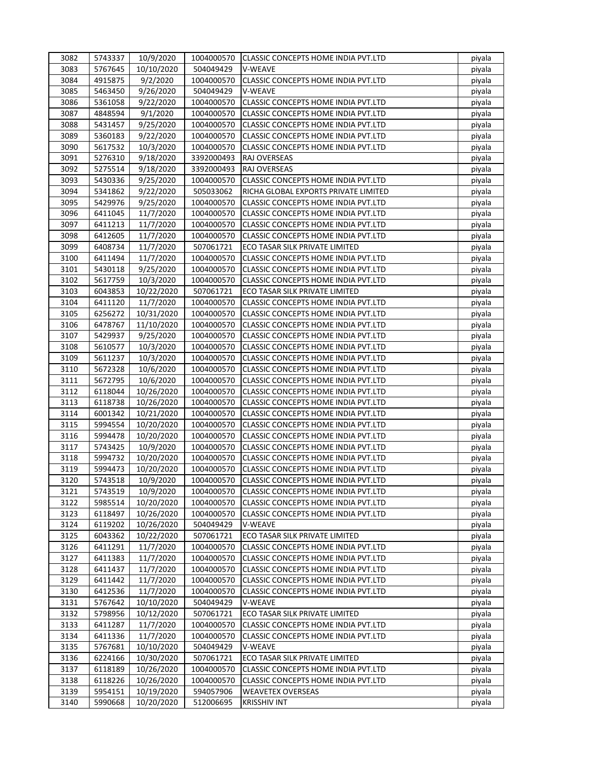| 3082 | 5743337 | 10/9/2020 | 1004000570 | CLASSIC CONCEPTS HOME INDIA PVT.LTD | piyala |
|---|---|---|---|---|---|
| 3083 | 5767645 | 10/10/2020 | 504049429 | V-WEAVE | piyala |
| 3084 | 4915875 | 9/2/2020 | 1004000570 | CLASSIC CONCEPTS HOME INDIA PVT.LTD | piyala |
| 3085 | 5463450 | 9/26/2020 | 504049429 | V-WEAVE | piyala |
| 3086 | 5361058 | 9/22/2020 | 1004000570 | CLASSIC CONCEPTS HOME INDIA PVT.LTD | piyala |
| 3087 | 4848594 | 9/1/2020 | 1004000570 | CLASSIC CONCEPTS HOME INDIA PVT.LTD | piyala |
| 3088 | 5431457 | 9/25/2020 | 1004000570 | CLASSIC CONCEPTS HOME INDIA PVT.LTD | piyala |
| 3089 | 5360183 | 9/22/2020 | 1004000570 | CLASSIC CONCEPTS HOME INDIA PVT.LTD | piyala |
| 3090 | 5617532 | 10/3/2020 | 1004000570 | CLASSIC CONCEPTS HOME INDIA PVT.LTD | piyala |
| 3091 | 5276310 | 9/18/2020 | 3392000493 | RAJ OVERSEAS | piyala |
| 3092 | 5275514 | 9/18/2020 | 3392000493 | RAJ OVERSEAS | piyala |
| 3093 | 5430336 | 9/25/2020 | 1004000570 | CLASSIC CONCEPTS HOME INDIA PVT.LTD | piyala |
| 3094 | 5341862 | 9/22/2020 | 505033062 | RICHA GLOBAL EXPORTS PRIVATE LIMITED | piyala |
| 3095 | 5429976 | 9/25/2020 | 1004000570 | CLASSIC CONCEPTS HOME INDIA PVT.LTD | piyala |
| 3096 | 6411045 | 11/7/2020 | 1004000570 | CLASSIC CONCEPTS HOME INDIA PVT.LTD | piyala |
| 3097 | 6411213 | 11/7/2020 | 1004000570 | CLASSIC CONCEPTS HOME INDIA PVT.LTD | piyala |
| 3098 | 6412605 | 11/7/2020 | 1004000570 | CLASSIC CONCEPTS HOME INDIA PVT.LTD | piyala |
| 3099 | 6408734 | 11/7/2020 | 507061721 | ECO TASAR SILK PRIVATE LIMITED | piyala |
| 3100 | 6411494 | 11/7/2020 | 1004000570 | CLASSIC CONCEPTS HOME INDIA PVT.LTD | piyala |
| 3101 | 5430118 | 9/25/2020 | 1004000570 | CLASSIC CONCEPTS HOME INDIA PVT.LTD | piyala |
| 3102 | 5617759 | 10/3/2020 | 1004000570 | CLASSIC CONCEPTS HOME INDIA PVT.LTD | piyala |
| 3103 | 6043853 | 10/22/2020 | 507061721 | ECO TASAR SILK PRIVATE LIMITED | piyala |
| 3104 | 6411120 | 11/7/2020 | 1004000570 | CLASSIC CONCEPTS HOME INDIA PVT.LTD | piyala |
| 3105 | 6256272 | 10/31/2020 | 1004000570 | CLASSIC CONCEPTS HOME INDIA PVT.LTD | piyala |
| 3106 | 6478767 | 11/10/2020 | 1004000570 | CLASSIC CONCEPTS HOME INDIA PVT.LTD | piyala |
| 3107 | 5429937 | 9/25/2020 | 1004000570 | CLASSIC CONCEPTS HOME INDIA PVT.LTD | piyala |
| 3108 | 5610577 | 10/3/2020 | 1004000570 | CLASSIC CONCEPTS HOME INDIA PVT.LTD | piyala |
| 3109 | 5611237 | 10/3/2020 | 1004000570 | CLASSIC CONCEPTS HOME INDIA PVT.LTD | piyala |
| 3110 | 5672328 | 10/6/2020 | 1004000570 | CLASSIC CONCEPTS HOME INDIA PVT.LTD | piyala |
| 3111 | 5672795 | 10/6/2020 | 1004000570 | CLASSIC CONCEPTS HOME INDIA PVT.LTD | piyala |
| 3112 | 6118044 | 10/26/2020 | 1004000570 | CLASSIC CONCEPTS HOME INDIA PVT.LTD | piyala |
| 3113 | 6118738 | 10/26/2020 | 1004000570 | CLASSIC CONCEPTS HOME INDIA PVT.LTD | piyala |
| 3114 | 6001342 | 10/21/2020 | 1004000570 | CLASSIC CONCEPTS HOME INDIA PVT.LTD | piyala |
| 3115 | 5994554 | 10/20/2020 | 1004000570 | CLASSIC CONCEPTS HOME INDIA PVT.LTD | piyala |
| 3116 | 5994478 | 10/20/2020 | 1004000570 | CLASSIC CONCEPTS HOME INDIA PVT.LTD | piyala |
| 3117 | 5743425 | 10/9/2020 | 1004000570 | CLASSIC CONCEPTS HOME INDIA PVT.LTD | piyala |
| 3118 | 5994732 | 10/20/2020 | 1004000570 | CLASSIC CONCEPTS HOME INDIA PVT.LTD | piyala |
| 3119 | 5994473 | 10/20/2020 | 1004000570 | CLASSIC CONCEPTS HOME INDIA PVT.LTD | piyala |
| 3120 | 5743518 | 10/9/2020 | 1004000570 | CLASSIC CONCEPTS HOME INDIA PVT.LTD | piyala |
| 3121 | 5743519 | 10/9/2020 | 1004000570 | CLASSIC CONCEPTS HOME INDIA PVT.LTD | piyala |
| 3122 | 5985514 | 10/20/2020 | 1004000570 | CLASSIC CONCEPTS HOME INDIA PVT.LTD | piyala |
| 3123 | 6118497 | 10/26/2020 | 1004000570 | CLASSIC CONCEPTS HOME INDIA PVT.LTD | piyala |
| 3124 | 6119202 | 10/26/2020 | 504049429 | V-WEAVE | piyala |
| 3125 | 6043362 | 10/22/2020 | 507061721 | ECO TASAR SILK PRIVATE LIMITED | piyala |
| 3126 | 6411291 | 11/7/2020 | 1004000570 | CLASSIC CONCEPTS HOME INDIA PVT.LTD | piyala |
| 3127 | 6411383 | 11/7/2020 | 1004000570 | CLASSIC CONCEPTS HOME INDIA PVT.LTD | piyala |
| 3128 | 6411437 | 11/7/2020 | 1004000570 | CLASSIC CONCEPTS HOME INDIA PVT.LTD | piyala |
| 3129 | 6411442 | 11/7/2020 | 1004000570 | CLASSIC CONCEPTS HOME INDIA PVT.LTD | piyala |
| 3130 | 6412536 | 11/7/2020 | 1004000570 | CLASSIC CONCEPTS HOME INDIA PVT.LTD | piyala |
| 3131 | 5767642 | 10/10/2020 | 504049429 | V-WEAVE | piyala |
| 3132 | 5798956 | 10/12/2020 | 507061721 | ECO TASAR SILK PRIVATE LIMITED | piyala |
| 3133 | 6411287 | 11/7/2020 | 1004000570 | CLASSIC CONCEPTS HOME INDIA PVT.LTD | piyala |
| 3134 | 6411336 | 11/7/2020 | 1004000570 | CLASSIC CONCEPTS HOME INDIA PVT.LTD | piyala |
| 3135 | 5767681 | 10/10/2020 | 504049429 | V-WEAVE | piyala |
| 3136 | 6224166 | 10/30/2020 | 507061721 | ECO TASAR SILK PRIVATE LIMITED | piyala |
| 3137 | 6118189 | 10/26/2020 | 1004000570 | CLASSIC CONCEPTS HOME INDIA PVT.LTD | piyala |
| 3138 | 6118226 | 10/26/2020 | 1004000570 | CLASSIC CONCEPTS HOME INDIA PVT.LTD | piyala |
| 3139 | 5954151 | 10/19/2020 | 594057906 | WEAVETEX OVERSEAS | piyala |
| 3140 | 5990668 | 10/20/2020 | 512006695 | KRISSHIV INT | piyala |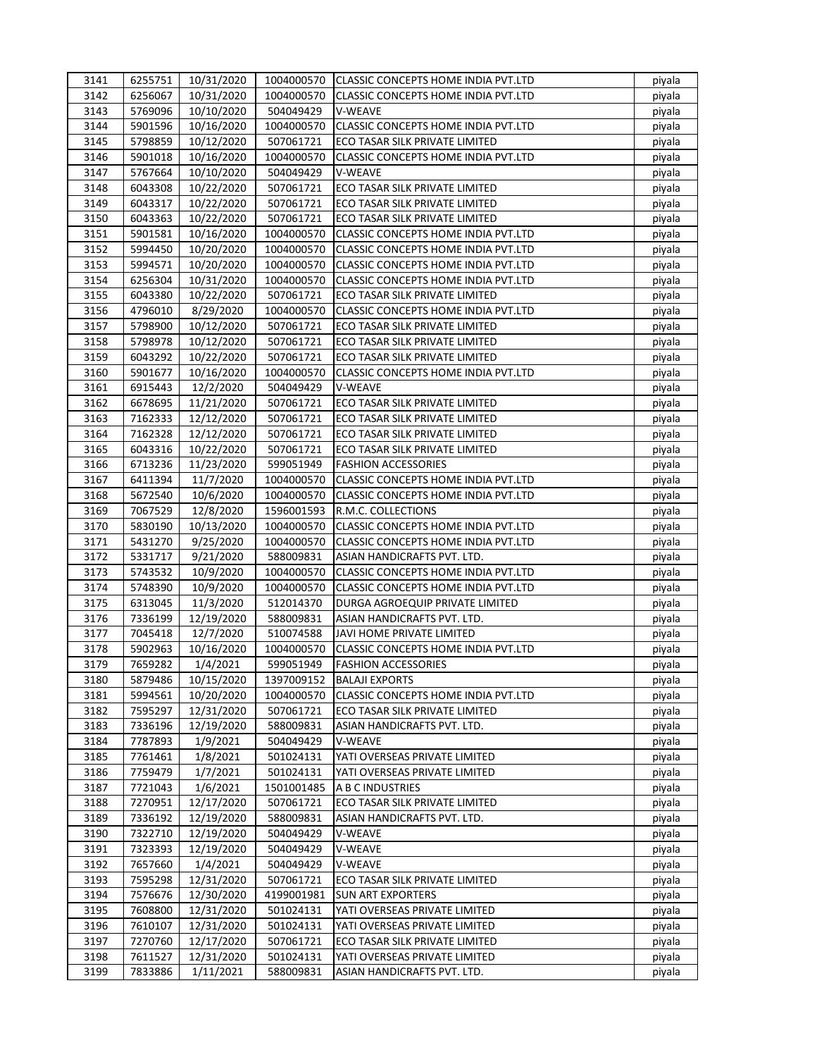| 3141 | 6255751 | 10/31/2020 | 1004000570 | CLASSIC CONCEPTS HOME INDIA PVT.LTD | piyala |
|---|---|---|---|---|---|
| 3142 | 6256067 | 10/31/2020 | 1004000570 | CLASSIC CONCEPTS HOME INDIA PVT.LTD | piyala |
| 3143 | 5769096 | 10/10/2020 | 504049429 | V-WEAVE | piyala |
| 3144 | 5901596 | 10/16/2020 | 1004000570 | CLASSIC CONCEPTS HOME INDIA PVT.LTD | piyala |
| 3145 | 5798859 | 10/12/2020 | 507061721 | ECO TASAR SILK PRIVATE LIMITED | piyala |
| 3146 | 5901018 | 10/16/2020 | 1004000570 | CLASSIC CONCEPTS HOME INDIA PVT.LTD | piyala |
| 3147 | 5767664 | 10/10/2020 | 504049429 | V-WEAVE | piyala |
| 3148 | 6043308 | 10/22/2020 | 507061721 | ECO TASAR SILK PRIVATE LIMITED | piyala |
| 3149 | 6043317 | 10/22/2020 | 507061721 | ECO TASAR SILK PRIVATE LIMITED | piyala |
| 3150 | 6043363 | 10/22/2020 | 507061721 | ECO TASAR SILK PRIVATE LIMITED | piyala |
| 3151 | 5901581 | 10/16/2020 | 1004000570 | CLASSIC CONCEPTS HOME INDIA PVT.LTD | piyala |
| 3152 | 5994450 | 10/20/2020 | 1004000570 | CLASSIC CONCEPTS HOME INDIA PVT.LTD | piyala |
| 3153 | 5994571 | 10/20/2020 | 1004000570 | CLASSIC CONCEPTS HOME INDIA PVT.LTD | piyala |
| 3154 | 6256304 | 10/31/2020 | 1004000570 | CLASSIC CONCEPTS HOME INDIA PVT.LTD | piyala |
| 3155 | 6043380 | 10/22/2020 | 507061721 | ECO TASAR SILK PRIVATE LIMITED | piyala |
| 3156 | 4796010 | 8/29/2020 | 1004000570 | CLASSIC CONCEPTS HOME INDIA PVT.LTD | piyala |
| 3157 | 5798900 | 10/12/2020 | 507061721 | ECO TASAR SILK PRIVATE LIMITED | piyala |
| 3158 | 5798978 | 10/12/2020 | 507061721 | ECO TASAR SILK PRIVATE LIMITED | piyala |
| 3159 | 6043292 | 10/22/2020 | 507061721 | ECO TASAR SILK PRIVATE LIMITED | piyala |
| 3160 | 5901677 | 10/16/2020 | 1004000570 | CLASSIC CONCEPTS HOME INDIA PVT.LTD | piyala |
| 3161 | 6915443 | 12/2/2020 | 504049429 | V-WEAVE | piyala |
| 3162 | 6678695 | 11/21/2020 | 507061721 | ECO TASAR SILK PRIVATE LIMITED | piyala |
| 3163 | 7162333 | 12/12/2020 | 507061721 | ECO TASAR SILK PRIVATE LIMITED | piyala |
| 3164 | 7162328 | 12/12/2020 | 507061721 | ECO TASAR SILK PRIVATE LIMITED | piyala |
| 3165 | 6043316 | 10/22/2020 | 507061721 | ECO TASAR SILK PRIVATE LIMITED | piyala |
| 3166 | 6713236 | 11/23/2020 | 599051949 | FASHION ACCESSORIES | piyala |
| 3167 | 6411394 | 11/7/2020 | 1004000570 | CLASSIC CONCEPTS HOME INDIA PVT.LTD | piyala |
| 3168 | 5672540 | 10/6/2020 | 1004000570 | CLASSIC CONCEPTS HOME INDIA PVT.LTD | piyala |
| 3169 | 7067529 | 12/8/2020 | 1596001593 | R.M.C. COLLECTIONS | piyala |
| 3170 | 5830190 | 10/13/2020 | 1004000570 | CLASSIC CONCEPTS HOME INDIA PVT.LTD | piyala |
| 3171 | 5431270 | 9/25/2020 | 1004000570 | CLASSIC CONCEPTS HOME INDIA PVT.LTD | piyala |
| 3172 | 5331717 | 9/21/2020 | 588009831 | ASIAN HANDICRAFTS PVT. LTD. | piyala |
| 3173 | 5743532 | 10/9/2020 | 1004000570 | CLASSIC CONCEPTS HOME INDIA PVT.LTD | piyala |
| 3174 | 5748390 | 10/9/2020 | 1004000570 | CLASSIC CONCEPTS HOME INDIA PVT.LTD | piyala |
| 3175 | 6313045 | 11/3/2020 | 512014370 | DURGA AGROEQUIP PRIVATE LIMITED | piyala |
| 3176 | 7336199 | 12/19/2020 | 588009831 | ASIAN HANDICRAFTS PVT. LTD. | piyala |
| 3177 | 7045418 | 12/7/2020 | 510074588 | JAVI HOME PRIVATE LIMITED | piyala |
| 3178 | 5902963 | 10/16/2020 | 1004000570 | CLASSIC CONCEPTS HOME INDIA PVT.LTD | piyala |
| 3179 | 7659282 | 1/4/2021 | 599051949 | FASHION ACCESSORIES | piyala |
| 3180 | 5879486 | 10/15/2020 | 1397009152 | BALAJI EXPORTS | piyala |
| 3181 | 5994561 | 10/20/2020 | 1004000570 | CLASSIC CONCEPTS HOME INDIA PVT.LTD | piyala |
| 3182 | 7595297 | 12/31/2020 | 507061721 | ECO TASAR SILK PRIVATE LIMITED | piyala |
| 3183 | 7336196 | 12/19/2020 | 588009831 | ASIAN HANDICRAFTS PVT. LTD. | piyala |
| 3184 | 7787893 | 1/9/2021 | 504049429 | V-WEAVE | piyala |
| 3185 | 7761461 | 1/8/2021 | 501024131 | YATI OVERSEAS PRIVATE LIMITED | piyala |
| 3186 | 7759479 | 1/7/2021 | 501024131 | YATI OVERSEAS PRIVATE LIMITED | piyala |
| 3187 | 7721043 | 1/6/2021 | 1501001485 | A B C INDUSTRIES | piyala |
| 3188 | 7270951 | 12/17/2020 | 507061721 | ECO TASAR SILK PRIVATE LIMITED | piyala |
| 3189 | 7336192 | 12/19/2020 | 588009831 | ASIAN HANDICRAFTS PVT. LTD. | piyala |
| 3190 | 7322710 | 12/19/2020 | 504049429 | V-WEAVE | piyala |
| 3191 | 7323393 | 12/19/2020 | 504049429 | V-WEAVE | piyala |
| 3192 | 7657660 | 1/4/2021 | 504049429 | V-WEAVE | piyala |
| 3193 | 7595298 | 12/31/2020 | 507061721 | ECO TASAR SILK PRIVATE LIMITED | piyala |
| 3194 | 7576676 | 12/30/2020 | 4199001981 | SUN ART EXPORTERS | piyala |
| 3195 | 7608800 | 12/31/2020 | 501024131 | YATI OVERSEAS PRIVATE LIMITED | piyala |
| 3196 | 7610107 | 12/31/2020 | 501024131 | YATI OVERSEAS PRIVATE LIMITED | piyala |
| 3197 | 7270760 | 12/17/2020 | 507061721 | ECO TASAR SILK PRIVATE LIMITED | piyala |
| 3198 | 7611527 | 12/31/2020 | 501024131 | YATI OVERSEAS PRIVATE LIMITED | piyala |
| 3199 | 7833886 | 1/11/2021 | 588009831 | ASIAN HANDICRAFTS PVT. LTD. | piyala |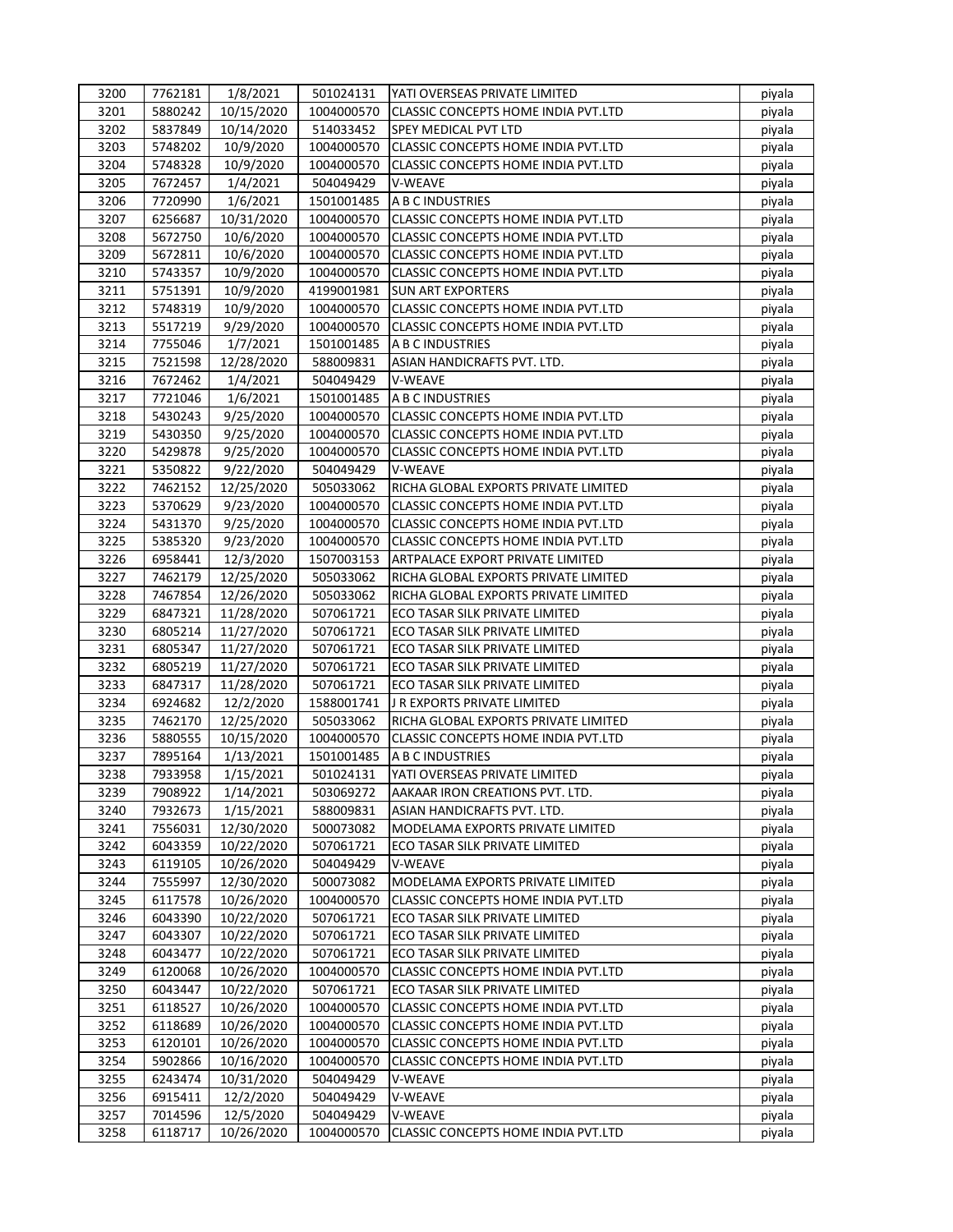| | | | | | |
|---|---|---|---|---|---|
| 3200 | 7762181 | 1/8/2021 | 501024131 | YATI OVERSEAS PRIVATE LIMITED | piyala |
| 3201 | 5880242 | 10/15/2020 | 1004000570 | CLASSIC CONCEPTS HOME INDIA PVT.LTD | piyala |
| 3202 | 5837849 | 10/14/2020 | 514033452 | SPEY MEDICAL PVT LTD | piyala |
| 3203 | 5748202 | 10/9/2020 | 1004000570 | CLASSIC CONCEPTS HOME INDIA PVT.LTD | piyala |
| 3204 | 5748328 | 10/9/2020 | 1004000570 | CLASSIC CONCEPTS HOME INDIA PVT.LTD | piyala |
| 3205 | 7672457 | 1/4/2021 | 504049429 | V-WEAVE | piyala |
| 3206 | 7720990 | 1/6/2021 | 1501001485 | A B C INDUSTRIES | piyala |
| 3207 | 6256687 | 10/31/2020 | 1004000570 | CLASSIC CONCEPTS HOME INDIA PVT.LTD | piyala |
| 3208 | 5672750 | 10/6/2020 | 1004000570 | CLASSIC CONCEPTS HOME INDIA PVT.LTD | piyala |
| 3209 | 5672811 | 10/6/2020 | 1004000570 | CLASSIC CONCEPTS HOME INDIA PVT.LTD | piyala |
| 3210 | 5743357 | 10/9/2020 | 1004000570 | CLASSIC CONCEPTS HOME INDIA PVT.LTD | piyala |
| 3211 | 5751391 | 10/9/2020 | 4199001981 | SUN ART EXPORTERS | piyala |
| 3212 | 5748319 | 10/9/2020 | 1004000570 | CLASSIC CONCEPTS HOME INDIA PVT.LTD | piyala |
| 3213 | 5517219 | 9/29/2020 | 1004000570 | CLASSIC CONCEPTS HOME INDIA PVT.LTD | piyala |
| 3214 | 7755046 | 1/7/2021 | 1501001485 | A B C INDUSTRIES | piyala |
| 3215 | 7521598 | 12/28/2020 | 588009831 | ASIAN HANDICRAFTS PVT. LTD. | piyala |
| 3216 | 7672462 | 1/4/2021 | 504049429 | V-WEAVE | piyala |
| 3217 | 7721046 | 1/6/2021 | 1501001485 | A B C INDUSTRIES | piyala |
| 3218 | 5430243 | 9/25/2020 | 1004000570 | CLASSIC CONCEPTS HOME INDIA PVT.LTD | piyala |
| 3219 | 5430350 | 9/25/2020 | 1004000570 | CLASSIC CONCEPTS HOME INDIA PVT.LTD | piyala |
| 3220 | 5429878 | 9/25/2020 | 1004000570 | CLASSIC CONCEPTS HOME INDIA PVT.LTD | piyala |
| 3221 | 5350822 | 9/22/2020 | 504049429 | V-WEAVE | piyala |
| 3222 | 7462152 | 12/25/2020 | 505033062 | RICHA GLOBAL EXPORTS PRIVATE LIMITED | piyala |
| 3223 | 5370629 | 9/23/2020 | 1004000570 | CLASSIC CONCEPTS HOME INDIA PVT.LTD | piyala |
| 3224 | 5431370 | 9/25/2020 | 1004000570 | CLASSIC CONCEPTS HOME INDIA PVT.LTD | piyala |
| 3225 | 5385320 | 9/23/2020 | 1004000570 | CLASSIC CONCEPTS HOME INDIA PVT.LTD | piyala |
| 3226 | 6958441 | 12/3/2020 | 1507003153 | ARTPALACE EXPORT PRIVATE LIMITED | piyala |
| 3227 | 7462179 | 12/25/2020 | 505033062 | RICHA GLOBAL EXPORTS PRIVATE LIMITED | piyala |
| 3228 | 7467854 | 12/26/2020 | 505033062 | RICHA GLOBAL EXPORTS PRIVATE LIMITED | piyala |
| 3229 | 6847321 | 11/28/2020 | 507061721 | ECO TASAR SILK PRIVATE LIMITED | piyala |
| 3230 | 6805214 | 11/27/2020 | 507061721 | ECO TASAR SILK PRIVATE LIMITED | piyala |
| 3231 | 6805347 | 11/27/2020 | 507061721 | ECO TASAR SILK PRIVATE LIMITED | piyala |
| 3232 | 6805219 | 11/27/2020 | 507061721 | ECO TASAR SILK PRIVATE LIMITED | piyala |
| 3233 | 6847317 | 11/28/2020 | 507061721 | ECO TASAR SILK PRIVATE LIMITED | piyala |
| 3234 | 6924682 | 12/2/2020 | 1588001741 | J R EXPORTS PRIVATE LIMITED | piyala |
| 3235 | 7462170 | 12/25/2020 | 505033062 | RICHA GLOBAL EXPORTS PRIVATE LIMITED | piyala |
| 3236 | 5880555 | 10/15/2020 | 1004000570 | CLASSIC CONCEPTS HOME INDIA PVT.LTD | piyala |
| 3237 | 7895164 | 1/13/2021 | 1501001485 | A B C INDUSTRIES | piyala |
| 3238 | 7933958 | 1/15/2021 | 501024131 | YATI OVERSEAS PRIVATE LIMITED | piyala |
| 3239 | 7908922 | 1/14/2021 | 503069272 | AAKAAR IRON CREATIONS PVT. LTD. | piyala |
| 3240 | 7932673 | 1/15/2021 | 588009831 | ASIAN HANDICRAFTS PVT. LTD. | piyala |
| 3241 | 7556031 | 12/30/2020 | 500073082 | MODELAMA EXPORTS PRIVATE LIMITED | piyala |
| 3242 | 6043359 | 10/22/2020 | 507061721 | ECO TASAR SILK PRIVATE LIMITED | piyala |
| 3243 | 6119105 | 10/26/2020 | 504049429 | V-WEAVE | piyala |
| 3244 | 7555997 | 12/30/2020 | 500073082 | MODELAMA EXPORTS PRIVATE LIMITED | piyala |
| 3245 | 6117578 | 10/26/2020 | 1004000570 | CLASSIC CONCEPTS HOME INDIA PVT.LTD | piyala |
| 3246 | 6043390 | 10/22/2020 | 507061721 | ECO TASAR SILK PRIVATE LIMITED | piyala |
| 3247 | 6043307 | 10/22/2020 | 507061721 | ECO TASAR SILK PRIVATE LIMITED | piyala |
| 3248 | 6043477 | 10/22/2020 | 507061721 | ECO TASAR SILK PRIVATE LIMITED | piyala |
| 3249 | 6120068 | 10/26/2020 | 1004000570 | CLASSIC CONCEPTS HOME INDIA PVT.LTD | piyala |
| 3250 | 6043447 | 10/22/2020 | 507061721 | ECO TASAR SILK PRIVATE LIMITED | piyala |
| 3251 | 6118527 | 10/26/2020 | 1004000570 | CLASSIC CONCEPTS HOME INDIA PVT.LTD | piyala |
| 3252 | 6118689 | 10/26/2020 | 1004000570 | CLASSIC CONCEPTS HOME INDIA PVT.LTD | piyala |
| 3253 | 6120101 | 10/26/2020 | 1004000570 | CLASSIC CONCEPTS HOME INDIA PVT.LTD | piyala |
| 3254 | 5902866 | 10/16/2020 | 1004000570 | CLASSIC CONCEPTS HOME INDIA PVT.LTD | piyala |
| 3255 | 6243474 | 10/31/2020 | 504049429 | V-WEAVE | piyala |
| 3256 | 6915411 | 12/2/2020 | 504049429 | V-WEAVE | piyala |
| 3257 | 7014596 | 12/5/2020 | 504049429 | V-WEAVE | piyala |
| 3258 | 6118717 | 10/26/2020 | 1004000570 | CLASSIC CONCEPTS HOME INDIA PVT.LTD | piyala |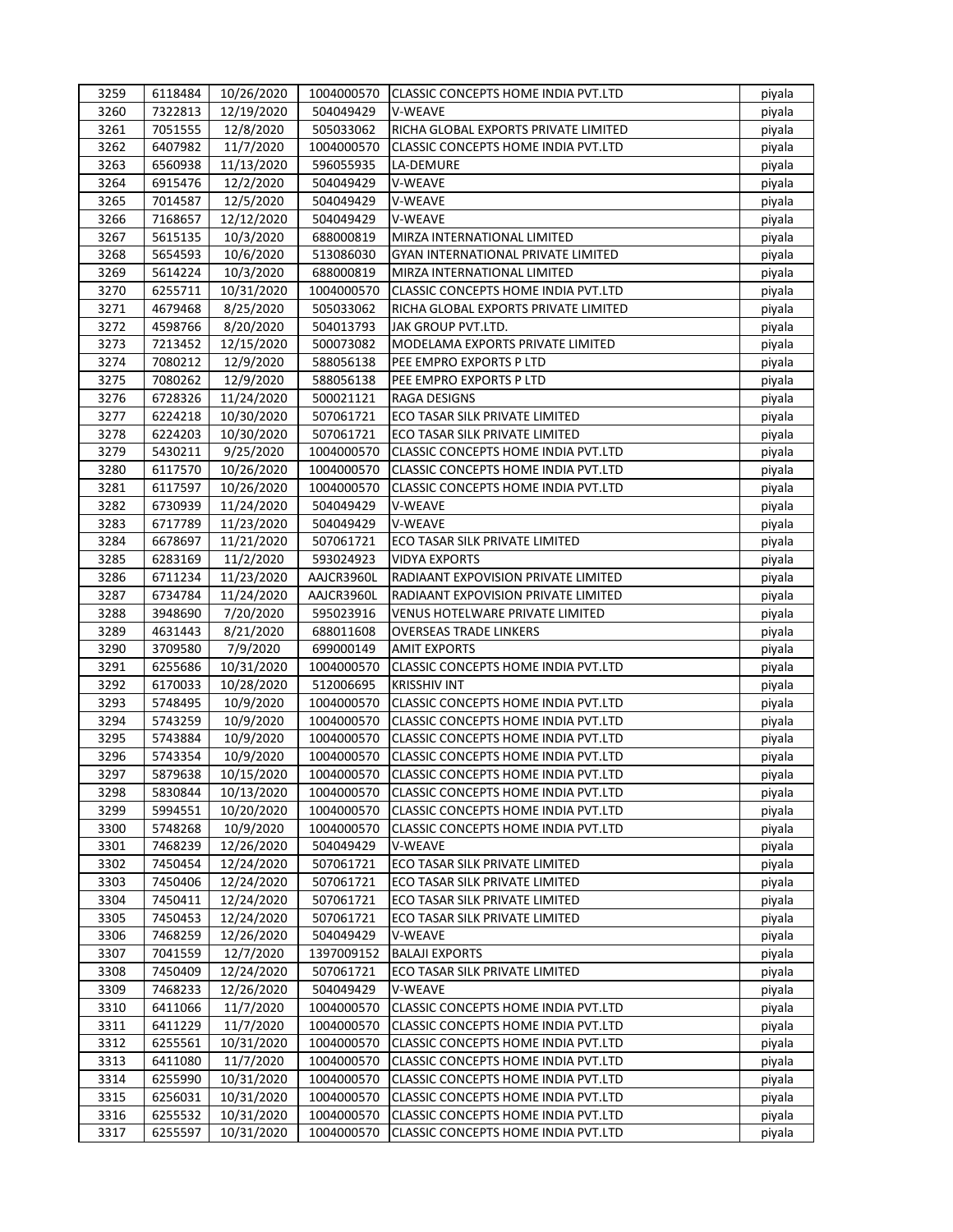| 3259 | 6118484 | 10/26/2020 | 1004000570 | CLASSIC CONCEPTS HOME INDIA PVT.LTD | piyala |
|---|---|---|---|---|---|
| 3260 | 7322813 | 12/19/2020 | 504049429 | V-WEAVE | piyala |
| 3261 | 7051555 | 12/8/2020 | 505033062 | RICHA GLOBAL EXPORTS PRIVATE LIMITED | piyala |
| 3262 | 6407982 | 11/7/2020 | 1004000570 | CLASSIC CONCEPTS HOME INDIA PVT.LTD | piyala |
| 3263 | 6560938 | 11/13/2020 | 596055935 | LA-DEMURE | piyala |
| 3264 | 6915476 | 12/2/2020 | 504049429 | V-WEAVE | piyala |
| 3265 | 7014587 | 12/5/2020 | 504049429 | V-WEAVE | piyala |
| 3266 | 7168657 | 12/12/2020 | 504049429 | V-WEAVE | piyala |
| 3267 | 5615135 | 10/3/2020 | 688000819 | MIRZA INTERNATIONAL LIMITED | piyala |
| 3268 | 5654593 | 10/6/2020 | 513086030 | GYAN INTERNATIONAL PRIVATE LIMITED | piyala |
| 3269 | 5614224 | 10/3/2020 | 688000819 | MIRZA INTERNATIONAL LIMITED | piyala |
| 3270 | 6255711 | 10/31/2020 | 1004000570 | CLASSIC CONCEPTS HOME INDIA PVT.LTD | piyala |
| 3271 | 4679468 | 8/25/2020 | 505033062 | RICHA GLOBAL EXPORTS PRIVATE LIMITED | piyala |
| 3272 | 4598766 | 8/20/2020 | 504013793 | JAK GROUP PVT.LTD. | piyala |
| 3273 | 7213452 | 12/15/2020 | 500073082 | MODELAMA EXPORTS PRIVATE LIMITED | piyala |
| 3274 | 7080212 | 12/9/2020 | 588056138 | PEE EMPRO EXPORTS P LTD | piyala |
| 3275 | 7080262 | 12/9/2020 | 588056138 | PEE EMPRO EXPORTS P LTD | piyala |
| 3276 | 6728326 | 11/24/2020 | 500021121 | RAGA DESIGNS | piyala |
| 3277 | 6224218 | 10/30/2020 | 507061721 | ECO TASAR SILK PRIVATE LIMITED | piyala |
| 3278 | 6224203 | 10/30/2020 | 507061721 | ECO TASAR SILK PRIVATE LIMITED | piyala |
| 3279 | 5430211 | 9/25/2020 | 1004000570 | CLASSIC CONCEPTS HOME INDIA PVT.LTD | piyala |
| 3280 | 6117570 | 10/26/2020 | 1004000570 | CLASSIC CONCEPTS HOME INDIA PVT.LTD | piyala |
| 3281 | 6117597 | 10/26/2020 | 1004000570 | CLASSIC CONCEPTS HOME INDIA PVT.LTD | piyala |
| 3282 | 6730939 | 11/24/2020 | 504049429 | V-WEAVE | piyala |
| 3283 | 6717789 | 11/23/2020 | 504049429 | V-WEAVE | piyala |
| 3284 | 6678697 | 11/21/2020 | 507061721 | ECO TASAR SILK PRIVATE LIMITED | piyala |
| 3285 | 6283169 | 11/2/2020 | 593024923 | VIDYA EXPORTS | piyala |
| 3286 | 6711234 | 11/23/2020 | AAJCR3960L | RADIAANT EXPOVISION PRIVATE LIMITED | piyala |
| 3287 | 6734784 | 11/24/2020 | AAJCR3960L | RADIAANT EXPOVISION PRIVATE LIMITED | piyala |
| 3288 | 3948690 | 7/20/2020 | 595023916 | VENUS HOTELWARE PRIVATE LIMITED | piyala |
| 3289 | 4631443 | 8/21/2020 | 688011608 | OVERSEAS TRADE LINKERS | piyala |
| 3290 | 3709580 | 7/9/2020 | 699000149 | AMIT EXPORTS | piyala |
| 3291 | 6255686 | 10/31/2020 | 1004000570 | CLASSIC CONCEPTS HOME INDIA PVT.LTD | piyala |
| 3292 | 6170033 | 10/28/2020 | 512006695 | KRISSHIV INT | piyala |
| 3293 | 5748495 | 10/9/2020 | 1004000570 | CLASSIC CONCEPTS HOME INDIA PVT.LTD | piyala |
| 3294 | 5743259 | 10/9/2020 | 1004000570 | CLASSIC CONCEPTS HOME INDIA PVT.LTD | piyala |
| 3295 | 5743884 | 10/9/2020 | 1004000570 | CLASSIC CONCEPTS HOME INDIA PVT.LTD | piyala |
| 3296 | 5743354 | 10/9/2020 | 1004000570 | CLASSIC CONCEPTS HOME INDIA PVT.LTD | piyala |
| 3297 | 5879638 | 10/15/2020 | 1004000570 | CLASSIC CONCEPTS HOME INDIA PVT.LTD | piyala |
| 3298 | 5830844 | 10/13/2020 | 1004000570 | CLASSIC CONCEPTS HOME INDIA PVT.LTD | piyala |
| 3299 | 5994551 | 10/20/2020 | 1004000570 | CLASSIC CONCEPTS HOME INDIA PVT.LTD | piyala |
| 3300 | 5748268 | 10/9/2020 | 1004000570 | CLASSIC CONCEPTS HOME INDIA PVT.LTD | piyala |
| 3301 | 7468239 | 12/26/2020 | 504049429 | V-WEAVE | piyala |
| 3302 | 7450454 | 12/24/2020 | 507061721 | ECO TASAR SILK PRIVATE LIMITED | piyala |
| 3303 | 7450406 | 12/24/2020 | 507061721 | ECO TASAR SILK PRIVATE LIMITED | piyala |
| 3304 | 7450411 | 12/24/2020 | 507061721 | ECO TASAR SILK PRIVATE LIMITED | piyala |
| 3305 | 7450453 | 12/24/2020 | 507061721 | ECO TASAR SILK PRIVATE LIMITED | piyala |
| 3306 | 7468259 | 12/26/2020 | 504049429 | V-WEAVE | piyala |
| 3307 | 7041559 | 12/7/2020 | 1397009152 | BALAJI EXPORTS | piyala |
| 3308 | 7450409 | 12/24/2020 | 507061721 | ECO TASAR SILK PRIVATE LIMITED | piyala |
| 3309 | 7468233 | 12/26/2020 | 504049429 | V-WEAVE | piyala |
| 3310 | 6411066 | 11/7/2020 | 1004000570 | CLASSIC CONCEPTS HOME INDIA PVT.LTD | piyala |
| 3311 | 6411229 | 11/7/2020 | 1004000570 | CLASSIC CONCEPTS HOME INDIA PVT.LTD | piyala |
| 3312 | 6255561 | 10/31/2020 | 1004000570 | CLASSIC CONCEPTS HOME INDIA PVT.LTD | piyala |
| 3313 | 6411080 | 11/7/2020 | 1004000570 | CLASSIC CONCEPTS HOME INDIA PVT.LTD | piyala |
| 3314 | 6255990 | 10/31/2020 | 1004000570 | CLASSIC CONCEPTS HOME INDIA PVT.LTD | piyala |
| 3315 | 6256031 | 10/31/2020 | 1004000570 | CLASSIC CONCEPTS HOME INDIA PVT.LTD | piyala |
| 3316 | 6255532 | 10/31/2020 | 1004000570 | CLASSIC CONCEPTS HOME INDIA PVT.LTD | piyala |
| 3317 | 6255597 | 10/31/2020 | 1004000570 | CLASSIC CONCEPTS HOME INDIA PVT.LTD | piyala |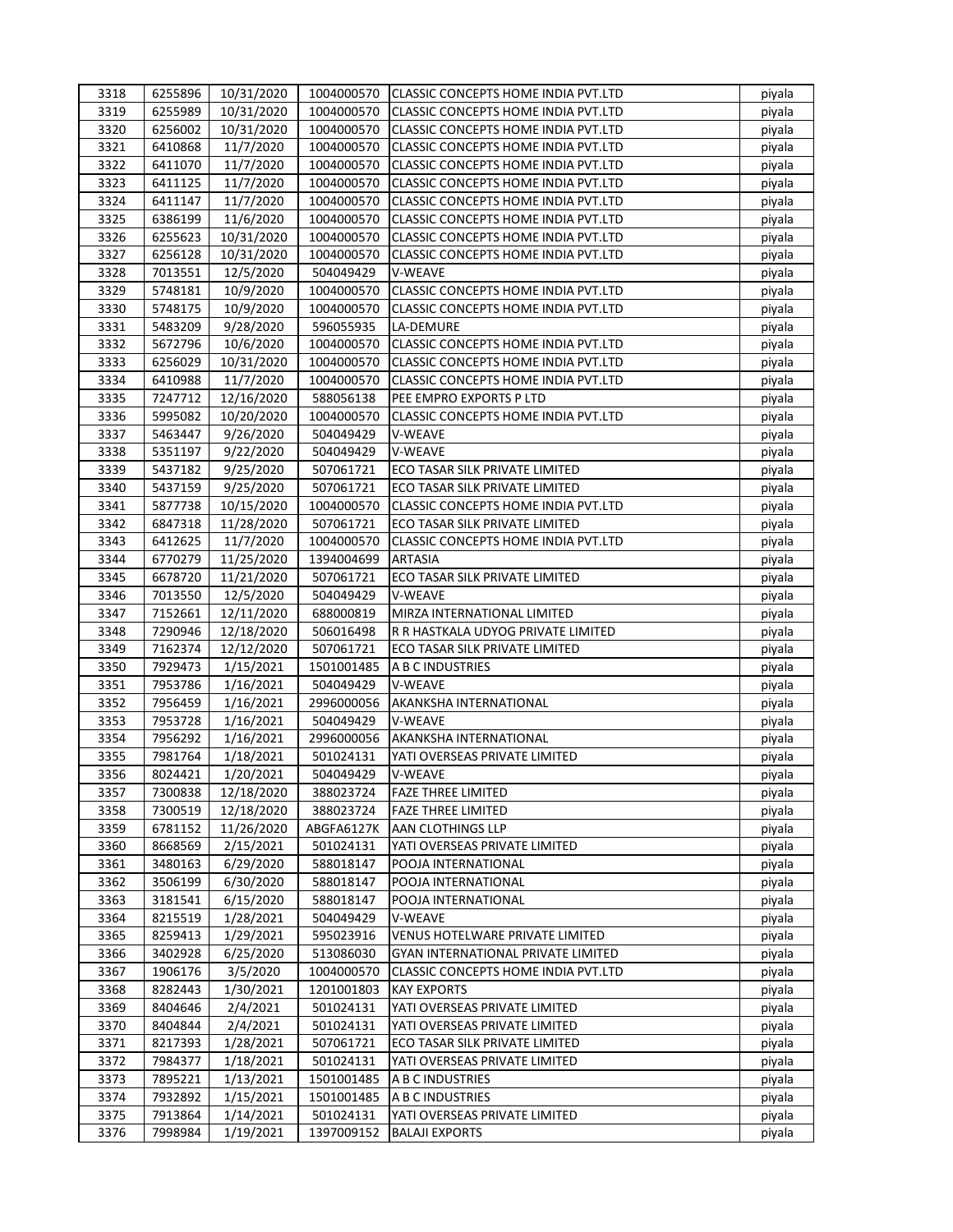| 3318 | 6255896 | 10/31/2020 | 1004000570 | CLASSIC CONCEPTS HOME INDIA PVT.LTD | piyala |
|---|---|---|---|---|---|
| 3319 | 6255989 | 10/31/2020 | 1004000570 | CLASSIC CONCEPTS HOME INDIA PVT.LTD | piyala |
| 3320 | 6256002 | 10/31/2020 | 1004000570 | CLASSIC CONCEPTS HOME INDIA PVT.LTD | piyala |
| 3321 | 6410868 | 11/7/2020 | 1004000570 | CLASSIC CONCEPTS HOME INDIA PVT.LTD | piyala |
| 3322 | 6411070 | 11/7/2020 | 1004000570 | CLASSIC CONCEPTS HOME INDIA PVT.LTD | piyala |
| 3323 | 6411125 | 11/7/2020 | 1004000570 | CLASSIC CONCEPTS HOME INDIA PVT.LTD | piyala |
| 3324 | 6411147 | 11/7/2020 | 1004000570 | CLASSIC CONCEPTS HOME INDIA PVT.LTD | piyala |
| 3325 | 6386199 | 11/6/2020 | 1004000570 | CLASSIC CONCEPTS HOME INDIA PVT.LTD | piyala |
| 3326 | 6255623 | 10/31/2020 | 1004000570 | CLASSIC CONCEPTS HOME INDIA PVT.LTD | piyala |
| 3327 | 6256128 | 10/31/2020 | 1004000570 | CLASSIC CONCEPTS HOME INDIA PVT.LTD | piyala |
| 3328 | 7013551 | 12/5/2020 | 504049429 | V-WEAVE | piyala |
| 3329 | 5748181 | 10/9/2020 | 1004000570 | CLASSIC CONCEPTS HOME INDIA PVT.LTD | piyala |
| 3330 | 5748175 | 10/9/2020 | 1004000570 | CLASSIC CONCEPTS HOME INDIA PVT.LTD | piyala |
| 3331 | 5483209 | 9/28/2020 | 596055935 | LA-DEMURE | piyala |
| 3332 | 5672796 | 10/6/2020 | 1004000570 | CLASSIC CONCEPTS HOME INDIA PVT.LTD | piyala |
| 3333 | 6256029 | 10/31/2020 | 1004000570 | CLASSIC CONCEPTS HOME INDIA PVT.LTD | piyala |
| 3334 | 6410988 | 11/7/2020 | 1004000570 | CLASSIC CONCEPTS HOME INDIA PVT.LTD | piyala |
| 3335 | 7247712 | 12/16/2020 | 588056138 | PEE EMPRO EXPORTS P LTD | piyala |
| 3336 | 5995082 | 10/20/2020 | 1004000570 | CLASSIC CONCEPTS HOME INDIA PVT.LTD | piyala |
| 3337 | 5463447 | 9/26/2020 | 504049429 | V-WEAVE | piyala |
| 3338 | 5351197 | 9/22/2020 | 504049429 | V-WEAVE | piyala |
| 3339 | 5437182 | 9/25/2020 | 507061721 | ECO TASAR SILK PRIVATE LIMITED | piyala |
| 3340 | 5437159 | 9/25/2020 | 507061721 | ECO TASAR SILK PRIVATE LIMITED | piyala |
| 3341 | 5877738 | 10/15/2020 | 1004000570 | CLASSIC CONCEPTS HOME INDIA PVT.LTD | piyala |
| 3342 | 6847318 | 11/28/2020 | 507061721 | ECO TASAR SILK PRIVATE LIMITED | piyala |
| 3343 | 6412625 | 11/7/2020 | 1004000570 | CLASSIC CONCEPTS HOME INDIA PVT.LTD | piyala |
| 3344 | 6770279 | 11/25/2020 | 1394004699 | ARTASIA | piyala |
| 3345 | 6678720 | 11/21/2020 | 507061721 | ECO TASAR SILK PRIVATE LIMITED | piyala |
| 3346 | 7013550 | 12/5/2020 | 504049429 | V-WEAVE | piyala |
| 3347 | 7152661 | 12/11/2020 | 688000819 | MIRZA INTERNATIONAL LIMITED | piyala |
| 3348 | 7290946 | 12/18/2020 | 506016498 | R R HASTKALA UDYOG PRIVATE LIMITED | piyala |
| 3349 | 7162374 | 12/12/2020 | 507061721 | ECO TASAR SILK PRIVATE LIMITED | piyala |
| 3350 | 7929473 | 1/15/2021 | 1501001485 | A B C INDUSTRIES | piyala |
| 3351 | 7953786 | 1/16/2021 | 504049429 | V-WEAVE | piyala |
| 3352 | 7956459 | 1/16/2021 | 2996000056 | AKANKSHA INTERNATIONAL | piyala |
| 3353 | 7953728 | 1/16/2021 | 504049429 | V-WEAVE | piyala |
| 3354 | 7956292 | 1/16/2021 | 2996000056 | AKANKSHA INTERNATIONAL | piyala |
| 3355 | 7981764 | 1/18/2021 | 501024131 | YATI OVERSEAS PRIVATE LIMITED | piyala |
| 3356 | 8024421 | 1/20/2021 | 504049429 | V-WEAVE | piyala |
| 3357 | 7300838 | 12/18/2020 | 388023724 | FAZE THREE LIMITED | piyala |
| 3358 | 7300519 | 12/18/2020 | 388023724 | FAZE THREE LIMITED | piyala |
| 3359 | 6781152 | 11/26/2020 | ABGFA6127K | AAN CLOTHINGS LLP | piyala |
| 3360 | 8668569 | 2/15/2021 | 501024131 | YATI OVERSEAS PRIVATE LIMITED | piyala |
| 3361 | 3480163 | 6/29/2020 | 588018147 | POOJA INTERNATIONAL | piyala |
| 3362 | 3506199 | 6/30/2020 | 588018147 | POOJA INTERNATIONAL | piyala |
| 3363 | 3181541 | 6/15/2020 | 588018147 | POOJA INTERNATIONAL | piyala |
| 3364 | 8215519 | 1/28/2021 | 504049429 | V-WEAVE | piyala |
| 3365 | 8259413 | 1/29/2021 | 595023916 | VENUS HOTELWARE PRIVATE LIMITED | piyala |
| 3366 | 3402928 | 6/25/2020 | 513086030 | GYAN INTERNATIONAL PRIVATE LIMITED | piyala |
| 3367 | 1906176 | 3/5/2020 | 1004000570 | CLASSIC CONCEPTS HOME INDIA PVT.LTD | piyala |
| 3368 | 8282443 | 1/30/2021 | 1201001803 | KAY EXPORTS | piyala |
| 3369 | 8404646 | 2/4/2021 | 501024131 | YATI OVERSEAS PRIVATE LIMITED | piyala |
| 3370 | 8404844 | 2/4/2021 | 501024131 | YATI OVERSEAS PRIVATE LIMITED | piyala |
| 3371 | 8217393 | 1/28/2021 | 507061721 | ECO TASAR SILK PRIVATE LIMITED | piyala |
| 3372 | 7984377 | 1/18/2021 | 501024131 | YATI OVERSEAS PRIVATE LIMITED | piyala |
| 3373 | 7895221 | 1/13/2021 | 1501001485 | A B C INDUSTRIES | piyala |
| 3374 | 7932892 | 1/15/2021 | 1501001485 | A B C INDUSTRIES | piyala |
| 3375 | 7913864 | 1/14/2021 | 501024131 | YATI OVERSEAS PRIVATE LIMITED | piyala |
| 3376 | 7998984 | 1/19/2021 | 1397009152 | BALAJI EXPORTS | piyala |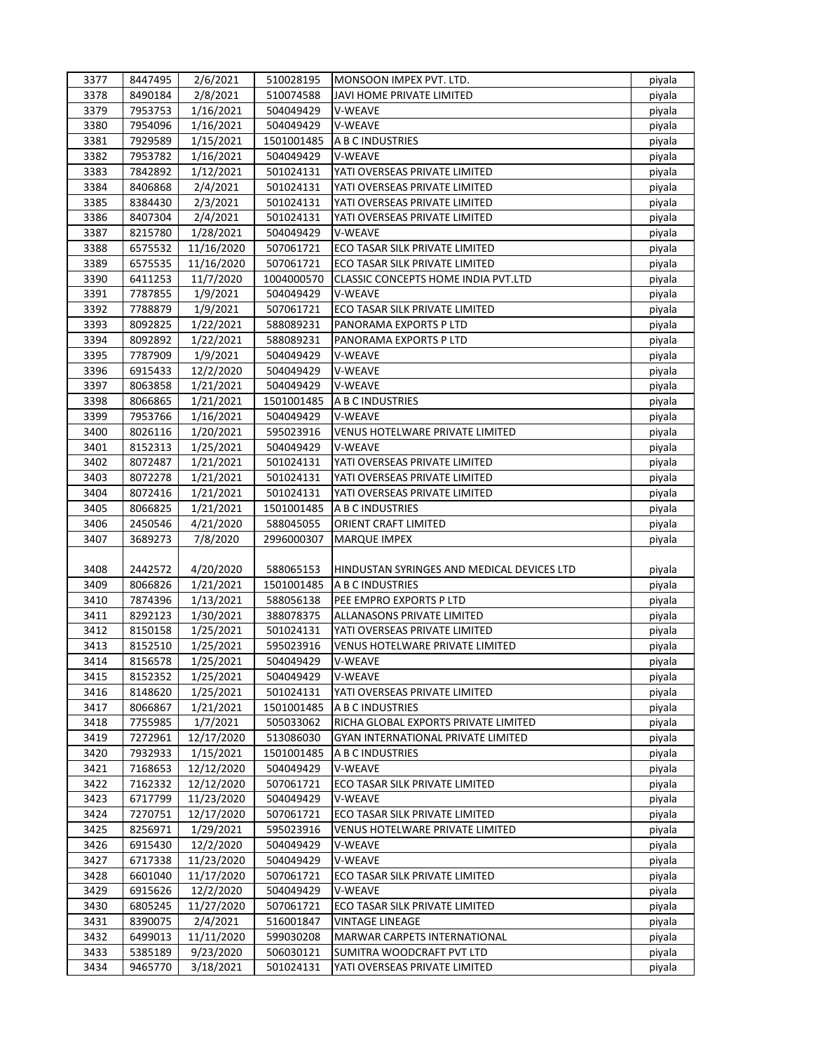| | | | | | |
|---|---|---|---|---|---|
| 3377 | 8447495 | 2/6/2021 | 510028195 | MONSOON IMPEX PVT. LTD. | piyala |
| 3378 | 8490184 | 2/8/2021 | 510074588 | JAVI HOME PRIVATE LIMITED | piyala |
| 3379 | 7953753 | 1/16/2021 | 504049429 | V-WEAVE | piyala |
| 3380 | 7954096 | 1/16/2021 | 504049429 | V-WEAVE | piyala |
| 3381 | 7929589 | 1/15/2021 | 1501001485 | A B C INDUSTRIES | piyala |
| 3382 | 7953782 | 1/16/2021 | 504049429 | V-WEAVE | piyala |
| 3383 | 7842892 | 1/12/2021 | 501024131 | YATI OVERSEAS PRIVATE LIMITED | piyala |
| 3384 | 8406868 | 2/4/2021 | 501024131 | YATI OVERSEAS PRIVATE LIMITED | piyala |
| 3385 | 8384430 | 2/3/2021 | 501024131 | YATI OVERSEAS PRIVATE LIMITED | piyala |
| 3386 | 8407304 | 2/4/2021 | 501024131 | YATI OVERSEAS PRIVATE LIMITED | piyala |
| 3387 | 8215780 | 1/28/2021 | 504049429 | V-WEAVE | piyala |
| 3388 | 6575532 | 11/16/2020 | 507061721 | ECO TASAR SILK PRIVATE LIMITED | piyala |
| 3389 | 6575535 | 11/16/2020 | 507061721 | ECO TASAR SILK PRIVATE LIMITED | piyala |
| 3390 | 6411253 | 11/7/2020 | 1004000570 | CLASSIC CONCEPTS HOME INDIA PVT.LTD | piyala |
| 3391 | 7787855 | 1/9/2021 | 504049429 | V-WEAVE | piyala |
| 3392 | 7788879 | 1/9/2021 | 507061721 | ECO TASAR SILK PRIVATE LIMITED | piyala |
| 3393 | 8092825 | 1/22/2021 | 588089231 | PANORAMA EXPORTS P LTD | piyala |
| 3394 | 8092892 | 1/22/2021 | 588089231 | PANORAMA EXPORTS P LTD | piyala |
| 3395 | 7787909 | 1/9/2021 | 504049429 | V-WEAVE | piyala |
| 3396 | 6915433 | 12/2/2020 | 504049429 | V-WEAVE | piyala |
| 3397 | 8063858 | 1/21/2021 | 504049429 | V-WEAVE | piyala |
| 3398 | 8066865 | 1/21/2021 | 1501001485 | A B C INDUSTRIES | piyala |
| 3399 | 7953766 | 1/16/2021 | 504049429 | V-WEAVE | piyala |
| 3400 | 8026116 | 1/20/2021 | 595023916 | VENUS HOTELWARE PRIVATE LIMITED | piyala |
| 3401 | 8152313 | 1/25/2021 | 504049429 | V-WEAVE | piyala |
| 3402 | 8072487 | 1/21/2021 | 501024131 | YATI OVERSEAS PRIVATE LIMITED | piyala |
| 3403 | 8072278 | 1/21/2021 | 501024131 | YATI OVERSEAS PRIVATE LIMITED | piyala |
| 3404 | 8072416 | 1/21/2021 | 501024131 | YATI OVERSEAS PRIVATE LIMITED | piyala |
| 3405 | 8066825 | 1/21/2021 | 1501001485 | A B C INDUSTRIES | piyala |
| 3406 | 2450546 | 4/21/2020 | 588045055 | ORIENT CRAFT LIMITED | piyala |
| 3407 | 3689273 | 7/8/2020 | 2996000307 | MARQUE IMPEX | piyala |
| 3408 | 2442572 | 4/20/2020 | 588065153 | HINDUSTAN SYRINGES AND MEDICAL DEVICES LTD | piyala |
| 3409 | 8066826 | 1/21/2021 | 1501001485 | A B C INDUSTRIES | piyala |
| 3410 | 7874396 | 1/13/2021 | 588056138 | PEE EMPRO EXPORTS P LTD | piyala |
| 3411 | 8292123 | 1/30/2021 | 388078375 | ALLANASONS PRIVATE LIMITED | piyala |
| 3412 | 8150158 | 1/25/2021 | 501024131 | YATI OVERSEAS PRIVATE LIMITED | piyala |
| 3413 | 8152510 | 1/25/2021 | 595023916 | VENUS HOTELWARE PRIVATE LIMITED | piyala |
| 3414 | 8156578 | 1/25/2021 | 504049429 | V-WEAVE | piyala |
| 3415 | 8152352 | 1/25/2021 | 504049429 | V-WEAVE | piyala |
| 3416 | 8148620 | 1/25/2021 | 501024131 | YATI OVERSEAS PRIVATE LIMITED | piyala |
| 3417 | 8066867 | 1/21/2021 | 1501001485 | A B C INDUSTRIES | piyala |
| 3418 | 7755985 | 1/7/2021 | 505033062 | RICHA GLOBAL EXPORTS PRIVATE LIMITED | piyala |
| 3419 | 7272961 | 12/17/2020 | 513086030 | GYAN INTERNATIONAL PRIVATE LIMITED | piyala |
| 3420 | 7932933 | 1/15/2021 | 1501001485 | A B C INDUSTRIES | piyala |
| 3421 | 7168653 | 12/12/2020 | 504049429 | V-WEAVE | piyala |
| 3422 | 7162332 | 12/12/2020 | 507061721 | ECO TASAR SILK PRIVATE LIMITED | piyala |
| 3423 | 6717799 | 11/23/2020 | 504049429 | V-WEAVE | piyala |
| 3424 | 7270751 | 12/17/2020 | 507061721 | ECO TASAR SILK PRIVATE LIMITED | piyala |
| 3425 | 8256971 | 1/29/2021 | 595023916 | VENUS HOTELWARE PRIVATE LIMITED | piyala |
| 3426 | 6915430 | 12/2/2020 | 504049429 | V-WEAVE | piyala |
| 3427 | 6717338 | 11/23/2020 | 504049429 | V-WEAVE | piyala |
| 3428 | 6601040 | 11/17/2020 | 507061721 | ECO TASAR SILK PRIVATE LIMITED | piyala |
| 3429 | 6915626 | 12/2/2020 | 504049429 | V-WEAVE | piyala |
| 3430 | 6805245 | 11/27/2020 | 507061721 | ECO TASAR SILK PRIVATE LIMITED | piyala |
| 3431 | 8390075 | 2/4/2021 | 516001847 | VINTAGE LINEAGE | piyala |
| 3432 | 6499013 | 11/11/2020 | 599030208 | MARWAR CARPETS INTERNATIONAL | piyala |
| 3433 | 5385189 | 9/23/2020 | 506030121 | SUMITRA WOODCRAFT PVT LTD | piyala |
| 3434 | 9465770 | 3/18/2021 | 501024131 | YATI OVERSEAS PRIVATE LIMITED | piyala |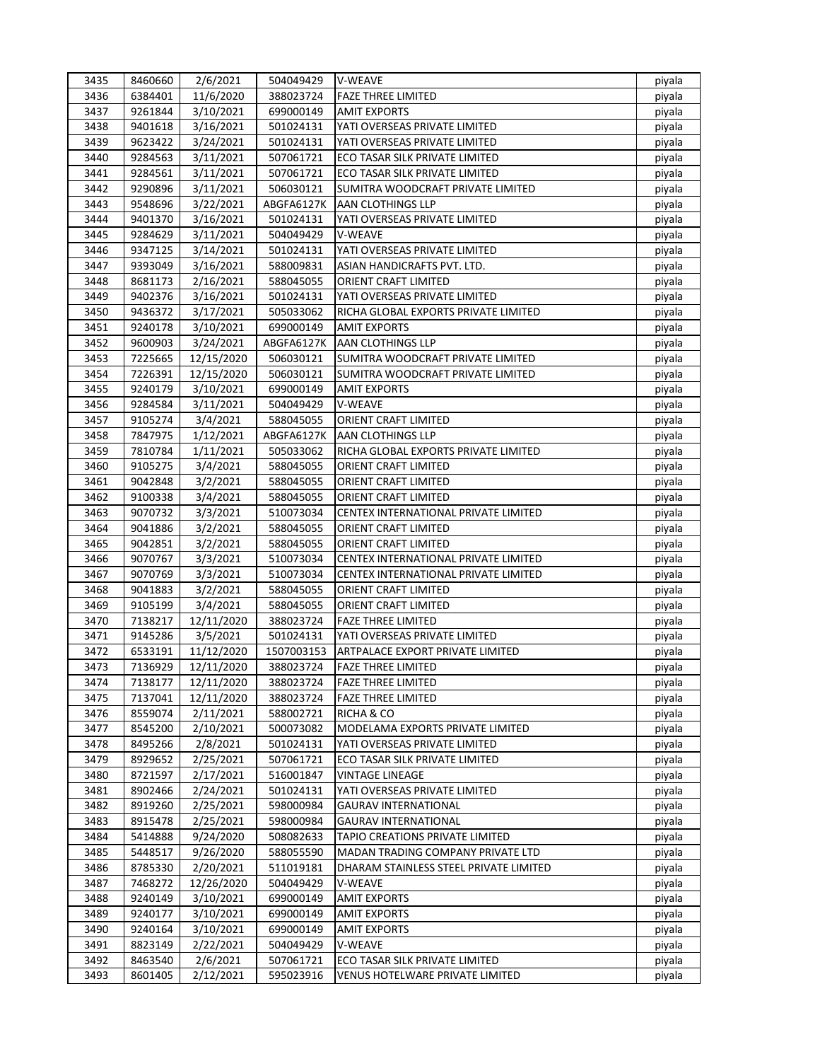| 3435 | 8460660 | 2/6/2021 | 504049429 | V-WEAVE | piyala |
|---|---|---|---|---|---|
| 3436 | 6384401 | 11/6/2020 | 388023724 | FAZE THREE LIMITED | piyala |
| 3437 | 9261844 | 3/10/2021 | 699000149 | AMIT EXPORTS | piyala |
| 3438 | 9401618 | 3/16/2021 | 501024131 | YATI OVERSEAS PRIVATE LIMITED | piyala |
| 3439 | 9623422 | 3/24/2021 | 501024131 | YATI OVERSEAS PRIVATE LIMITED | piyala |
| 3440 | 9284563 | 3/11/2021 | 507061721 | ECO TASAR SILK PRIVATE LIMITED | piyala |
| 3441 | 9284561 | 3/11/2021 | 507061721 | ECO TASAR SILK PRIVATE LIMITED | piyala |
| 3442 | 9290896 | 3/11/2021 | 506030121 | SUMITRA WOODCRAFT PRIVATE LIMITED | piyala |
| 3443 | 9548696 | 3/22/2021 | ABGFA6127K | AAN CLOTHINGS LLP | piyala |
| 3444 | 9401370 | 3/16/2021 | 501024131 | YATI OVERSEAS PRIVATE LIMITED | piyala |
| 3445 | 9284629 | 3/11/2021 | 504049429 | V-WEAVE | piyala |
| 3446 | 9347125 | 3/14/2021 | 501024131 | YATI OVERSEAS PRIVATE LIMITED | piyala |
| 3447 | 9393049 | 3/16/2021 | 588009831 | ASIAN HANDICRAFTS PVT. LTD. | piyala |
| 3448 | 8681173 | 2/16/2021 | 588045055 | ORIENT CRAFT LIMITED | piyala |
| 3449 | 9402376 | 3/16/2021 | 501024131 | YATI OVERSEAS PRIVATE LIMITED | piyala |
| 3450 | 9436372 | 3/17/2021 | 505033062 | RICHA GLOBAL EXPORTS PRIVATE LIMITED | piyala |
| 3451 | 9240178 | 3/10/2021 | 699000149 | AMIT EXPORTS | piyala |
| 3452 | 9600903 | 3/24/2021 | ABGFA6127K | AAN CLOTHINGS LLP | piyala |
| 3453 | 7225665 | 12/15/2020 | 506030121 | SUMITRA WOODCRAFT PRIVATE LIMITED | piyala |
| 3454 | 7226391 | 12/15/2020 | 506030121 | SUMITRA WOODCRAFT PRIVATE LIMITED | piyala |
| 3455 | 9240179 | 3/10/2021 | 699000149 | AMIT EXPORTS | piyala |
| 3456 | 9284584 | 3/11/2021 | 504049429 | V-WEAVE | piyala |
| 3457 | 9105274 | 3/4/2021 | 588045055 | ORIENT CRAFT LIMITED | piyala |
| 3458 | 7847975 | 1/12/2021 | ABGFA6127K | AAN CLOTHINGS LLP | piyala |
| 3459 | 7810784 | 1/11/2021 | 505033062 | RICHA GLOBAL EXPORTS PRIVATE LIMITED | piyala |
| 3460 | 9105275 | 3/4/2021 | 588045055 | ORIENT CRAFT LIMITED | piyala |
| 3461 | 9042848 | 3/2/2021 | 588045055 | ORIENT CRAFT LIMITED | piyala |
| 3462 | 9100338 | 3/4/2021 | 588045055 | ORIENT CRAFT LIMITED | piyala |
| 3463 | 9070732 | 3/3/2021 | 510073034 | CENTEX INTERNATIONAL PRIVATE LIMITED | piyala |
| 3464 | 9041886 | 3/2/2021 | 588045055 | ORIENT CRAFT LIMITED | piyala |
| 3465 | 9042851 | 3/2/2021 | 588045055 | ORIENT CRAFT LIMITED | piyala |
| 3466 | 9070767 | 3/3/2021 | 510073034 | CENTEX INTERNATIONAL PRIVATE LIMITED | piyala |
| 3467 | 9070769 | 3/3/2021 | 510073034 | CENTEX INTERNATIONAL PRIVATE LIMITED | piyala |
| 3468 | 9041883 | 3/2/2021 | 588045055 | ORIENT CRAFT LIMITED | piyala |
| 3469 | 9105199 | 3/4/2021 | 588045055 | ORIENT CRAFT LIMITED | piyala |
| 3470 | 7138217 | 12/11/2020 | 388023724 | FAZE THREE LIMITED | piyala |
| 3471 | 9145286 | 3/5/2021 | 501024131 | YATI OVERSEAS PRIVATE LIMITED | piyala |
| 3472 | 6533191 | 11/12/2020 | 1507003153 | ARTPALACE EXPORT PRIVATE LIMITED | piyala |
| 3473 | 7136929 | 12/11/2020 | 388023724 | FAZE THREE LIMITED | piyala |
| 3474 | 7138177 | 12/11/2020 | 388023724 | FAZE THREE LIMITED | piyala |
| 3475 | 7137041 | 12/11/2020 | 388023724 | FAZE THREE LIMITED | piyala |
| 3476 | 8559074 | 2/11/2021 | 588002721 | RICHA & CO | piyala |
| 3477 | 8545200 | 2/10/2021 | 500073082 | MODELAMA EXPORTS PRIVATE LIMITED | piyala |
| 3478 | 8495266 | 2/8/2021 | 501024131 | YATI OVERSEAS PRIVATE LIMITED | piyala |
| 3479 | 8929652 | 2/25/2021 | 507061721 | ECO TASAR SILK PRIVATE LIMITED | piyala |
| 3480 | 8721597 | 2/17/2021 | 516001847 | VINTAGE LINEAGE | piyala |
| 3481 | 8902466 | 2/24/2021 | 501024131 | YATI OVERSEAS PRIVATE LIMITED | piyala |
| 3482 | 8919260 | 2/25/2021 | 598000984 | GAURAV INTERNATIONAL | piyala |
| 3483 | 8915478 | 2/25/2021 | 598000984 | GAURAV INTERNATIONAL | piyala |
| 3484 | 5414888 | 9/24/2020 | 508082633 | TAPIO CREATIONS PRIVATE LIMITED | piyala |
| 3485 | 5448517 | 9/26/2020 | 588055590 | MADAN TRADING COMPANY PRIVATE LTD | piyala |
| 3486 | 8785330 | 2/20/2021 | 511019181 | DHARAM STAINLESS STEEL PRIVATE LIMITED | piyala |
| 3487 | 7468272 | 12/26/2020 | 504049429 | V-WEAVE | piyala |
| 3488 | 9240149 | 3/10/2021 | 699000149 | AMIT EXPORTS | piyala |
| 3489 | 9240177 | 3/10/2021 | 699000149 | AMIT EXPORTS | piyala |
| 3490 | 9240164 | 3/10/2021 | 699000149 | AMIT EXPORTS | piyala |
| 3491 | 8823149 | 2/22/2021 | 504049429 | V-WEAVE | piyala |
| 3492 | 8463540 | 2/6/2021 | 507061721 | ECO TASAR SILK PRIVATE LIMITED | piyala |
| 3493 | 8601405 | 2/12/2021 | 595023916 | VENUS HOTELWARE PRIVATE LIMITED | piyala |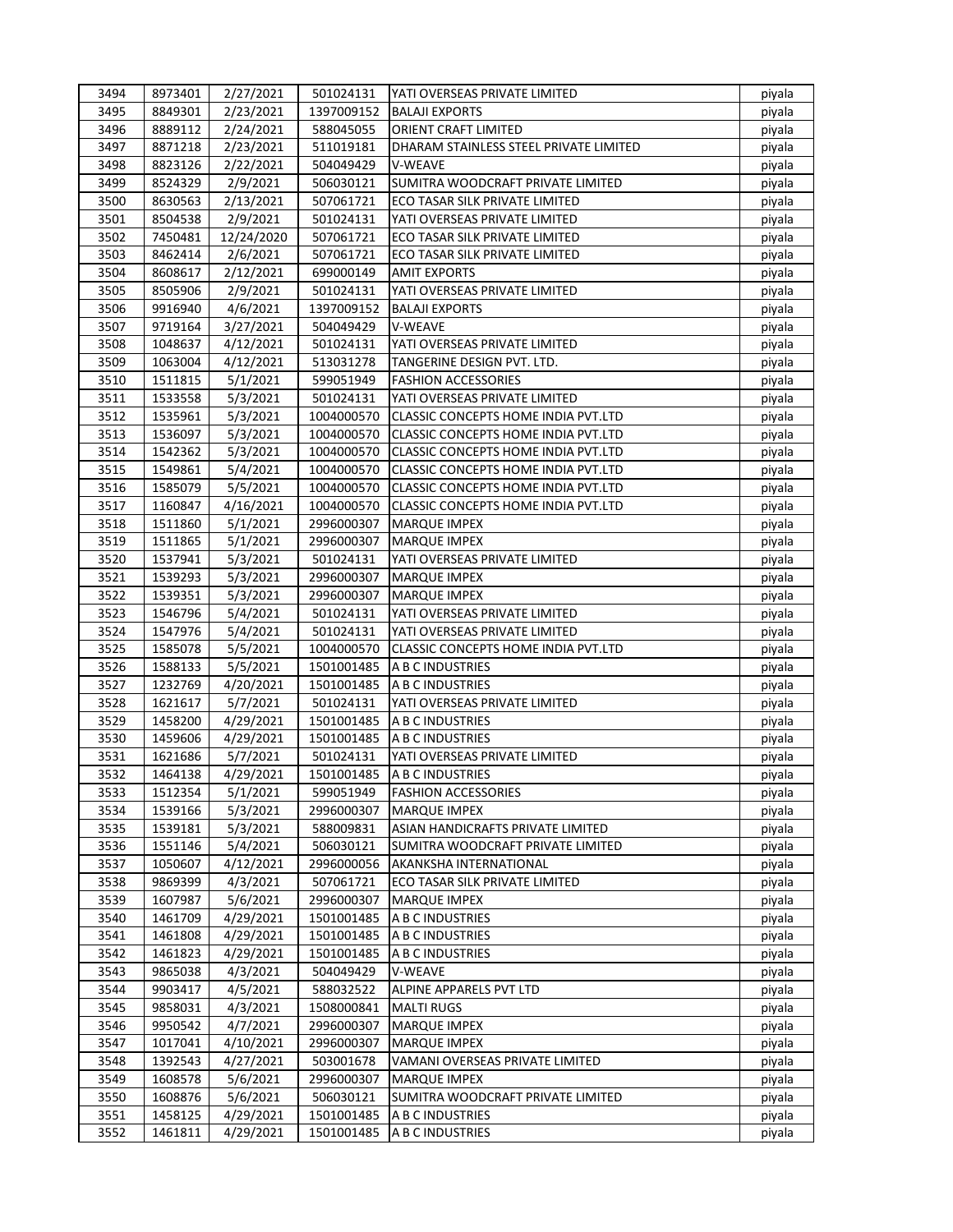| 3494 | 8973401 | 2/27/2021 | 501024131 | YATI OVERSEAS PRIVATE LIMITED | piyala |
|---|---|---|---|---|---|
| 3495 | 8849301 | 2/23/2021 | 1397009152 | BALAJI EXPORTS | piyala |
| 3496 | 8889112 | 2/24/2021 | 588045055 | ORIENT CRAFT LIMITED | piyala |
| 3497 | 8871218 | 2/23/2021 | 511019181 | DHARAM STAINLESS STEEL PRIVATE LIMITED | piyala |
| 3498 | 8823126 | 2/22/2021 | 504049429 | V-WEAVE | piyala |
| 3499 | 8524329 | 2/9/2021 | 506030121 | SUMITRA WOODCRAFT PRIVATE LIMITED | piyala |
| 3500 | 8630563 | 2/13/2021 | 507061721 | ECO TASAR SILK PRIVATE LIMITED | piyala |
| 3501 | 8504538 | 2/9/2021 | 501024131 | YATI OVERSEAS PRIVATE LIMITED | piyala |
| 3502 | 7450481 | 12/24/2020 | 507061721 | ECO TASAR SILK PRIVATE LIMITED | piyala |
| 3503 | 8462414 | 2/6/2021 | 507061721 | ECO TASAR SILK PRIVATE LIMITED | piyala |
| 3504 | 8608617 | 2/12/2021 | 699000149 | AMIT EXPORTS | piyala |
| 3505 | 8505906 | 2/9/2021 | 501024131 | YATI OVERSEAS PRIVATE LIMITED | piyala |
| 3506 | 9916940 | 4/6/2021 | 1397009152 | BALAJI EXPORTS | piyala |
| 3507 | 9719164 | 3/27/2021 | 504049429 | V-WEAVE | piyala |
| 3508 | 1048637 | 4/12/2021 | 501024131 | YATI OVERSEAS PRIVATE LIMITED | piyala |
| 3509 | 1063004 | 4/12/2021 | 513031278 | TANGERINE DESIGN PVT. LTD. | piyala |
| 3510 | 1511815 | 5/1/2021 | 599051949 | FASHION ACCESSORIES | piyala |
| 3511 | 1533558 | 5/3/2021 | 501024131 | YATI OVERSEAS PRIVATE LIMITED | piyala |
| 3512 | 1535961 | 5/3/2021 | 1004000570 | CLASSIC CONCEPTS HOME INDIA PVT.LTD | piyala |
| 3513 | 1536097 | 5/3/2021 | 1004000570 | CLASSIC CONCEPTS HOME INDIA PVT.LTD | piyala |
| 3514 | 1542362 | 5/3/2021 | 1004000570 | CLASSIC CONCEPTS HOME INDIA PVT.LTD | piyala |
| 3515 | 1549861 | 5/4/2021 | 1004000570 | CLASSIC CONCEPTS HOME INDIA PVT.LTD | piyala |
| 3516 | 1585079 | 5/5/2021 | 1004000570 | CLASSIC CONCEPTS HOME INDIA PVT.LTD | piyala |
| 3517 | 1160847 | 4/16/2021 | 1004000570 | CLASSIC CONCEPTS HOME INDIA PVT.LTD | piyala |
| 3518 | 1511860 | 5/1/2021 | 2996000307 | MARQUE IMPEX | piyala |
| 3519 | 1511865 | 5/1/2021 | 2996000307 | MARQUE IMPEX | piyala |
| 3520 | 1537941 | 5/3/2021 | 501024131 | YATI OVERSEAS PRIVATE LIMITED | piyala |
| 3521 | 1539293 | 5/3/2021 | 2996000307 | MARQUE IMPEX | piyala |
| 3522 | 1539351 | 5/3/2021 | 2996000307 | MARQUE IMPEX | piyala |
| 3523 | 1546796 | 5/4/2021 | 501024131 | YATI OVERSEAS PRIVATE LIMITED | piyala |
| 3524 | 1547976 | 5/4/2021 | 501024131 | YATI OVERSEAS PRIVATE LIMITED | piyala |
| 3525 | 1585078 | 5/5/2021 | 1004000570 | CLASSIC CONCEPTS HOME INDIA PVT.LTD | piyala |
| 3526 | 1588133 | 5/5/2021 | 1501001485 | A B C INDUSTRIES | piyala |
| 3527 | 1232769 | 4/20/2021 | 1501001485 | A B C INDUSTRIES | piyala |
| 3528 | 1621617 | 5/7/2021 | 501024131 | YATI OVERSEAS PRIVATE LIMITED | piyala |
| 3529 | 1458200 | 4/29/2021 | 1501001485 | A B C INDUSTRIES | piyala |
| 3530 | 1459606 | 4/29/2021 | 1501001485 | A B C INDUSTRIES | piyala |
| 3531 | 1621686 | 5/7/2021 | 501024131 | YATI OVERSEAS PRIVATE LIMITED | piyala |
| 3532 | 1464138 | 4/29/2021 | 1501001485 | A B C INDUSTRIES | piyala |
| 3533 | 1512354 | 5/1/2021 | 599051949 | FASHION ACCESSORIES | piyala |
| 3534 | 1539166 | 5/3/2021 | 2996000307 | MARQUE IMPEX | piyala |
| 3535 | 1539181 | 5/3/2021 | 588009831 | ASIAN HANDICRAFTS PRIVATE LIMITED | piyala |
| 3536 | 1551146 | 5/4/2021 | 506030121 | SUMITRA WOODCRAFT PRIVATE LIMITED | piyala |
| 3537 | 1050607 | 4/12/2021 | 2996000056 | AKANKSHA INTERNATIONAL | piyala |
| 3538 | 9869399 | 4/3/2021 | 507061721 | ECO TASAR SILK PRIVATE LIMITED | piyala |
| 3539 | 1607987 | 5/6/2021 | 2996000307 | MARQUE IMPEX | piyala |
| 3540 | 1461709 | 4/29/2021 | 1501001485 | A B C INDUSTRIES | piyala |
| 3541 | 1461808 | 4/29/2021 | 1501001485 | A B C INDUSTRIES | piyala |
| 3542 | 1461823 | 4/29/2021 | 1501001485 | A B C INDUSTRIES | piyala |
| 3543 | 9865038 | 4/3/2021 | 504049429 | V-WEAVE | piyala |
| 3544 | 9903417 | 4/5/2021 | 588032522 | ALPINE APPARELS PVT LTD | piyala |
| 3545 | 9858031 | 4/3/2021 | 1508000841 | MALTI RUGS | piyala |
| 3546 | 9950542 | 4/7/2021 | 2996000307 | MARQUE IMPEX | piyala |
| 3547 | 1017041 | 4/10/2021 | 2996000307 | MARQUE IMPEX | piyala |
| 3548 | 1392543 | 4/27/2021 | 503001678 | VAMANI OVERSEAS PRIVATE LIMITED | piyala |
| 3549 | 1608578 | 5/6/2021 | 2996000307 | MARQUE IMPEX | piyala |
| 3550 | 1608876 | 5/6/2021 | 506030121 | SUMITRA WOODCRAFT PRIVATE LIMITED | piyala |
| 3551 | 1458125 | 4/29/2021 | 1501001485 | A B C INDUSTRIES | piyala |
| 3552 | 1461811 | 4/29/2021 | 1501001485 | A B C INDUSTRIES | piyala |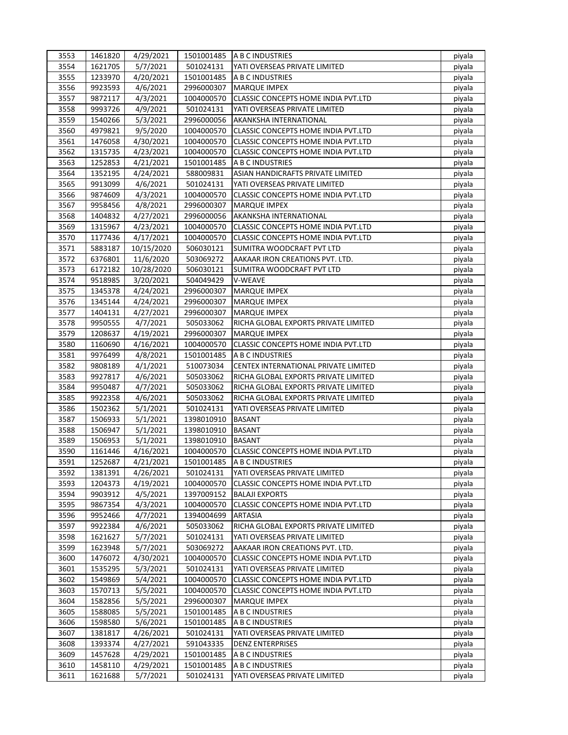| 3553 | 1461820 | 4/29/2021 | 1501001485 | A B C INDUSTRIES | piyala |
|---|---|---|---|---|---|
| 3554 | 1621705 | 5/7/2021 | 501024131 | YATI OVERSEAS PRIVATE LIMITED | piyala |
| 3555 | 1233970 | 4/20/2021 | 1501001485 | A B C INDUSTRIES | piyala |
| 3556 | 9923593 | 4/6/2021 | 2996000307 | MARQUE IMPEX | piyala |
| 3557 | 9872117 | 4/3/2021 | 1004000570 | CLASSIC CONCEPTS HOME INDIA PVT.LTD | piyala |
| 3558 | 9993726 | 4/9/2021 | 501024131 | YATI OVERSEAS PRIVATE LIMITED | piyala |
| 3559 | 1540266 | 5/3/2021 | 2996000056 | AKANKSHA INTERNATIONAL | piyala |
| 3560 | 4979821 | 9/5/2020 | 1004000570 | CLASSIC CONCEPTS HOME INDIA PVT.LTD | piyala |
| 3561 | 1476058 | 4/30/2021 | 1004000570 | CLASSIC CONCEPTS HOME INDIA PVT.LTD | piyala |
| 3562 | 1315735 | 4/23/2021 | 1004000570 | CLASSIC CONCEPTS HOME INDIA PVT.LTD | piyala |
| 3563 | 1252853 | 4/21/2021 | 1501001485 | A B C INDUSTRIES | piyala |
| 3564 | 1352195 | 4/24/2021 | 588009831 | ASIAN HANDICRAFTS PRIVATE LIMITED | piyala |
| 3565 | 9913099 | 4/6/2021 | 501024131 | YATI OVERSEAS PRIVATE LIMITED | piyala |
| 3566 | 9874609 | 4/3/2021 | 1004000570 | CLASSIC CONCEPTS HOME INDIA PVT.LTD | piyala |
| 3567 | 9958456 | 4/8/2021 | 2996000307 | MARQUE IMPEX | piyala |
| 3568 | 1404832 | 4/27/2021 | 2996000056 | AKANKSHA INTERNATIONAL | piyala |
| 3569 | 1315967 | 4/23/2021 | 1004000570 | CLASSIC CONCEPTS HOME INDIA PVT.LTD | piyala |
| 3570 | 1177436 | 4/17/2021 | 1004000570 | CLASSIC CONCEPTS HOME INDIA PVT.LTD | piyala |
| 3571 | 5883187 | 10/15/2020 | 506030121 | SUMITRA WOODCRAFT PVT LTD | piyala |
| 3572 | 6376801 | 11/6/2020 | 503069272 | AAKAAR IRON CREATIONS PVT. LTD. | piyala |
| 3573 | 6172182 | 10/28/2020 | 506030121 | SUMITRA WOODCRAFT PVT LTD | piyala |
| 3574 | 9518985 | 3/20/2021 | 504049429 | V-WEAVE | piyala |
| 3575 | 1345378 | 4/24/2021 | 2996000307 | MARQUE IMPEX | piyala |
| 3576 | 1345144 | 4/24/2021 | 2996000307 | MARQUE IMPEX | piyala |
| 3577 | 1404131 | 4/27/2021 | 2996000307 | MARQUE IMPEX | piyala |
| 3578 | 9950555 | 4/7/2021 | 505033062 | RICHA GLOBAL EXPORTS PRIVATE LIMITED | piyala |
| 3579 | 1208637 | 4/19/2021 | 2996000307 | MARQUE IMPEX | piyala |
| 3580 | 1160690 | 4/16/2021 | 1004000570 | CLASSIC CONCEPTS HOME INDIA PVT.LTD | piyala |
| 3581 | 9976499 | 4/8/2021 | 1501001485 | A B C INDUSTRIES | piyala |
| 3582 | 9808189 | 4/1/2021 | 510073034 | CENTEX INTERNATIONAL PRIVATE LIMITED | piyala |
| 3583 | 9927817 | 4/6/2021 | 505033062 | RICHA GLOBAL EXPORTS PRIVATE LIMITED | piyala |
| 3584 | 9950487 | 4/7/2021 | 505033062 | RICHA GLOBAL EXPORTS PRIVATE LIMITED | piyala |
| 3585 | 9922358 | 4/6/2021 | 505033062 | RICHA GLOBAL EXPORTS PRIVATE LIMITED | piyala |
| 3586 | 1502362 | 5/1/2021 | 501024131 | YATI OVERSEAS PRIVATE LIMITED | piyala |
| 3587 | 1506933 | 5/1/2021 | 1398010910 | BASANT | piyala |
| 3588 | 1506947 | 5/1/2021 | 1398010910 | BASANT | piyala |
| 3589 | 1506953 | 5/1/2021 | 1398010910 | BASANT | piyala |
| 3590 | 1161446 | 4/16/2021 | 1004000570 | CLASSIC CONCEPTS HOME INDIA PVT.LTD | piyala |
| 3591 | 1252687 | 4/21/2021 | 1501001485 | A B C INDUSTRIES | piyala |
| 3592 | 1381391 | 4/26/2021 | 501024131 | YATI OVERSEAS PRIVATE LIMITED | piyala |
| 3593 | 1204373 | 4/19/2021 | 1004000570 | CLASSIC CONCEPTS HOME INDIA PVT.LTD | piyala |
| 3594 | 9903912 | 4/5/2021 | 1397009152 | BALAJI EXPORTS | piyala |
| 3595 | 9867354 | 4/3/2021 | 1004000570 | CLASSIC CONCEPTS HOME INDIA PVT.LTD | piyala |
| 3596 | 9952466 | 4/7/2021 | 1394004699 | ARTASIA | piyala |
| 3597 | 9922384 | 4/6/2021 | 505033062 | RICHA GLOBAL EXPORTS PRIVATE LIMITED | piyala |
| 3598 | 1621627 | 5/7/2021 | 501024131 | YATI OVERSEAS PRIVATE LIMITED | piyala |
| 3599 | 1623948 | 5/7/2021 | 503069272 | AAKAAR IRON CREATIONS PVT. LTD. | piyala |
| 3600 | 1476072 | 4/30/2021 | 1004000570 | CLASSIC CONCEPTS HOME INDIA PVT.LTD | piyala |
| 3601 | 1535295 | 5/3/2021 | 501024131 | YATI OVERSEAS PRIVATE LIMITED | piyala |
| 3602 | 1549869 | 5/4/2021 | 1004000570 | CLASSIC CONCEPTS HOME INDIA PVT.LTD | piyala |
| 3603 | 1570713 | 5/5/2021 | 1004000570 | CLASSIC CONCEPTS HOME INDIA PVT.LTD | piyala |
| 3604 | 1582856 | 5/5/2021 | 2996000307 | MARQUE IMPEX | piyala |
| 3605 | 1588085 | 5/5/2021 | 1501001485 | A B C INDUSTRIES | piyala |
| 3606 | 1598580 | 5/6/2021 | 1501001485 | A B C INDUSTRIES | piyala |
| 3607 | 1381817 | 4/26/2021 | 501024131 | YATI OVERSEAS PRIVATE LIMITED | piyala |
| 3608 | 1393374 | 4/27/2021 | 591043335 | DENZ ENTERPRISES | piyala |
| 3609 | 1457628 | 4/29/2021 | 1501001485 | A B C INDUSTRIES | piyala |
| 3610 | 1458110 | 4/29/2021 | 1501001485 | A B C INDUSTRIES | piyala |
| 3611 | 1621688 | 5/7/2021 | 501024131 | YATI OVERSEAS PRIVATE LIMITED | piyala |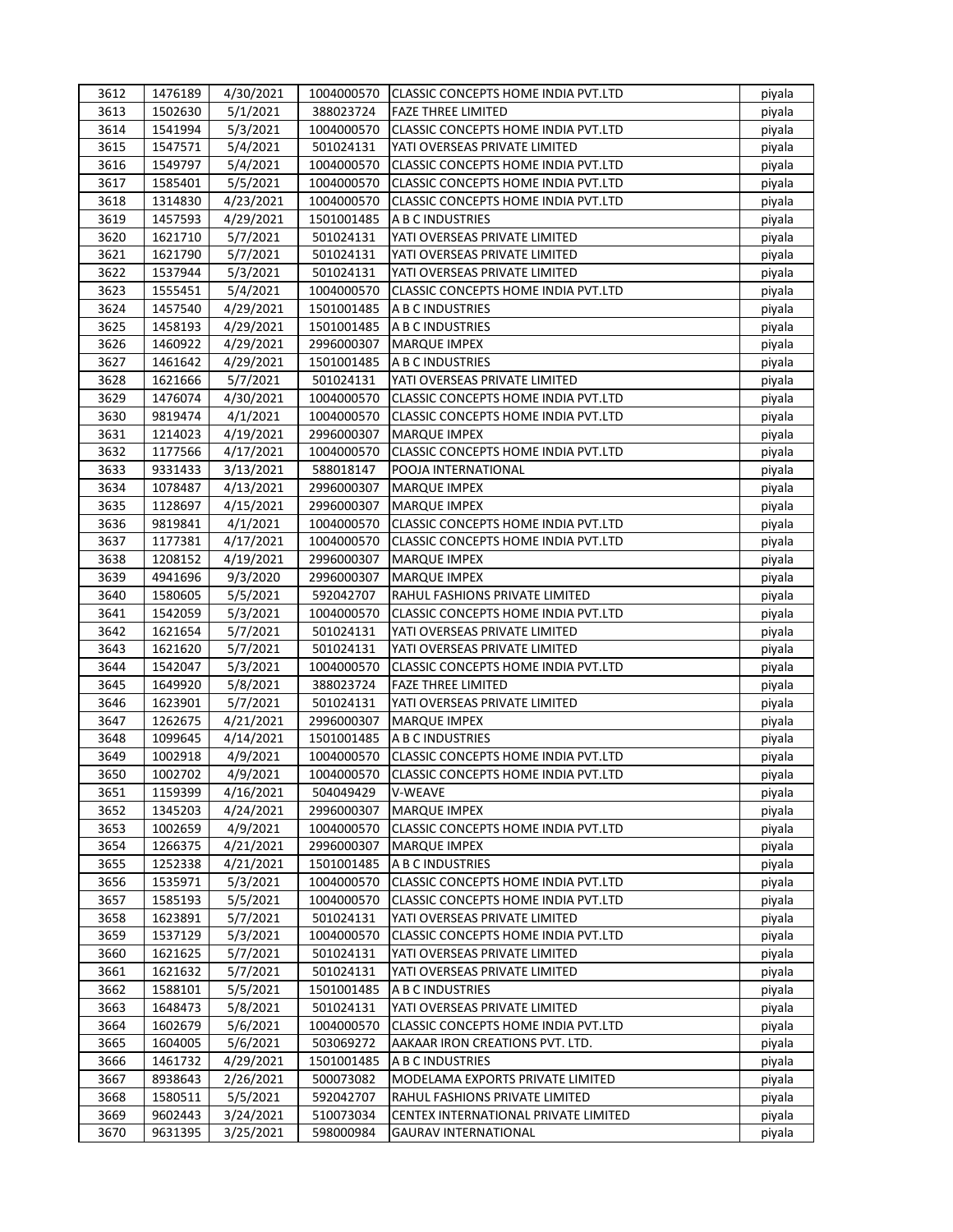| 3612 | 1476189 | 4/30/2021 | 1004000570 | CLASSIC CONCEPTS HOME INDIA PVT.LTD | piyala |
|---|---|---|---|---|---|
| 3613 | 1502630 | 5/1/2021 | 388023724 | FAZE THREE LIMITED | piyala |
| 3614 | 1541994 | 5/3/2021 | 1004000570 | CLASSIC CONCEPTS HOME INDIA PVT.LTD | piyala |
| 3615 | 1547571 | 5/4/2021 | 501024131 | YATI OVERSEAS PRIVATE LIMITED | piyala |
| 3616 | 1549797 | 5/4/2021 | 1004000570 | CLASSIC CONCEPTS HOME INDIA PVT.LTD | piyala |
| 3617 | 1585401 | 5/5/2021 | 1004000570 | CLASSIC CONCEPTS HOME INDIA PVT.LTD | piyala |
| 3618 | 1314830 | 4/23/2021 | 1004000570 | CLASSIC CONCEPTS HOME INDIA PVT.LTD | piyala |
| 3619 | 1457593 | 4/29/2021 | 1501001485 | A B C INDUSTRIES | piyala |
| 3620 | 1621710 | 5/7/2021 | 501024131 | YATI OVERSEAS PRIVATE LIMITED | piyala |
| 3621 | 1621790 | 5/7/2021 | 501024131 | YATI OVERSEAS PRIVATE LIMITED | piyala |
| 3622 | 1537944 | 5/3/2021 | 501024131 | YATI OVERSEAS PRIVATE LIMITED | piyala |
| 3623 | 1555451 | 5/4/2021 | 1004000570 | CLASSIC CONCEPTS HOME INDIA PVT.LTD | piyala |
| 3624 | 1457540 | 4/29/2021 | 1501001485 | A B C INDUSTRIES | piyala |
| 3625 | 1458193 | 4/29/2021 | 1501001485 | A B C INDUSTRIES | piyala |
| 3626 | 1460922 | 4/29/2021 | 2996000307 | MARQUE IMPEX | piyala |
| 3627 | 1461642 | 4/29/2021 | 1501001485 | A B C INDUSTRIES | piyala |
| 3628 | 1621666 | 5/7/2021 | 501024131 | YATI OVERSEAS PRIVATE LIMITED | piyala |
| 3629 | 1476074 | 4/30/2021 | 1004000570 | CLASSIC CONCEPTS HOME INDIA PVT.LTD | piyala |
| 3630 | 9819474 | 4/1/2021 | 1004000570 | CLASSIC CONCEPTS HOME INDIA PVT.LTD | piyala |
| 3631 | 1214023 | 4/19/2021 | 2996000307 | MARQUE IMPEX | piyala |
| 3632 | 1177566 | 4/17/2021 | 1004000570 | CLASSIC CONCEPTS HOME INDIA PVT.LTD | piyala |
| 3633 | 9331433 | 3/13/2021 | 588018147 | POOJA INTERNATIONAL | piyala |
| 3634 | 1078487 | 4/13/2021 | 2996000307 | MARQUE IMPEX | piyala |
| 3635 | 1128697 | 4/15/2021 | 2996000307 | MARQUE IMPEX | piyala |
| 3636 | 9819841 | 4/1/2021 | 1004000570 | CLASSIC CONCEPTS HOME INDIA PVT.LTD | piyala |
| 3637 | 1177381 | 4/17/2021 | 1004000570 | CLASSIC CONCEPTS HOME INDIA PVT.LTD | piyala |
| 3638 | 1208152 | 4/19/2021 | 2996000307 | MARQUE IMPEX | piyala |
| 3639 | 4941696 | 9/3/2020 | 2996000307 | MARQUE IMPEX | piyala |
| 3640 | 1580605 | 5/5/2021 | 592042707 | RAHUL FASHIONS PRIVATE LIMITED | piyala |
| 3641 | 1542059 | 5/3/2021 | 1004000570 | CLASSIC CONCEPTS HOME INDIA PVT.LTD | piyala |
| 3642 | 1621654 | 5/7/2021 | 501024131 | YATI OVERSEAS PRIVATE LIMITED | piyala |
| 3643 | 1621620 | 5/7/2021 | 501024131 | YATI OVERSEAS PRIVATE LIMITED | piyala |
| 3644 | 1542047 | 5/3/2021 | 1004000570 | CLASSIC CONCEPTS HOME INDIA PVT.LTD | piyala |
| 3645 | 1649920 | 5/8/2021 | 388023724 | FAZE THREE LIMITED | piyala |
| 3646 | 1623901 | 5/7/2021 | 501024131 | YATI OVERSEAS PRIVATE LIMITED | piyala |
| 3647 | 1262675 | 4/21/2021 | 2996000307 | MARQUE IMPEX | piyala |
| 3648 | 1099645 | 4/14/2021 | 1501001485 | A B C INDUSTRIES | piyala |
| 3649 | 1002918 | 4/9/2021 | 1004000570 | CLASSIC CONCEPTS HOME INDIA PVT.LTD | piyala |
| 3650 | 1002702 | 4/9/2021 | 1004000570 | CLASSIC CONCEPTS HOME INDIA PVT.LTD | piyala |
| 3651 | 1159399 | 4/16/2021 | 504049429 | V-WEAVE | piyala |
| 3652 | 1345203 | 4/24/2021 | 2996000307 | MARQUE IMPEX | piyala |
| 3653 | 1002659 | 4/9/2021 | 1004000570 | CLASSIC CONCEPTS HOME INDIA PVT.LTD | piyala |
| 3654 | 1266375 | 4/21/2021 | 2996000307 | MARQUE IMPEX | piyala |
| 3655 | 1252338 | 4/21/2021 | 1501001485 | A B C INDUSTRIES | piyala |
| 3656 | 1535971 | 5/3/2021 | 1004000570 | CLASSIC CONCEPTS HOME INDIA PVT.LTD | piyala |
| 3657 | 1585193 | 5/5/2021 | 1004000570 | CLASSIC CONCEPTS HOME INDIA PVT.LTD | piyala |
| 3658 | 1623891 | 5/7/2021 | 501024131 | YATI OVERSEAS PRIVATE LIMITED | piyala |
| 3659 | 1537129 | 5/3/2021 | 1004000570 | CLASSIC CONCEPTS HOME INDIA PVT.LTD | piyala |
| 3660 | 1621625 | 5/7/2021 | 501024131 | YATI OVERSEAS PRIVATE LIMITED | piyala |
| 3661 | 1621632 | 5/7/2021 | 501024131 | YATI OVERSEAS PRIVATE LIMITED | piyala |
| 3662 | 1588101 | 5/5/2021 | 1501001485 | A B C INDUSTRIES | piyala |
| 3663 | 1648473 | 5/8/2021 | 501024131 | YATI OVERSEAS PRIVATE LIMITED | piyala |
| 3664 | 1602679 | 5/6/2021 | 1004000570 | CLASSIC CONCEPTS HOME INDIA PVT.LTD | piyala |
| 3665 | 1604005 | 5/6/2021 | 503069272 | AAKAAR IRON CREATIONS PVT. LTD. | piyala |
| 3666 | 1461732 | 4/29/2021 | 1501001485 | A B C INDUSTRIES | piyala |
| 3667 | 8938643 | 2/26/2021 | 500073082 | MODELAMA EXPORTS PRIVATE LIMITED | piyala |
| 3668 | 1580511 | 5/5/2021 | 592042707 | RAHUL FASHIONS PRIVATE LIMITED | piyala |
| 3669 | 9602443 | 3/24/2021 | 510073034 | CENTEX INTERNATIONAL PRIVATE LIMITED | piyala |
| 3670 | 9631395 | 3/25/2021 | 598000984 | GAURAV INTERNATIONAL | piyala |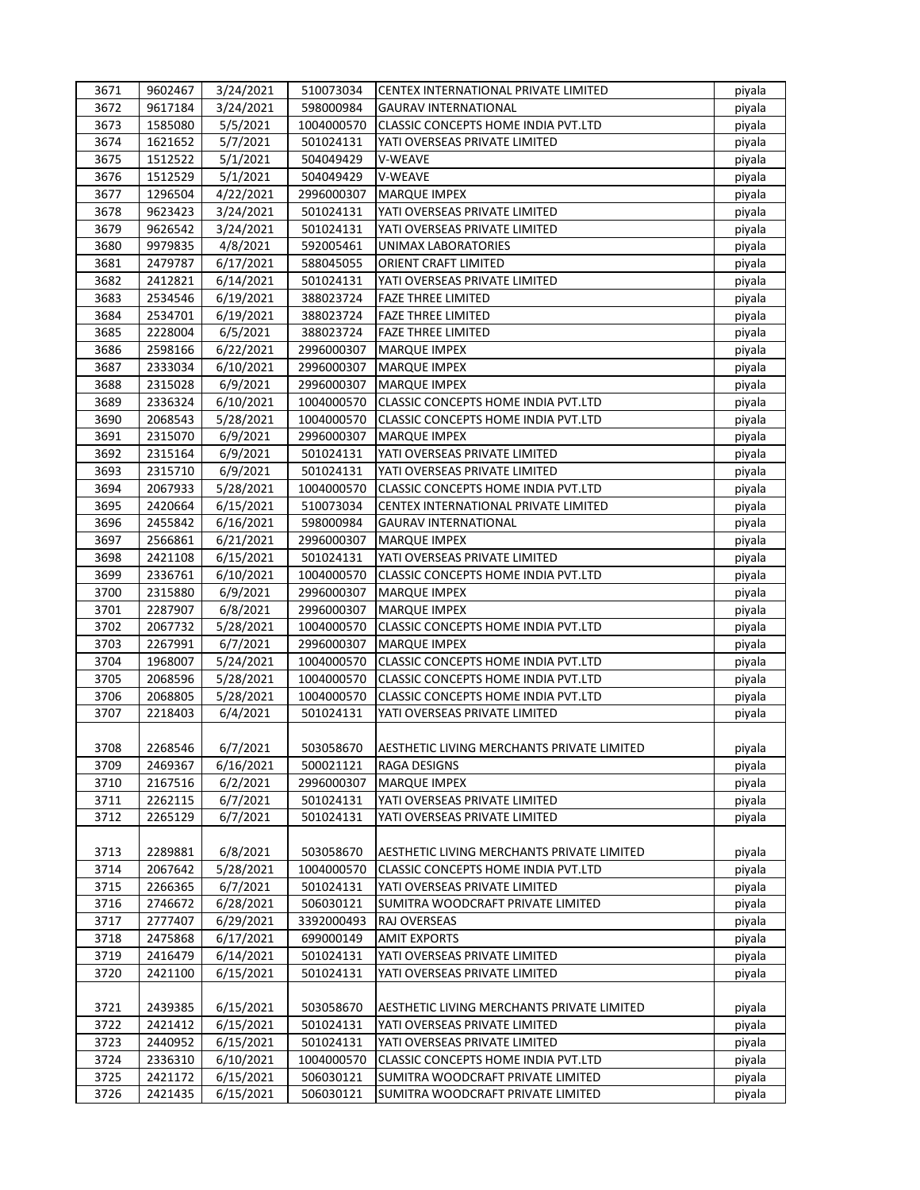| 3671 | 9602467 | 3/24/2021 | 510073034 | CENTEX INTERNATIONAL PRIVATE LIMITED | piyala |
|---|---|---|---|---|---|
| 3672 | 9617184 | 3/24/2021 | 598000984 | GAURAV INTERNATIONAL | piyala |
| 3673 | 1585080 | 5/5/2021 | 1004000570 | CLASSIC CONCEPTS HOME INDIA PVT.LTD | piyala |
| 3674 | 1621652 | 5/7/2021 | 501024131 | YATI OVERSEAS PRIVATE LIMITED | piyala |
| 3675 | 1512522 | 5/1/2021 | 504049429 | V-WEAVE | piyala |
| 3676 | 1512529 | 5/1/2021 | 504049429 | V-WEAVE | piyala |
| 3677 | 1296504 | 4/22/2021 | 2996000307 | MARQUE IMPEX | piyala |
| 3678 | 9623423 | 3/24/2021 | 501024131 | YATI OVERSEAS PRIVATE LIMITED | piyala |
| 3679 | 9626542 | 3/24/2021 | 501024131 | YATI OVERSEAS PRIVATE LIMITED | piyala |
| 3680 | 9979835 | 4/8/2021 | 592005461 | UNIMAX LABORATORIES | piyala |
| 3681 | 2479787 | 6/17/2021 | 588045055 | ORIENT CRAFT LIMITED | piyala |
| 3682 | 2412821 | 6/14/2021 | 501024131 | YATI OVERSEAS PRIVATE LIMITED | piyala |
| 3683 | 2534546 | 6/19/2021 | 388023724 | FAZE THREE LIMITED | piyala |
| 3684 | 2534701 | 6/19/2021 | 388023724 | FAZE THREE LIMITED | piyala |
| 3685 | 2228004 | 6/5/2021 | 388023724 | FAZE THREE LIMITED | piyala |
| 3686 | 2598166 | 6/22/2021 | 2996000307 | MARQUE IMPEX | piyala |
| 3687 | 2333034 | 6/10/2021 | 2996000307 | MARQUE IMPEX | piyala |
| 3688 | 2315028 | 6/9/2021 | 2996000307 | MARQUE IMPEX | piyala |
| 3689 | 2336324 | 6/10/2021 | 1004000570 | CLASSIC CONCEPTS HOME INDIA PVT.LTD | piyala |
| 3690 | 2068543 | 5/28/2021 | 1004000570 | CLASSIC CONCEPTS HOME INDIA PVT.LTD | piyala |
| 3691 | 2315070 | 6/9/2021 | 2996000307 | MARQUE IMPEX | piyala |
| 3692 | 2315164 | 6/9/2021 | 501024131 | YATI OVERSEAS PRIVATE LIMITED | piyala |
| 3693 | 2315710 | 6/9/2021 | 501024131 | YATI OVERSEAS PRIVATE LIMITED | piyala |
| 3694 | 2067933 | 5/28/2021 | 1004000570 | CLASSIC CONCEPTS HOME INDIA PVT.LTD | piyala |
| 3695 | 2420664 | 6/15/2021 | 510073034 | CENTEX INTERNATIONAL PRIVATE LIMITED | piyala |
| 3696 | 2455842 | 6/16/2021 | 598000984 | GAURAV INTERNATIONAL | piyala |
| 3697 | 2566861 | 6/21/2021 | 2996000307 | MARQUE IMPEX | piyala |
| 3698 | 2421108 | 6/15/2021 | 501024131 | YATI OVERSEAS PRIVATE LIMITED | piyala |
| 3699 | 2336761 | 6/10/2021 | 1004000570 | CLASSIC CONCEPTS HOME INDIA PVT.LTD | piyala |
| 3700 | 2315880 | 6/9/2021 | 2996000307 | MARQUE IMPEX | piyala |
| 3701 | 2287907 | 6/8/2021 | 2996000307 | MARQUE IMPEX | piyala |
| 3702 | 2067732 | 5/28/2021 | 1004000570 | CLASSIC CONCEPTS HOME INDIA PVT.LTD | piyala |
| 3703 | 2267991 | 6/7/2021 | 2996000307 | MARQUE IMPEX | piyala |
| 3704 | 1968007 | 5/24/2021 | 1004000570 | CLASSIC CONCEPTS HOME INDIA PVT.LTD | piyala |
| 3705 | 2068596 | 5/28/2021 | 1004000570 | CLASSIC CONCEPTS HOME INDIA PVT.LTD | piyala |
| 3706 | 2068805 | 5/28/2021 | 1004000570 | CLASSIC CONCEPTS HOME INDIA PVT.LTD | piyala |
| 3707 | 2218403 | 6/4/2021 | 501024131 | YATI OVERSEAS PRIVATE LIMITED | piyala |
| 3708 | 2268546 | 6/7/2021 | 503058670 | AESTHETIC LIVING MERCHANTS PRIVATE LIMITED | piyala |
| 3709 | 2469367 | 6/16/2021 | 500021121 | RAGA DESIGNS | piyala |
| 3710 | 2167516 | 6/2/2021 | 2996000307 | MARQUE IMPEX | piyala |
| 3711 | 2262115 | 6/7/2021 | 501024131 | YATI OVERSEAS PRIVATE LIMITED | piyala |
| 3712 | 2265129 | 6/7/2021 | 501024131 | YATI OVERSEAS PRIVATE LIMITED | piyala |
| 3713 | 2289881 | 6/8/2021 | 503058670 | AESTHETIC LIVING MERCHANTS PRIVATE LIMITED | piyala |
| 3714 | 2067642 | 5/28/2021 | 1004000570 | CLASSIC CONCEPTS HOME INDIA PVT.LTD | piyala |
| 3715 | 2266365 | 6/7/2021 | 501024131 | YATI OVERSEAS PRIVATE LIMITED | piyala |
| 3716 | 2746672 | 6/28/2021 | 506030121 | SUMITRA WOODCRAFT PRIVATE LIMITED | piyala |
| 3717 | 2777407 | 6/29/2021 | 3392000493 | RAJ OVERSEAS | piyala |
| 3718 | 2475868 | 6/17/2021 | 699000149 | AMIT EXPORTS | piyala |
| 3719 | 2416479 | 6/14/2021 | 501024131 | YATI OVERSEAS PRIVATE LIMITED | piyala |
| 3720 | 2421100 | 6/15/2021 | 501024131 | YATI OVERSEAS PRIVATE LIMITED | piyala |
| 3721 | 2439385 | 6/15/2021 | 503058670 | AESTHETIC LIVING MERCHANTS PRIVATE LIMITED | piyala |
| 3722 | 2421412 | 6/15/2021 | 501024131 | YATI OVERSEAS PRIVATE LIMITED | piyala |
| 3723 | 2440952 | 6/15/2021 | 501024131 | YATI OVERSEAS PRIVATE LIMITED | piyala |
| 3724 | 2336310 | 6/10/2021 | 1004000570 | CLASSIC CONCEPTS HOME INDIA PVT.LTD | piyala |
| 3725 | 2421172 | 6/15/2021 | 506030121 | SUMITRA WOODCRAFT PRIVATE LIMITED | piyala |
| 3726 | 2421435 | 6/15/2021 | 506030121 | SUMITRA WOODCRAFT PRIVATE LIMITED | piyala |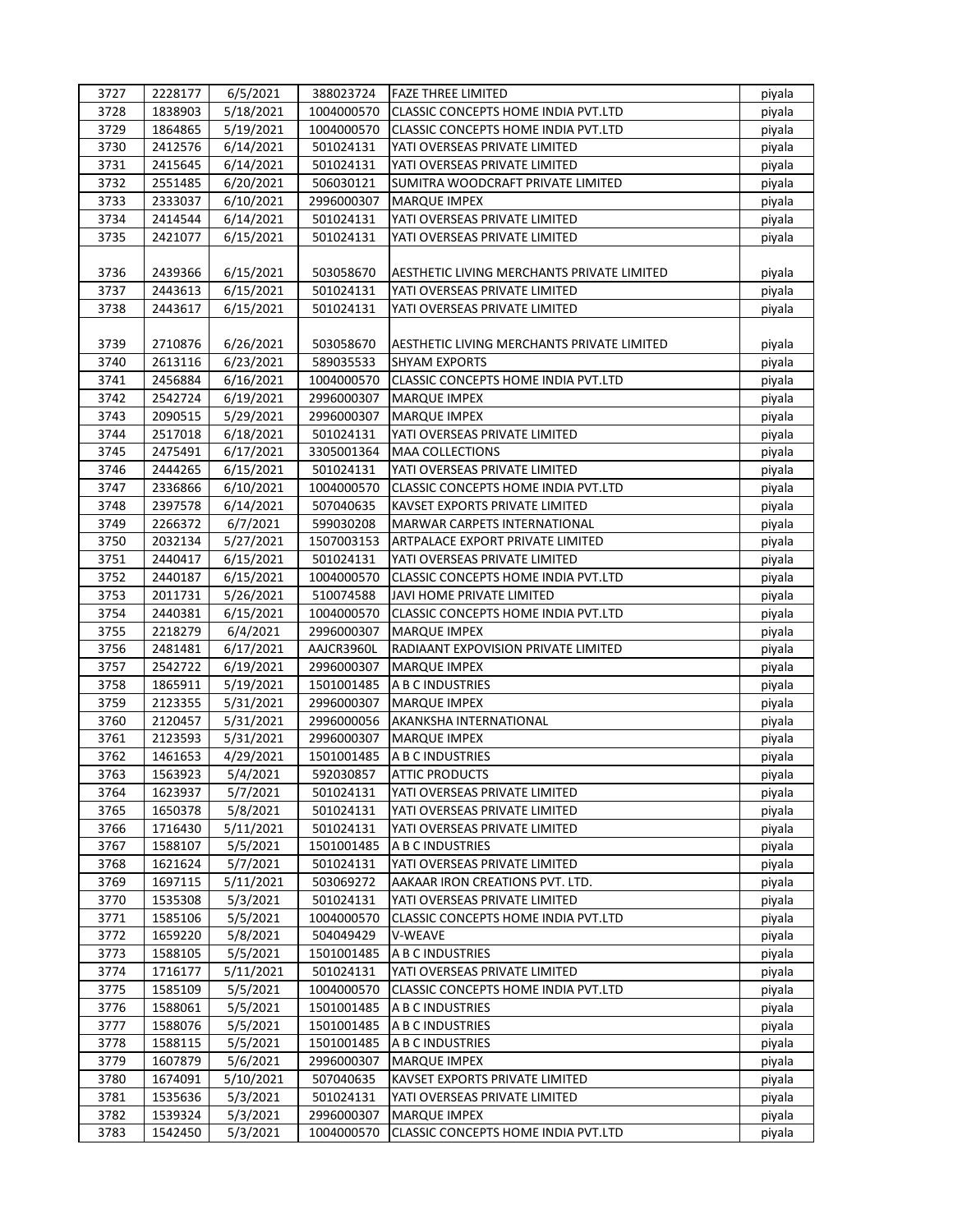| | | | | | |
|---|---|---|---|---|---|
| 3727 | 2228177 | 6/5/2021 | 388023724 | FAZE THREE LIMITED | piyala |
| 3728 | 1838903 | 5/18/2021 | 1004000570 | CLASSIC CONCEPTS HOME INDIA PVT.LTD | piyala |
| 3729 | 1864865 | 5/19/2021 | 1004000570 | CLASSIC CONCEPTS HOME INDIA PVT.LTD | piyala |
| 3730 | 2412576 | 6/14/2021 | 501024131 | YATI OVERSEAS PRIVATE LIMITED | piyala |
| 3731 | 2415645 | 6/14/2021 | 501024131 | YATI OVERSEAS PRIVATE LIMITED | piyala |
| 3732 | 2551485 | 6/20/2021 | 506030121 | SUMITRA WOODCRAFT PRIVATE LIMITED | piyala |
| 3733 | 2333037 | 6/10/2021 | 2996000307 | MARQUE IMPEX | piyala |
| 3734 | 2414544 | 6/14/2021 | 501024131 | YATI OVERSEAS PRIVATE LIMITED | piyala |
| 3735 | 2421077 | 6/15/2021 | 501024131 | YATI OVERSEAS PRIVATE LIMITED | piyala |
| 3736 | 2439366 | 6/15/2021 | 503058670 | AESTHETIC LIVING MERCHANTS PRIVATE LIMITED | piyala |
| 3737 | 2443613 | 6/15/2021 | 501024131 | YATI OVERSEAS PRIVATE LIMITED | piyala |
| 3738 | 2443617 | 6/15/2021 | 501024131 | YATI OVERSEAS PRIVATE LIMITED | piyala |
| 3739 | 2710876 | 6/26/2021 | 503058670 | AESTHETIC LIVING MERCHANTS PRIVATE LIMITED | piyala |
| 3740 | 2613116 | 6/23/2021 | 589035533 | SHYAM EXPORTS | piyala |
| 3741 | 2456884 | 6/16/2021 | 1004000570 | CLASSIC CONCEPTS HOME INDIA PVT.LTD | piyala |
| 3742 | 2542724 | 6/19/2021 | 2996000307 | MARQUE IMPEX | piyala |
| 3743 | 2090515 | 5/29/2021 | 2996000307 | MARQUE IMPEX | piyala |
| 3744 | 2517018 | 6/18/2021 | 501024131 | YATI OVERSEAS PRIVATE LIMITED | piyala |
| 3745 | 2475491 | 6/17/2021 | 3305001364 | MAA COLLECTIONS | piyala |
| 3746 | 2444265 | 6/15/2021 | 501024131 | YATI OVERSEAS PRIVATE LIMITED | piyala |
| 3747 | 2336866 | 6/10/2021 | 1004000570 | CLASSIC CONCEPTS HOME INDIA PVT.LTD | piyala |
| 3748 | 2397578 | 6/14/2021 | 507040635 | KAVSET EXPORTS PRIVATE LIMITED | piyala |
| 3749 | 2266372 | 6/7/2021 | 599030208 | MARWAR CARPETS INTERNATIONAL | piyala |
| 3750 | 2032134 | 5/27/2021 | 1507003153 | ARTPALACE EXPORT PRIVATE LIMITED | piyala |
| 3751 | 2440417 | 6/15/2021 | 501024131 | YATI OVERSEAS PRIVATE LIMITED | piyala |
| 3752 | 2440187 | 6/15/2021 | 1004000570 | CLASSIC CONCEPTS HOME INDIA PVT.LTD | piyala |
| 3753 | 2011731 | 5/26/2021 | 510074588 | JAVI HOME PRIVATE LIMITED | piyala |
| 3754 | 2440381 | 6/15/2021 | 1004000570 | CLASSIC CONCEPTS HOME INDIA PVT.LTD | piyala |
| 3755 | 2218279 | 6/4/2021 | 2996000307 | MARQUE IMPEX | piyala |
| 3756 | 2481481 | 6/17/2021 | AAJCR3960L | RADIAANT EXPOVISION PRIVATE LIMITED | piyala |
| 3757 | 2542722 | 6/19/2021 | 2996000307 | MARQUE IMPEX | piyala |
| 3758 | 1865911 | 5/19/2021 | 1501001485 | A B C INDUSTRIES | piyala |
| 3759 | 2123355 | 5/31/2021 | 2996000307 | MARQUE IMPEX | piyala |
| 3760 | 2120457 | 5/31/2021 | 2996000056 | AKANKSHA INTERNATIONAL | piyala |
| 3761 | 2123593 | 5/31/2021 | 2996000307 | MARQUE IMPEX | piyala |
| 3762 | 1461653 | 4/29/2021 | 1501001485 | A B C INDUSTRIES | piyala |
| 3763 | 1563923 | 5/4/2021 | 592030857 | ATTIC PRODUCTS | piyala |
| 3764 | 1623937 | 5/7/2021 | 501024131 | YATI OVERSEAS PRIVATE LIMITED | piyala |
| 3765 | 1650378 | 5/8/2021 | 501024131 | YATI OVERSEAS PRIVATE LIMITED | piyala |
| 3766 | 1716430 | 5/11/2021 | 501024131 | YATI OVERSEAS PRIVATE LIMITED | piyala |
| 3767 | 1588107 | 5/5/2021 | 1501001485 | A B C INDUSTRIES | piyala |
| 3768 | 1621624 | 5/7/2021 | 501024131 | YATI OVERSEAS PRIVATE LIMITED | piyala |
| 3769 | 1697115 | 5/11/2021 | 503069272 | AAKAAR IRON CREATIONS PVT. LTD. | piyala |
| 3770 | 1535308 | 5/3/2021 | 501024131 | YATI OVERSEAS PRIVATE LIMITED | piyala |
| 3771 | 1585106 | 5/5/2021 | 1004000570 | CLASSIC CONCEPTS HOME INDIA PVT.LTD | piyala |
| 3772 | 1659220 | 5/8/2021 | 504049429 | V-WEAVE | piyala |
| 3773 | 1588105 | 5/5/2021 | 1501001485 | A B C INDUSTRIES | piyala |
| 3774 | 1716177 | 5/11/2021 | 501024131 | YATI OVERSEAS PRIVATE LIMITED | piyala |
| 3775 | 1585109 | 5/5/2021 | 1004000570 | CLASSIC CONCEPTS HOME INDIA PVT.LTD | piyala |
| 3776 | 1588061 | 5/5/2021 | 1501001485 | A B C INDUSTRIES | piyala |
| 3777 | 1588076 | 5/5/2021 | 1501001485 | A B C INDUSTRIES | piyala |
| 3778 | 1588115 | 5/5/2021 | 1501001485 | A B C INDUSTRIES | piyala |
| 3779 | 1607879 | 5/6/2021 | 2996000307 | MARQUE IMPEX | piyala |
| 3780 | 1674091 | 5/10/2021 | 507040635 | KAVSET EXPORTS PRIVATE LIMITED | piyala |
| 3781 | 1535636 | 5/3/2021 | 501024131 | YATI OVERSEAS PRIVATE LIMITED | piyala |
| 3782 | 1539324 | 5/3/2021 | 2996000307 | MARQUE IMPEX | piyala |
| 3783 | 1542450 | 5/3/2021 | 1004000570 | CLASSIC CONCEPTS HOME INDIA PVT.LTD | piyala |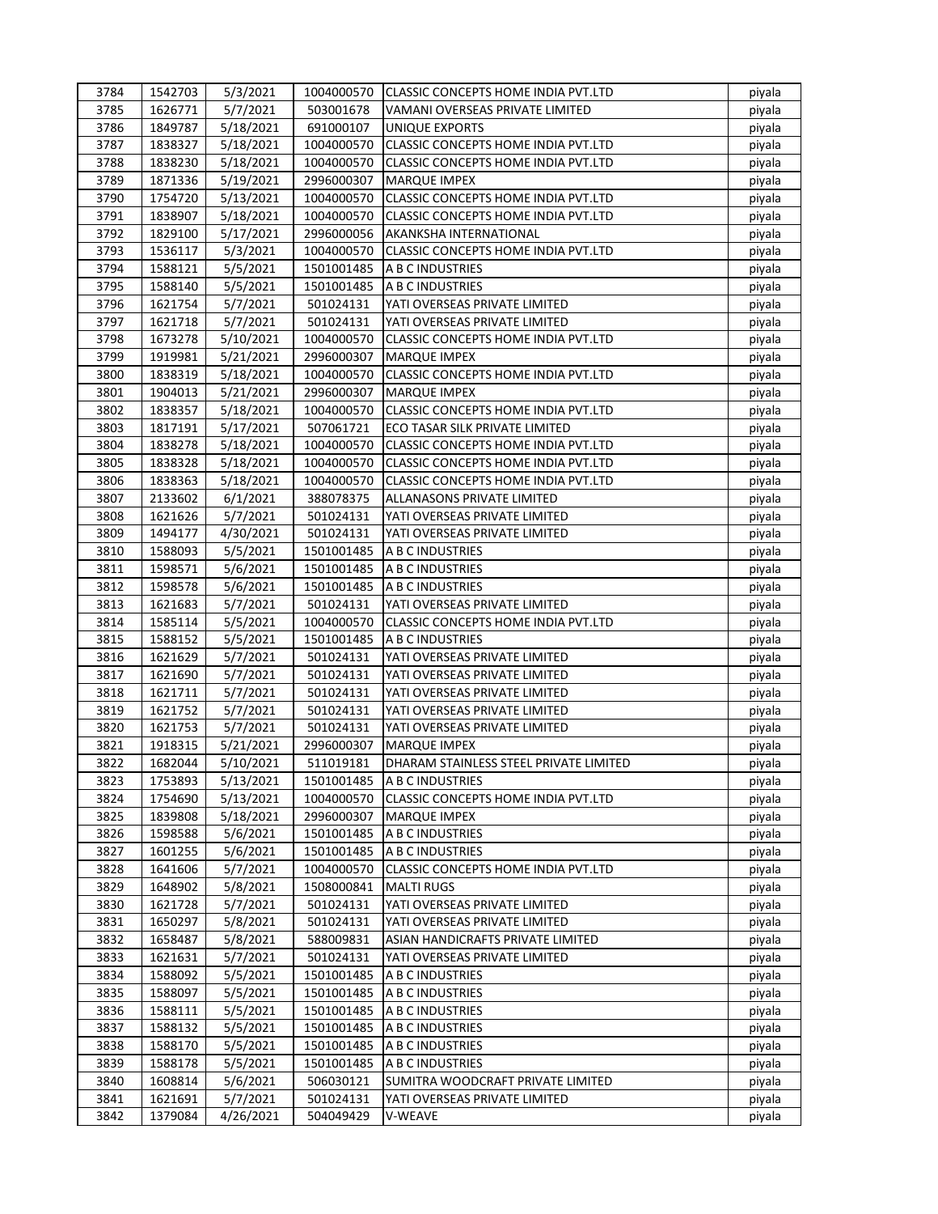| 3784 | 1542703 | 5/3/2021 | 1004000570 | CLASSIC CONCEPTS HOME INDIA PVT.LTD | piyala |
|---|---|---|---|---|---|
| 3785 | 1626771 | 5/7/2021 | 503001678 | VAMANI OVERSEAS PRIVATE LIMITED | piyala |
| 3786 | 1849787 | 5/18/2021 | 691000107 | UNIQUE EXPORTS | piyala |
| 3787 | 1838327 | 5/18/2021 | 1004000570 | CLASSIC CONCEPTS HOME INDIA PVT.LTD | piyala |
| 3788 | 1838230 | 5/18/2021 | 1004000570 | CLASSIC CONCEPTS HOME INDIA PVT.LTD | piyala |
| 3789 | 1871336 | 5/19/2021 | 2996000307 | MARQUE IMPEX | piyala |
| 3790 | 1754720 | 5/13/2021 | 1004000570 | CLASSIC CONCEPTS HOME INDIA PVT.LTD | piyala |
| 3791 | 1838907 | 5/18/2021 | 1004000570 | CLASSIC CONCEPTS HOME INDIA PVT.LTD | piyala |
| 3792 | 1829100 | 5/17/2021 | 2996000056 | AKANKSHA INTERNATIONAL | piyala |
| 3793 | 1536117 | 5/3/2021 | 1004000570 | CLASSIC CONCEPTS HOME INDIA PVT.LTD | piyala |
| 3794 | 1588121 | 5/5/2021 | 1501001485 | A B C INDUSTRIES | piyala |
| 3795 | 1588140 | 5/5/2021 | 1501001485 | A B C INDUSTRIES | piyala |
| 3796 | 1621754 | 5/7/2021 | 501024131 | YATI OVERSEAS PRIVATE LIMITED | piyala |
| 3797 | 1621718 | 5/7/2021 | 501024131 | YATI OVERSEAS PRIVATE LIMITED | piyala |
| 3798 | 1673278 | 5/10/2021 | 1004000570 | CLASSIC CONCEPTS HOME INDIA PVT.LTD | piyala |
| 3799 | 1919981 | 5/21/2021 | 2996000307 | MARQUE IMPEX | piyala |
| 3800 | 1838319 | 5/18/2021 | 1004000570 | CLASSIC CONCEPTS HOME INDIA PVT.LTD | piyala |
| 3801 | 1904013 | 5/21/2021 | 2996000307 | MARQUE IMPEX | piyala |
| 3802 | 1838357 | 5/18/2021 | 1004000570 | CLASSIC CONCEPTS HOME INDIA PVT.LTD | piyala |
| 3803 | 1817191 | 5/17/2021 | 507061721 | ECO TASAR SILK PRIVATE LIMITED | piyala |
| 3804 | 1838278 | 5/18/2021 | 1004000570 | CLASSIC CONCEPTS HOME INDIA PVT.LTD | piyala |
| 3805 | 1838328 | 5/18/2021 | 1004000570 | CLASSIC CONCEPTS HOME INDIA PVT.LTD | piyala |
| 3806 | 1838363 | 5/18/2021 | 1004000570 | CLASSIC CONCEPTS HOME INDIA PVT.LTD | piyala |
| 3807 | 2133602 | 6/1/2021 | 388078375 | ALLANASONS PRIVATE LIMITED | piyala |
| 3808 | 1621626 | 5/7/2021 | 501024131 | YATI OVERSEAS PRIVATE LIMITED | piyala |
| 3809 | 1494177 | 4/30/2021 | 501024131 | YATI OVERSEAS PRIVATE LIMITED | piyala |
| 3810 | 1588093 | 5/5/2021 | 1501001485 | A B C INDUSTRIES | piyala |
| 3811 | 1598571 | 5/6/2021 | 1501001485 | A B C INDUSTRIES | piyala |
| 3812 | 1598578 | 5/6/2021 | 1501001485 | A B C INDUSTRIES | piyala |
| 3813 | 1621683 | 5/7/2021 | 501024131 | YATI OVERSEAS PRIVATE LIMITED | piyala |
| 3814 | 1585114 | 5/5/2021 | 1004000570 | CLASSIC CONCEPTS HOME INDIA PVT.LTD | piyala |
| 3815 | 1588152 | 5/5/2021 | 1501001485 | A B C INDUSTRIES | piyala |
| 3816 | 1621629 | 5/7/2021 | 501024131 | YATI OVERSEAS PRIVATE LIMITED | piyala |
| 3817 | 1621690 | 5/7/2021 | 501024131 | YATI OVERSEAS PRIVATE LIMITED | piyala |
| 3818 | 1621711 | 5/7/2021 | 501024131 | YATI OVERSEAS PRIVATE LIMITED | piyala |
| 3819 | 1621752 | 5/7/2021 | 501024131 | YATI OVERSEAS PRIVATE LIMITED | piyala |
| 3820 | 1621753 | 5/7/2021 | 501024131 | YATI OVERSEAS PRIVATE LIMITED | piyala |
| 3821 | 1918315 | 5/21/2021 | 2996000307 | MARQUE IMPEX | piyala |
| 3822 | 1682044 | 5/10/2021 | 511019181 | DHARAM STAINLESS STEEL PRIVATE LIMITED | piyala |
| 3823 | 1753893 | 5/13/2021 | 1501001485 | A B C INDUSTRIES | piyala |
| 3824 | 1754690 | 5/13/2021 | 1004000570 | CLASSIC CONCEPTS HOME INDIA PVT.LTD | piyala |
| 3825 | 1839808 | 5/18/2021 | 2996000307 | MARQUE IMPEX | piyala |
| 3826 | 1598588 | 5/6/2021 | 1501001485 | A B C INDUSTRIES | piyala |
| 3827 | 1601255 | 5/6/2021 | 1501001485 | A B C INDUSTRIES | piyala |
| 3828 | 1641606 | 5/7/2021 | 1004000570 | CLASSIC CONCEPTS HOME INDIA PVT.LTD | piyala |
| 3829 | 1648902 | 5/8/2021 | 1508000841 | MALTI RUGS | piyala |
| 3830 | 1621728 | 5/7/2021 | 501024131 | YATI OVERSEAS PRIVATE LIMITED | piyala |
| 3831 | 1650297 | 5/8/2021 | 501024131 | YATI OVERSEAS PRIVATE LIMITED | piyala |
| 3832 | 1658487 | 5/8/2021 | 588009831 | ASIAN HANDICRAFTS PRIVATE LIMITED | piyala |
| 3833 | 1621631 | 5/7/2021 | 501024131 | YATI OVERSEAS PRIVATE LIMITED | piyala |
| 3834 | 1588092 | 5/5/2021 | 1501001485 | A B C INDUSTRIES | piyala |
| 3835 | 1588097 | 5/5/2021 | 1501001485 | A B C INDUSTRIES | piyala |
| 3836 | 1588111 | 5/5/2021 | 1501001485 | A B C INDUSTRIES | piyala |
| 3837 | 1588132 | 5/5/2021 | 1501001485 | A B C INDUSTRIES | piyala |
| 3838 | 1588170 | 5/5/2021 | 1501001485 | A B C INDUSTRIES | piyala |
| 3839 | 1588178 | 5/5/2021 | 1501001485 | A B C INDUSTRIES | piyala |
| 3840 | 1608814 | 5/6/2021 | 506030121 | SUMITRA WOODCRAFT PRIVATE LIMITED | piyala |
| 3841 | 1621691 | 5/7/2021 | 501024131 | YATI OVERSEAS PRIVATE LIMITED | piyala |
| 3842 | 1379084 | 4/26/2021 | 504049429 | V-WEAVE | piyala |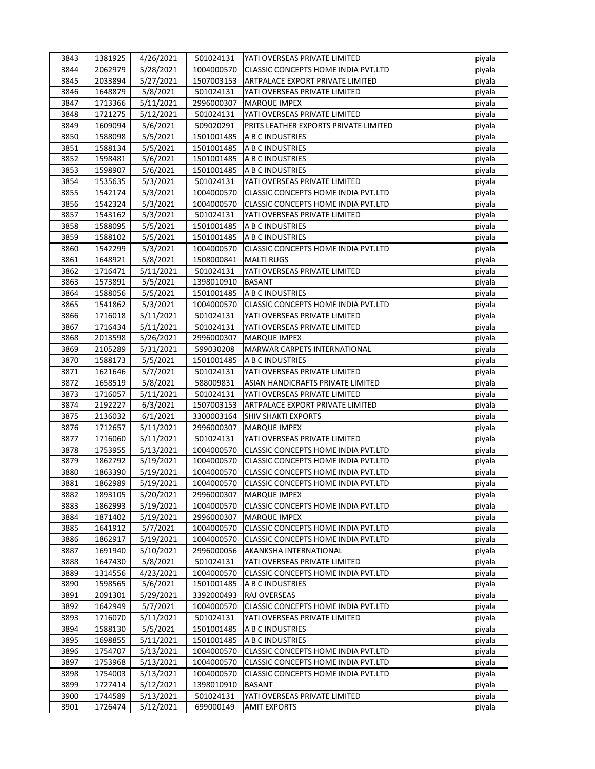| 3843 | 1381925 | 4/26/2021 | 501024131 | YATI OVERSEAS PRIVATE LIMITED | piyala |
|---|---|---|---|---|---|
| 3844 | 2062979 | 5/28/2021 | 1004000570 | CLASSIC CONCEPTS HOME INDIA PVT.LTD | piyala |
| 3845 | 2033894 | 5/27/2021 | 1507003153 | ARTPALACE EXPORT PRIVATE LIMITED | piyala |
| 3846 | 1648879 | 5/8/2021 | 501024131 | YATI OVERSEAS PRIVATE LIMITED | piyala |
| 3847 | 1713366 | 5/11/2021 | 2996000307 | MARQUE IMPEX | piyala |
| 3848 | 1721275 | 5/12/2021 | 501024131 | YATI OVERSEAS PRIVATE LIMITED | piyala |
| 3849 | 1609094 | 5/6/2021 | 509020291 | PRITS LEATHER EXPORTS PRIVATE LIMITED | piyala |
| 3850 | 1588098 | 5/5/2021 | 1501001485 | A B C INDUSTRIES | piyala |
| 3851 | 1588134 | 5/5/2021 | 1501001485 | A B C INDUSTRIES | piyala |
| 3852 | 1598481 | 5/6/2021 | 1501001485 | A B C INDUSTRIES | piyala |
| 3853 | 1598907 | 5/6/2021 | 1501001485 | A B C INDUSTRIES | piyala |
| 3854 | 1535635 | 5/3/2021 | 501024131 | YATI OVERSEAS PRIVATE LIMITED | piyala |
| 3855 | 1542174 | 5/3/2021 | 1004000570 | CLASSIC CONCEPTS HOME INDIA PVT.LTD | piyala |
| 3856 | 1542324 | 5/3/2021 | 1004000570 | CLASSIC CONCEPTS HOME INDIA PVT.LTD | piyala |
| 3857 | 1543162 | 5/3/2021 | 501024131 | YATI OVERSEAS PRIVATE LIMITED | piyala |
| 3858 | 1588095 | 5/5/2021 | 1501001485 | A B C INDUSTRIES | piyala |
| 3859 | 1588102 | 5/5/2021 | 1501001485 | A B C INDUSTRIES | piyala |
| 3860 | 1542299 | 5/3/2021 | 1004000570 | CLASSIC CONCEPTS HOME INDIA PVT.LTD | piyala |
| 3861 | 1648921 | 5/8/2021 | 1508000841 | MALTI RUGS | piyala |
| 3862 | 1716471 | 5/11/2021 | 501024131 | YATI OVERSEAS PRIVATE LIMITED | piyala |
| 3863 | 1573891 | 5/5/2021 | 1398010910 | BASANT | piyala |
| 3864 | 1588056 | 5/5/2021 | 1501001485 | A B C INDUSTRIES | piyala |
| 3865 | 1541862 | 5/3/2021 | 1004000570 | CLASSIC CONCEPTS HOME INDIA PVT.LTD | piyala |
| 3866 | 1716018 | 5/11/2021 | 501024131 | YATI OVERSEAS PRIVATE LIMITED | piyala |
| 3867 | 1716434 | 5/11/2021 | 501024131 | YATI OVERSEAS PRIVATE LIMITED | piyala |
| 3868 | 2013598 | 5/26/2021 | 2996000307 | MARQUE IMPEX | piyala |
| 3869 | 2105289 | 5/31/2021 | 599030208 | MARWAR CARPETS INTERNATIONAL | piyala |
| 3870 | 1588173 | 5/5/2021 | 1501001485 | A B C INDUSTRIES | piyala |
| 3871 | 1621646 | 5/7/2021 | 501024131 | YATI OVERSEAS PRIVATE LIMITED | piyala |
| 3872 | 1658519 | 5/8/2021 | 588009831 | ASIAN HANDICRAFTS PRIVATE LIMITED | piyala |
| 3873 | 1716057 | 5/11/2021 | 501024131 | YATI OVERSEAS PRIVATE LIMITED | piyala |
| 3874 | 2192227 | 6/3/2021 | 1507003153 | ARTPALACE EXPORT PRIVATE LIMITED | piyala |
| 3875 | 2136032 | 6/1/2021 | 3300003164 | SHIV SHAKTI EXPORTS | piyala |
| 3876 | 1712657 | 5/11/2021 | 2996000307 | MARQUE IMPEX | piyala |
| 3877 | 1716060 | 5/11/2021 | 501024131 | YATI OVERSEAS PRIVATE LIMITED | piyala |
| 3878 | 1753955 | 5/13/2021 | 1004000570 | CLASSIC CONCEPTS HOME INDIA PVT.LTD | piyala |
| 3879 | 1862792 | 5/19/2021 | 1004000570 | CLASSIC CONCEPTS HOME INDIA PVT.LTD | piyala |
| 3880 | 1863390 | 5/19/2021 | 1004000570 | CLASSIC CONCEPTS HOME INDIA PVT.LTD | piyala |
| 3881 | 1862989 | 5/19/2021 | 1004000570 | CLASSIC CONCEPTS HOME INDIA PVT.LTD | piyala |
| 3882 | 1893105 | 5/20/2021 | 2996000307 | MARQUE IMPEX | piyala |
| 3883 | 1862993 | 5/19/2021 | 1004000570 | CLASSIC CONCEPTS HOME INDIA PVT.LTD | piyala |
| 3884 | 1871402 | 5/19/2021 | 2996000307 | MARQUE IMPEX | piyala |
| 3885 | 1641912 | 5/7/2021 | 1004000570 | CLASSIC CONCEPTS HOME INDIA PVT.LTD | piyala |
| 3886 | 1862917 | 5/19/2021 | 1004000570 | CLASSIC CONCEPTS HOME INDIA PVT.LTD | piyala |
| 3887 | 1691940 | 5/10/2021 | 2996000056 | AKANKSHA INTERNATIONAL | piyala |
| 3888 | 1647430 | 5/8/2021 | 501024131 | YATI OVERSEAS PRIVATE LIMITED | piyala |
| 3889 | 1314556 | 4/23/2021 | 1004000570 | CLASSIC CONCEPTS HOME INDIA PVT.LTD | piyala |
| 3890 | 1598565 | 5/6/2021 | 1501001485 | A B C INDUSTRIES | piyala |
| 3891 | 2091301 | 5/29/2021 | 3392000493 | RAJ OVERSEAS | piyala |
| 3892 | 1642949 | 5/7/2021 | 1004000570 | CLASSIC CONCEPTS HOME INDIA PVT.LTD | piyala |
| 3893 | 1716070 | 5/11/2021 | 501024131 | YATI OVERSEAS PRIVATE LIMITED | piyala |
| 3894 | 1588130 | 5/5/2021 | 1501001485 | A B C INDUSTRIES | piyala |
| 3895 | 1698855 | 5/11/2021 | 1501001485 | A B C INDUSTRIES | piyala |
| 3896 | 1754707 | 5/13/2021 | 1004000570 | CLASSIC CONCEPTS HOME INDIA PVT.LTD | piyala |
| 3897 | 1753968 | 5/13/2021 | 1004000570 | CLASSIC CONCEPTS HOME INDIA PVT.LTD | piyala |
| 3898 | 1754003 | 5/13/2021 | 1004000570 | CLASSIC CONCEPTS HOME INDIA PVT.LTD | piyala |
| 3899 | 1727414 | 5/12/2021 | 1398010910 | BASANT | piyala |
| 3900 | 1744589 | 5/13/2021 | 501024131 | YATI OVERSEAS PRIVATE LIMITED | piyala |
| 3901 | 1726474 | 5/12/2021 | 699000149 | AMIT EXPORTS | piyala |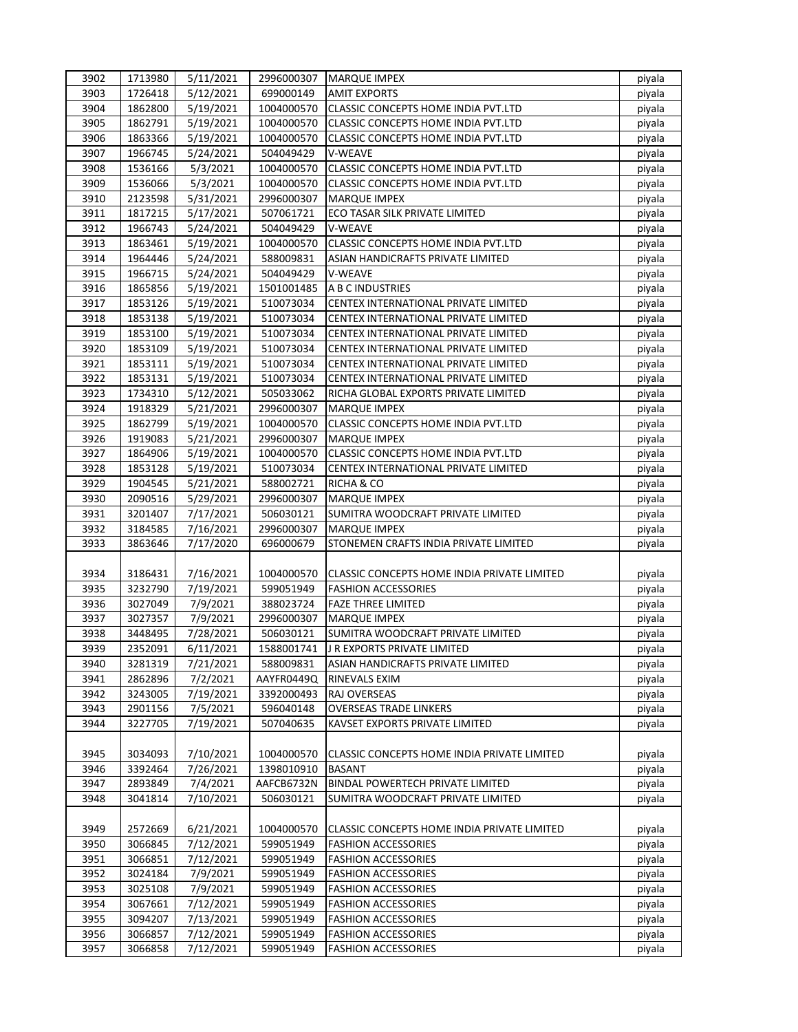| | | | | | |
|---|---|---|---|---|---|
| 3902 | 1713980 | 5/11/2021 | 2996000307 | MARQUE IMPEX | piyala |
| 3903 | 1726418 | 5/12/2021 | 699000149 | AMIT EXPORTS | piyala |
| 3904 | 1862800 | 5/19/2021 | 1004000570 | CLASSIC CONCEPTS HOME INDIA PVT.LTD | piyala |
| 3905 | 1862791 | 5/19/2021 | 1004000570 | CLASSIC CONCEPTS HOME INDIA PVT.LTD | piyala |
| 3906 | 1863366 | 5/19/2021 | 1004000570 | CLASSIC CONCEPTS HOME INDIA PVT.LTD | piyala |
| 3907 | 1966745 | 5/24/2021 | 504049429 | V-WEAVE | piyala |
| 3908 | 1536166 | 5/3/2021 | 1004000570 | CLASSIC CONCEPTS HOME INDIA PVT.LTD | piyala |
| 3909 | 1536066 | 5/3/2021 | 1004000570 | CLASSIC CONCEPTS HOME INDIA PVT.LTD | piyala |
| 3910 | 2123598 | 5/31/2021 | 2996000307 | MARQUE IMPEX | piyala |
| 3911 | 1817215 | 5/17/2021 | 507061721 | ECO TASAR SILK PRIVATE LIMITED | piyala |
| 3912 | 1966743 | 5/24/2021 | 504049429 | V-WEAVE | piyala |
| 3913 | 1863461 | 5/19/2021 | 1004000570 | CLASSIC CONCEPTS HOME INDIA PVT.LTD | piyala |
| 3914 | 1964446 | 5/24/2021 | 588009831 | ASIAN HANDICRAFTS PRIVATE LIMITED | piyala |
| 3915 | 1966715 | 5/24/2021 | 504049429 | V-WEAVE | piyala |
| 3916 | 1865856 | 5/19/2021 | 1501001485 | A B C INDUSTRIES | piyala |
| 3917 | 1853126 | 5/19/2021 | 510073034 | CENTEX INTERNATIONAL PRIVATE LIMITED | piyala |
| 3918 | 1853138 | 5/19/2021 | 510073034 | CENTEX INTERNATIONAL PRIVATE LIMITED | piyala |
| 3919 | 1853100 | 5/19/2021 | 510073034 | CENTEX INTERNATIONAL PRIVATE LIMITED | piyala |
| 3920 | 1853109 | 5/19/2021 | 510073034 | CENTEX INTERNATIONAL PRIVATE LIMITED | piyala |
| 3921 | 1853111 | 5/19/2021 | 510073034 | CENTEX INTERNATIONAL PRIVATE LIMITED | piyala |
| 3922 | 1853131 | 5/19/2021 | 510073034 | CENTEX INTERNATIONAL PRIVATE LIMITED | piyala |
| 3923 | 1734310 | 5/12/2021 | 505033062 | RICHA GLOBAL EXPORTS PRIVATE LIMITED | piyala |
| 3924 | 1918329 | 5/21/2021 | 2996000307 | MARQUE IMPEX | piyala |
| 3925 | 1862799 | 5/19/2021 | 1004000570 | CLASSIC CONCEPTS HOME INDIA PVT.LTD | piyala |
| 3926 | 1919083 | 5/21/2021 | 2996000307 | MARQUE IMPEX | piyala |
| 3927 | 1864906 | 5/19/2021 | 1004000570 | CLASSIC CONCEPTS HOME INDIA PVT.LTD | piyala |
| 3928 | 1853128 | 5/19/2021 | 510073034 | CENTEX INTERNATIONAL PRIVATE LIMITED | piyala |
| 3929 | 1904545 | 5/21/2021 | 588002721 | RICHA & CO | piyala |
| 3930 | 2090516 | 5/29/2021 | 2996000307 | MARQUE IMPEX | piyala |
| 3931 | 3201407 | 7/17/2021 | 506030121 | SUMITRA WOODCRAFT PRIVATE LIMITED | piyala |
| 3932 | 3184585 | 7/16/2021 | 2996000307 | MARQUE IMPEX | piyala |
| 3933 | 3863646 | 7/17/2020 | 696000679 | STONEMEN CRAFTS INDIA PRIVATE LIMITED | piyala |
| 3934 | 3186431 | 7/16/2021 | 1004000570 | CLASSIC CONCEPTS HOME INDIA PRIVATE LIMITED | piyala |
| 3935 | 3232790 | 7/19/2021 | 599051949 | FASHION ACCESSORIES | piyala |
| 3936 | 3027049 | 7/9/2021 | 388023724 | FAZE THREE LIMITED | piyala |
| 3937 | 3027357 | 7/9/2021 | 2996000307 | MARQUE IMPEX | piyala |
| 3938 | 3448495 | 7/28/2021 | 506030121 | SUMITRA WOODCRAFT PRIVATE LIMITED | piyala |
| 3939 | 2352091 | 6/11/2021 | 1588001741 | J R EXPORTS PRIVATE LIMITED | piyala |
| 3940 | 3281319 | 7/21/2021 | 588009831 | ASIAN HANDICRAFTS PRIVATE LIMITED | piyala |
| 3941 | 2862896 | 7/2/2021 | AAYFR0449Q | RINEVALS EXIM | piyala |
| 3942 | 3243005 | 7/19/2021 | 3392000493 | RAJ OVERSEAS | piyala |
| 3943 | 2901156 | 7/5/2021 | 596040148 | OVERSEAS TRADE LINKERS | piyala |
| 3944 | 3227705 | 7/19/2021 | 507040635 | KAVSET EXPORTS PRIVATE LIMITED | piyala |
| 3945 | 3034093 | 7/10/2021 | 1004000570 | CLASSIC CONCEPTS HOME INDIA PRIVATE LIMITED | piyala |
| 3946 | 3392464 | 7/26/2021 | 1398010910 | BASANT | piyala |
| 3947 | 2893849 | 7/4/2021 | AAFCB6732N | BINDAL POWERTECH PRIVATE LIMITED | piyala |
| 3948 | 3041814 | 7/10/2021 | 506030121 | SUMITRA WOODCRAFT PRIVATE LIMITED | piyala |
| 3949 | 2572669 | 6/21/2021 | 1004000570 | CLASSIC CONCEPTS HOME INDIA PRIVATE LIMITED | piyala |
| 3950 | 3066845 | 7/12/2021 | 599051949 | FASHION ACCESSORIES | piyala |
| 3951 | 3066851 | 7/12/2021 | 599051949 | FASHION ACCESSORIES | piyala |
| 3952 | 3024184 | 7/9/2021 | 599051949 | FASHION ACCESSORIES | piyala |
| 3953 | 3025108 | 7/9/2021 | 599051949 | FASHION ACCESSORIES | piyala |
| 3954 | 3067661 | 7/12/2021 | 599051949 | FASHION ACCESSORIES | piyala |
| 3955 | 3094207 | 7/13/2021 | 599051949 | FASHION ACCESSORIES | piyala |
| 3956 | 3066857 | 7/12/2021 | 599051949 | FASHION ACCESSORIES | piyala |
| 3957 | 3066858 | 7/12/2021 | 599051949 | FASHION ACCESSORIES | piyala |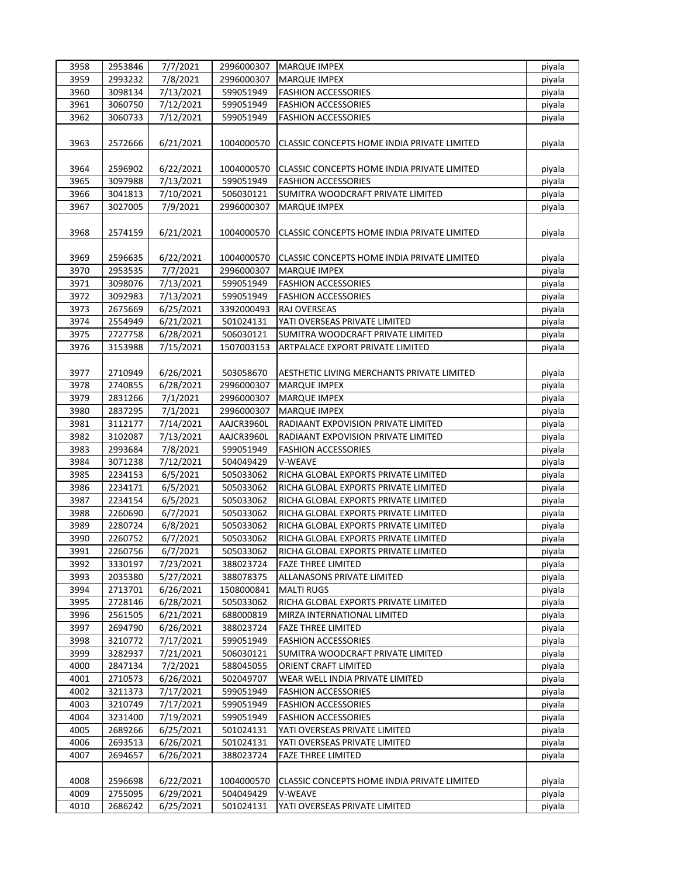| | | | | | |
|---|---|---|---|---|---|
| 3958 | 2953846 | 7/7/2021 | 2996000307 | MARQUE IMPEX | piyala |
| 3959 | 2993232 | 7/8/2021 | 2996000307 | MARQUE IMPEX | piyala |
| 3960 | 3098134 | 7/13/2021 | 599051949 | FASHION ACCESSORIES | piyala |
| 3961 | 3060750 | 7/12/2021 | 599051949 | FASHION ACCESSORIES | piyala |
| 3962 | 3060733 | 7/12/2021 | 599051949 | FASHION ACCESSORIES | piyala |
| 3963 | 2572666 | 6/21/2021 | 1004000570 | CLASSIC CONCEPTS HOME INDIA PRIVATE LIMITED | piyala |
| 3964 | 2596902 | 6/22/2021 | 1004000570 | CLASSIC CONCEPTS HOME INDIA PRIVATE LIMITED | piyala |
| 3965 | 3097988 | 7/13/2021 | 599051949 | FASHION ACCESSORIES | piyala |
| 3966 | 3041813 | 7/10/2021 | 506030121 | SUMITRA WOODCRAFT PRIVATE LIMITED | piyala |
| 3967 | 3027005 | 7/9/2021 | 2996000307 | MARQUE IMPEX | piyala |
| 3968 | 2574159 | 6/21/2021 | 1004000570 | CLASSIC CONCEPTS HOME INDIA PRIVATE LIMITED | piyala |
| 3969 | 2596635 | 6/22/2021 | 1004000570 | CLASSIC CONCEPTS HOME INDIA PRIVATE LIMITED | piyala |
| 3970 | 2953535 | 7/7/2021 | 2996000307 | MARQUE IMPEX | piyala |
| 3971 | 3098076 | 7/13/2021 | 599051949 | FASHION ACCESSORIES | piyala |
| 3972 | 3092983 | 7/13/2021 | 599051949 | FASHION ACCESSORIES | piyala |
| 3973 | 2675669 | 6/25/2021 | 3392000493 | RAJ OVERSEAS | piyala |
| 3974 | 2554949 | 6/21/2021 | 501024131 | YATI OVERSEAS PRIVATE LIMITED | piyala |
| 3975 | 2727758 | 6/28/2021 | 506030121 | SUMITRA WOODCRAFT PRIVATE LIMITED | piyala |
| 3976 | 3153988 | 7/15/2021 | 1507003153 | ARTPALACE EXPORT PRIVATE LIMITED | piyala |
| 3977 | 2710949 | 6/26/2021 | 503058670 | AESTHETIC LIVING MERCHANTS PRIVATE LIMITED | piyala |
| 3978 | 2740855 | 6/28/2021 | 2996000307 | MARQUE IMPEX | piyala |
| 3979 | 2831266 | 7/1/2021 | 2996000307 | MARQUE IMPEX | piyala |
| 3980 | 2837295 | 7/1/2021 | 2996000307 | MARQUE IMPEX | piyala |
| 3981 | 3112177 | 7/14/2021 | AAJCR3960L | RADIAANT EXPOVISION PRIVATE LIMITED | piyala |
| 3982 | 3102087 | 7/13/2021 | AAJCR3960L | RADIAANT EXPOVISION PRIVATE LIMITED | piyala |
| 3983 | 2993684 | 7/8/2021 | 599051949 | FASHION ACCESSORIES | piyala |
| 3984 | 3071238 | 7/12/2021 | 504049429 | V-WEAVE | piyala |
| 3985 | 2234153 | 6/5/2021 | 505033062 | RICHA GLOBAL EXPORTS PRIVATE LIMITED | piyala |
| 3986 | 2234171 | 6/5/2021 | 505033062 | RICHA GLOBAL EXPORTS PRIVATE LIMITED | piyala |
| 3987 | 2234154 | 6/5/2021 | 505033062 | RICHA GLOBAL EXPORTS PRIVATE LIMITED | piyala |
| 3988 | 2260690 | 6/7/2021 | 505033062 | RICHA GLOBAL EXPORTS PRIVATE LIMITED | piyala |
| 3989 | 2280724 | 6/8/2021 | 505033062 | RICHA GLOBAL EXPORTS PRIVATE LIMITED | piyala |
| 3990 | 2260752 | 6/7/2021 | 505033062 | RICHA GLOBAL EXPORTS PRIVATE LIMITED | piyala |
| 3991 | 2260756 | 6/7/2021 | 505033062 | RICHA GLOBAL EXPORTS PRIVATE LIMITED | piyala |
| 3992 | 3330197 | 7/23/2021 | 388023724 | FAZE THREE LIMITED | piyala |
| 3993 | 2035380 | 5/27/2021 | 388078375 | ALLANASONS PRIVATE LIMITED | piyala |
| 3994 | 2713701 | 6/26/2021 | 1508000841 | MALTI RUGS | piyala |
| 3995 | 2728146 | 6/28/2021 | 505033062 | RICHA GLOBAL EXPORTS PRIVATE LIMITED | piyala |
| 3996 | 2561505 | 6/21/2021 | 688000819 | MIRZA INTERNATIONAL LIMITED | piyala |
| 3997 | 2694790 | 6/26/2021 | 388023724 | FAZE THREE LIMITED | piyala |
| 3998 | 3210772 | 7/17/2021 | 599051949 | FASHION ACCESSORIES | piyala |
| 3999 | 3282937 | 7/21/2021 | 506030121 | SUMITRA WOODCRAFT PRIVATE LIMITED | piyala |
| 4000 | 2847134 | 7/2/2021 | 588045055 | ORIENT CRAFT LIMITED | piyala |
| 4001 | 2710573 | 6/26/2021 | 502049707 | WEAR WELL INDIA PRIVATE LIMITED | piyala |
| 4002 | 3211373 | 7/17/2021 | 599051949 | FASHION ACCESSORIES | piyala |
| 4003 | 3210749 | 7/17/2021 | 599051949 | FASHION ACCESSORIES | piyala |
| 4004 | 3231400 | 7/19/2021 | 599051949 | FASHION ACCESSORIES | piyala |
| 4005 | 2689266 | 6/25/2021 | 501024131 | YATI OVERSEAS PRIVATE LIMITED | piyala |
| 4006 | 2693513 | 6/26/2021 | 501024131 | YATI OVERSEAS PRIVATE LIMITED | piyala |
| 4007 | 2694657 | 6/26/2021 | 388023724 | FAZE THREE LIMITED | piyala |
| 4008 | 2596698 | 6/22/2021 | 1004000570 | CLASSIC CONCEPTS HOME INDIA PRIVATE LIMITED | piyala |
| 4009 | 2755095 | 6/29/2021 | 504049429 | V-WEAVE | piyala |
| 4010 | 2686242 | 6/25/2021 | 501024131 | YATI OVERSEAS PRIVATE LIMITED | piyala |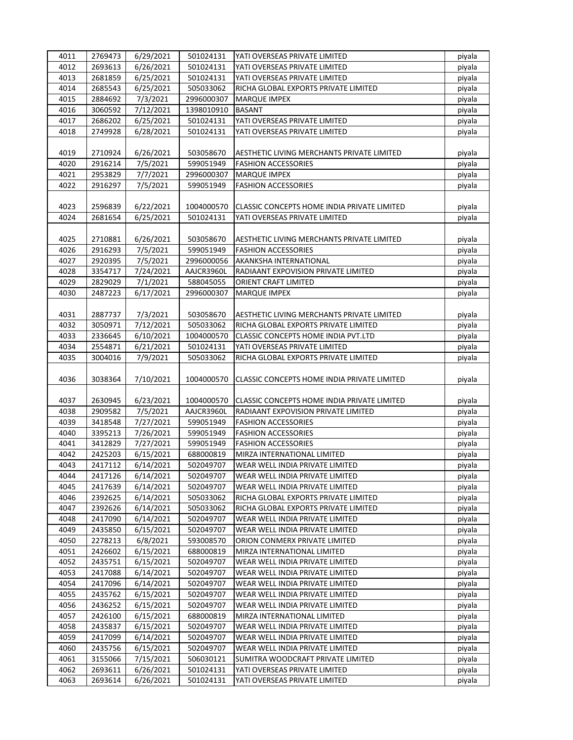| 4011 | 2769473 | 6/29/2021 | 501024131 | YATI OVERSEAS PRIVATE LIMITED | piyala |
|---|---|---|---|---|---|
| 4012 | 2693613 | 6/26/2021 | 501024131 | YATI OVERSEAS PRIVATE LIMITED | piyala |
| 4013 | 2681859 | 6/25/2021 | 501024131 | YATI OVERSEAS PRIVATE LIMITED | piyala |
| 4014 | 2685543 | 6/25/2021 | 505033062 | RICHA GLOBAL EXPORTS PRIVATE LIMITED | piyala |
| 4015 | 2884692 | 7/3/2021 | 2996000307 | MARQUE IMPEX | piyala |
| 4016 | 3060592 | 7/12/2021 | 1398010910 | BASANT | piyala |
| 4017 | 2686202 | 6/25/2021 | 501024131 | YATI OVERSEAS PRIVATE LIMITED | piyala |
| 4018 | 2749928 | 6/28/2021 | 501024131 | YATI OVERSEAS PRIVATE LIMITED | piyala |
| 4019 | 2710924 | 6/26/2021 | 503058670 | AESTHETIC LIVING MERCHANTS PRIVATE LIMITED | piyala |
| 4020 | 2916214 | 7/5/2021 | 599051949 | FASHION ACCESSORIES | piyala |
| 4021 | 2953829 | 7/7/2021 | 2996000307 | MARQUE IMPEX | piyala |
| 4022 | 2916297 | 7/5/2021 | 599051949 | FASHION ACCESSORIES | piyala |
| 4023 | 2596839 | 6/22/2021 | 1004000570 | CLASSIC CONCEPTS HOME INDIA PRIVATE LIMITED | piyala |
| 4024 | 2681654 | 6/25/2021 | 501024131 | YATI OVERSEAS PRIVATE LIMITED | piyala |
| 4025 | 2710881 | 6/26/2021 | 503058670 | AESTHETIC LIVING MERCHANTS PRIVATE LIMITED | piyala |
| 4026 | 2916293 | 7/5/2021 | 599051949 | FASHION ACCESSORIES | piyala |
| 4027 | 2920395 | 7/5/2021 | 2996000056 | AKANKSHA INTERNATIONAL | piyala |
| 4028 | 3354717 | 7/24/2021 | AAJCR3960L | RADIAANT EXPOVISION PRIVATE LIMITED | piyala |
| 4029 | 2829029 | 7/1/2021 | 588045055 | ORIENT CRAFT LIMITED | piyala |
| 4030 | 2487223 | 6/17/2021 | 2996000307 | MARQUE IMPEX | piyala |
| 4031 | 2887737 | 7/3/2021 | 503058670 | AESTHETIC LIVING MERCHANTS PRIVATE LIMITED | piyala |
| 4032 | 3050971 | 7/12/2021 | 505033062 | RICHA GLOBAL EXPORTS PRIVATE LIMITED | piyala |
| 4033 | 2336645 | 6/10/2021 | 1004000570 | CLASSIC CONCEPTS HOME INDIA PVT.LTD | piyala |
| 4034 | 2554871 | 6/21/2021 | 501024131 | YATI OVERSEAS PRIVATE LIMITED | piyala |
| 4035 | 3004016 | 7/9/2021 | 505033062 | RICHA GLOBAL EXPORTS PRIVATE LIMITED | piyala |
| 4036 | 3038364 | 7/10/2021 | 1004000570 | CLASSIC CONCEPTS HOME INDIA PRIVATE LIMITED | piyala |
| 4037 | 2630945 | 6/23/2021 | 1004000570 | CLASSIC CONCEPTS HOME INDIA PRIVATE LIMITED | piyala |
| 4038 | 2909582 | 7/5/2021 | AAJCR3960L | RADIAANT EXPOVISION PRIVATE LIMITED | piyala |
| 4039 | 3418548 | 7/27/2021 | 599051949 | FASHION ACCESSORIES | piyala |
| 4040 | 3395213 | 7/26/2021 | 599051949 | FASHION ACCESSORIES | piyala |
| 4041 | 3412829 | 7/27/2021 | 599051949 | FASHION ACCESSORIES | piyala |
| 4042 | 2425203 | 6/15/2021 | 688000819 | MIRZA INTERNATIONAL LIMITED | piyala |
| 4043 | 2417112 | 6/14/2021 | 502049707 | WEAR WELL INDIA PRIVATE LIMITED | piyala |
| 4044 | 2417126 | 6/14/2021 | 502049707 | WEAR WELL INDIA PRIVATE LIMITED | piyala |
| 4045 | 2417639 | 6/14/2021 | 502049707 | WEAR WELL INDIA PRIVATE LIMITED | piyala |
| 4046 | 2392625 | 6/14/2021 | 505033062 | RICHA GLOBAL EXPORTS PRIVATE LIMITED | piyala |
| 4047 | 2392626 | 6/14/2021 | 505033062 | RICHA GLOBAL EXPORTS PRIVATE LIMITED | piyala |
| 4048 | 2417090 | 6/14/2021 | 502049707 | WEAR WELL INDIA PRIVATE LIMITED | piyala |
| 4049 | 2435850 | 6/15/2021 | 502049707 | WEAR WELL INDIA PRIVATE LIMITED | piyala |
| 4050 | 2278213 | 6/8/2021 | 593008570 | ORION CONMERX PRIVATE LIMITED | piyala |
| 4051 | 2426602 | 6/15/2021 | 688000819 | MIRZA INTERNATIONAL LIMITED | piyala |
| 4052 | 2435751 | 6/15/2021 | 502049707 | WEAR WELL INDIA PRIVATE LIMITED | piyala |
| 4053 | 2417088 | 6/14/2021 | 502049707 | WEAR WELL INDIA PRIVATE LIMITED | piyala |
| 4054 | 2417096 | 6/14/2021 | 502049707 | WEAR WELL INDIA PRIVATE LIMITED | piyala |
| 4055 | 2435762 | 6/15/2021 | 502049707 | WEAR WELL INDIA PRIVATE LIMITED | piyala |
| 4056 | 2436252 | 6/15/2021 | 502049707 | WEAR WELL INDIA PRIVATE LIMITED | piyala |
| 4057 | 2426100 | 6/15/2021 | 688000819 | MIRZA INTERNATIONAL LIMITED | piyala |
| 4058 | 2435837 | 6/15/2021 | 502049707 | WEAR WELL INDIA PRIVATE LIMITED | piyala |
| 4059 | 2417099 | 6/14/2021 | 502049707 | WEAR WELL INDIA PRIVATE LIMITED | piyala |
| 4060 | 2435756 | 6/15/2021 | 502049707 | WEAR WELL INDIA PRIVATE LIMITED | piyala |
| 4061 | 3155066 | 7/15/2021 | 506030121 | SUMITRA WOODCRAFT PRIVATE LIMITED | piyala |
| 4062 | 2693611 | 6/26/2021 | 501024131 | YATI OVERSEAS PRIVATE LIMITED | piyala |
| 4063 | 2693614 | 6/26/2021 | 501024131 | YATI OVERSEAS PRIVATE LIMITED | piyala |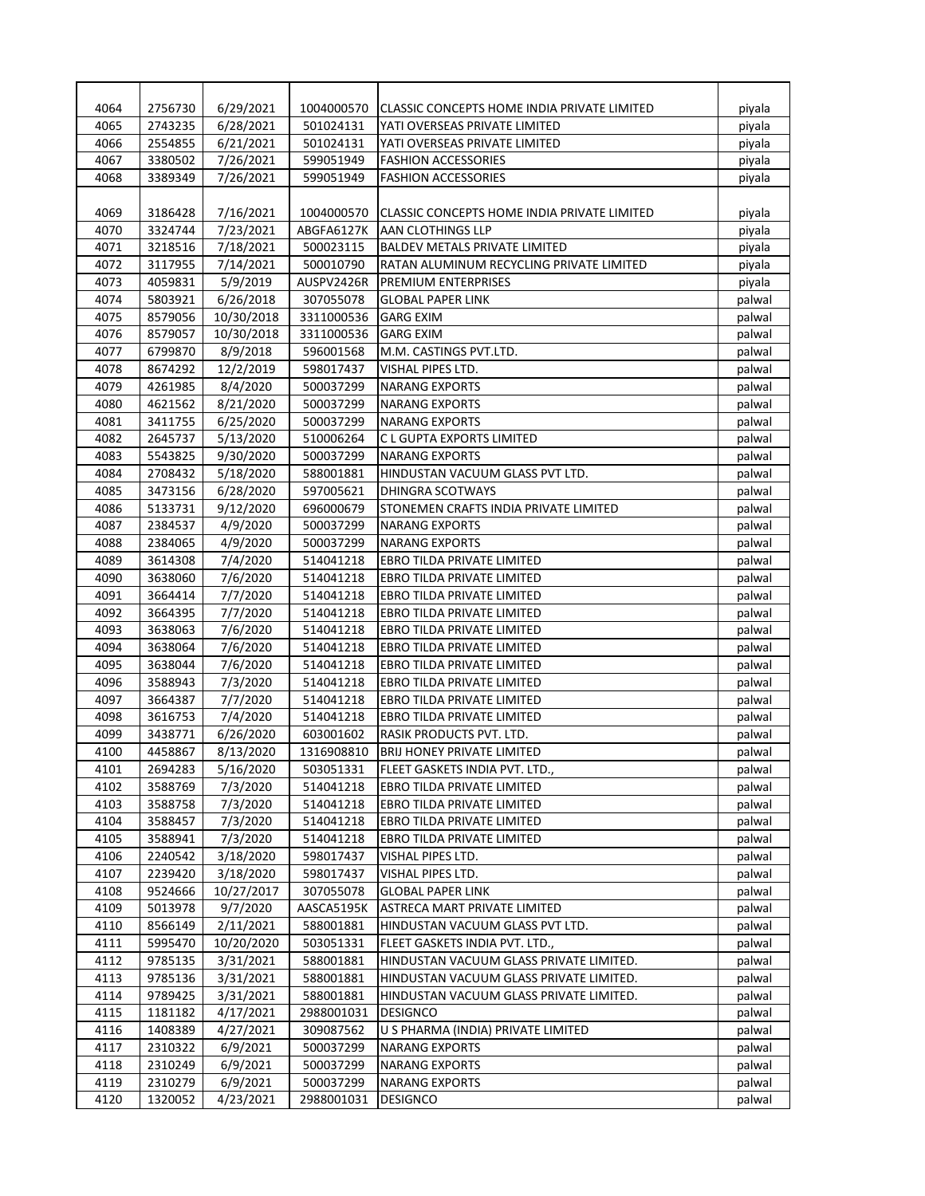| | | | | | |
|---|---|---|---|---|---|
| 4064 | 2756730 | 6/29/2021 | 1004000570 | CLASSIC CONCEPTS HOME INDIA PRIVATE LIMITED | piyala |
| 4065 | 2743235 | 6/28/2021 | 501024131 | YATI OVERSEAS PRIVATE LIMITED | piyala |
| 4066 | 2554855 | 6/21/2021 | 501024131 | YATI OVERSEAS PRIVATE LIMITED | piyala |
| 4067 | 3380502 | 7/26/2021 | 599051949 | FASHION ACCESSORIES | piyala |
| 4068 | 3389349 | 7/26/2021 | 599051949 | FASHION ACCESSORIES | piyala |
| 4069 | 3186428 | 7/16/2021 | 1004000570 | CLASSIC CONCEPTS HOME INDIA PRIVATE LIMITED | piyala |
| 4070 | 3324744 | 7/23/2021 | ABGFA6127K | AAN CLOTHINGS LLP | piyala |
| 4071 | 3218516 | 7/18/2021 | 500023115 | BALDEV METALS PRIVATE LIMITED | piyala |
| 4072 | 3117955 | 7/14/2021 | 500010790 | RATAN ALUMINUM RECYCLING PRIVATE LIMITED | piyala |
| 4073 | 4059831 | 5/9/2019 | AUSPV2426R | PREMIUM ENTERPRISES | piyala |
| 4074 | 5803921 | 6/26/2018 | 307055078 | GLOBAL PAPER LINK | palwal |
| 4075 | 8579056 | 10/30/2018 | 3311000536 | GARG EXIM | palwal |
| 4076 | 8579057 | 10/30/2018 | 3311000536 | GARG EXIM | palwal |
| 4077 | 6799870 | 8/9/2018 | 596001568 | M.M. CASTINGS PVT.LTD. | palwal |
| 4078 | 8674292 | 12/2/2019 | 598017437 | VISHAL PIPES LTD. | palwal |
| 4079 | 4261985 | 8/4/2020 | 500037299 | NARANG EXPORTS | palwal |
| 4080 | 4621562 | 8/21/2020 | 500037299 | NARANG EXPORTS | palwal |
| 4081 | 3411755 | 6/25/2020 | 500037299 | NARANG EXPORTS | palwal |
| 4082 | 2645737 | 5/13/2020 | 510006264 | C L GUPTA EXPORTS LIMITED | palwal |
| 4083 | 5543825 | 9/30/2020 | 500037299 | NARANG EXPORTS | palwal |
| 4084 | 2708432 | 5/18/2020 | 588001881 | HINDUSTAN VACUUM GLASS PVT LTD. | palwal |
| 4085 | 3473156 | 6/28/2020 | 597005621 | DHINGRA SCOTWAYS | palwal |
| 4086 | 5133731 | 9/12/2020 | 696000679 | STONEMEN CRAFTS INDIA PRIVATE LIMITED | palwal |
| 4087 | 2384537 | 4/9/2020 | 500037299 | NARANG EXPORTS | palwal |
| 4088 | 2384065 | 4/9/2020 | 500037299 | NARANG EXPORTS | palwal |
| 4089 | 3614308 | 7/4/2020 | 514041218 | EBRO TILDA PRIVATE LIMITED | palwal |
| 4090 | 3638060 | 7/6/2020 | 514041218 | EBRO TILDA PRIVATE LIMITED | palwal |
| 4091 | 3664414 | 7/7/2020 | 514041218 | EBRO TILDA PRIVATE LIMITED | palwal |
| 4092 | 3664395 | 7/7/2020 | 514041218 | EBRO TILDA PRIVATE LIMITED | palwal |
| 4093 | 3638063 | 7/6/2020 | 514041218 | EBRO TILDA PRIVATE LIMITED | palwal |
| 4094 | 3638064 | 7/6/2020 | 514041218 | EBRO TILDA PRIVATE LIMITED | palwal |
| 4095 | 3638044 | 7/6/2020 | 514041218 | EBRO TILDA PRIVATE LIMITED | palwal |
| 4096 | 3588943 | 7/3/2020 | 514041218 | EBRO TILDA PRIVATE LIMITED | palwal |
| 4097 | 3664387 | 7/7/2020 | 514041218 | EBRO TILDA PRIVATE LIMITED | palwal |
| 4098 | 3616753 | 7/4/2020 | 514041218 | EBRO TILDA PRIVATE LIMITED | palwal |
| 4099 | 3438771 | 6/26/2020 | 603001602 | RASIK PRODUCTS PVT. LTD. | palwal |
| 4100 | 4458867 | 8/13/2020 | 1316908810 | BRIJ HONEY PRIVATE LIMITED | palwal |
| 4101 | 2694283 | 5/16/2020 | 503051331 | FLEET GASKETS INDIA PVT. LTD., | palwal |
| 4102 | 3588769 | 7/3/2020 | 514041218 | EBRO TILDA PRIVATE LIMITED | palwal |
| 4103 | 3588758 | 7/3/2020 | 514041218 | EBRO TILDA PRIVATE LIMITED | palwal |
| 4104 | 3588457 | 7/3/2020 | 514041218 | EBRO TILDA PRIVATE LIMITED | palwal |
| 4105 | 3588941 | 7/3/2020 | 514041218 | EBRO TILDA PRIVATE LIMITED | palwal |
| 4106 | 2240542 | 3/18/2020 | 598017437 | VISHAL PIPES LTD. | palwal |
| 4107 | 2239420 | 3/18/2020 | 598017437 | VISHAL PIPES LTD. | palwal |
| 4108 | 9524666 | 10/27/2017 | 307055078 | GLOBAL PAPER LINK | palwal |
| 4109 | 5013978 | 9/7/2020 | AASCA5195K | ASTRECA MART PRIVATE LIMITED | palwal |
| 4110 | 8566149 | 2/11/2021 | 588001881 | HINDUSTAN VACUUM GLASS PVT LTD. | palwal |
| 4111 | 5995470 | 10/20/2020 | 503051331 | FLEET GASKETS INDIA PVT. LTD., | palwal |
| 4112 | 9785135 | 3/31/2021 | 588001881 | HINDUSTAN VACUUM GLASS PRIVATE LIMITED. | palwal |
| 4113 | 9785136 | 3/31/2021 | 588001881 | HINDUSTAN VACUUM GLASS PRIVATE LIMITED. | palwal |
| 4114 | 9789425 | 3/31/2021 | 588001881 | HINDUSTAN VACUUM GLASS PRIVATE LIMITED. | palwal |
| 4115 | 1181182 | 4/17/2021 | 2988001031 | DESIGNCO | palwal |
| 4116 | 1408389 | 4/27/2021 | 309087562 | U S PHARMA (INDIA) PRIVATE LIMITED | palwal |
| 4117 | 2310322 | 6/9/2021 | 500037299 | NARANG EXPORTS | palwal |
| 4118 | 2310249 | 6/9/2021 | 500037299 | NARANG EXPORTS | palwal |
| 4119 | 2310279 | 6/9/2021 | 500037299 | NARANG EXPORTS | palwal |
| 4120 | 1320052 | 4/23/2021 | 2988001031 | DESIGNCO | palwal |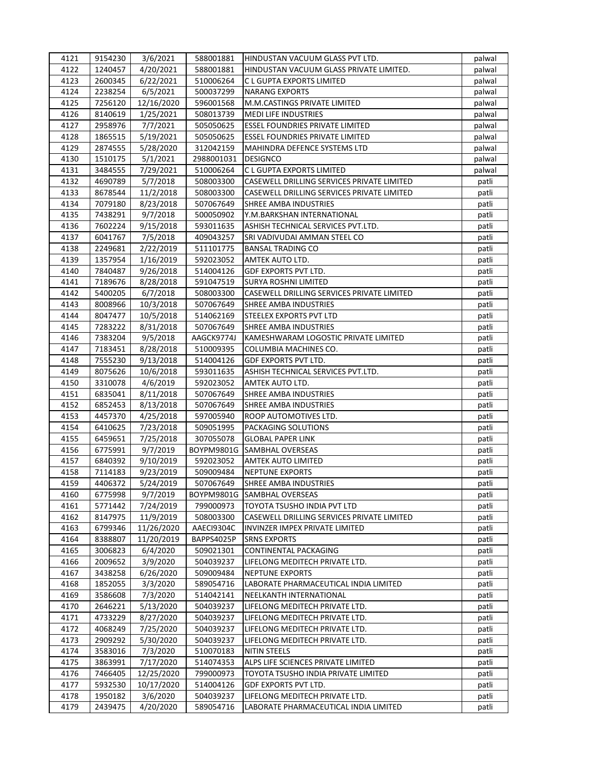| | | | | | |
|---|---|---|---|---|---|
| 4121 | 9154230 | 3/6/2021 | 588001881 | HINDUSTAN VACUUM GLASS PVT LTD. | palwal |
| 4122 | 1240457 | 4/20/2021 | 588001881 | HINDUSTAN VACUUM GLASS PRIVATE LIMITED. | palwal |
| 4123 | 2600345 | 6/22/2021 | 510006264 | C L GUPTA EXPORTS LIMITED | palwal |
| 4124 | 2238254 | 6/5/2021 | 500037299 | NARANG EXPORTS | palwal |
| 4125 | 7256120 | 12/16/2020 | 596001568 | M.M.CASTINGS PRIVATE LIMITED | palwal |
| 4126 | 8140619 | 1/25/2021 | 508013739 | MEDI LIFE INDUSTRIES | palwal |
| 4127 | 2958976 | 7/7/2021 | 505050625 | ESSEL FOUNDRIES PRIVATE LIMITED | palwal |
| 4128 | 1865515 | 5/19/2021 | 505050625 | ESSEL FOUNDRIES PRIVATE LIMITED | palwal |
| 4129 | 2874555 | 5/28/2020 | 312042159 | MAHINDRA DEFENCE SYSTEMS LTD | palwal |
| 4130 | 1510175 | 5/1/2021 | 2988001031 | DESIGNCO | palwal |
| 4131 | 3484555 | 7/29/2021 | 510006264 | C L GUPTA EXPORTS LIMITED | palwal |
| 4132 | 4690789 | 5/7/2018 | 508003300 | CASEWELL DRILLING SERVICES PRIVATE LIMITED | patli |
| 4133 | 8678544 | 11/2/2018 | 508003300 | CASEWELL DRILLING SERVICES PRIVATE LIMITED | patli |
| 4134 | 7079180 | 8/23/2018 | 507067649 | SHREE AMBA INDUSTRIES | patli |
| 4135 | 7438291 | 9/7/2018 | 500050902 | Y.M.BARKSHAN INTERNATIONAL | patli |
| 4136 | 7602224 | 9/15/2018 | 593011635 | ASHISH TECHNICAL SERVICES PVT.LTD. | patli |
| 4137 | 6041767 | 7/5/2018 | 409043257 | SRI VADIVUDAI AMMAN STEEL CO | patli |
| 4138 | 2249681 | 2/22/2019 | 511101775 | BANSAL TRADING CO | patli |
| 4139 | 1357954 | 1/16/2019 | 592023052 | AMTEK AUTO LTD. | patli |
| 4140 | 7840487 | 9/26/2018 | 514004126 | GDF EXPORTS PVT LTD. | patli |
| 4141 | 7189676 | 8/28/2018 | 591047519 | SURYA ROSHNI LIMITED | patli |
| 4142 | 5400205 | 6/7/2018 | 508003300 | CASEWELL DRILLING SERVICES PRIVATE LIMITED | patli |
| 4143 | 8008966 | 10/3/2018 | 507067649 | SHREE AMBA INDUSTRIES | patli |
| 4144 | 8047477 | 10/5/2018 | 514062169 | STEELEX EXPORTS PVT LTD | patli |
| 4145 | 7283222 | 8/31/2018 | 507067649 | SHREE AMBA INDUSTRIES | patli |
| 4146 | 7383204 | 9/5/2018 | AAGCK9774J | KAMESHWARAM LOGOSTIC PRIVATE LIMITED | patli |
| 4147 | 7183451 | 8/28/2018 | 510009395 | COLUMBIA MACHINES CO. | patli |
| 4148 | 7555230 | 9/13/2018 | 514004126 | GDF EXPORTS PVT LTD. | patli |
| 4149 | 8075626 | 10/6/2018 | 593011635 | ASHISH TECHNICAL SERVICES PVT.LTD. | patli |
| 4150 | 3310078 | 4/6/2019 | 592023052 | AMTEK AUTO LTD. | patli |
| 4151 | 6835041 | 8/11/2018 | 507067649 | SHREE AMBA INDUSTRIES | patli |
| 4152 | 6852453 | 8/13/2018 | 507067649 | SHREE AMBA INDUSTRIES | patli |
| 4153 | 4457370 | 4/25/2018 | 597005940 | ROOP AUTOMOTIVES LTD. | patli |
| 4154 | 6410625 | 7/23/2018 | 509051995 | PACKAGING SOLUTIONS | patli |
| 4155 | 6459651 | 7/25/2018 | 307055078 | GLOBAL PAPER LINK | patli |
| 4156 | 6775991 | 9/7/2019 | BOYPM9801G | SAMBHAL OVERSEAS | patli |
| 4157 | 6840392 | 9/10/2019 | 592023052 | AMTEK AUTO LIMITED | patli |
| 4158 | 7114183 | 9/23/2019 | 509009484 | NEPTUNE EXPORTS | patli |
| 4159 | 4406372 | 5/24/2019 | 507067649 | SHREE AMBA INDUSTRIES | patli |
| 4160 | 6775998 | 9/7/2019 | BOYPM9801G | SAMBHAL OVERSEAS | patli |
| 4161 | 5771442 | 7/24/2019 | 799000973 | TOYOTA TSUSHO INDIA PVT LTD | patli |
| 4162 | 8147975 | 11/9/2019 | 508003300 | CASEWELL DRILLING SERVICES PRIVATE LIMITED | patli |
| 4163 | 6799346 | 11/26/2020 | AAECI9304C | INVINZER IMPEX PRIVATE LIMITED | patli |
| 4164 | 8388807 | 11/20/2019 | BAPPS4025P | SRNS EXPORTS | patli |
| 4165 | 3006823 | 6/4/2020 | 509021301 | CONTINENTAL PACKAGING | patli |
| 4166 | 2009652 | 3/9/2020 | 504039237 | LIFELONG MEDITECH PRIVATE LTD. | patli |
| 4167 | 3438258 | 6/26/2020 | 509009484 | NEPTUNE EXPORTS | patli |
| 4168 | 1852055 | 3/3/2020 | 589054716 | LABORATE PHARMACEUTICAL INDIA LIMITED | patli |
| 4169 | 3586608 | 7/3/2020 | 514042141 | NEELKANTH INTERNATIONAL | patli |
| 4170 | 2646221 | 5/13/2020 | 504039237 | LIFELONG MEDITECH PRIVATE LTD. | patli |
| 4171 | 4733229 | 8/27/2020 | 504039237 | LIFELONG MEDITECH PRIVATE LTD. | patli |
| 4172 | 4068249 | 7/25/2020 | 504039237 | LIFELONG MEDITECH PRIVATE LTD. | patli |
| 4173 | 2909292 | 5/30/2020 | 504039237 | LIFELONG MEDITECH PRIVATE LTD. | patli |
| 4174 | 3583016 | 7/3/2020 | 510070183 | NITIN STEELS | patli |
| 4175 | 3863991 | 7/17/2020 | 514074353 | ALPS LIFE SCIENCES PRIVATE LIMITED | patli |
| 4176 | 7466405 | 12/25/2020 | 799000973 | TOYOTA TSUSHO INDIA PRIVATE LIMITED | patli |
| 4177 | 5932530 | 10/17/2020 | 514004126 | GDF EXPORTS PVT LTD. | patli |
| 4178 | 1950182 | 3/6/2020 | 504039237 | LIFELONG MEDITECH PRIVATE LTD. | patli |
| 4179 | 2439475 | 4/20/2020 | 589054716 | LABORATE PHARMACEUTICAL INDIA LIMITED | patli |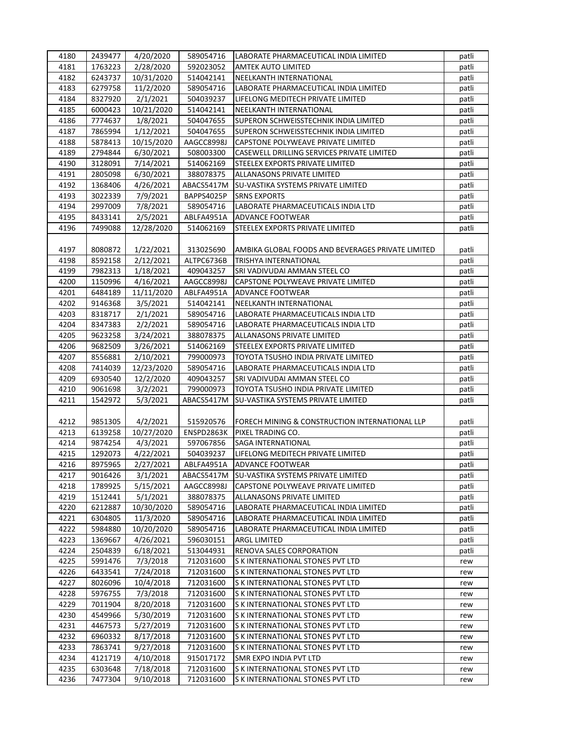| 4180 | 2439477 | 4/20/2020 | 589054716 | LABORATE PHARMACEUTICAL INDIA LIMITED | patli |
|---|---|---|---|---|---|
| 4181 | 1763223 | 2/28/2020 | 592023052 | AMTEK AUTO LIMITED | patli |
| 4182 | 6243737 | 10/31/2020 | 514042141 | NEELKANTH INTERNATIONAL | patli |
| 4183 | 6279758 | 11/2/2020 | 589054716 | LABORATE PHARMACEUTICAL INDIA LIMITED | patli |
| 4184 | 8327920 | 2/1/2021 | 504039237 | LIFELONG MEDITECH PRIVATE LIMITED | patli |
| 4185 | 6000423 | 10/21/2020 | 514042141 | NEELKANTH INTERNATIONAL | patli |
| 4186 | 7774637 | 1/8/2021 | 504047655 | SUPERON SCHWEISSTECHNIK INDIA LIMITED | patli |
| 4187 | 7865994 | 1/12/2021 | 504047655 | SUPERON SCHWEISSTECHNIK INDIA LIMITED | patli |
| 4188 | 5878413 | 10/15/2020 | AAGCC8998J | CAPSTONE POLYWEAVE PRIVATE LIMITED | patli |
| 4189 | 2794844 | 6/30/2021 | 508003300 | CASEWELL DRILLING SERVICES PRIVATE LIMITED | patli |
| 4190 | 3128091 | 7/14/2021 | 514062169 | STEELEX EXPORTS PRIVATE LIMITED | patli |
| 4191 | 2805098 | 6/30/2021 | 388078375 | ALLANASONS PRIVATE LIMITED | patli |
| 4192 | 1368406 | 4/26/2021 | ABACS5417M | SU-VASTIKA SYSTEMS PRIVATE LIMITED | patli |
| 4193 | 3022339 | 7/9/2021 | BAPPS4025P | SRNS EXPORTS | patli |
| 4194 | 2997009 | 7/8/2021 | 589054716 | LABORATE PHARMACEUTICALS INDIA LTD | patli |
| 4195 | 8433141 | 2/5/2021 | ABLFA4951A | ADVANCE FOOTWEAR | patli |
| 4196 | 7499088 | 12/28/2020 | 514062169 | STEELEX EXPORTS PRIVATE LIMITED | patli |
| 4197 | 8080872 | 1/22/2021 | 313025690 | AMBIKA GLOBAL FOODS AND BEVERAGES PRIVATE LIMITED | patli |
| 4198 | 8592158 | 2/12/2021 | ALTPC6736B | TRISHYA INTERNATIONAL | patli |
| 4199 | 7982313 | 1/18/2021 | 409043257 | SRI VADIVUDAI AMMAN STEEL CO | patli |
| 4200 | 1150996 | 4/16/2021 | AAGCC8998J | CAPSTONE POLYWEAVE PRIVATE LIMITED | patli |
| 4201 | 6484189 | 11/11/2020 | ABLFA4951A | ADVANCE FOOTWEAR | patli |
| 4202 | 9146368 | 3/5/2021 | 514042141 | NEELKANTH INTERNATIONAL | patli |
| 4203 | 8318717 | 2/1/2021 | 589054716 | LABORATE PHARMACEUTICALS INDIA LTD | patli |
| 4204 | 8347383 | 2/2/2021 | 589054716 | LABORATE PHARMACEUTICALS INDIA LTD | patli |
| 4205 | 9623258 | 3/24/2021 | 388078375 | ALLANASONS PRIVATE LIMITED | patli |
| 4206 | 9682509 | 3/26/2021 | 514062169 | STEELEX EXPORTS PRIVATE LIMITED | patli |
| 4207 | 8556881 | 2/10/2021 | 799000973 | TOYOTA TSUSHO INDIA PRIVATE LIMITED | patli |
| 4208 | 7414039 | 12/23/2020 | 589054716 | LABORATE PHARMACEUTICALS INDIA LTD | patli |
| 4209 | 6930540 | 12/2/2020 | 409043257 | SRI VADIVUDAI AMMAN STEEL CO | patli |
| 4210 | 9061698 | 3/2/2021 | 799000973 | TOYOTA TSUSHO INDIA PRIVATE LIMITED | patli |
| 4211 | 1542972 | 5/3/2021 | ABACS5417M | SU-VASTIKA SYSTEMS PRIVATE LIMITED | patli |
| 4212 | 9851305 | 4/2/2021 | 515920576 | FORECH MINING & CONSTRUCTION INTERNATIONAL LLP | patli |
| 4213 | 6139258 | 10/27/2020 | ENSPD2863K | PIXEL TRADING CO. | patli |
| 4214 | 9874254 | 4/3/2021 | 597067856 | SAGA INTERNATIONAL | patli |
| 4215 | 1292073 | 4/22/2021 | 504039237 | LIFELONG MEDITECH PRIVATE LIMITED | patli |
| 4216 | 8975965 | 2/27/2021 | ABLFA4951A | ADVANCE FOOTWEAR | patli |
| 4217 | 9016426 | 3/1/2021 | ABACS5417M | SU-VASTIKA SYSTEMS PRIVATE LIMITED | patli |
| 4218 | 1789925 | 5/15/2021 | AAGCC8998J | CAPSTONE POLYWEAVE PRIVATE LIMITED | patli |
| 4219 | 1512441 | 5/1/2021 | 388078375 | ALLANASONS PRIVATE LIMITED | patli |
| 4220 | 6212887 | 10/30/2020 | 589054716 | LABORATE PHARMACEUTICAL INDIA LIMITED | patli |
| 4221 | 6304805 | 11/3/2020 | 589054716 | LABORATE PHARMACEUTICAL INDIA LIMITED | patli |
| 4222 | 5984880 | 10/20/2020 | 589054716 | LABORATE PHARMACEUTICAL INDIA LIMITED | patli |
| 4223 | 1369667 | 4/26/2021 | 596030151 | ARGL LIMITED | patli |
| 4224 | 2504839 | 6/18/2021 | 513044931 | RENOVA SALES CORPORATION | patli |
| 4225 | 5991476 | 7/3/2018 | 712031600 | S K INTERNATIONAL STONES PVT LTD | rew |
| 4226 | 6433541 | 7/24/2018 | 712031600 | S K INTERNATIONAL STONES PVT LTD | rew |
| 4227 | 8026096 | 10/4/2018 | 712031600 | S K INTERNATIONAL STONES PVT LTD | rew |
| 4228 | 5976755 | 7/3/2018 | 712031600 | S K INTERNATIONAL STONES PVT LTD | rew |
| 4229 | 7011904 | 8/20/2018 | 712031600 | S K INTERNATIONAL STONES PVT LTD | rew |
| 4230 | 4549966 | 5/30/2019 | 712031600 | S K INTERNATIONAL STONES PVT LTD | rew |
| 4231 | 4467573 | 5/27/2019 | 712031600 | S K INTERNATIONAL STONES PVT LTD | rew |
| 4232 | 6960332 | 8/17/2018 | 712031600 | S K INTERNATIONAL STONES PVT LTD | rew |
| 4233 | 7863741 | 9/27/2018 | 712031600 | S K INTERNATIONAL STONES PVT LTD | rew |
| 4234 | 4121719 | 4/10/2018 | 915017172 | SMR EXPO INDIA PVT LTD | rew |
| 4235 | 6303648 | 7/18/2018 | 712031600 | S K INTERNATIONAL STONES PVT LTD | rew |
| 4236 | 7477304 | 9/10/2018 | 712031600 | S K INTERNATIONAL STONES PVT LTD | rew |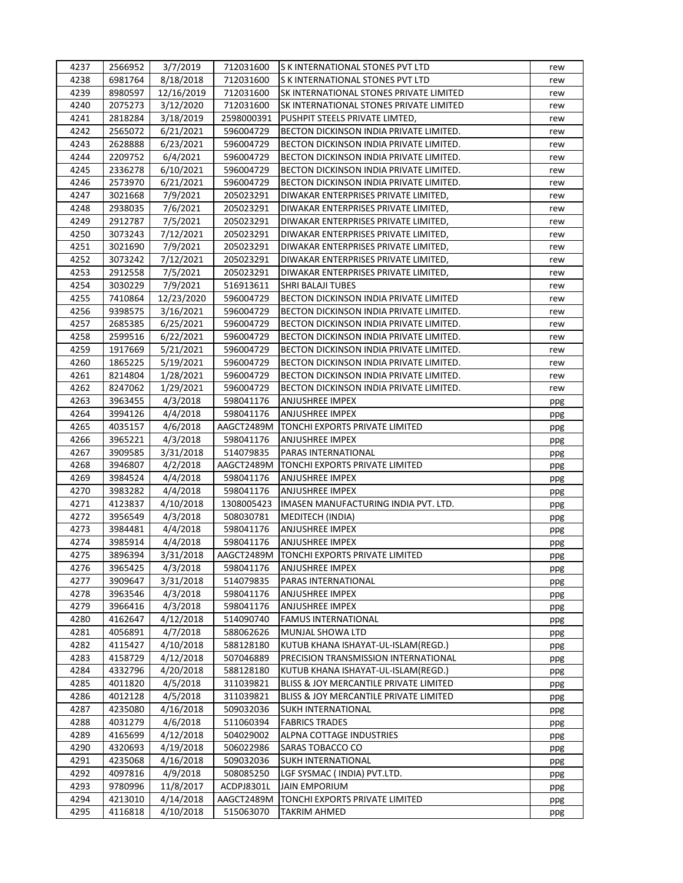| 4237 | 2566952 | 3/7/2019 | 712031600 | S K INTERNATIONAL STONES PVT LTD | rew |
|---|---|---|---|---|---|
| 4238 | 6981764 | 8/18/2018 | 712031600 | S K INTERNATIONAL STONES PVT LTD | rew |
| 4239 | 8980597 | 12/16/2019 | 712031600 | SK INTERNATIONAL STONES PRIVATE LIMITED | rew |
| 4240 | 2075273 | 3/12/2020 | 712031600 | SK INTERNATIONAL STONES PRIVATE LIMITED | rew |
| 4241 | 2818284 | 3/18/2019 | 2598000391 | PUSHPIT STEELS PRIVATE LIMTED, | rew |
| 4242 | 2565072 | 6/21/2021 | 596004729 | BECTON DICKINSON INDIA PRIVATE LIMITED. | rew |
| 4243 | 2628888 | 6/23/2021 | 596004729 | BECTON DICKINSON INDIA PRIVATE LIMITED. | rew |
| 4244 | 2209752 | 6/4/2021 | 596004729 | BECTON DICKINSON INDIA PRIVATE LIMITED. | rew |
| 4245 | 2336278 | 6/10/2021 | 596004729 | BECTON DICKINSON INDIA PRIVATE LIMITED. | rew |
| 4246 | 2573970 | 6/21/2021 | 596004729 | BECTON DICKINSON INDIA PRIVATE LIMITED. | rew |
| 4247 | 3021668 | 7/9/2021 | 205023291 | DIWAKAR ENTERPRISES PRIVATE LIMITED, | rew |
| 4248 | 2938035 | 7/6/2021 | 205023291 | DIWAKAR ENTERPRISES PRIVATE LIMITED, | rew |
| 4249 | 2912787 | 7/5/2021 | 205023291 | DIWAKAR ENTERPRISES PRIVATE LIMITED, | rew |
| 4250 | 3073243 | 7/12/2021 | 205023291 | DIWAKAR ENTERPRISES PRIVATE LIMITED, | rew |
| 4251 | 3021690 | 7/9/2021 | 205023291 | DIWAKAR ENTERPRISES PRIVATE LIMITED, | rew |
| 4252 | 3073242 | 7/12/2021 | 205023291 | DIWAKAR ENTERPRISES PRIVATE LIMITED, | rew |
| 4253 | 2912558 | 7/5/2021 | 205023291 | DIWAKAR ENTERPRISES PRIVATE LIMITED, | rew |
| 4254 | 3030229 | 7/9/2021 | 516913611 | SHRI BALAJI TUBES | rew |
| 4255 | 7410864 | 12/23/2020 | 596004729 | BECTON DICKINSON INDIA PRIVATE LIMITED | rew |
| 4256 | 9398575 | 3/16/2021 | 596004729 | BECTON DICKINSON INDIA PRIVATE LIMITED. | rew |
| 4257 | 2685385 | 6/25/2021 | 596004729 | BECTON DICKINSON INDIA PRIVATE LIMITED. | rew |
| 4258 | 2599516 | 6/22/2021 | 596004729 | BECTON DICKINSON INDIA PRIVATE LIMITED. | rew |
| 4259 | 1917669 | 5/21/2021 | 596004729 | BECTON DICKINSON INDIA PRIVATE LIMITED. | rew |
| 4260 | 1865225 | 5/19/2021 | 596004729 | BECTON DICKINSON INDIA PRIVATE LIMITED. | rew |
| 4261 | 8214804 | 1/28/2021 | 596004729 | BECTON DICKINSON INDIA PRIVATE LIMITED. | rew |
| 4262 | 8247062 | 1/29/2021 | 596004729 | BECTON DICKINSON INDIA PRIVATE LIMITED. | rew |
| 4263 | 3963455 | 4/3/2018 | 598041176 | ANJUSHREE IMPEX | ppg |
| 4264 | 3994126 | 4/4/2018 | 598041176 | ANJUSHREE IMPEX | ppg |
| 4265 | 4035157 | 4/6/2018 | AAGCT2489M | TONCHI EXPORTS PRIVATE LIMITED | ppg |
| 4266 | 3965221 | 4/3/2018 | 598041176 | ANJUSHREE IMPEX | ppg |
| 4267 | 3909585 | 3/31/2018 | 514079835 | PARAS INTERNATIONAL | ppg |
| 4268 | 3946807 | 4/2/2018 | AAGCT2489M | TONCHI EXPORTS PRIVATE LIMITED | ppg |
| 4269 | 3984524 | 4/4/2018 | 598041176 | ANJUSHREE IMPEX | ppg |
| 4270 | 3983282 | 4/4/2018 | 598041176 | ANJUSHREE IMPEX | ppg |
| 4271 | 4123837 | 4/10/2018 | 1308005423 | IMASEN MANUFACTURING INDIA PVT. LTD. | ppg |
| 4272 | 3956549 | 4/3/2018 | 508030781 | MEDITECH (INDIA) | ppg |
| 4273 | 3984481 | 4/4/2018 | 598041176 | ANJUSHREE IMPEX | ppg |
| 4274 | 3985914 | 4/4/2018 | 598041176 | ANJUSHREE IMPEX | ppg |
| 4275 | 3896394 | 3/31/2018 | AAGCT2489M | TONCHI EXPORTS PRIVATE LIMITED | ppg |
| 4276 | 3965425 | 4/3/2018 | 598041176 | ANJUSHREE IMPEX | ppg |
| 4277 | 3909647 | 3/31/2018 | 514079835 | PARAS INTERNATIONAL | ppg |
| 4278 | 3963546 | 4/3/2018 | 598041176 | ANJUSHREE IMPEX | ppg |
| 4279 | 3966416 | 4/3/2018 | 598041176 | ANJUSHREE IMPEX | ppg |
| 4280 | 4162647 | 4/12/2018 | 514090740 | FAMUS INTERNATIONAL | ppg |
| 4281 | 4056891 | 4/7/2018 | 588062626 | MUNJAL SHOWA LTD | ppg |
| 4282 | 4115427 | 4/10/2018 | 588128180 | KUTUB KHANA ISHAYAT-UL-ISLAM(REGD.) | ppg |
| 4283 | 4158729 | 4/12/2018 | 507046889 | PRECISION TRANSMISSION INTERNATIONAL | ppg |
| 4284 | 4332796 | 4/20/2018 | 588128180 | KUTUB KHANA ISHAYAT-UL-ISLAM(REGD.) | ppg |
| 4285 | 4011820 | 4/5/2018 | 311039821 | BLISS & JOY MERCANTILE PRIVATE LIMITED | ppg |
| 4286 | 4012128 | 4/5/2018 | 311039821 | BLISS & JOY MERCANTILE PRIVATE LIMITED | ppg |
| 4287 | 4235080 | 4/16/2018 | 509032036 | SUKH INTERNATIONAL | ppg |
| 4288 | 4031279 | 4/6/2018 | 511060394 | FABRICS TRADES | ppg |
| 4289 | 4165699 | 4/12/2018 | 504029002 | ALPNA COTTAGE INDUSTRIES | ppg |
| 4290 | 4320693 | 4/19/2018 | 506022986 | SARAS TOBACCO CO | ppg |
| 4291 | 4235068 | 4/16/2018 | 509032036 | SUKH INTERNATIONAL | ppg |
| 4292 | 4097816 | 4/9/2018 | 508085250 | LGF SYSMAC ( INDIA) PVT.LTD. | ppg |
| 4293 | 9780996 | 11/8/2017 | ACDPJ8301L | JAIN EMPORIUM | ppg |
| 4294 | 4213010 | 4/14/2018 | AAGCT2489M | TONCHI EXPORTS PRIVATE LIMITED | ppg |
| 4295 | 4116818 | 4/10/2018 | 515063070 | TAKRIM AHMED | ppg |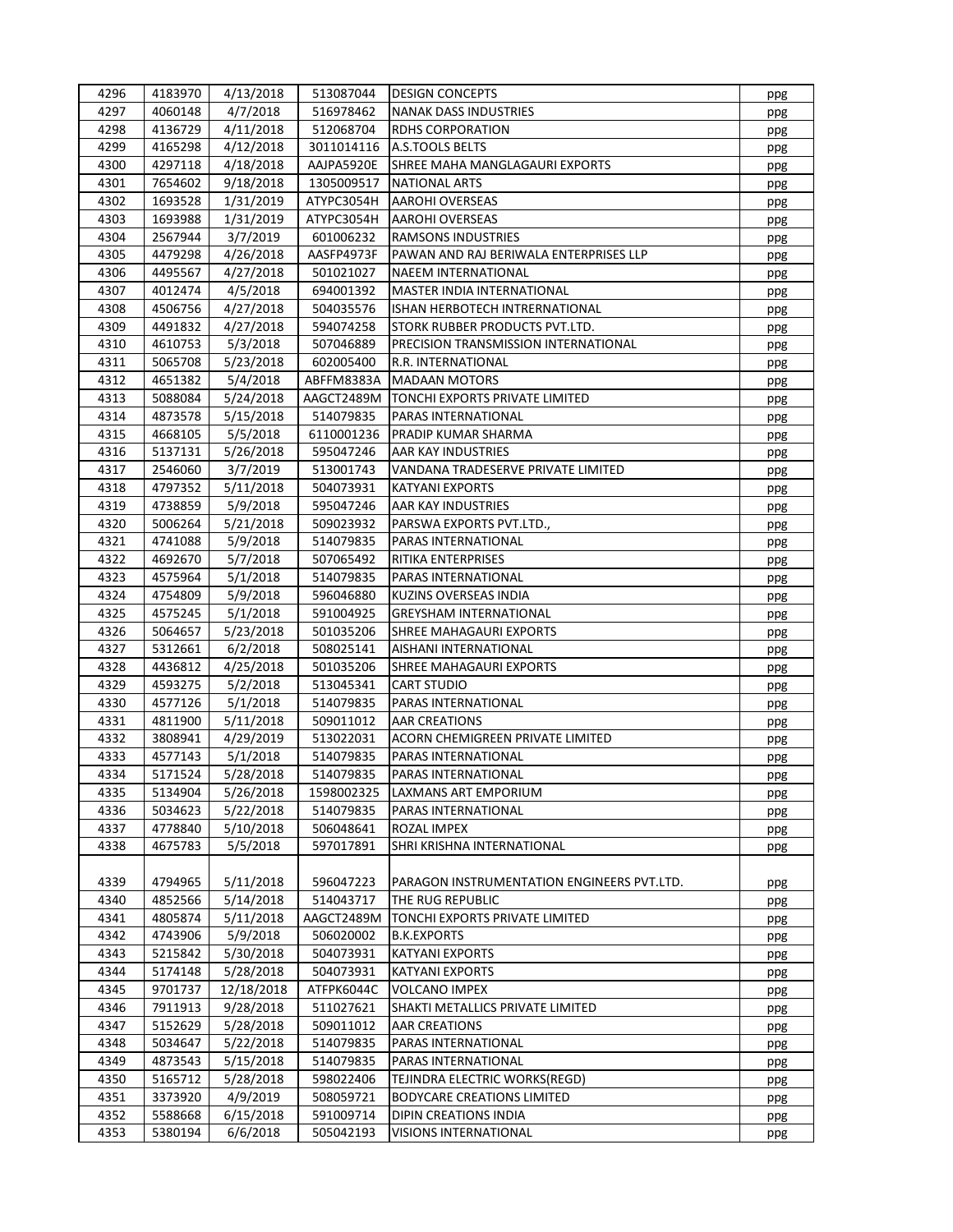| | | | | | |
|---|---|---|---|---|---|
| 4296 | 4183970 | 4/13/2018 | 513087044 | DESIGN CONCEPTS | ppg |
| 4297 | 4060148 | 4/7/2018 | 516978462 | NANAK DASS INDUSTRIES | ppg |
| 4298 | 4136729 | 4/11/2018 | 512068704 | RDHS CORPORATION | ppg |
| 4299 | 4165298 | 4/12/2018 | 3011014116 | A.S.TOOLS BELTS | ppg |
| 4300 | 4297118 | 4/18/2018 | AAJPA5920E | SHREE MAHA MANGLAGAURI EXPORTS | ppg |
| 4301 | 7654602 | 9/18/2018 | 1305009517 | NATIONAL ARTS | ppg |
| 4302 | 1693528 | 1/31/2019 | ATYPC3054H | AAROHI OVERSEAS | ppg |
| 4303 | 1693988 | 1/31/2019 | ATYPC3054H | AAROHI OVERSEAS | ppg |
| 4304 | 2567944 | 3/7/2019 | 601006232 | RAMSONS INDUSTRIES | ppg |
| 4305 | 4479298 | 4/26/2018 | AASFP4973F | PAWAN AND RAJ BERIWALA ENTERPRISES LLP | ppg |
| 4306 | 4495567 | 4/27/2018 | 501021027 | NAEEM INTERNATIONAL | ppg |
| 4307 | 4012474 | 4/5/2018 | 694001392 | MASTER INDIA INTERNATIONAL | ppg |
| 4308 | 4506756 | 4/27/2018 | 504035576 | ISHAN HERBOTECH INTRERNATIONAL | ppg |
| 4309 | 4491832 | 4/27/2018 | 594074258 | STORK RUBBER PRODUCTS PVT.LTD. | ppg |
| 4310 | 4610753 | 5/3/2018 | 507046889 | PRECISION TRANSMISSION INTERNATIONAL | ppg |
| 4311 | 5065708 | 5/23/2018 | 602005400 | R.R. INTERNATIONAL | ppg |
| 4312 | 4651382 | 5/4/2018 | ABFFM8383A | MADAAN MOTORS | ppg |
| 4313 | 5088084 | 5/24/2018 | AAGCT2489M | TONCHI EXPORTS PRIVATE LIMITED | ppg |
| 4314 | 4873578 | 5/15/2018 | 514079835 | PARAS INTERNATIONAL | ppg |
| 4315 | 4668105 | 5/5/2018 | 6110001236 | PRADIP KUMAR SHARMA | ppg |
| 4316 | 5137131 | 5/26/2018 | 595047246 | AAR KAY INDUSTRIES | ppg |
| 4317 | 2546060 | 3/7/2019 | 513001743 | VANDANA TRADESERVE PRIVATE LIMITED | ppg |
| 4318 | 4797352 | 5/11/2018 | 504073931 | KATYANI EXPORTS | ppg |
| 4319 | 4738859 | 5/9/2018 | 595047246 | AAR KAY INDUSTRIES | ppg |
| 4320 | 5006264 | 5/21/2018 | 509023932 | PARSWA EXPORTS PVT.LTD., | ppg |
| 4321 | 4741088 | 5/9/2018 | 514079835 | PARAS INTERNATIONAL | ppg |
| 4322 | 4692670 | 5/7/2018 | 507065492 | RITIKA ENTERPRISES | ppg |
| 4323 | 4575964 | 5/1/2018 | 514079835 | PARAS INTERNATIONAL | ppg |
| 4324 | 4754809 | 5/9/2018 | 596046880 | KUZINS OVERSEAS INDIA | ppg |
| 4325 | 4575245 | 5/1/2018 | 591004925 | GREYSHAM INTERNATIONAL | ppg |
| 4326 | 5064657 | 5/23/2018 | 501035206 | SHREE MAHAGAURI EXPORTS | ppg |
| 4327 | 5312661 | 6/2/2018 | 508025141 | AISHANI INTERNATIONAL | ppg |
| 4328 | 4436812 | 4/25/2018 | 501035206 | SHREE MAHAGAURI EXPORTS | ppg |
| 4329 | 4593275 | 5/2/2018 | 513045341 | CART STUDIO | ppg |
| 4330 | 4577126 | 5/1/2018 | 514079835 | PARAS INTERNATIONAL | ppg |
| 4331 | 4811900 | 5/11/2018 | 509011012 | AAR CREATIONS | ppg |
| 4332 | 3808941 | 4/29/2019 | 513022031 | ACORN CHEMIGREEN PRIVATE LIMITED | ppg |
| 4333 | 4577143 | 5/1/2018 | 514079835 | PARAS INTERNATIONAL | ppg |
| 4334 | 5171524 | 5/28/2018 | 514079835 | PARAS INTERNATIONAL | ppg |
| 4335 | 5134904 | 5/26/2018 | 1598002325 | LAXMANS ART EMPORIUM | ppg |
| 4336 | 5034623 | 5/22/2018 | 514079835 | PARAS INTERNATIONAL | ppg |
| 4337 | 4778840 | 5/10/2018 | 506048641 | ROZAL IMPEX | ppg |
| 4338 | 4675783 | 5/5/2018 | 597017891 | SHRI KRISHNA INTERNATIONAL | ppg |
| 4339 | 4794965 | 5/11/2018 | 596047223 | PARAGON INSTRUMENTATION ENGINEERS PVT.LTD. | ppg |
| 4340 | 4852566 | 5/14/2018 | 514043717 | THE RUG REPUBLIC | ppg |
| 4341 | 4805874 | 5/11/2018 | AAGCT2489M | TONCHI EXPORTS PRIVATE LIMITED | ppg |
| 4342 | 4743906 | 5/9/2018 | 506020002 | B.K.EXPORTS | ppg |
| 4343 | 5215842 | 5/30/2018 | 504073931 | KATYANI EXPORTS | ppg |
| 4344 | 5174148 | 5/28/2018 | 504073931 | KATYANI EXPORTS | ppg |
| 4345 | 9701737 | 12/18/2018 | ATFPK6044C | VOLCANO IMPEX | ppg |
| 4346 | 7911913 | 9/28/2018 | 511027621 | SHAKTI METALLICS PRIVATE LIMITED | ppg |
| 4347 | 5152629 | 5/28/2018 | 509011012 | AAR CREATIONS | ppg |
| 4348 | 5034647 | 5/22/2018 | 514079835 | PARAS INTERNATIONAL | ppg |
| 4349 | 4873543 | 5/15/2018 | 514079835 | PARAS INTERNATIONAL | ppg |
| 4350 | 5165712 | 5/28/2018 | 598022406 | TEJINDRA ELECTRIC WORKS(REGD) | ppg |
| 4351 | 3373920 | 4/9/2019 | 508059721 | BODYCARE CREATIONS LIMITED | ppg |
| 4352 | 5588668 | 6/15/2018 | 591009714 | DIPIN CREATIONS INDIA | ppg |
| 4353 | 5380194 | 6/6/2018 | 505042193 | VISIONS INTERNATIONAL | ppg |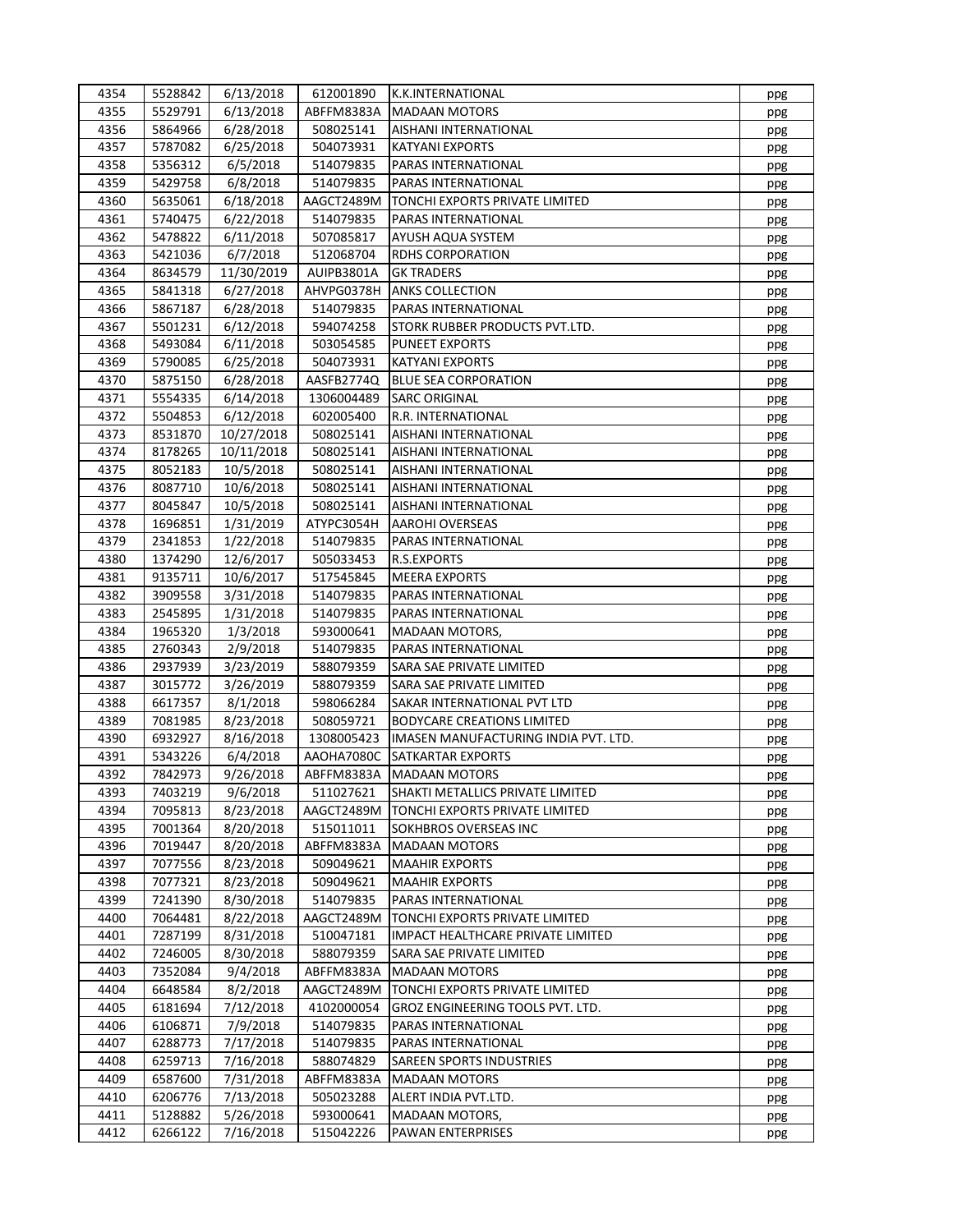| 4354 | 5528842 | 6/13/2018 | 612001890 | K.K.INTERNATIONAL | ppg |
|---|---|---|---|---|---|
| 4355 | 5529791 | 6/13/2018 | ABFFM8383A | MADAAN MOTORS | ppg |
| 4356 | 5864966 | 6/28/2018 | 508025141 | AISHANI INTERNATIONAL | ppg |
| 4357 | 5787082 | 6/25/2018 | 504073931 | KATYANI EXPORTS | ppg |
| 4358 | 5356312 | 6/5/2018 | 514079835 | PARAS INTERNATIONAL | ppg |
| 4359 | 5429758 | 6/8/2018 | 514079835 | PARAS INTERNATIONAL | ppg |
| 4360 | 5635061 | 6/18/2018 | AAGCT2489M | TONCHI EXPORTS PRIVATE LIMITED | ppg |
| 4361 | 5740475 | 6/22/2018 | 514079835 | PARAS INTERNATIONAL | ppg |
| 4362 | 5478822 | 6/11/2018 | 507085817 | AYUSH AQUA SYSTEM | ppg |
| 4363 | 5421036 | 6/7/2018 | 512068704 | RDHS CORPORATION | ppg |
| 4364 | 8634579 | 11/30/2019 | AUIPB3801A | GK TRADERS | ppg |
| 4365 | 5841318 | 6/27/2018 | AHVPG0378H | ANKS COLLECTION | ppg |
| 4366 | 5867187 | 6/28/2018 | 514079835 | PARAS INTERNATIONAL | ppg |
| 4367 | 5501231 | 6/12/2018 | 594074258 | STORK RUBBER PRODUCTS PVT.LTD. | ppg |
| 4368 | 5493084 | 6/11/2018 | 503054585 | PUNEET EXPORTS | ppg |
| 4369 | 5790085 | 6/25/2018 | 504073931 | KATYANI EXPORTS | ppg |
| 4370 | 5875150 | 6/28/2018 | AASFB2774Q | BLUE SEA CORPORATION | ppg |
| 4371 | 5554335 | 6/14/2018 | 1306004489 | SARC ORIGINAL | ppg |
| 4372 | 5504853 | 6/12/2018 | 602005400 | R.R. INTERNATIONAL | ppg |
| 4373 | 8531870 | 10/27/2018 | 508025141 | AISHANI INTERNATIONAL | ppg |
| 4374 | 8178265 | 10/11/2018 | 508025141 | AISHANI INTERNATIONAL | ppg |
| 4375 | 8052183 | 10/5/2018 | 508025141 | AISHANI INTERNATIONAL | ppg |
| 4376 | 8087710 | 10/6/2018 | 508025141 | AISHANI INTERNATIONAL | ppg |
| 4377 | 8045847 | 10/5/2018 | 508025141 | AISHANI INTERNATIONAL | ppg |
| 4378 | 1696851 | 1/31/2019 | ATYPC3054H | AAROHI OVERSEAS | ppg |
| 4379 | 2341853 | 1/22/2018 | 514079835 | PARAS INTERNATIONAL | ppg |
| 4380 | 1374290 | 12/6/2017 | 505033453 | R.S.EXPORTS | ppg |
| 4381 | 9135711 | 10/6/2017 | 517545845 | MEERA EXPORTS | ppg |
| 4382 | 3909558 | 3/31/2018 | 514079835 | PARAS INTERNATIONAL | ppg |
| 4383 | 2545895 | 1/31/2018 | 514079835 | PARAS INTERNATIONAL | ppg |
| 4384 | 1965320 | 1/3/2018 | 593000641 | MADAAN MOTORS, | ppg |
| 4385 | 2760343 | 2/9/2018 | 514079835 | PARAS INTERNATIONAL | ppg |
| 4386 | 2937939 | 3/23/2019 | 588079359 | SARA SAE PRIVATE LIMITED | ppg |
| 4387 | 3015772 | 3/26/2019 | 588079359 | SARA SAE PRIVATE LIMITED | ppg |
| 4388 | 6617357 | 8/1/2018 | 598066284 | SAKAR INTERNATIONAL PVT LTD | ppg |
| 4389 | 7081985 | 8/23/2018 | 508059721 | BODYCARE CREATIONS LIMITED | ppg |
| 4390 | 6932927 | 8/16/2018 | 1308005423 | IMASEN MANUFACTURING INDIA PVT. LTD. | ppg |
| 4391 | 5343226 | 6/4/2018 | AAOHA7080C | SATKARTAR EXPORTS | ppg |
| 4392 | 7842973 | 9/26/2018 | ABFFM8383A | MADAAN MOTORS | ppg |
| 4393 | 7403219 | 9/6/2018 | 511027621 | SHAKTI METALLICS PRIVATE LIMITED | ppg |
| 4394 | 7095813 | 8/23/2018 | AAGCT2489M | TONCHI EXPORTS PRIVATE LIMITED | ppg |
| 4395 | 7001364 | 8/20/2018 | 515011011 | SOKHBROS OVERSEAS INC | ppg |
| 4396 | 7019447 | 8/20/2018 | ABFFM8383A | MADAAN MOTORS | ppg |
| 4397 | 7077556 | 8/23/2018 | 509049621 | MAAHIR EXPORTS | ppg |
| 4398 | 7077321 | 8/23/2018 | 509049621 | MAAHIR EXPORTS | ppg |
| 4399 | 7241390 | 8/30/2018 | 514079835 | PARAS INTERNATIONAL | ppg |
| 4400 | 7064481 | 8/22/2018 | AAGCT2489M | TONCHI EXPORTS PRIVATE LIMITED | ppg |
| 4401 | 7287199 | 8/31/2018 | 510047181 | IMPACT HEALTHCARE PRIVATE LIMITED | ppg |
| 4402 | 7246005 | 8/30/2018 | 588079359 | SARA SAE PRIVATE LIMITED | ppg |
| 4403 | 7352084 | 9/4/2018 | ABFFM8383A | MADAAN MOTORS | ppg |
| 4404 | 6648584 | 8/2/2018 | AAGCT2489M | TONCHI EXPORTS PRIVATE LIMITED | ppg |
| 4405 | 6181694 | 7/12/2018 | 4102000054 | GROZ ENGINEERING TOOLS PVT. LTD. | ppg |
| 4406 | 6106871 | 7/9/2018 | 514079835 | PARAS INTERNATIONAL | ppg |
| 4407 | 6288773 | 7/17/2018 | 514079835 | PARAS INTERNATIONAL | ppg |
| 4408 | 6259713 | 7/16/2018 | 588074829 | SAREEN SPORTS INDUSTRIES | ppg |
| 4409 | 6587600 | 7/31/2018 | ABFFM8383A | MADAAN MOTORS | ppg |
| 4410 | 6206776 | 7/13/2018 | 505023288 | ALERT INDIA PVT.LTD. | ppg |
| 4411 | 5128882 | 5/26/2018 | 593000641 | MADAAN MOTORS, | ppg |
| 4412 | 6266122 | 7/16/2018 | 515042226 | PAWAN ENTERPRISES | ppg |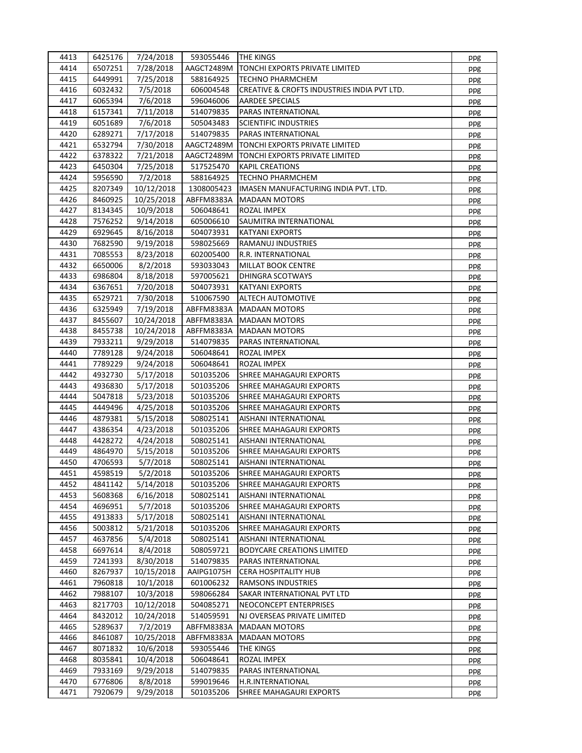| 4413 | 6425176 | 7/24/2018 | 593055446 | THE KINGS | ppg |
|---|---|---|---|---|---|
| 4414 | 6507251 | 7/28/2018 | AAGCT2489M | TONCHI EXPORTS PRIVATE LIMITED | ppg |
| 4415 | 6449991 | 7/25/2018 | 588164925 | TECHNO PHARMCHEM | ppg |
| 4416 | 6032432 | 7/5/2018 | 606004548 | CREATIVE & CROFTS INDUSTRIES INDIA PVT LTD. | ppg |
| 4417 | 6065394 | 7/6/2018 | 596046006 | AARDEE SPECIALS | ppg |
| 4418 | 6157341 | 7/11/2018 | 514079835 | PARAS INTERNATIONAL | ppg |
| 4419 | 6051689 | 7/6/2018 | 505043483 | SCIENTIFIC INDUSTRIES | ppg |
| 4420 | 6289271 | 7/17/2018 | 514079835 | PARAS INTERNATIONAL | ppg |
| 4421 | 6532794 | 7/30/2018 | AAGCT2489M | TONCHI EXPORTS PRIVATE LIMITED | ppg |
| 4422 | 6378322 | 7/21/2018 | AAGCT2489M | TONCHI EXPORTS PRIVATE LIMITED | ppg |
| 4423 | 6450304 | 7/25/2018 | 517525470 | KAPIL CREATIONS | ppg |
| 4424 | 5956590 | 7/2/2018 | 588164925 | TECHNO PHARMCHEM | ppg |
| 4425 | 8207349 | 10/12/2018 | 1308005423 | IMASEN MANUFACTURING INDIA PVT. LTD. | ppg |
| 4426 | 8460925 | 10/25/2018 | ABFFM8383A | MADAAN MOTORS | ppg |
| 4427 | 8134345 | 10/9/2018 | 506048641 | ROZAL IMPEX | ppg |
| 4428 | 7576252 | 9/14/2018 | 605006610 | SAUMITRA INTERNATIONAL | ppg |
| 4429 | 6929645 | 8/16/2018 | 504073931 | KATYANI EXPORTS | ppg |
| 4430 | 7682590 | 9/19/2018 | 598025669 | RAMANUJ INDUSTRIES | ppg |
| 4431 | 7085553 | 8/23/2018 | 602005400 | R.R. INTERNATIONAL | ppg |
| 4432 | 6650006 | 8/2/2018 | 593033043 | MILLAT BOOK CENTRE | ppg |
| 4433 | 6986804 | 8/18/2018 | 597005621 | DHINGRA SCOTWAYS | ppg |
| 4434 | 6367651 | 7/20/2018 | 504073931 | KATYANI EXPORTS | ppg |
| 4435 | 6529721 | 7/30/2018 | 510067590 | ALTECH AUTOMOTIVE | ppg |
| 4436 | 6325949 | 7/19/2018 | ABFFM8383A | MADAAN MOTORS | ppg |
| 4437 | 8455607 | 10/24/2018 | ABFFM8383A | MADAAN MOTORS | ppg |
| 4438 | 8455738 | 10/24/2018 | ABFFM8383A | MADAAN MOTORS | ppg |
| 4439 | 7933211 | 9/29/2018 | 514079835 | PARAS INTERNATIONAL | ppg |
| 4440 | 7789128 | 9/24/2018 | 506048641 | ROZAL IMPEX | ppg |
| 4441 | 7789229 | 9/24/2018 | 506048641 | ROZAL IMPEX | ppg |
| 4442 | 4932730 | 5/17/2018 | 501035206 | SHREE MAHAGAURI EXPORTS | ppg |
| 4443 | 4936830 | 5/17/2018 | 501035206 | SHREE MAHAGAURI EXPORTS | ppg |
| 4444 | 5047818 | 5/23/2018 | 501035206 | SHREE MAHAGAURI EXPORTS | ppg |
| 4445 | 4449496 | 4/25/2018 | 501035206 | SHREE MAHAGAURI EXPORTS | ppg |
| 4446 | 4879381 | 5/15/2018 | 508025141 | AISHANI INTERNATIONAL | ppg |
| 4447 | 4386354 | 4/23/2018 | 501035206 | SHREE MAHAGAURI EXPORTS | ppg |
| 4448 | 4428272 | 4/24/2018 | 508025141 | AISHANI INTERNATIONAL | ppg |
| 4449 | 4864970 | 5/15/2018 | 501035206 | SHREE MAHAGAURI EXPORTS | ppg |
| 4450 | 4706593 | 5/7/2018 | 508025141 | AISHANI INTERNATIONAL | ppg |
| 4451 | 4598519 | 5/2/2018 | 501035206 | SHREE MAHAGAURI EXPORTS | ppg |
| 4452 | 4841142 | 5/14/2018 | 501035206 | SHREE MAHAGAURI EXPORTS | ppg |
| 4453 | 5608368 | 6/16/2018 | 508025141 | AISHANI INTERNATIONAL | ppg |
| 4454 | 4696951 | 5/7/2018 | 501035206 | SHREE MAHAGAURI EXPORTS | ppg |
| 4455 | 4913833 | 5/17/2018 | 508025141 | AISHANI INTERNATIONAL | ppg |
| 4456 | 5003812 | 5/21/2018 | 501035206 | SHREE MAHAGAURI EXPORTS | ppg |
| 4457 | 4637856 | 5/4/2018 | 508025141 | AISHANI INTERNATIONAL | ppg |
| 4458 | 6697614 | 8/4/2018 | 508059721 | BODYCARE CREATIONS LIMITED | ppg |
| 4459 | 7241393 | 8/30/2018 | 514079835 | PARAS INTERNATIONAL | ppg |
| 4460 | 8267937 | 10/15/2018 | AAIPG1075H | CERA HOSPITALITY HUB | ppg |
| 4461 | 7960818 | 10/1/2018 | 601006232 | RAMSONS INDUSTRIES | ppg |
| 4462 | 7988107 | 10/3/2018 | 598066284 | SAKAR INTERNATIONAL PVT LTD | ppg |
| 4463 | 8217703 | 10/12/2018 | 504085271 | NEOCONCEPT ENTERPRISES | ppg |
| 4464 | 8432012 | 10/24/2018 | 514059591 | NJ OVERSEAS PRIVATE LIMITED | ppg |
| 4465 | 5289637 | 7/2/2019 | ABFFM8383A | MADAAN MOTORS | ppg |
| 4466 | 8461087 | 10/25/2018 | ABFFM8383A | MADAAN MOTORS | ppg |
| 4467 | 8071832 | 10/6/2018 | 593055446 | THE KINGS | ppg |
| 4468 | 8035841 | 10/4/2018 | 506048641 | ROZAL IMPEX | ppg |
| 4469 | 7933169 | 9/29/2018 | 514079835 | PARAS INTERNATIONAL | ppg |
| 4470 | 6776806 | 8/8/2018 | 599019646 | H.R.INTERNATIONAL | ppg |
| 4471 | 7920679 | 9/29/2018 | 501035206 | SHREE MAHAGAURI EXPORTS | ppg |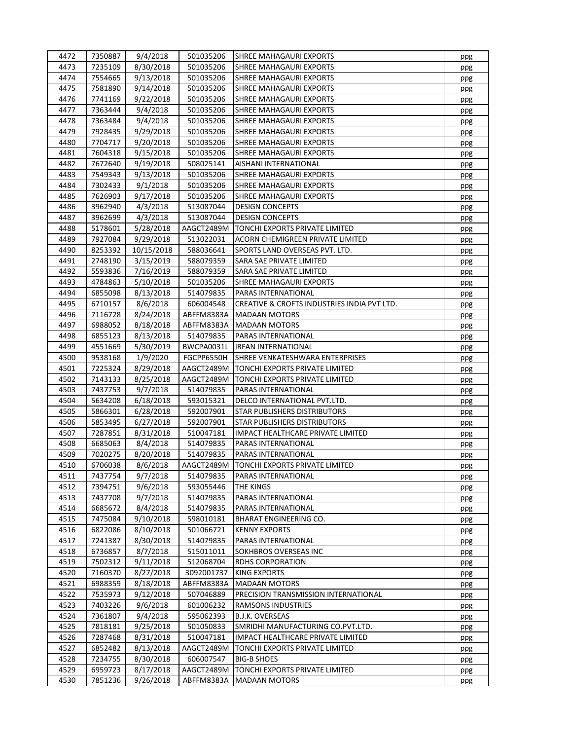| 4472 | 7350887 | 9/4/2018 | 501035206 | SHREE MAHAGAURI EXPORTS | ppg |
|---|---|---|---|---|---|
| 4473 | 7235109 | 8/30/2018 | 501035206 | SHREE MAHAGAURI EXPORTS | ppg |
| 4474 | 7554665 | 9/13/2018 | 501035206 | SHREE MAHAGAURI EXPORTS | ppg |
| 4475 | 7581890 | 9/14/2018 | 501035206 | SHREE MAHAGAURI EXPORTS | ppg |
| 4476 | 7741169 | 9/22/2018 | 501035206 | SHREE MAHAGAURI EXPORTS | ppg |
| 4477 | 7363444 | 9/4/2018 | 501035206 | SHREE MAHAGAURI EXPORTS | ppg |
| 4478 | 7363484 | 9/4/2018 | 501035206 | SHREE MAHAGAURI EXPORTS | ppg |
| 4479 | 7928435 | 9/29/2018 | 501035206 | SHREE MAHAGAURI EXPORTS | ppg |
| 4480 | 7704717 | 9/20/2018 | 501035206 | SHREE MAHAGAURI EXPORTS | ppg |
| 4481 | 7604318 | 9/15/2018 | 501035206 | SHREE MAHAGAURI EXPORTS | ppg |
| 4482 | 7672640 | 9/19/2018 | 508025141 | AISHANI INTERNATIONAL | ppg |
| 4483 | 7549343 | 9/13/2018 | 501035206 | SHREE MAHAGAURI EXPORTS | ppg |
| 4484 | 7302433 | 9/1/2018 | 501035206 | SHREE MAHAGAURI EXPORTS | ppg |
| 4485 | 7626903 | 9/17/2018 | 501035206 | SHREE MAHAGAURI EXPORTS | ppg |
| 4486 | 3962940 | 4/3/2018 | 513087044 | DESIGN CONCEPTS | ppg |
| 4487 | 3962699 | 4/3/2018 | 513087044 | DESIGN CONCEPTS | ppg |
| 4488 | 5178601 | 5/28/2018 | AAGCT2489M | TONCHI EXPORTS PRIVATE LIMITED | ppg |
| 4489 | 7927084 | 9/29/2018 | 513022031 | ACORN CHEMIGREEN PRIVATE LIMITED | ppg |
| 4490 | 8253392 | 10/15/2018 | 588036641 | SPORTS LAND OVERSEAS PVT. LTD. | ppg |
| 4491 | 2748190 | 3/15/2019 | 588079359 | SARA SAE PRIVATE LIMITED | ppg |
| 4492 | 5593836 | 7/16/2019 | 588079359 | SARA SAE PRIVATE LIMITED | ppg |
| 4493 | 4784863 | 5/10/2018 | 501035206 | SHREE MAHAGAURI EXPORTS | ppg |
| 4494 | 6855098 | 8/13/2018 | 514079835 | PARAS INTERNATIONAL | ppg |
| 4495 | 6710157 | 8/6/2018 | 606004548 | CREATIVE & CROFTS INDUSTRIES INDIA PVT LTD. | ppg |
| 4496 | 7116728 | 8/24/2018 | ABFFM8383A | MADAAN MOTORS | ppg |
| 4497 | 6988052 | 8/18/2018 | ABFFM8383A | MADAAN MOTORS | ppg |
| 4498 | 6855123 | 8/13/2018 | 514079835 | PARAS INTERNATIONAL | ppg |
| 4499 | 4551669 | 5/30/2019 | BWCPA0031L | IRFAN INTERNATIONAL | ppg |
| 4500 | 9538168 | 1/9/2020 | FGCPP6550H | SHREE VENKATESHWARA ENTERPRISES | ppg |
| 4501 | 7225324 | 8/29/2018 | AAGCT2489M | TONCHI EXPORTS PRIVATE LIMITED | ppg |
| 4502 | 7143133 | 8/25/2018 | AAGCT2489M | TONCHI EXPORTS PRIVATE LIMITED | ppg |
| 4503 | 7437753 | 9/7/2018 | 514079835 | PARAS INTERNATIONAL | ppg |
| 4504 | 5634208 | 6/18/2018 | 593015321 | DELCO INTERNATIONAL PVT.LTD. | ppg |
| 4505 | 5866301 | 6/28/2018 | 592007901 | STAR PUBLISHERS DISTRIBUTORS | ppg |
| 4506 | 5853495 | 6/27/2018 | 592007901 | STAR PUBLISHERS DISTRIBUTORS | ppg |
| 4507 | 7287851 | 8/31/2018 | 510047181 | IMPACT HEALTHCARE PRIVATE LIMITED | ppg |
| 4508 | 6685063 | 8/4/2018 | 514079835 | PARAS INTERNATIONAL | ppg |
| 4509 | 7020275 | 8/20/2018 | 514079835 | PARAS INTERNATIONAL | ppg |
| 4510 | 6706038 | 8/6/2018 | AAGCT2489M | TONCHI EXPORTS PRIVATE LIMITED | ppg |
| 4511 | 7437754 | 9/7/2018 | 514079835 | PARAS INTERNATIONAL | ppg |
| 4512 | 7394751 | 9/6/2018 | 593055446 | THE KINGS | ppg |
| 4513 | 7437708 | 9/7/2018 | 514079835 | PARAS INTERNATIONAL | ppg |
| 4514 | 6685672 | 8/4/2018 | 514079835 | PARAS INTERNATIONAL | ppg |
| 4515 | 7475084 | 9/10/2018 | 598010181 | BHARAT ENGINEERING CO. | ppg |
| 4516 | 6822086 | 8/10/2018 | 501066721 | KENNY EXPORTS | ppg |
| 4517 | 7241387 | 8/30/2018 | 514079835 | PARAS INTERNATIONAL | ppg |
| 4518 | 6736857 | 8/7/2018 | 515011011 | SOKHBROS OVERSEAS INC | ppg |
| 4519 | 7502312 | 9/11/2018 | 512068704 | RDHS CORPORATION | ppg |
| 4520 | 7160370 | 8/27/2018 | 3092001737 | KING EXPORTS | ppg |
| 4521 | 6988359 | 8/18/2018 | ABFFM8383A | MADAAN MOTORS | ppg |
| 4522 | 7535973 | 9/12/2018 | 507046889 | PRECISION TRANSMISSION INTERNATIONAL | ppg |
| 4523 | 7403226 | 9/6/2018 | 601006232 | RAMSONS INDUSTRIES | ppg |
| 4524 | 7361807 | 9/4/2018 | 595062393 | B.J.K. OVERSEAS | ppg |
| 4525 | 7818181 | 9/25/2018 | 501050833 | SMRIDHI MANUFACTURING CO.PVT.LTD. | ppg |
| 4526 | 7287468 | 8/31/2018 | 510047181 | IMPACT HEALTHCARE PRIVATE LIMITED | ppg |
| 4527 | 6852482 | 8/13/2018 | AAGCT2489M | TONCHI EXPORTS PRIVATE LIMITED | ppg |
| 4528 | 7234755 | 8/30/2018 | 606007547 | BIG-B SHOES | ppg |
| 4529 | 6959723 | 8/17/2018 | AAGCT2489M | TONCHI EXPORTS PRIVATE LIMITED | ppg |
| 4530 | 7851236 | 9/26/2018 | ABFFM8383A | MADAAN MOTORS | ppg |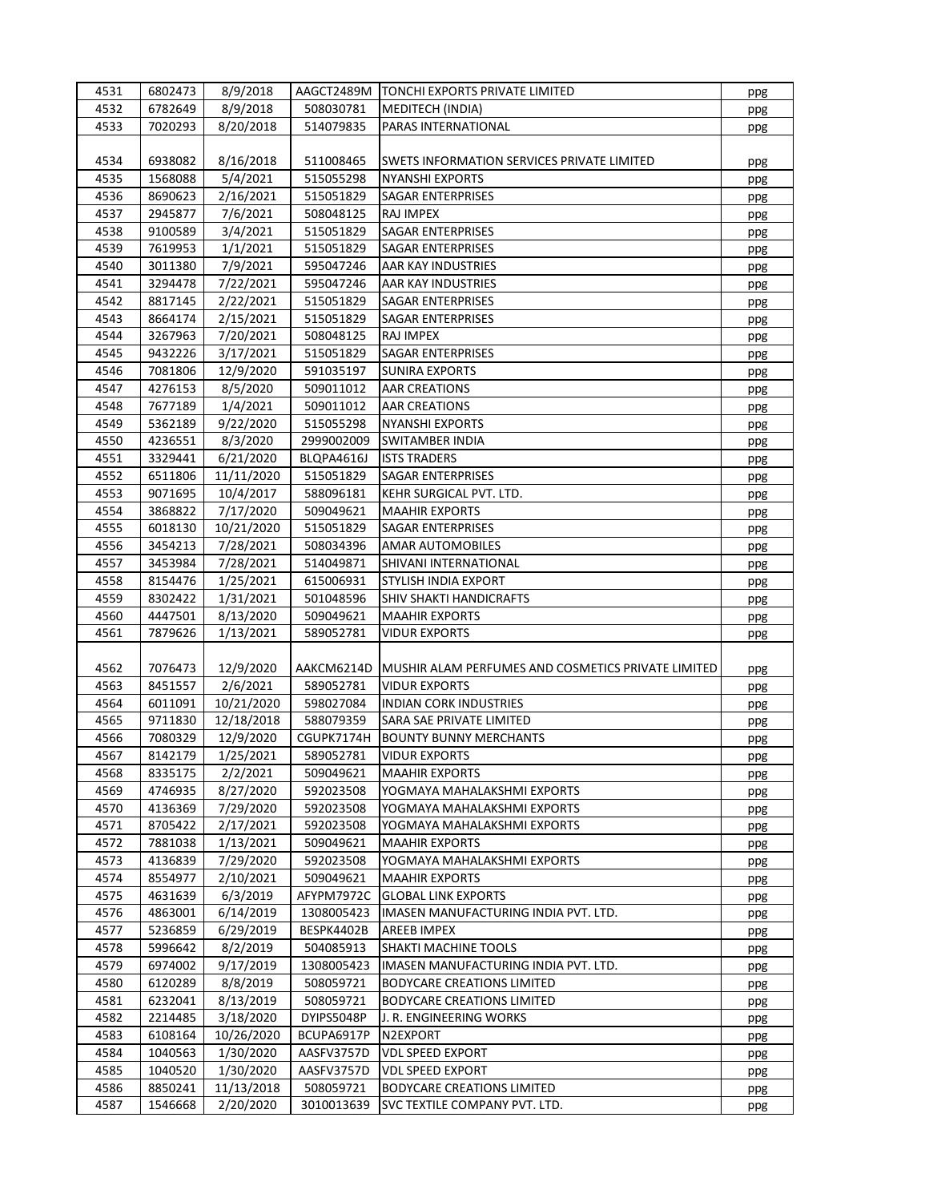| 4531 | 6802473 | 8/9/2018 | AAGCT2489M | TONCHI EXPORTS PRIVATE LIMITED | ppg |
|---|---|---|---|---|---|
| 4532 | 6782649 | 8/9/2018 | 508030781 | MEDITECH (INDIA) | ppg |
| 4533 | 7020293 | 8/20/2018 | 514079835 | PARAS INTERNATIONAL | ppg |
| 4534 | 6938082 | 8/16/2018 | 511008465 | SWETS INFORMATION SERVICES PRIVATE LIMITED | ppg |
| 4535 | 1568088 | 5/4/2021 | 515055298 | NYANSHI EXPORTS | ppg |
| 4536 | 8690623 | 2/16/2021 | 515051829 | SAGAR ENTERPRISES | ppg |
| 4537 | 2945877 | 7/6/2021 | 508048125 | RAJ IMPEX | ppg |
| 4538 | 9100589 | 3/4/2021 | 515051829 | SAGAR ENTERPRISES | ppg |
| 4539 | 7619953 | 1/1/2021 | 515051829 | SAGAR ENTERPRISES | ppg |
| 4540 | 3011380 | 7/9/2021 | 595047246 | AAR KAY INDUSTRIES | ppg |
| 4541 | 3294478 | 7/22/2021 | 595047246 | AAR KAY INDUSTRIES | ppg |
| 4542 | 8817145 | 2/22/2021 | 515051829 | SAGAR ENTERPRISES | ppg |
| 4543 | 8664174 | 2/15/2021 | 515051829 | SAGAR ENTERPRISES | ppg |
| 4544 | 3267963 | 7/20/2021 | 508048125 | RAJ IMPEX | ppg |
| 4545 | 9432226 | 3/17/2021 | 515051829 | SAGAR ENTERPRISES | ppg |
| 4546 | 7081806 | 12/9/2020 | 591035197 | SUNIRA EXPORTS | ppg |
| 4547 | 4276153 | 8/5/2020 | 509011012 | AAR CREATIONS | ppg |
| 4548 | 7677189 | 1/4/2021 | 509011012 | AAR CREATIONS | ppg |
| 4549 | 5362189 | 9/22/2020 | 515055298 | NYANSHI EXPORTS | ppg |
| 4550 | 4236551 | 8/3/2020 | 2999002009 | SWITAMBER INDIA | ppg |
| 4551 | 3329441 | 6/21/2020 | BLQPA4616J | ISTS TRADERS | ppg |
| 4552 | 6511806 | 11/11/2020 | 515051829 | SAGAR ENTERPRISES | ppg |
| 4553 | 9071695 | 10/4/2017 | 588096181 | KEHR SURGICAL PVT. LTD. | ppg |
| 4554 | 3868822 | 7/17/2020 | 509049621 | MAAHIR EXPORTS | ppg |
| 4555 | 6018130 | 10/21/2020 | 515051829 | SAGAR ENTERPRISES | ppg |
| 4556 | 3454213 | 7/28/2021 | 508034396 | AMAR AUTOMOBILES | ppg |
| 4557 | 3453984 | 7/28/2021 | 514049871 | SHIVANI INTERNATIONAL | ppg |
| 4558 | 8154476 | 1/25/2021 | 615006931 | STYLISH INDIA EXPORT | ppg |
| 4559 | 8302422 | 1/31/2021 | 501048596 | SHIV SHAKTI HANDICRAFTS | ppg |
| 4560 | 4447501 | 8/13/2020 | 509049621 | MAAHIR EXPORTS | ppg |
| 4561 | 7879626 | 1/13/2021 | 589052781 | VIDUR EXPORTS | ppg |
| 4562 | 7076473 | 12/9/2020 | AAKCM6214D | MUSHIR ALAM PERFUMES AND COSMETICS PRIVATE LIMITED | ppg |
| 4563 | 8451557 | 2/6/2021 | 589052781 | VIDUR EXPORTS | ppg |
| 4564 | 6011091 | 10/21/2020 | 598027084 | INDIAN CORK INDUSTRIES | ppg |
| 4565 | 9711830 | 12/18/2018 | 588079359 | SARA SAE PRIVATE LIMITED | ppg |
| 4566 | 7080329 | 12/9/2020 | CGUPK7174H | BOUNTY BUNNY MERCHANTS | ppg |
| 4567 | 8142179 | 1/25/2021 | 589052781 | VIDUR EXPORTS | ppg |
| 4568 | 8335175 | 2/2/2021 | 509049621 | MAAHIR EXPORTS | ppg |
| 4569 | 4746935 | 8/27/2020 | 592023508 | YOGMAYA MAHALAKSHMI EXPORTS | ppg |
| 4570 | 4136369 | 7/29/2020 | 592023508 | YOGMAYA MAHALAKSHMI EXPORTS | ppg |
| 4571 | 8705422 | 2/17/2021 | 592023508 | YOGMAYA MAHALAKSHMI EXPORTS | ppg |
| 4572 | 7881038 | 1/13/2021 | 509049621 | MAAHIR EXPORTS | ppg |
| 4573 | 4136839 | 7/29/2020 | 592023508 | YOGMAYA MAHALAKSHMI EXPORTS | ppg |
| 4574 | 8554977 | 2/10/2021 | 509049621 | MAAHIR EXPORTS | ppg |
| 4575 | 4631639 | 6/3/2019 | AFYPM7972C | GLOBAL LINK EXPORTS | ppg |
| 4576 | 4863001 | 6/14/2019 | 1308005423 | IMASEN MANUFACTURING INDIA PVT. LTD. | ppg |
| 4577 | 5236859 | 6/29/2019 | BESPK4402B | AREEB IMPEX | ppg |
| 4578 | 5996642 | 8/2/2019 | 504085913 | SHAKTI MACHINE TOOLS | ppg |
| 4579 | 6974002 | 9/17/2019 | 1308005423 | IMASEN MANUFACTURING INDIA PVT. LTD. | ppg |
| 4580 | 6120289 | 8/8/2019 | 508059721 | BODYCARE CREATIONS LIMITED | ppg |
| 4581 | 6232041 | 8/13/2019 | 508059721 | BODYCARE CREATIONS LIMITED | ppg |
| 4582 | 2214485 | 3/18/2020 | DYIPS5048P | J. R. ENGINEERING WORKS | ppg |
| 4583 | 6108164 | 10/26/2020 | BCUPA6917P | N2EXPORT | ppg |
| 4584 | 1040563 | 1/30/2020 | AASFV3757D | VDL SPEED EXPORT | ppg |
| 4585 | 1040520 | 1/30/2020 | AASFV3757D | VDL SPEED EXPORT | ppg |
| 4586 | 8850241 | 11/13/2018 | 508059721 | BODYCARE CREATIONS LIMITED | ppg |
| 4587 | 1546668 | 2/20/2020 | 3010013639 | SVC TEXTILE COMPANY PVT. LTD. | ppg |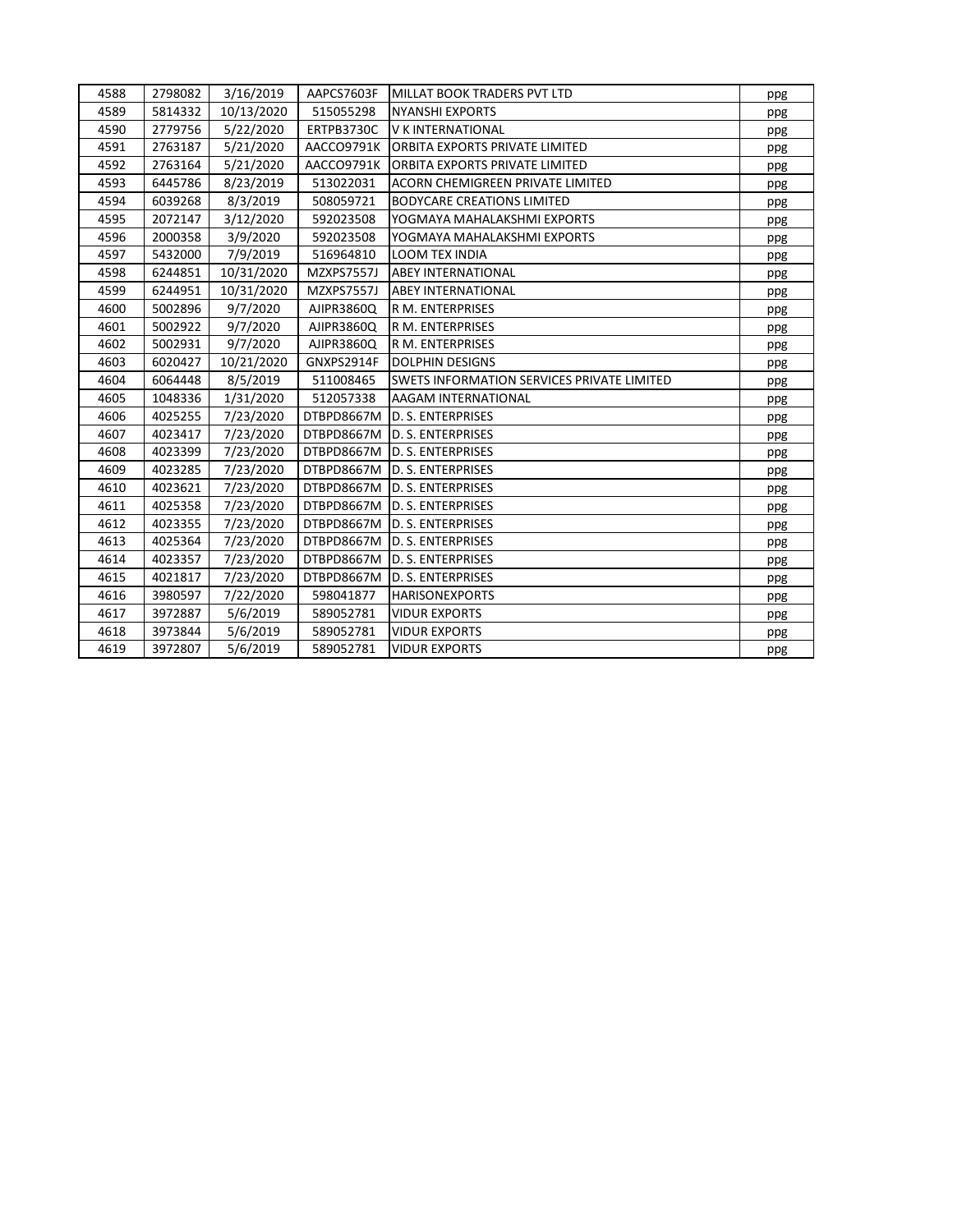| | | | | | |
|---|---|---|---|---|---|
| 4588 | 2798082 | 3/16/2019 | AAPCS7603F | MILLAT BOOK TRADERS PVT LTD | ppg |
| 4589 | 5814332 | 10/13/2020 | 515055298 | NYANSHI EXPORTS | ppg |
| 4590 | 2779756 | 5/22/2020 | ERTPB3730C | V K INTERNATIONAL | ppg |
| 4591 | 2763187 | 5/21/2020 | AACCO9791K | ORBITA EXPORTS PRIVATE LIMITED | ppg |
| 4592 | 2763164 | 5/21/2020 | AACCO9791K | ORBITA EXPORTS PRIVATE LIMITED | ppg |
| 4593 | 6445786 | 8/23/2019 | 513022031 | ACORN CHEMIGREEN PRIVATE LIMITED | ppg |
| 4594 | 6039268 | 8/3/2019 | 508059721 | BODYCARE CREATIONS LIMITED | ppg |
| 4595 | 2072147 | 3/12/2020 | 592023508 | YOGMAYA MAHALAKSHMI EXPORTS | ppg |
| 4596 | 2000358 | 3/9/2020 | 592023508 | YOGMAYA MAHALAKSHMI EXPORTS | ppg |
| 4597 | 5432000 | 7/9/2019 | 516964810 | LOOM TEX INDIA | ppg |
| 4598 | 6244851 | 10/31/2020 | MZXPS7557J | ABEY INTERNATIONAL | ppg |
| 4599 | 6244951 | 10/31/2020 | MZXPS7557J | ABEY INTERNATIONAL | ppg |
| 4600 | 5002896 | 9/7/2020 | AJIPR3860Q | R M. ENTERPRISES | ppg |
| 4601 | 5002922 | 9/7/2020 | AJIPR3860Q | R M. ENTERPRISES | ppg |
| 4602 | 5002931 | 9/7/2020 | AJIPR3860Q | R M. ENTERPRISES | ppg |
| 4603 | 6020427 | 10/21/2020 | GNXPS2914F | DOLPHIN DESIGNS | ppg |
| 4604 | 6064448 | 8/5/2019 | 511008465 | SWETS INFORMATION SERVICES PRIVATE LIMITED | ppg |
| 4605 | 1048336 | 1/31/2020 | 512057338 | AAGAM INTERNATIONAL | ppg |
| 4606 | 4025255 | 7/23/2020 | DTBPD8667M | D. S. ENTERPRISES | ppg |
| 4607 | 4023417 | 7/23/2020 | DTBPD8667M | D. S. ENTERPRISES | ppg |
| 4608 | 4023399 | 7/23/2020 | DTBPD8667M | D. S. ENTERPRISES | ppg |
| 4609 | 4023285 | 7/23/2020 | DTBPD8667M | D. S. ENTERPRISES | ppg |
| 4610 | 4023621 | 7/23/2020 | DTBPD8667M | D. S. ENTERPRISES | ppg |
| 4611 | 4025358 | 7/23/2020 | DTBPD8667M | D. S. ENTERPRISES | ppg |
| 4612 | 4023355 | 7/23/2020 | DTBPD8667M | D. S. ENTERPRISES | ppg |
| 4613 | 4025364 | 7/23/2020 | DTBPD8667M | D. S. ENTERPRISES | ppg |
| 4614 | 4023357 | 7/23/2020 | DTBPD8667M | D. S. ENTERPRISES | ppg |
| 4615 | 4021817 | 7/23/2020 | DTBPD8667M | D. S. ENTERPRISES | ppg |
| 4616 | 3980597 | 7/22/2020 | 598041877 | HARISONEXPORTS | ppg |
| 4617 | 3972887 | 5/6/2019 | 589052781 | VIDUR EXPORTS | ppg |
| 4618 | 3973844 | 5/6/2019 | 589052781 | VIDUR EXPORTS | ppg |
| 4619 | 3972807 | 5/6/2019 | 589052781 | VIDUR EXPORTS | ppg |